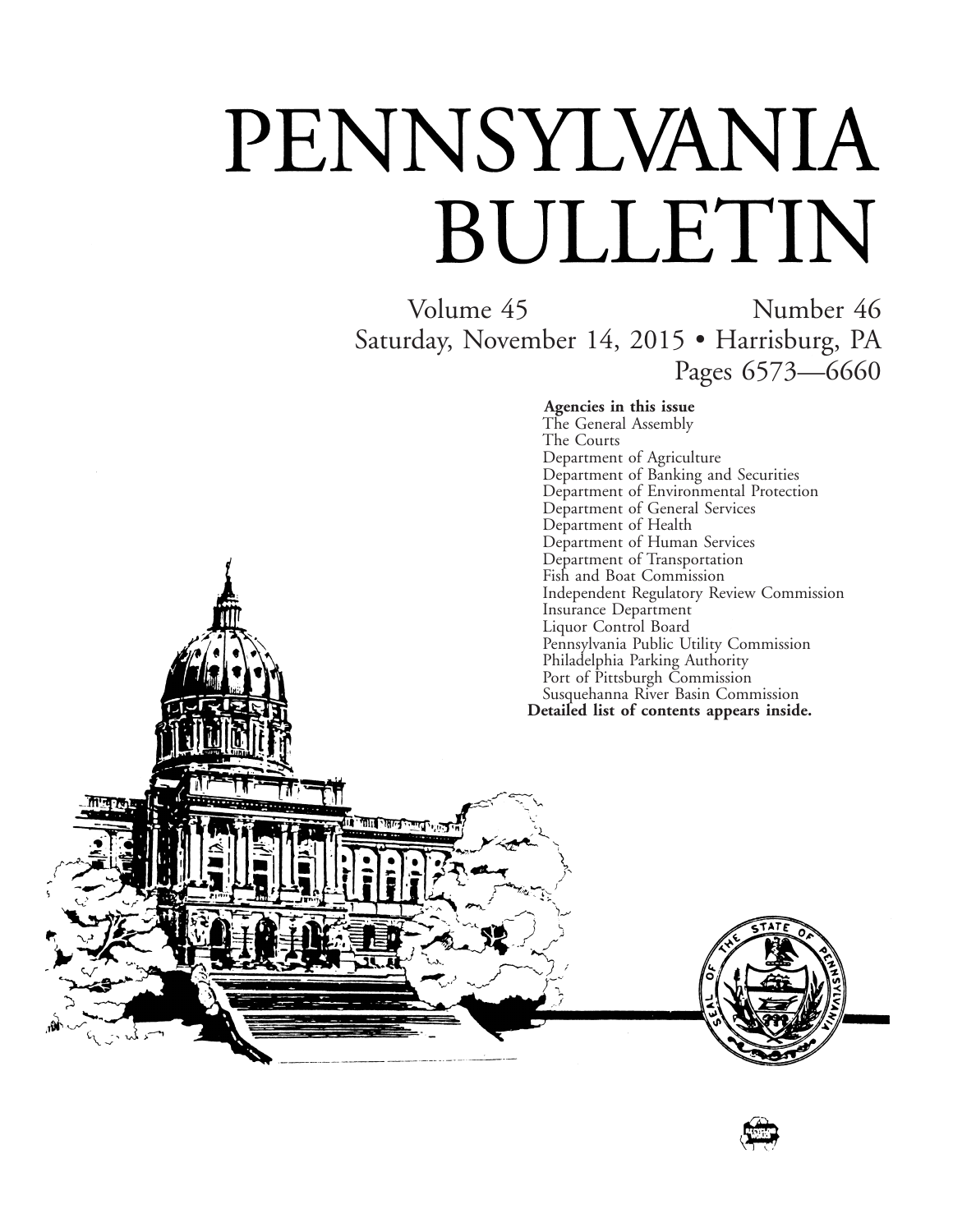# PENNSYLVANIA BULLETIN

Volume 45 Number 46

Saturday, November 14, 2015 • Harrisburg, PA

Pages 6573—6660

**Agencies in this issue**

The General Assembly
The Courts
Department of Agriculture
Department of Banking and Securities
Department of Environmental Protection
Department of General Services
Department of Health
Department of Human Services
Department of Transportation
Fish and Boat Commission
Independent Regulatory Review Commission
Insurance Department
Liquor Control Board
Pennsylvania Public Utility Commission
Philadelphia Parking Authority
Port of Pittsburgh Commission
Susquehanna River Basin Commission

**Detailed list of contents appears inside.**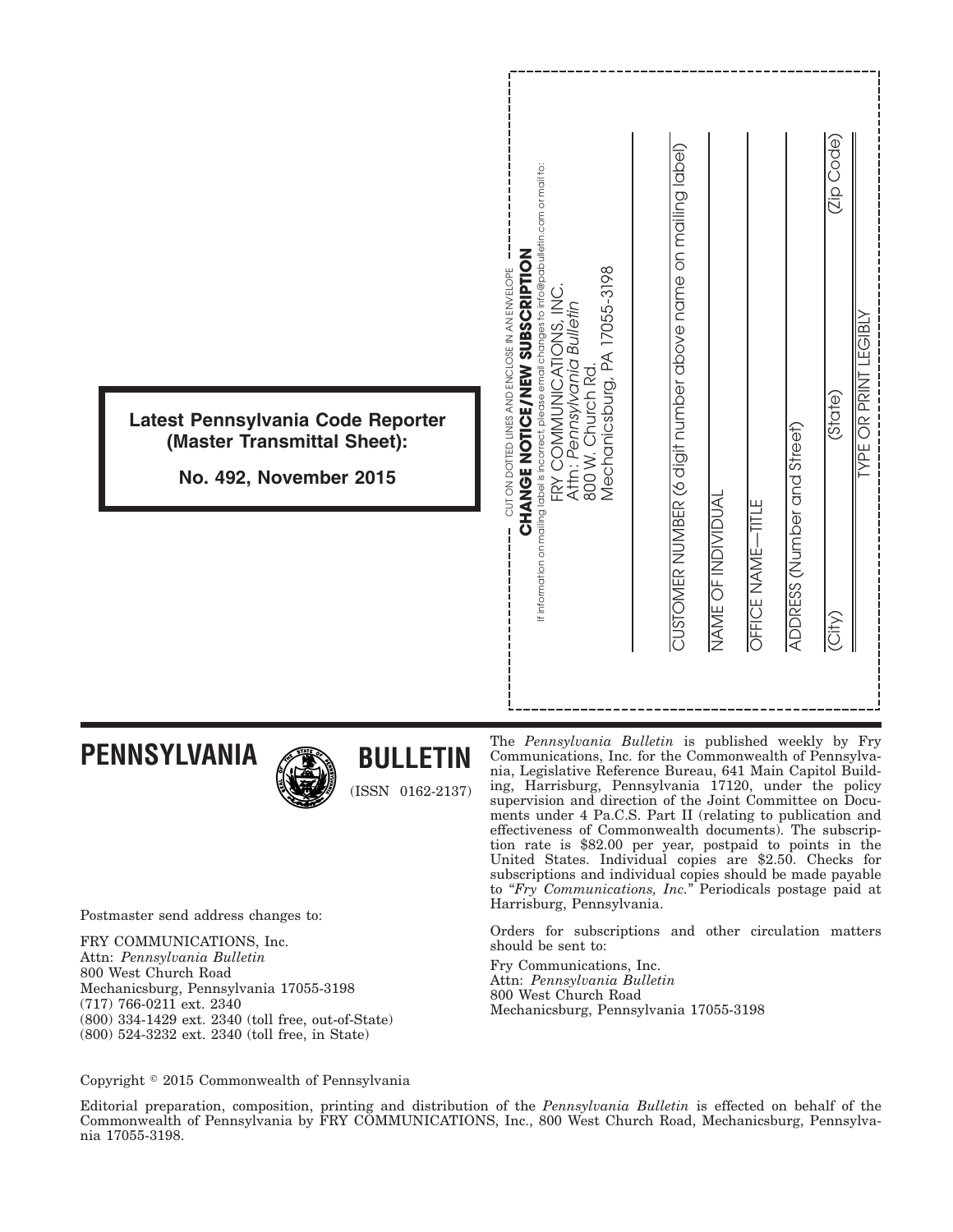**Latest Pennsylvania Code Reporter (Master Transmittal Sheet):**

**No. 492, November 2015**

CUT ON DOTTED LINES AND ENCLOSE IN AN ENVELOPE

**CHANGE NOTICE/NEW SUBSCRIPTION**

If information on mailing label is incorrect, please email changes to info@pabulletin.com or mail to:

FRY COMMUNICATIONS, INC.
Attn: *Pennsylvania Bulletin*
800 W. Church Rd.
Mechanicsburg, PA 17055-3198

CUSTOMER NUMBER (6 digit number above name on mailing label)

NAME OF INDIVIDUAL

OFFICE NAME—TITLE

ADDRESS (Number and Street)

(City) (State) (Zip Code)

TYPE OR PRINT LEGIBLY

# PENNSYLVANIA BULLETIN

(ISSN 0162-2137)

Postmaster send address changes to:

FRY COMMUNICATIONS, Inc.
Attn: *Pennsylvania Bulletin*
800 West Church Road
Mechanicsburg, Pennsylvania 17055-3198
(717) 766-0211 ext. 2340
(800) 334-1429 ext. 2340 (toll free, out-of-State)
(800) 524-3232 ext. 2340 (toll free, in State)

The *Pennsylvania Bulletin* is published weekly by Fry Communications, Inc. for the Commonwealth of Pennsylvania, Legislative Reference Bureau, 641 Main Capitol Building, Harrisburg, Pennsylvania 17120, under the policy supervision and direction of the Joint Committee on Documents under 4 Pa.C.S. Part II (relating to publication and effectiveness of Commonwealth documents). The subscription rate is $82.00 per year, postpaid to points in the United States. Individual copies are $2.50. Checks for subscriptions and individual copies should be made payable to "*Fry Communications, Inc.*" Periodicals postage paid at Harrisburg, Pennsylvania.

Orders for subscriptions and other circulation matters should be sent to:

Fry Communications, Inc.
Attn: *Pennsylvania Bulletin*
800 West Church Road
Mechanicsburg, Pennsylvania 17055-3198

Copyright © 2015 Commonwealth of Pennsylvania

Editorial preparation, composition, printing and distribution of the *Pennsylvania Bulletin* is effected on behalf of the Commonwealth of Pennsylvania by FRY COMMUNICATIONS, Inc., 800 West Church Road, Mechanicsburg, Pennsylvania 17055-3198.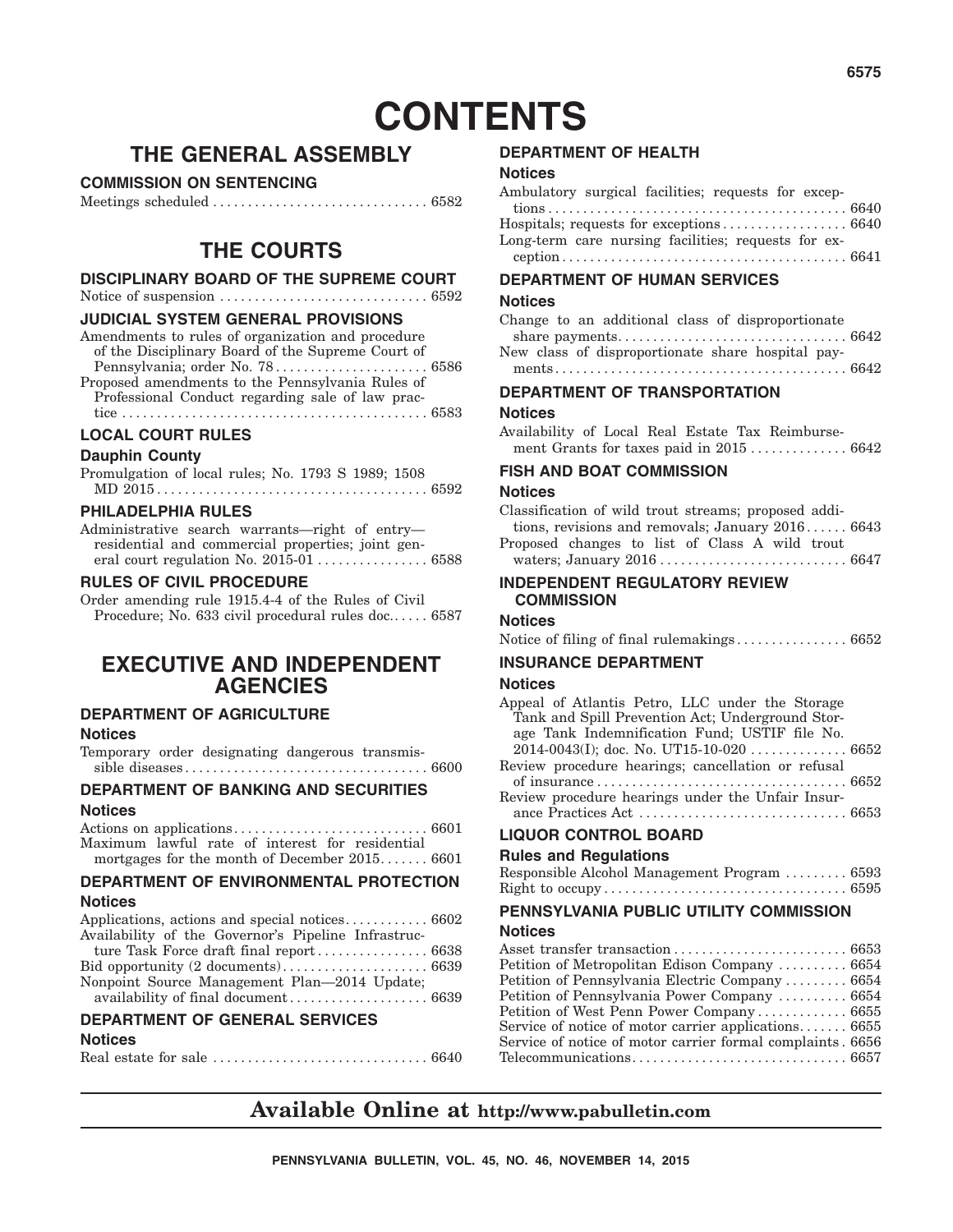# CONTENTS

## THE GENERAL ASSEMBLY

### COMMISSION ON SENTENCING

Meetings scheduled . . . . . . . . . . . . . . . . . . . . . . . . . . . . . . . 6582

## THE COURTS

### DISCIPLINARY BOARD OF THE SUPREME COURT

Notice of suspension . . . . . . . . . . . . . . . . . . . . . . . . . . . . . . 6592

### JUDICIAL SYSTEM GENERAL PROVISIONS

Amendments to rules of organization and procedure of the Disciplinary Board of the Supreme Court of Pennsylvania; order No. 78 . . . . . . . . . . . . . . . . . . . . . . 6586

Proposed amendments to the Pennsylvania Rules of Professional Conduct regarding sale of law practice . . . . . . . . . . . . . . . . . . . . . . . . . . . . . . . . . . . . . . . . . . . . 6583

### LOCAL COURT RULES

#### Dauphin County

Promulgation of local rules; No. 1793 S 1989; 1508 MD 2015 . . . . . . . . . . . . . . . . . . . . . . . . . . . . . . . . . . . . . . . 6592

### PHILADELPHIA RULES

Administrative search warrants—right of entry—residential and commercial properties; joint general court regulation No. 2015-01 . . . . . . . . . . . . . . . . 6588

### RULES OF CIVIL PROCEDURE

Order amending rule 1915.4-4 of the Rules of Civil Procedure; No. 633 civil procedural rules doc. . . . . . 6587

## EXECUTIVE AND INDEPENDENT AGENCIES

### DEPARTMENT OF AGRICULTURE

#### Notices

Temporary order designating dangerous transmissible diseases . . . . . . . . . . . . . . . . . . . . . . . . . . . . . . . . . . . 6600

### DEPARTMENT OF BANKING AND SECURITIES

#### Notices

Actions on applications . . . . . . . . . . . . . . . . . . . . . . . . . . . . 6601

Maximum lawful rate of interest for residential mortgages for the month of December 2015 . . . . . . . 6601

### DEPARTMENT OF ENVIRONMENTAL PROTECTION

#### Notices

Applications, actions and special notices . . . . . . . . . . . . 6602

Availability of the Governor's Pipeline Infrastructure Task Force draft final report . . . . . . . . . . . . . . . . 6638

Bid opportunity (2 documents) . . . . . . . . . . . . . . . . . . . . . 6639

Nonpoint Source Management Plan—2014 Update; availability of final document . . . . . . . . . . . . . . . . . . . . 6639

### DEPARTMENT OF GENERAL SERVICES

#### Notices

Real estate for sale . . . . . . . . . . . . . . . . . . . . . . . . . . . . . . 6640

### DEPARTMENT OF HEALTH

#### Notices

Ambulatory surgical facilities; requests for exceptions . . . . . . . . . . . . . . . . . . . . . . . . . . . . . . . . . . . . . . . . . . 6640

Hospitals; requests for exceptions . . . . . . . . . . . . . . . . . . 6640

Long-term care nursing facilities; requests for exception . . . . . . . . . . . . . . . . . . . . . . . . . . . . . . . . . . . . . . . . . 6641

### DEPARTMENT OF HUMAN SERVICES

#### Notices

Change to an additional class of disproportionate share payments . . . . . . . . . . . . . . . . . . . . . . . . . . . . . . . . 6642

New class of disproportionate share hospital payments . . . . . . . . . . . . . . . . . . . . . . . . . . . . . . . . . . . . . . . . . 6642

### DEPARTMENT OF TRANSPORTATION

#### Notices

Availability of Local Real Estate Tax Reimbursement Grants for taxes paid in 2015 . . . . . . . . . . . . . . 6642

### FISH AND BOAT COMMISSION

#### Notices

Classification of wild trout streams; proposed additions, revisions and removals; January 2016 . . . . . . 6643

Proposed changes to list of Class A wild trout waters; January 2016 . . . . . . . . . . . . . . . . . . . . . . . . . . . 6647

### INDEPENDENT REGULATORY REVIEW COMMISSION

#### Notices

Notice of filing of final rulemakings . . . . . . . . . . . . . . . . 6652

### INSURANCE DEPARTMENT

#### Notices

Appeal of Atlantis Petro, LLC under the Storage Tank and Spill Prevention Act; Underground Storage Tank Indemnification Fund; USTIF file No. 2014-0043(I); doc. No. UT15-10-020 . . . . . . . . . . . . . . 6652

Review procedure hearings; cancellation or refusal of insurance . . . . . . . . . . . . . . . . . . . . . . . . . . . . . . . . . . . 6652

Review procedure hearings under the Unfair Insurance Practices Act . . . . . . . . . . . . . . . . . . . . . . . . . . . . . . 6653

### LIQUOR CONTROL BOARD

#### Rules and Regulations

Responsible Alcohol Management Program . . . . . . . . . 6593

Right to occupy . . . . . . . . . . . . . . . . . . . . . . . . . . . . . . . . . . . 6595

### PENNSYLVANIA PUBLIC UTILITY COMMISSION

#### Notices

Asset transfer transaction . . . . . . . . . . . . . . . . . . . . . . . . . 6653

Petition of Metropolitan Edison Company . . . . . . . . . . 6654

Petition of Pennsylvania Electric Company . . . . . . . . . 6654

Petition of Pennsylvania Power Company . . . . . . . . . . 6654

Petition of West Penn Power Company . . . . . . . . . . . . . 6655

Service of notice of motor carrier applications . . . . . . . 6655

Service of notice of motor carrier formal complaints . 6656

Telecommunications . . . . . . . . . . . . . . . . . . . . . . . . . . . . . . . 6657

**Available Online at http://www.pabulletin.com**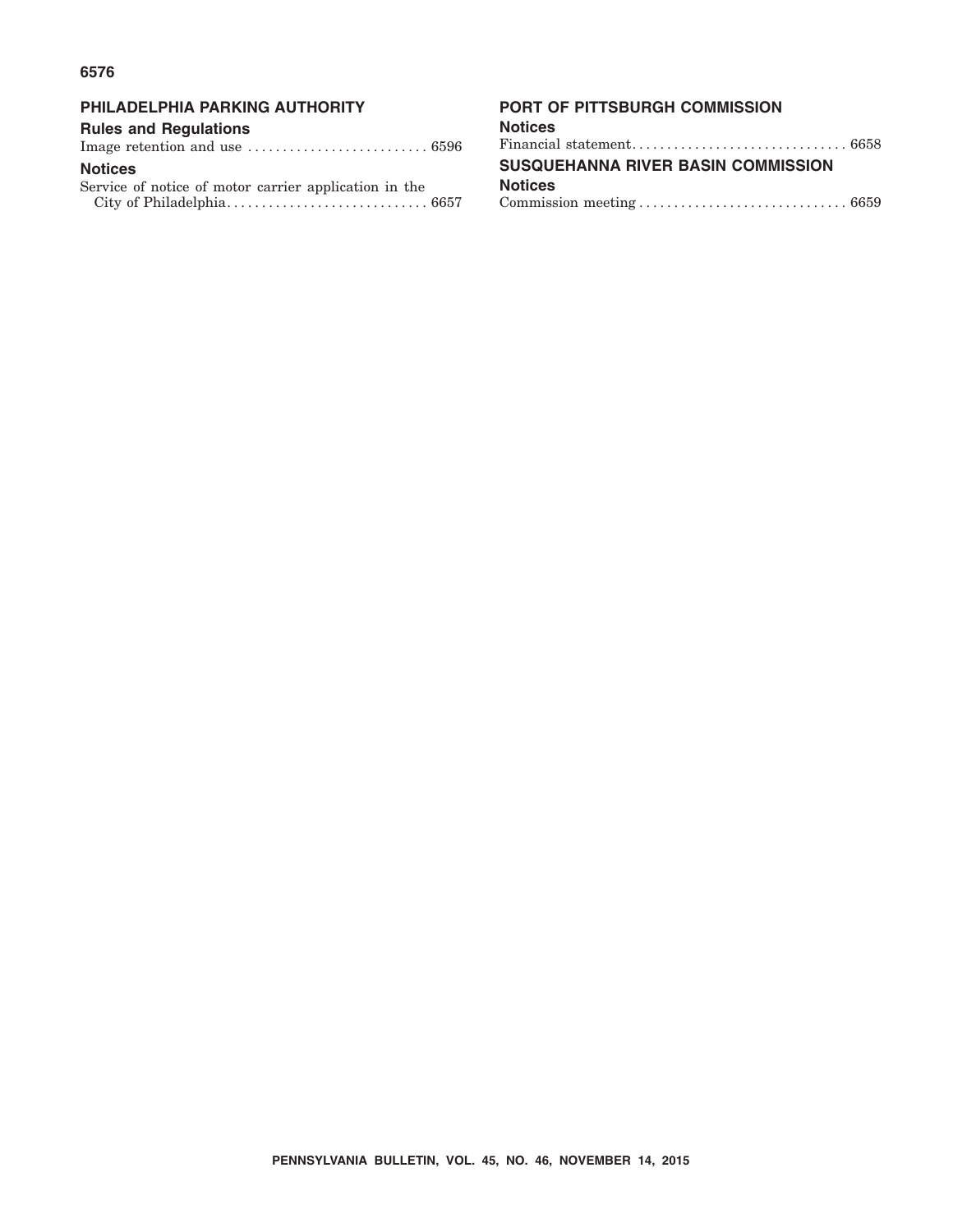## PHILADELPHIA PARKING AUTHORITY

### Rules and Regulations

Image retention and use . . . . . . . . . . . . . . . . . . . . . . . . . . 6596

### Notices

Service of notice of motor carrier application in the City of Philadelphia. . . . . . . . . . . . . . . . . . . . . . . . . . . . 6657

## PORT OF PITTSBURGH COMMISSION

### Notices

Financial statement. . . . . . . . . . . . . . . . . . . . . . . . . . . . . . 6658

## SUSQUEHANNA RIVER BASIN COMMISSION

### Notices

Commission meeting . . . . . . . . . . . . . . . . . . . . . . . . . . . . . 6659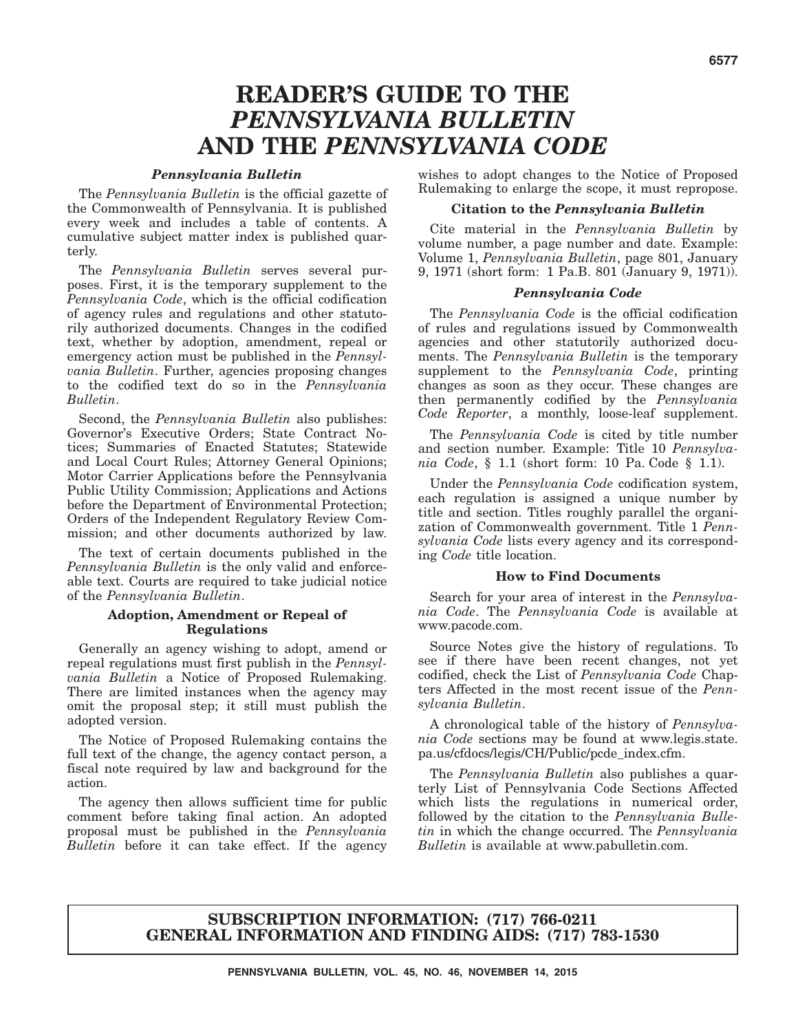# READER'S GUIDE TO THE *PENNSYLVANIA BULLETIN* AND THE *PENNSYLVANIA CODE*

### *Pennsylvania Bulletin*

The *Pennsylvania Bulletin* is the official gazette of the Commonwealth of Pennsylvania. It is published every week and includes a table of contents. A cumulative subject matter index is published quarterly.

The *Pennsylvania Bulletin* serves several purposes. First, it is the temporary supplement to the *Pennsylvania Code*, which is the official codification of agency rules and regulations and other statutorily authorized documents. Changes in the codified text, whether by adoption, amendment, repeal or emergency action must be published in the *Pennsylvania Bulletin*. Further, agencies proposing changes to the codified text do so in the *Pennsylvania Bulletin*.

Second, the *Pennsylvania Bulletin* also publishes: Governor's Executive Orders; State Contract Notices; Summaries of Enacted Statutes; Statewide and Local Court Rules; Attorney General Opinions; Motor Carrier Applications before the Pennsylvania Public Utility Commission; Applications and Actions before the Department of Environmental Protection; Orders of the Independent Regulatory Review Commission; and other documents authorized by law.

The text of certain documents published in the *Pennsylvania Bulletin* is the only valid and enforceable text. Courts are required to take judicial notice of the *Pennsylvania Bulletin*.

### Adoption, Amendment or Repeal of Regulations

Generally an agency wishing to adopt, amend or repeal regulations must first publish in the *Pennsylvania Bulletin* a Notice of Proposed Rulemaking. There are limited instances when the agency may omit the proposal step; it still must publish the adopted version.

The Notice of Proposed Rulemaking contains the full text of the change, the agency contact person, a fiscal note required by law and background for the action.

The agency then allows sufficient time for public comment before taking final action. An adopted proposal must be published in the *Pennsylvania Bulletin* before it can take effect. If the agency wishes to adopt changes to the Notice of Proposed Rulemaking to enlarge the scope, it must repropose.

### Citation to the *Pennsylvania Bulletin*

Cite material in the *Pennsylvania Bulletin* by volume number, a page number and date. Example: Volume 1, *Pennsylvania Bulletin*, page 801, January 9, 1971 (short form: 1 Pa.B. 801 (January 9, 1971)).

### *Pennsylvania Code*

The *Pennsylvania Code* is the official codification of rules and regulations issued by Commonwealth agencies and other statutorily authorized documents. The *Pennsylvania Bulletin* is the temporary supplement to the *Pennsylvania Code*, printing changes as soon as they occur. These changes are then permanently codified by the *Pennsylvania Code Reporter*, a monthly, loose-leaf supplement.

The *Pennsylvania Code* is cited by title number and section number. Example: Title 10 *Pennsylvania Code*, § 1.1 (short form: 10 Pa. Code § 1.1).

Under the *Pennsylvania Code* codification system, each regulation is assigned a unique number by title and section. Titles roughly parallel the organization of Commonwealth government. Title 1 *Pennsylvania Code* lists every agency and its corresponding *Code* title location.

### How to Find Documents

Search for your area of interest in the *Pennsylvania Code*. The *Pennsylvania Code* is available at www.pacode.com.

Source Notes give the history of regulations. To see if there have been recent changes, not yet codified, check the List of *Pennsylvania Code* Chapters Affected in the most recent issue of the *Pennsylvania Bulletin*.

A chronological table of the history of *Pennsylvania Code* sections may be found at www.legis.state.pa.us/cfdocs/legis/CH/Public/pcde_index.cfm.

The *Pennsylvania Bulletin* also publishes a quarterly List of Pennsylvania Code Sections Affected which lists the regulations in numerical order, followed by the citation to the *Pennsylvania Bulletin* in which the change occurred. The *Pennsylvania Bulletin* is available at www.pabulletin.com.

**SUBSCRIPTION INFORMATION: (717) 766-0211**
**GENERAL INFORMATION AND FINDING AIDS: (717) 783-1530**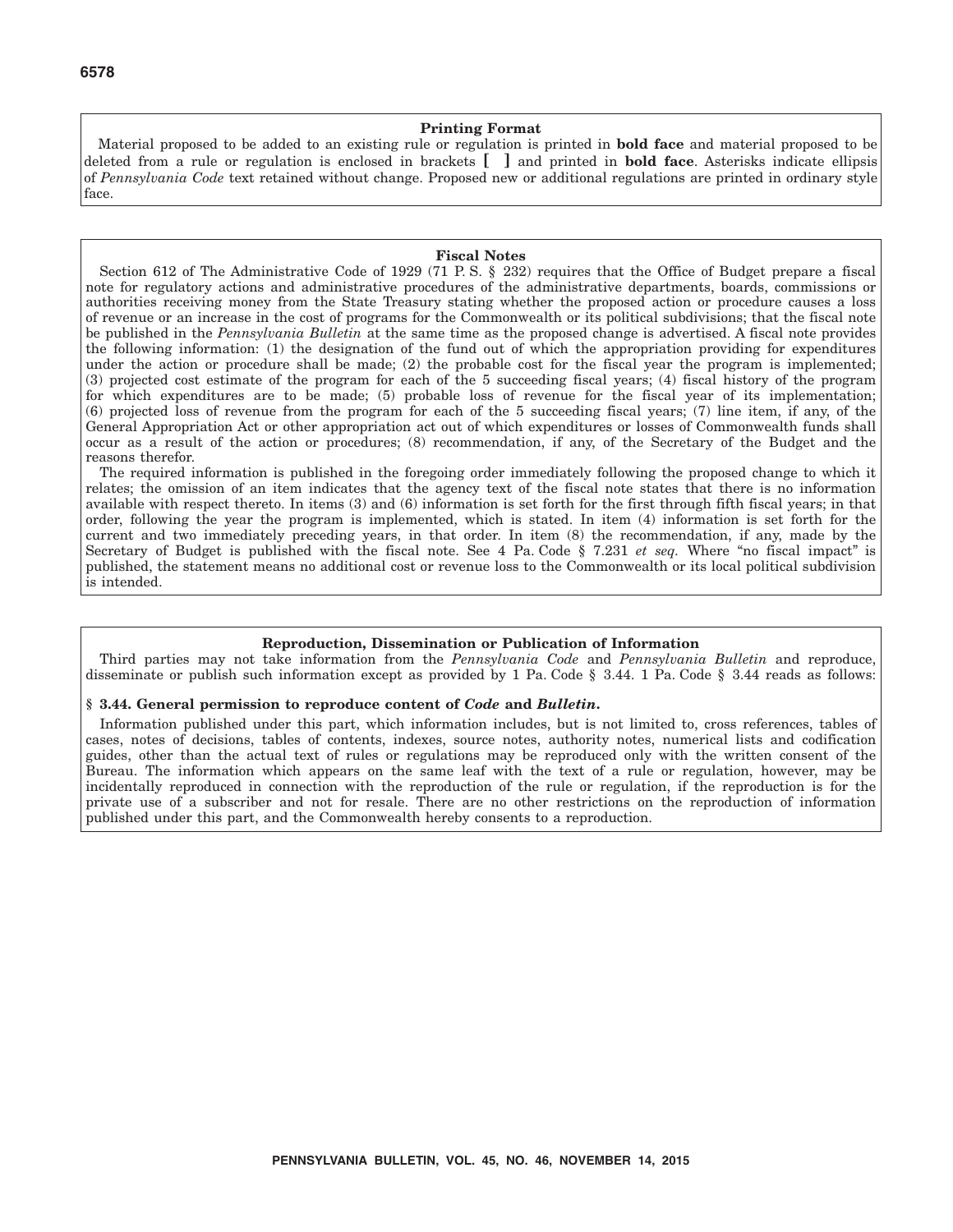## Printing Format

Material proposed to be added to an existing rule or regulation is printed in **bold face** and material proposed to be deleted from a rule or regulation is enclosed in brackets **[ ]** and printed in **bold face**. Asterisks indicate ellipsis of *Pennsylvania Code* text retained without change. Proposed new or additional regulations are printed in ordinary style face.

## Fiscal Notes

Section 612 of The Administrative Code of 1929 (71 P. S. § 232) requires that the Office of Budget prepare a fiscal note for regulatory actions and administrative procedures of the administrative departments, boards, commissions or authorities receiving money from the State Treasury stating whether the proposed action or procedure causes a loss of revenue or an increase in the cost of programs for the Commonwealth or its political subdivisions; that the fiscal note be published in the *Pennsylvania Bulletin* at the same time as the proposed change is advertised. A fiscal note provides the following information: (1) the designation of the fund out of which the appropriation providing for expenditures under the action or procedure shall be made; (2) the probable cost for the fiscal year the program is implemented; (3) projected cost estimate of the program for each of the 5 succeeding fiscal years; (4) fiscal history of the program for which expenditures are to be made; (5) probable loss of revenue for the fiscal year of its implementation; (6) projected loss of revenue from the program for each of the 5 succeeding fiscal years; (7) line item, if any, of the General Appropriation Act or other appropriation act out of which expenditures or losses of Commonwealth funds shall occur as a result of the action or procedures; (8) recommendation, if any, of the Secretary of the Budget and the reasons therefor.

The required information is published in the foregoing order immediately following the proposed change to which it relates; the omission of an item indicates that the agency text of the fiscal note states that there is no information available with respect thereto. In items (3) and (6) information is set forth for the first through fifth fiscal years; in that order, following the year the program is implemented, which is stated. In item (4) information is set forth for the current and two immediately preceding years, in that order. In item (8) the recommendation, if any, made by the Secretary of Budget is published with the fiscal note. See 4 Pa. Code § 7.231 *et seq.* Where "no fiscal impact" is published, the statement means no additional cost or revenue loss to the Commonwealth or its local political subdivision is intended.

## Reproduction, Dissemination or Publication of Information

Third parties may not take information from the *Pennsylvania Code* and *Pennsylvania Bulletin* and reproduce, disseminate or publish such information except as provided by 1 Pa. Code § 3.44. 1 Pa. Code § 3.44 reads as follows:

**§ 3.44. General permission to reproduce content of *Code* and *Bulletin*.**

Information published under this part, which information includes, but is not limited to, cross references, tables of cases, notes of decisions, tables of contents, indexes, source notes, authority notes, numerical lists and codification guides, other than the actual text of rules or regulations may be reproduced only with the written consent of the Bureau. The information which appears on the same leaf with the text of a rule or regulation, however, may be incidentally reproduced in connection with the reproduction of the rule or regulation, if the reproduction is for the private use of a subscriber and not for resale. There are no other restrictions on the reproduction of information published under this part, and the Commonwealth hereby consents to a reproduction.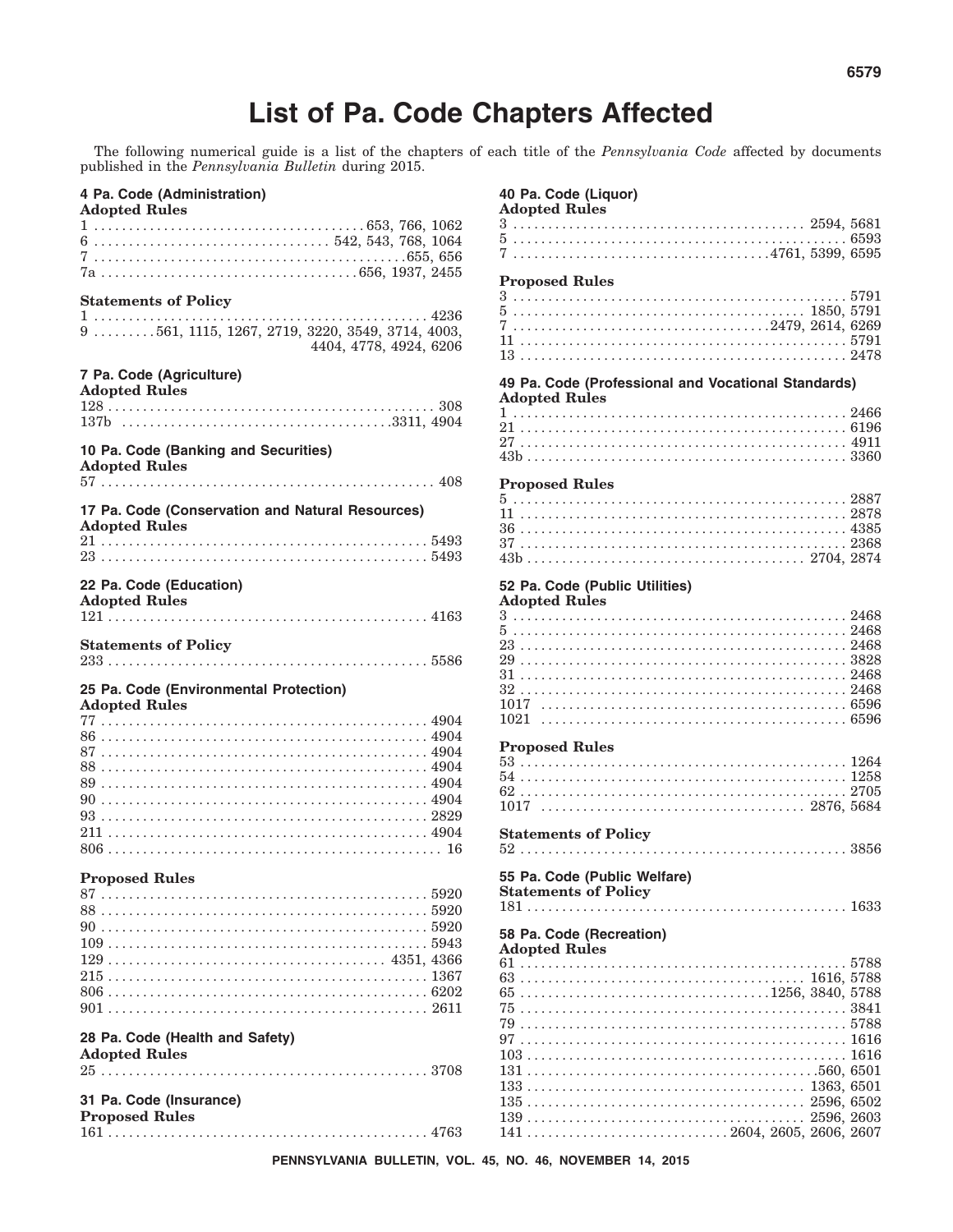# List of Pa. Code Chapters Affected

The following numerical guide is a list of the chapters of each title of the *Pennsylvania Code* affected by documents published in the *Pennsylvania Bulletin* during 2015.

### 4 Pa. Code (Administration)

**Adopted Rules**

1 . . . . . . . . . . 653, 766, 1062
6 . . . . . . . . . . 542, 543, 768, 1064
7 . . . . . . . . . . 655, 656
7a . . . . . . . . . . 656, 1937, 2455

**Statements of Policy**

1 . . . . . . . . . . 4236
9 . . . . . . . . . . 561, 1115, 1267, 2719, 3220, 3549, 3714, 4003, 4404, 4778, 4924, 6206

### 7 Pa. Code (Agriculture)

**Adopted Rules**

128 . . . . . . . . . . 308
137b . . . . . . . . . . 3311, 4904

### 10 Pa. Code (Banking and Securities)

**Adopted Rules**

57 . . . . . . . . . . 408

### 17 Pa. Code (Conservation and Natural Resources)

**Adopted Rules**

21 . . . . . . . . . . 5493
23 . . . . . . . . . . 5493

### 22 Pa. Code (Education)

**Adopted Rules**

121 . . . . . . . . . . 4163

**Statements of Policy**

233 . . . . . . . . . . 5586

### 25 Pa. Code (Environmental Protection)

**Adopted Rules**

77 . . . . . . . . . . 4904
86 . . . . . . . . . . 4904
87 . . . . . . . . . . 4904
88 . . . . . . . . . . 4904
89 . . . . . . . . . . 4904
90 . . . . . . . . . . 4904
93 . . . . . . . . . . 2829
211 . . . . . . . . . . 4904
806 . . . . . . . . . . 16

**Proposed Rules**

87 . . . . . . . . . . 5920
88 . . . . . . . . . . 5920
90 . . . . . . . . . . 5920
109 . . . . . . . . . . 5943
129 . . . . . . . . . . 4351, 4366
215 . . . . . . . . . . 1367
806 . . . . . . . . . . 6202
901 . . . . . . . . . . 2611

### 28 Pa. Code (Health and Safety)

**Adopted Rules**

25 . . . . . . . . . . 3708

### 31 Pa. Code (Insurance)

**Proposed Rules**

161 . . . . . . . . . . 4763

### 40 Pa. Code (Liquor)

**Adopted Rules**

3 . . . . . . . . . . 2594, 5681
5 . . . . . . . . . . 6593
7 . . . . . . . . . . 4761, 5399, 6595

**Proposed Rules**

3 . . . . . . . . . . 5791
5 . . . . . . . . . . 1850, 5791
7 . . . . . . . . . . 2479, 2614, 6269
11 . . . . . . . . . . 5791
13 . . . . . . . . . . 2478

### 49 Pa. Code (Professional and Vocational Standards)

**Adopted Rules**

1 . . . . . . . . . . 2466
21 . . . . . . . . . . 6196
27 . . . . . . . . . . 4911
43b . . . . . . . . . . 3360

**Proposed Rules**

5 . . . . . . . . . . 2887
11 . . . . . . . . . . 2878
36 . . . . . . . . . . 4385
37 . . . . . . . . . . 2368
43b . . . . . . . . . . 2704, 2874

### 52 Pa. Code (Public Utilities)

**Adopted Rules**

3 . . . . . . . . . . 2468
5 . . . . . . . . . . 2468
23 . . . . . . . . . . 2468
29 . . . . . . . . . . 3828
31 . . . . . . . . . . 2468
32 . . . . . . . . . . 2468
1017 . . . . . . . . . . 6596
1021 . . . . . . . . . . 6596

**Proposed Rules**

53 . . . . . . . . . . 1264
54 . . . . . . . . . . 1258
62 . . . . . . . . . . 2705
1017 . . . . . . . . . . 2876, 5684

**Statements of Policy**

52 . . . . . . . . . . 3856

### 55 Pa. Code (Public Welfare)

**Statements of Policy**

181 . . . . . . . . . . 1633

### 58 Pa. Code (Recreation)

**Adopted Rules**

61 . . . . . . . . . . 5788
63 . . . . . . . . . . 1616, 5788
65 . . . . . . . . . . 1256, 3840, 5788
75 . . . . . . . . . . 3841
79 . . . . . . . . . . 5788
97 . . . . . . . . . . 1616
103 . . . . . . . . . . 1616
131 . . . . . . . . . . 560, 6501
133 . . . . . . . . . . 1363, 6501
135 . . . . . . . . . . 2596, 6502
139 . . . . . . . . . . 2596, 2603
141 . . . . . . . . . . 2604, 2605, 2606, 2607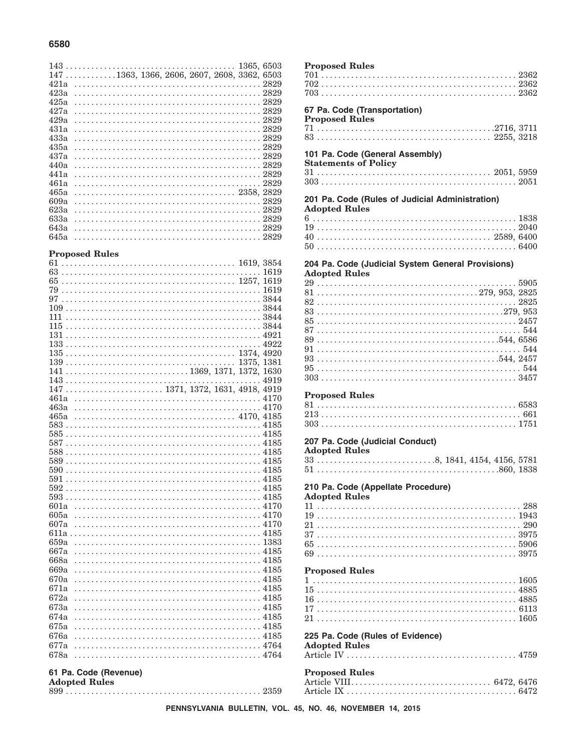143 . . . . . . . . . . . . . . . . . . . . . . . . . . . . . . . . . . . . . . . 1365, 6503
147 . . . . . . . . . . . 1363, 1366, 2606, 2607, 2608, 3362, 6503
421a . . . . . . . . . . . . . . . . . . . . . . . . . . . . . . . . . . . . . . . . . . 2829
423a . . . . . . . . . . . . . . . . . . . . . . . . . . . . . . . . . . . . . . . . . . 2829
425a . . . . . . . . . . . . . . . . . . . . . . . . . . . . . . . . . . . . . . . . . . 2829
427a . . . . . . . . . . . . . . . . . . . . . . . . . . . . . . . . . . . . . . . . . . 2829
429a . . . . . . . . . . . . . . . . . . . . . . . . . . . . . . . . . . . . . . . . . . 2829
431a . . . . . . . . . . . . . . . . . . . . . . . . . . . . . . . . . . . . . . . . . . 2829
433a . . . . . . . . . . . . . . . . . . . . . . . . . . . . . . . . . . . . . . . . . . 2829
435a . . . . . . . . . . . . . . . . . . . . . . . . . . . . . . . . . . . . . . . . . . 2829
437a . . . . . . . . . . . . . . . . . . . . . . . . . . . . . . . . . . . . . . . . . . 2829
440a . . . . . . . . . . . . . . . . . . . . . . . . . . . . . . . . . . . . . . . . . . 2829
441a . . . . . . . . . . . . . . . . . . . . . . . . . . . . . . . . . . . . . . . . . . 2829
461a . . . . . . . . . . . . . . . . . . . . . . . . . . . . . . . . . . . . . . . . . . 2829
465a . . . . . . . . . . . . . . . . . . . . . . . . . . . . . . . . . . . . 2358, 2829
609a . . . . . . . . . . . . . . . . . . . . . . . . . . . . . . . . . . . . . . . . . . 2829
623a . . . . . . . . . . . . . . . . . . . . . . . . . . . . . . . . . . . . . . . . . . 2829
633a . . . . . . . . . . . . . . . . . . . . . . . . . . . . . . . . . . . . . . . . . . 2829
643a . . . . . . . . . . . . . . . . . . . . . . . . . . . . . . . . . . . . . . . . . . 2829
645a . . . . . . . . . . . . . . . . . . . . . . . . . . . . . . . . . . . . . . . . . . 2829

**Proposed Rules**

61 . . . . . . . . . . . . . . . . . . . . . . . . . . . . . . . . . . . . . . . . 1619, 3854
63 . . . . . . . . . . . . . . . . . . . . . . . . . . . . . . . . . . . . . . . . . . . . . 1619
65 . . . . . . . . . . . . . . . . . . . . . . . . . . . . . . . . . . . . . . . . 1257, 1619
79 . . . . . . . . . . . . . . . . . . . . . . . . . . . . . . . . . . . . . . . . . . . . . 1619
97 . . . . . . . . . . . . . . . . . . . . . . . . . . . . . . . . . . . . . . . . . . . . . 3844
109 . . . . . . . . . . . . . . . . . . . . . . . . . . . . . . . . . . . . . . . . . . . . 3844
111 . . . . . . . . . . . . . . . . . . . . . . . . . . . . . . . . . . . . . . . . . . . . 3844
115 . . . . . . . . . . . . . . . . . . . . . . . . . . . . . . . . . . . . . . . . . . . . 3844
131 . . . . . . . . . . . . . . . . . . . . . . . . . . . . . . . . . . . . . . . . . . . . 4921
133 . . . . . . . . . . . . . . . . . . . . . . . . . . . . . . . . . . . . . . . . . . . . 4922
135 . . . . . . . . . . . . . . . . . . . . . . . . . . . . . . . . . . . . . . 1374, 4920
139 . . . . . . . . . . . . . . . . . . . . . . . . . . . . . . . . . . . . . . 1375, 1381
141 . . . . . . . . . . . . . . . . . . . . . . . . . . . . 1369, 1371, 1372, 1630
143 . . . . . . . . . . . . . . . . . . . . . . . . . . . . . . . . . . . . . . . . . . . . 4919
147 . . . . . . . . . . . . . . . . . . . . . . 1371, 1372, 1631, 4918, 4919
461a . . . . . . . . . . . . . . . . . . . . . . . . . . . . . . . . . . . . . . . . . . 4170
463a . . . . . . . . . . . . . . . . . . . . . . . . . . . . . . . . . . . . . . . . . . 4170
465a . . . . . . . . . . . . . . . . . . . . . . . . . . . . . . . . . . . . 4170, 4185
583 . . . . . . . . . . . . . . . . . . . . . . . . . . . . . . . . . . . . . . . . . . . . 4185
585 . . . . . . . . . . . . . . . . . . . . . . . . . . . . . . . . . . . . . . . . . . . . 4185
587 . . . . . . . . . . . . . . . . . . . . . . . . . . . . . . . . . . . . . . . . . . . . 4185
588 . . . . . . . . . . . . . . . . . . . . . . . . . . . . . . . . . . . . . . . . . . . . 4185
589 . . . . . . . . . . . . . . . . . . . . . . . . . . . . . . . . . . . . . . . . . . . . 4185
590 . . . . . . . . . . . . . . . . . . . . . . . . . . . . . . . . . . . . . . . . . . . . 4185
591 . . . . . . . . . . . . . . . . . . . . . . . . . . . . . . . . . . . . . . . . . . . . 4185
592 . . . . . . . . . . . . . . . . . . . . . . . . . . . . . . . . . . . . . . . . . . . . 4185
593 . . . . . . . . . . . . . . . . . . . . . . . . . . . . . . . . . . . . . . . . . . . . 4185
601a . . . . . . . . . . . . . . . . . . . . . . . . . . . . . . . . . . . . . . . . . . 4170
605a . . . . . . . . . . . . . . . . . . . . . . . . . . . . . . . . . . . . . . . . . . 4170
607a . . . . . . . . . . . . . . . . . . . . . . . . . . . . . . . . . . . . . . . . . . 4170
611a . . . . . . . . . . . . . . . . . . . . . . . . . . . . . . . . . . . . . . . . . . 4185
659a . . . . . . . . . . . . . . . . . . . . . . . . . . . . . . . . . . . . . . . . . . 1383
667a . . . . . . . . . . . . . . . . . . . . . . . . . . . . . . . . . . . . . . . . . . 4185
668a . . . . . . . . . . . . . . . . . . . . . . . . . . . . . . . . . . . . . . . . . . 4185
669a . . . . . . . . . . . . . . . . . . . . . . . . . . . . . . . . . . . . . . . . . . 4185
670a . . . . . . . . . . . . . . . . . . . . . . . . . . . . . . . . . . . . . . . . . . 4185
671a . . . . . . . . . . . . . . . . . . . . . . . . . . . . . . . . . . . . . . . . . . 4185
672a . . . . . . . . . . . . . . . . . . . . . . . . . . . . . . . . . . . . . . . . . . 4185
673a . . . . . . . . . . . . . . . . . . . . . . . . . . . . . . . . . . . . . . . . . . 4185
674a . . . . . . . . . . . . . . . . . . . . . . . . . . . . . . . . . . . . . . . . . . 4185
675a . . . . . . . . . . . . . . . . . . . . . . . . . . . . . . . . . . . . . . . . . . 4185
676a . . . . . . . . . . . . . . . . . . . . . . . . . . . . . . . . . . . . . . . . . . 4185
677a . . . . . . . . . . . . . . . . . . . . . . . . . . . . . . . . . . . . . . . . . . 4764
678a . . . . . . . . . . . . . . . . . . . . . . . . . . . . . . . . . . . . . . . . . . 4764

## 61 Pa. Code (Revenue)

**Adopted Rules**

899 . . . . . . . . . . . . . . . . . . . . . . . . . . . . . . . . . . . . . . . . . . . . 2359

**Proposed Rules**

701 . . . . . . . . . . . . . . . . . . . . . . . . . . . . . . . . . . . . . . . . . . . . 2362
702 . . . . . . . . . . . . . . . . . . . . . . . . . . . . . . . . . . . . . . . . . . . . 2362
703 . . . . . . . . . . . . . . . . . . . . . . . . . . . . . . . . . . . . . . . . . . . . 2362

## 67 Pa. Code (Transportation)

**Proposed Rules**

71 . . . . . . . . . . . . . . . . . . . . . . . . . . . . . . . . . . . . . . . . 2716, 3711
83 . . . . . . . . . . . . . . . . . . . . . . . . . . . . . . . . . . . . . . . . 2255, 3218

## 101 Pa. Code (General Assembly)

**Statements of Policy**

31 . . . . . . . . . . . . . . . . . . . . . . . . . . . . . . . . . . . . . . . . 2051, 5959
303 . . . . . . . . . . . . . . . . . . . . . . . . . . . . . . . . . . . . . . . . . . . . 2051

## 201 Pa. Code (Rules of Judicial Administration)

**Adopted Rules**

6 . . . . . . . . . . . . . . . . . . . . . . . . . . . . . . . . . . . . . . . . . . . . . . 1838
19 . . . . . . . . . . . . . . . . . . . . . . . . . . . . . . . . . . . . . . . . . . . . . 2040
40 . . . . . . . . . . . . . . . . . . . . . . . . . . . . . . . . . . . . . . . . 2589, 6400
50 . . . . . . . . . . . . . . . . . . . . . . . . . . . . . . . . . . . . . . . . . . . . . 6400

## 204 Pa. Code (Judicial System General Provisions)

**Adopted Rules**

29 . . . . . . . . . . . . . . . . . . . . . . . . . . . . . . . . . . . . . . . . . . . . . 5905
81 . . . . . . . . . . . . . . . . . . . . . . . . . . . . . . . . . . . 279, 953, 2825
82 . . . . . . . . . . . . . . . . . . . . . . . . . . . . . . . . . . . . . . . . . . . . . 2825
83 . . . . . . . . . . . . . . . . . . . . . . . . . . . . . . . . . . . . . . . . . . 279, 953
85 . . . . . . . . . . . . . . . . . . . . . . . . . . . . . . . . . . . . . . . . . . . . . 2457
87 . . . . . . . . . . . . . . . . . . . . . . . . . . . . . . . . . . . . . . . . . . . . . . 544
89 . . . . . . . . . . . . . . . . . . . . . . . . . . . . . . . . . . . . . . . . . 544, 6586
91 . . . . . . . . . . . . . . . . . . . . . . . . . . . . . . . . . . . . . . . . . . . . . . 544
93 . . . . . . . . . . . . . . . . . . . . . . . . . . . . . . . . . . . . . . . . . 544, 2457
95 . . . . . . . . . . . . . . . . . . . . . . . . . . . . . . . . . . . . . . . . . . . . . . 544
303 . . . . . . . . . . . . . . . . . . . . . . . . . . . . . . . . . . . . . . . . . . . . 3457

**Proposed Rules**

81 . . . . . . . . . . . . . . . . . . . . . . . . . . . . . . . . . . . . . . . . . . . . . 6583
213 . . . . . . . . . . . . . . . . . . . . . . . . . . . . . . . . . . . . . . . . . . . . . 661
303 . . . . . . . . . . . . . . . . . . . . . . . . . . . . . . . . . . . . . . . . . . . . 1751

## 207 Pa. Code (Judicial Conduct)

**Adopted Rules**

33 . . . . . . . . . . . . . . . . . . . . . . . . . . 8, 1841, 4154, 4156, 5781
51 . . . . . . . . . . . . . . . . . . . . . . . . . . . . . . . . . . . . . . . . . 860, 1838

## 210 Pa. Code (Appellate Procedure)

**Adopted Rules**

11 . . . . . . . . . . . . . . . . . . . . . . . . . . . . . . . . . . . . . . . . . . . . . . 288
19 . . . . . . . . . . . . . . . . . . . . . . . . . . . . . . . . . . . . . . . . . . . . . 1943
21 . . . . . . . . . . . . . . . . . . . . . . . . . . . . . . . . . . . . . . . . . . . . . . 290
37 . . . . . . . . . . . . . . . . . . . . . . . . . . . . . . . . . . . . . . . . . . . . . 3975
65 . . . . . . . . . . . . . . . . . . . . . . . . . . . . . . . . . . . . . . . . . . . . . 5906
69 . . . . . . . . . . . . . . . . . . . . . . . . . . . . . . . . . . . . . . . . . . . . . 3975

**Proposed Rules**

1 . . . . . . . . . . . . . . . . . . . . . . . . . . . . . . . . . . . . . . . . . . . . . . 1605
15 . . . . . . . . . . . . . . . . . . . . . . . . . . . . . . . . . . . . . . . . . . . . . 4885
16 . . . . . . . . . . . . . . . . . . . . . . . . . . . . . . . . . . . . . . . . . . . . . 4885
17 . . . . . . . . . . . . . . . . . . . . . . . . . . . . . . . . . . . . . . . . . . . . . 6113
21 . . . . . . . . . . . . . . . . . . . . . . . . . . . . . . . . . . . . . . . . . . . . . 1605

## 225 Pa. Code (Rules of Evidence)

**Adopted Rules**

Article IV . . . . . . . . . . . . . . . . . . . . . . . . . . . . . . . . . . . . . . . 4759

**Proposed Rules**

Article VIII. . . . . . . . . . . . . . . . . . . . . . . . . . . . . . . . . 6472, 6476
Article IX . . . . . . . . . . . . . . . . . . . . . . . . . . . . . . . . . . . . . . . 6472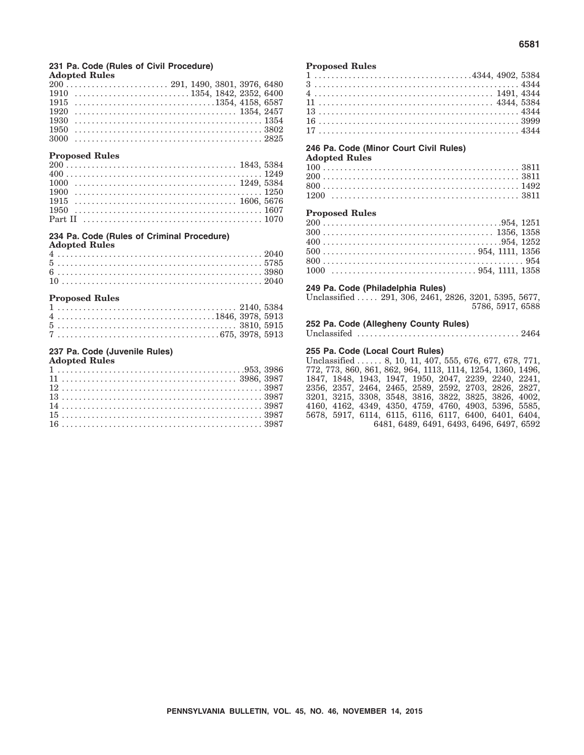### 231 Pa. Code (Rules of Civil Procedure)

**Adopted Rules**

200 . . . . . . . . . . . . . . . . . . . . . . . . 291, 1490, 3801, 3976, 6480
1910 . . . . . . . . . . . . . . . . . . . . . . . . . . 1354, 1842, 2352, 6400
1915 . . . . . . . . . . . . . . . . . . . . . . . . . . . . . . . 1354, 4158, 6587
1920 . . . . . . . . . . . . . . . . . . . . . . . . . . . . . . . . . . . . 1354, 2457
1930 . . . . . . . . . . . . . . . . . . . . . . . . . . . . . . . . . . . . . . . . . 1354
1950 . . . . . . . . . . . . . . . . . . . . . . . . . . . . . . . . . . . . . . . . . 3802
3000 . . . . . . . . . . . . . . . . . . . . . . . . . . . . . . . . . . . . . . . . . 2825

**Proposed Rules**

200 . . . . . . . . . . . . . . . . . . . . . . . . . . . . . . . . . . . . . . 1843, 5384
400 . . . . . . . . . . . . . . . . . . . . . . . . . . . . . . . . . . . . . . . . . . 1249
1000 . . . . . . . . . . . . . . . . . . . . . . . . . . . . . . . . . . . . 1249, 5384
1900 . . . . . . . . . . . . . . . . . . . . . . . . . . . . . . . . . . . . . . . . . 1250
1915 . . . . . . . . . . . . . . . . . . . . . . . . . . . . . . . . . . . . 1606, 5676
1950 . . . . . . . . . . . . . . . . . . . . . . . . . . . . . . . . . . . . . . . . . 1607
Part II . . . . . . . . . . . . . . . . . . . . . . . . . . . . . . . . . . . . . . . . 1070

### 234 Pa. Code (Rules of Criminal Procedure)

**Adopted Rules**

4 . . . . . . . . . . . . . . . . . . . . . . . . . . . . . . . . . . . . . . . . . . . . . . 2040
5 . . . . . . . . . . . . . . . . . . . . . . . . . . . . . . . . . . . . . . . . . . . . . . 5785
6 . . . . . . . . . . . . . . . . . . . . . . . . . . . . . . . . . . . . . . . . . . . . . . 3980
10 . . . . . . . . . . . . . . . . . . . . . . . . . . . . . . . . . . . . . . . . . . . . . 2040

**Proposed Rules**

1 . . . . . . . . . . . . . . . . . . . . . . . . . . . . . . . . . . . . . . . . . 2140, 5384
4 . . . . . . . . . . . . . . . . . . . . . . . . . . . . . . . . . . . . 1846, 3978, 5913
5 . . . . . . . . . . . . . . . . . . . . . . . . . . . . . . . . . . . . . . . . . 3810, 5915
7 . . . . . . . . . . . . . . . . . . . . . . . . . . . . . . . . . . . . . 675, 3978, 5913

### 237 Pa. Code (Juvenile Rules)

**Adopted Rules**

1 . . . . . . . . . . . . . . . . . . . . . . . . . . . . . . . . . . . . . . . . . . . 953, 3986
11 . . . . . . . . . . . . . . . . . . . . . . . . . . . . . . . . . . . . . . . 3986, 3987
12 . . . . . . . . . . . . . . . . . . . . . . . . . . . . . . . . . . . . . . . . . . . . . 3987
13 . . . . . . . . . . . . . . . . . . . . . . . . . . . . . . . . . . . . . . . . . . . . . 3987
14 . . . . . . . . . . . . . . . . . . . . . . . . . . . . . . . . . . . . . . . . . . . . . 3987
15 . . . . . . . . . . . . . . . . . . . . . . . . . . . . . . . . . . . . . . . . . . . . . 3987
16 . . . . . . . . . . . . . . . . . . . . . . . . . . . . . . . . . . . . . . . . . . . . . 3987

**Proposed Rules**

1 . . . . . . . . . . . . . . . . . . . . . . . . . . . . . . . . . . . . 4344, 4902, 5384
3 . . . . . . . . . . . . . . . . . . . . . . . . . . . . . . . . . . . . . . . . . . . . . . 4344
4 . . . . . . . . . . . . . . . . . . . . . . . . . . . . . . . . . . . . . . . . . 1491, 4344
11 . . . . . . . . . . . . . . . . . . . . . . . . . . . . . . . . . . . . . . . . 4344, 5384
13 . . . . . . . . . . . . . . . . . . . . . . . . . . . . . . . . . . . . . . . . . . . . . 4344
16 . . . . . . . . . . . . . . . . . . . . . . . . . . . . . . . . . . . . . . . . . . . . . 3999
17 . . . . . . . . . . . . . . . . . . . . . . . . . . . . . . . . . . . . . . . . . . . . . 4344

### 246 Pa. Code (Minor Court Civil Rules)

**Adopted Rules**

100 . . . . . . . . . . . . . . . . . . . . . . . . . . . . . . . . . . . . . . . . . . . . 3811
200 . . . . . . . . . . . . . . . . . . . . . . . . . . . . . . . . . . . . . . . . . . . . 3811
800 . . . . . . . . . . . . . . . . . . . . . . . . . . . . . . . . . . . . . . . . . . . . 1492
1200 . . . . . . . . . . . . . . . . . . . . . . . . . . . . . . . . . . . . . . . . . . . 3811

**Proposed Rules**

200 . . . . . . . . . . . . . . . . . . . . . . . . . . . . . . . . . . . . . . . . . 954, 1251
300 . . . . . . . . . . . . . . . . . . . . . . . . . . . . . . . . . . . . . . . 1356, 1358
400 . . . . . . . . . . . . . . . . . . . . . . . . . . . . . . . . . . . . . . . . . 954, 1252
500 . . . . . . . . . . . . . . . . . . . . . . . . . . . . . . . . . . . 954, 1111, 1356
800 . . . . . . . . . . . . . . . . . . . . . . . . . . . . . . . . . . . . . . . . . . . . . 954
1000 . . . . . . . . . . . . . . . . . . . . . . . . . . . . . . . . . . 954, 1111, 1358

### 249 Pa. Code (Philadelphia Rules)

Unclassified . . . . . 291, 306, 2461, 2826, 3201, 5395, 5677, 5786, 5917, 6588

### 252 Pa. Code (Allegheny County Rules)

Unclassifed . . . . . . . . . . . . . . . . . . . . . . . . . . . . . . . . . . . . . . 2464

### 255 Pa. Code (Local Court Rules)

Unclassified . . . . . . 8, 10, 11, 407, 555, 676, 677, 678, 771, 772, 773, 860, 861, 862, 964, 1113, 1114, 1254, 1360, 1496, 1847, 1848, 1943, 1947, 1950, 2047, 2239, 2240, 2241, 2356, 2357, 2464, 2465, 2589, 2592, 2703, 2826, 2827, 3201, 3215, 3308, 3548, 3816, 3822, 3825, 3826, 4002, 4160, 4162, 4349, 4350, 4759, 4760, 4903, 5396, 5585, 5678, 5917, 6114, 6115, 6116, 6117, 6400, 6401, 6404, 6481, 6489, 6491, 6493, 6496, 6497, 6592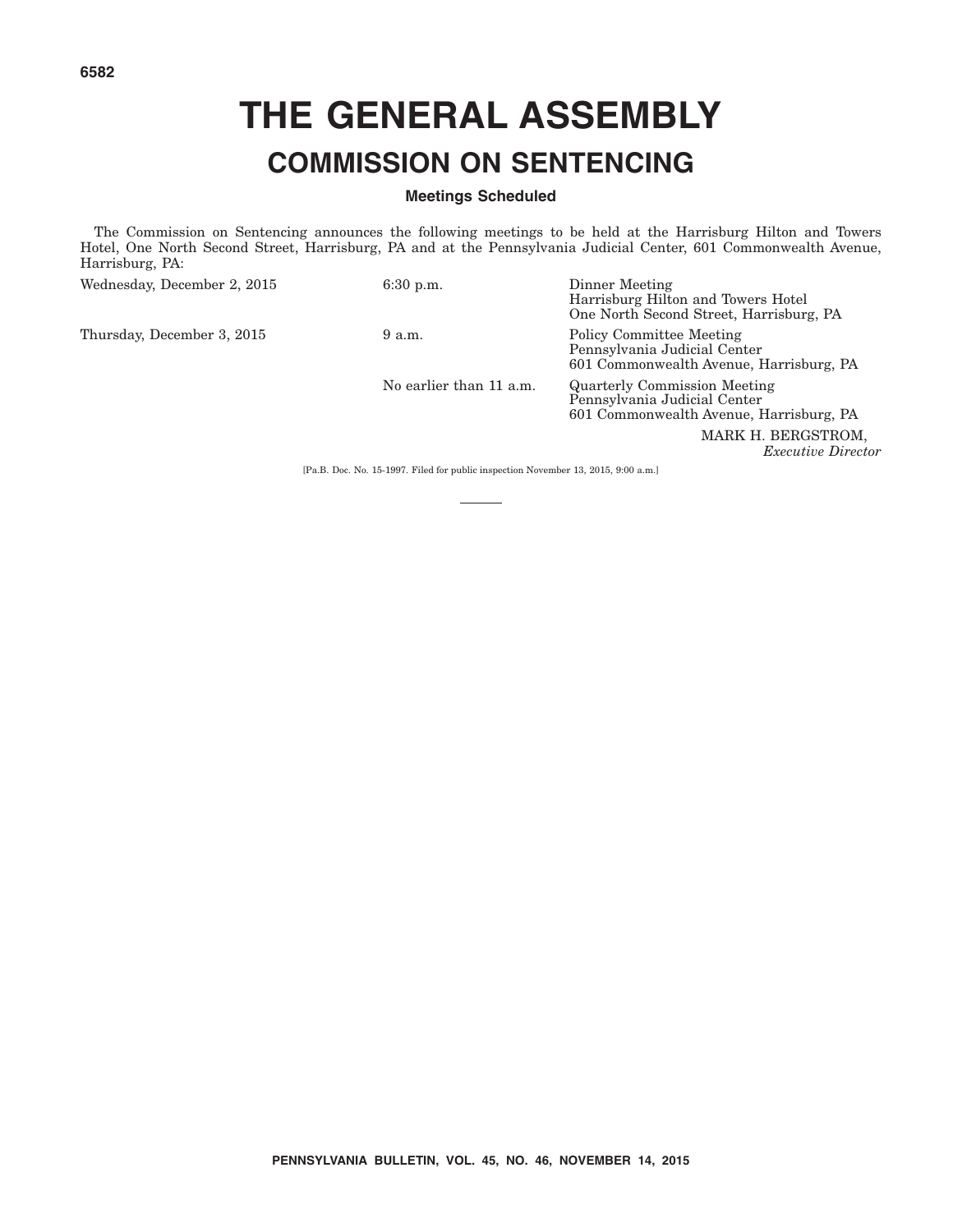# THE GENERAL ASSEMBLY

## COMMISSION ON SENTENCING

### Meetings Scheduled

The Commission on Sentencing announces the following meetings to be held at the Harrisburg Hilton and Towers Hotel, One North Second Street, Harrisburg, PA and at the Pennsylvania Judicial Center, 601 Commonwealth Avenue, Harrisburg, PA:

| | | |
|---|---|---|
| Wednesday, December 2, 2015 | 6:30 p.m. | Dinner Meeting<br>Harrisburg Hilton and Towers Hotel<br>One North Second Street, Harrisburg, PA |
| Thursday, December 3, 2015 | 9 a.m. | Policy Committee Meeting<br>Pennsylvania Judicial Center<br>601 Commonwealth Avenue, Harrisburg, PA |
| | No earlier than 11 a.m. | Quarterly Commission Meeting<br>Pennsylvania Judicial Center<br>601 Commonwealth Avenue, Harrisburg, PA |

MARK H. BERGSTROM,
*Executive Director*

[Pa.B. Doc. No. 15-1997. Filed for public inspection November 13, 2015, 9:00 a.m.]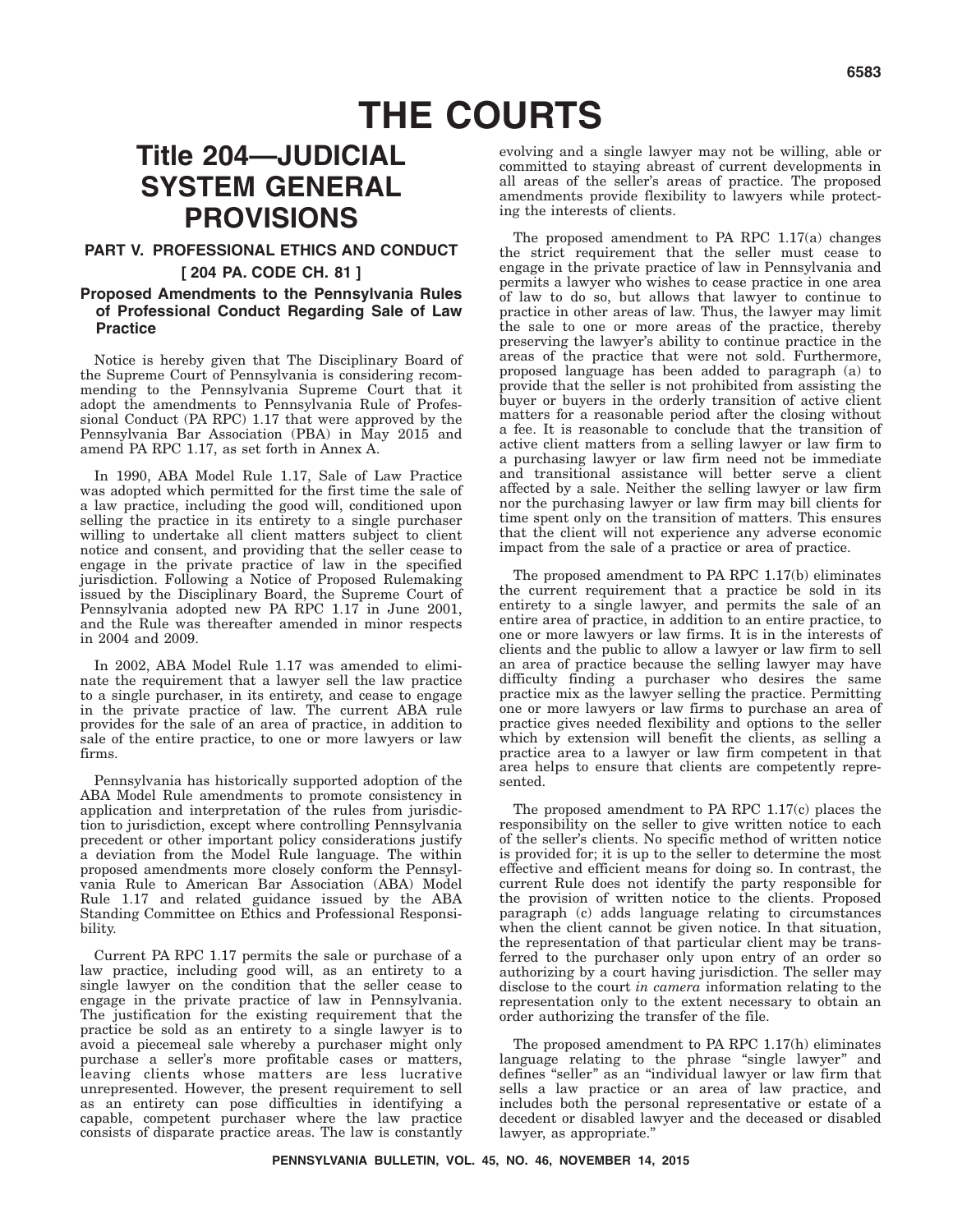# THE COURTS

## Title 204—JUDICIAL SYSTEM GENERAL PROVISIONS

### PART V. PROFESSIONAL ETHICS AND CONDUCT

### [ 204 PA. CODE CH. 81 ]

### Proposed Amendments to the Pennsylvania Rules of Professional Conduct Regarding Sale of Law Practice

Notice is hereby given that The Disciplinary Board of the Supreme Court of Pennsylvania is considering recommending to the Pennsylvania Supreme Court that it adopt the amendments to Pennsylvania Rule of Professional Conduct (PA RPC) 1.17 that were approved by the Pennsylvania Bar Association (PBA) in May 2015 and amend PA RPC 1.17, as set forth in Annex A.

In 1990, ABA Model Rule 1.17, Sale of Law Practice was adopted which permitted for the first time the sale of a law practice, including the good will, conditioned upon selling the practice in its entirety to a single purchaser willing to undertake all client matters subject to client notice and consent, and providing that the seller cease to engage in the private practice of law in the specified jurisdiction. Following a Notice of Proposed Rulemaking issued by the Disciplinary Board, the Supreme Court of Pennsylvania adopted new PA RPC 1.17 in June 2001, and the Rule was thereafter amended in minor respects in 2004 and 2009.

In 2002, ABA Model Rule 1.17 was amended to eliminate the requirement that a lawyer sell the law practice to a single purchaser, in its entirety, and cease to engage in the private practice of law. The current ABA rule provides for the sale of an area of practice, in addition to sale of the entire practice, to one or more lawyers or law firms.

Pennsylvania has historically supported adoption of the ABA Model Rule amendments to promote consistency in application and interpretation of the rules from jurisdiction to jurisdiction, except where controlling Pennsylvania precedent or other important policy considerations justify a deviation from the Model Rule language. The within proposed amendments more closely conform the Pennsylvania Rule to American Bar Association (ABA) Model Rule 1.17 and related guidance issued by the ABA Standing Committee on Ethics and Professional Responsibility.

Current PA RPC 1.17 permits the sale or purchase of a law practice, including good will, as an entirety to a single lawyer on the condition that the seller cease to engage in the private practice of law in Pennsylvania. The justification for the existing requirement that the practice be sold as an entirety to a single lawyer is to avoid a piecemeal sale whereby a purchaser might only purchase a seller's more profitable cases or matters, leaving clients whose matters are less lucrative unrepresented. However, the present requirement to sell as an entirety can pose difficulties in identifying a capable, competent purchaser where the law practice consists of disparate practice areas. The law is constantly evolving and a single lawyer may not be willing, able or committed to staying abreast of current developments in all areas of the seller's areas of practice. The proposed amendments provide flexibility to lawyers while protecting the interests of clients.

The proposed amendment to PA RPC 1.17(a) changes the strict requirement that the seller must cease to engage in the private practice of law in Pennsylvania and permits a lawyer who wishes to cease practice in one area of law to do so, but allows that lawyer to continue to practice in other areas of law. Thus, the lawyer may limit the sale to one or more areas of the practice, thereby preserving the lawyer's ability to continue practice in the areas of the practice that were not sold. Furthermore, proposed language has been added to paragraph (a) to provide that the seller is not prohibited from assisting the buyer or buyers in the orderly transition of active client matters for a reasonable period after the closing without a fee. It is reasonable to conclude that the transition of active client matters from a selling lawyer or law firm to a purchasing lawyer or law firm need not be immediate and transitional assistance will better serve a client affected by a sale. Neither the selling lawyer or law firm nor the purchasing lawyer or law firm may bill clients for time spent only on the transition of matters. This ensures that the client will not experience any adverse economic impact from the sale of a practice or area of practice.

The proposed amendment to PA RPC 1.17(b) eliminates the current requirement that a practice be sold in its entirety to a single lawyer, and permits the sale of an entire area of practice, in addition to an entire practice, to one or more lawyers or law firms. It is in the interests of clients and the public to allow a lawyer or law firm to sell an area of practice because the selling lawyer may have difficulty finding a purchaser who desires the same practice mix as the lawyer selling the practice. Permitting one or more lawyers or law firms to purchase an area of practice gives needed flexibility and options to the seller which by extension will benefit the clients, as selling a practice area to a lawyer or law firm competent in that area helps to ensure that clients are competently represented.

The proposed amendment to PA RPC 1.17(c) places the responsibility on the seller to give written notice to each of the seller's clients. No specific method of written notice is provided for; it is up to the seller to determine the most effective and efficient means for doing so. In contrast, the current Rule does not identify the party responsible for the provision of written notice to the clients. Proposed paragraph (c) adds language relating to circumstances when the client cannot be given notice. In that situation, the representation of that particular client may be transferred to the purchaser only upon entry of an order so authorizing by a court having jurisdiction. The seller may disclose to the court *in camera* information relating to the representation only to the extent necessary to obtain an order authorizing the transfer of the file.

The proposed amendment to PA RPC 1.17(h) eliminates language relating to the phrase "single lawyer" and defines "seller" as an "individual lawyer or law firm that sells a law practice or an area of law practice, and includes both the personal representative or estate of a decedent or disabled lawyer and the deceased or disabled lawyer, as appropriate."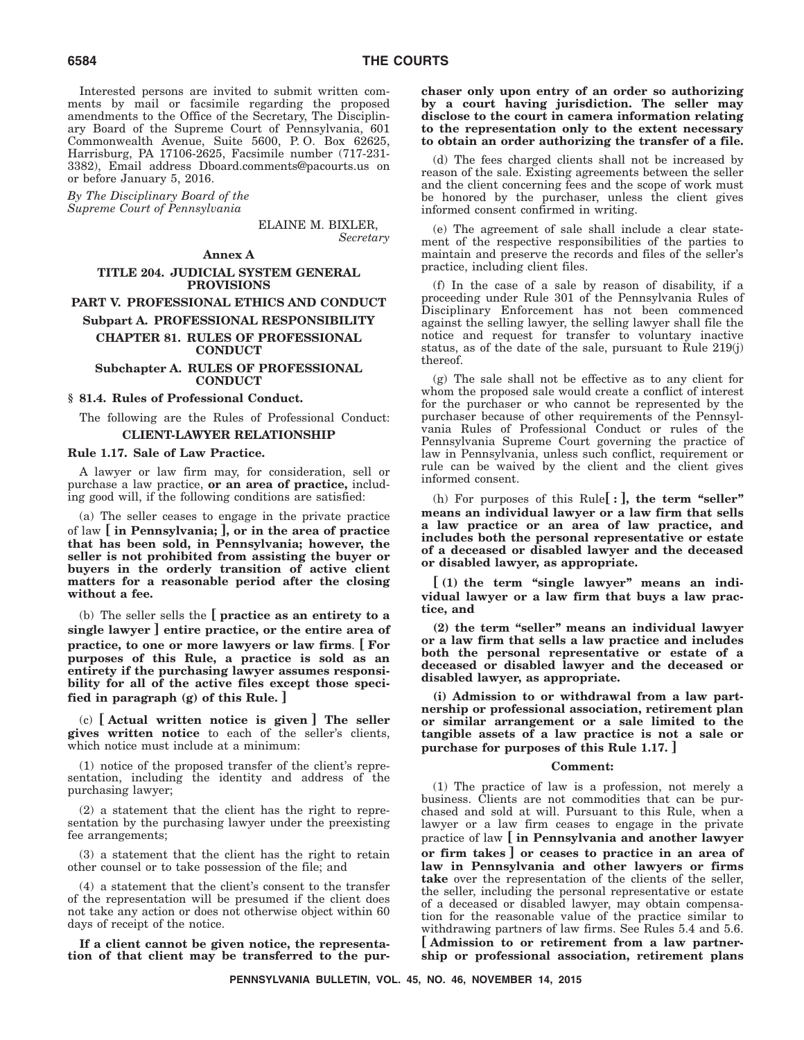Interested persons are invited to submit written comments by mail or facsimile regarding the proposed amendments to the Office of the Secretary, The Disciplinary Board of the Supreme Court of Pennsylvania, 601 Commonwealth Avenue, Suite 5600, P. O. Box 62625, Harrisburg, PA 17106-2625, Facsimile number (717-231-3382), Email address Dboard.comments@pacourts.us on or before January 5, 2016.

*By The Disciplinary Board of the Supreme Court of Pennsylvania*

ELAINE M. BIXLER,
*Secretary*

**Annex A**

**TITLE 204. JUDICIAL SYSTEM GENERAL PROVISIONS**

**PART V. PROFESSIONAL ETHICS AND CONDUCT**

**Subpart A. PROFESSIONAL RESPONSIBILITY**

**CHAPTER 81. RULES OF PROFESSIONAL CONDUCT**

**Subchapter A. RULES OF PROFESSIONAL CONDUCT**

**§ 81.4. Rules of Professional Conduct.**

The following are the Rules of Professional Conduct:

**CLIENT-LAWYER RELATIONSHIP**

**Rule 1.17. Sale of Law Practice.**

A lawyer or law firm may, for consideration, sell or purchase a law practice, **or an area of practice,** including good will, if the following conditions are satisfied:

(a) The seller ceases to engage in the private practice of law **[ in Pennsylvania; ], or in the area of practice that has been sold, in Pennsylvania; however, the seller is not prohibited from assisting the buyer or buyers in the orderly transition of active client matters for a reasonable period after the closing without a fee.**

(b) The seller sells the **[ practice as an entirety to a single lawyer ] entire practice, or the entire area of practice, to one or more lawyers or law firms**. **[ For purposes of this Rule, a practice is sold as an entirety if the purchasing lawyer assumes responsibility for all of the active files except those specified in paragraph (g) of this Rule. ]**

(c) **[ Actual written notice is given ] The seller gives written notice** to each of the seller's clients, which notice must include at a minimum:

(1) notice of the proposed transfer of the client's representation, including the identity and address of the purchasing lawyer;

(2) a statement that the client has the right to representation by the purchasing lawyer under the preexisting fee arrangements;

(3) a statement that the client has the right to retain other counsel or to take possession of the file; and

(4) a statement that the client's consent to the transfer of the representation will be presumed if the client does not take any action or does not otherwise object within 60 days of receipt of the notice.

**If a client cannot be given notice, the representation of that client may be transferred to the purchaser only upon entry of an order so authorizing by a court having jurisdiction. The seller may disclose to the court in camera information relating to the representation only to the extent necessary to obtain an order authorizing the transfer of a file.**

(d) The fees charged clients shall not be increased by reason of the sale. Existing agreements between the seller and the client concerning fees and the scope of work must be honored by the purchaser, unless the client gives informed consent confirmed in writing.

(e) The agreement of sale shall include a clear statement of the respective responsibilities of the parties to maintain and preserve the records and files of the seller's practice, including client files.

(f) In the case of a sale by reason of disability, if a proceeding under Rule 301 of the Pennsylvania Rules of Disciplinary Enforcement has not been commenced against the selling lawyer, the selling lawyer shall file the notice and request for transfer to voluntary inactive status, as of the date of the sale, pursuant to Rule 219(j) thereof.

(g) The sale shall not be effective as to any client for whom the proposed sale would create a conflict of interest for the purchaser or who cannot be represented by the purchaser because of other requirements of the Pennsylvania Rules of Professional Conduct or rules of the Pennsylvania Supreme Court governing the practice of law in Pennsylvania, unless such conflict, requirement or rule can be waived by the client and the client gives informed consent.

(h) For purposes of this Rule**[ : ], the term "seller" means an individual lawyer or a law firm that sells a law practice or an area of law practice, and includes both the personal representative or estate of a deceased or disabled lawyer and the deceased or disabled lawyer, as appropriate.**

**[ (1) the term "single lawyer" means an individual lawyer or a law firm that buys a law practice, and**

**(2) the term "seller" means an individual lawyer or a law firm that sells a law practice and includes both the personal representative or estate of a deceased or disabled lawyer and the deceased or disabled lawyer, as appropriate.**

**(i) Admission to or withdrawal from a law partnership or professional association, retirement plan or similar arrangement or a sale limited to the tangible assets of a law practice is not a sale or purchase for purposes of this Rule 1.17. ]**

**Comment:**

(1) The practice of law is a profession, not merely a business. Clients are not commodities that can be purchased and sold at will. Pursuant to this Rule, when a lawyer or a law firm ceases to engage in the private practice of law **[ in Pennsylvania and another lawyer or firm takes ] or ceases to practice in an area of law in Pennsylvania and other lawyers or firms take** over the representation of the clients of the seller, the seller, including the personal representative or estate of a deceased or disabled lawyer, may obtain compensation for the reasonable value of the practice similar to withdrawing partners of law firms. See Rules 5.4 and 5.6. **[ Admission to or retirement from a law partnership or professional association, retirement plans**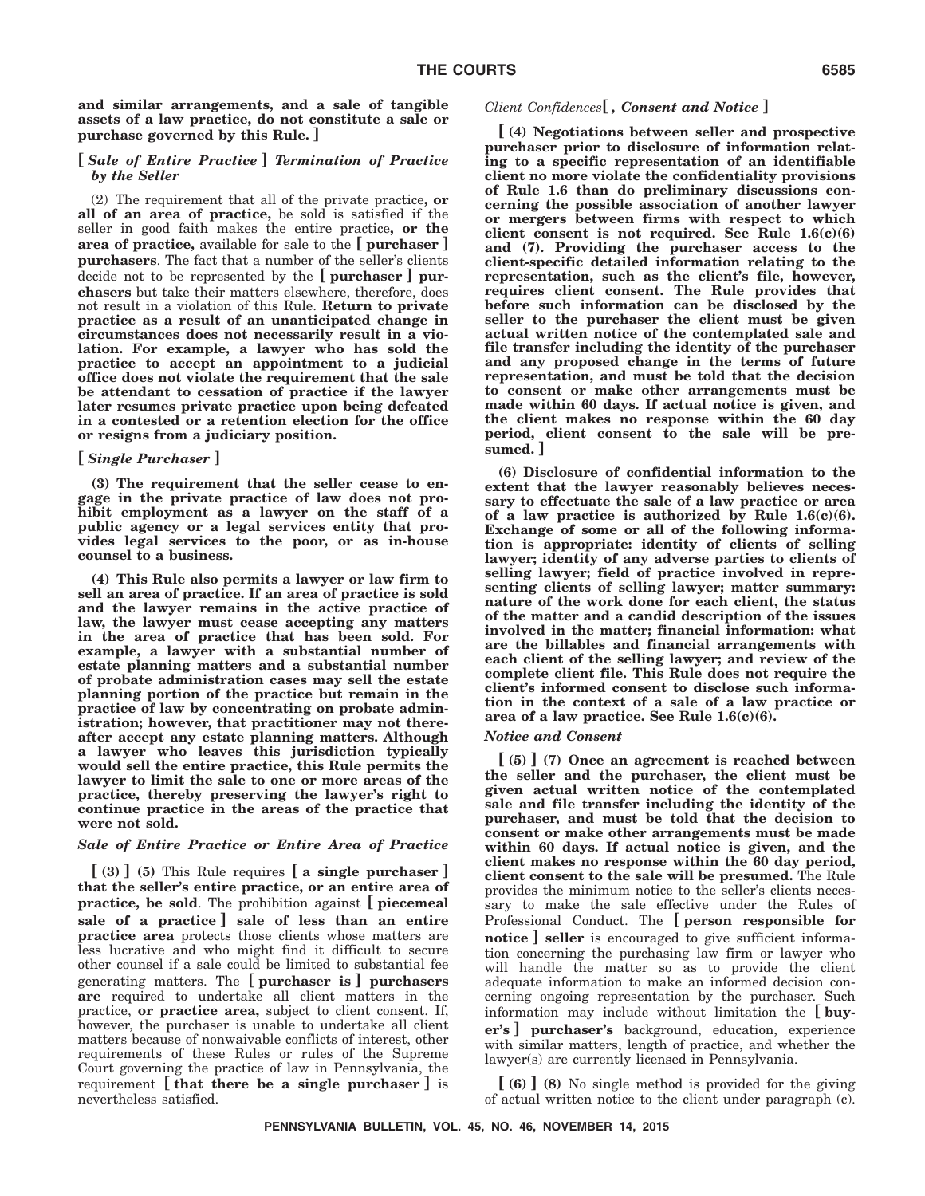**and similar arrangements, and a sale of tangible assets of a law practice, do not constitute a sale or purchase governed by this Rule. ]**

**[** *Sale of Entire Practice* **]** *Termination of Practice by the Seller*

(2) The requirement that all of the private practice**, or all of an area of practice,** be sold is satisfied if the seller in good faith makes the entire practice**, or the area of practice,** available for sale to the **[ purchaser ] purchasers**. The fact that a number of the seller's clients decide not to be represented by the **[ purchaser ] purchasers** but take their matters elsewhere, therefore, does not result in a violation of this Rule. **Return to private practice as a result of an unanticipated change in circumstances does not necessarily result in a violation. For example, a lawyer who has sold the practice to accept an appointment to a judicial office does not violate the requirement that the sale be attendant to cessation of practice if the lawyer later resumes private practice upon being defeated in a contested or a retention election for the office or resigns from a judiciary position.**

**[** *Single Purchaser* **]**

**(3) The requirement that the seller cease to engage in the private practice of law does not prohibit employment as a lawyer on the staff of a public agency or a legal services entity that provides legal services to the poor, or as in-house counsel to a business.**

**(4) This Rule also permits a lawyer or law firm to sell an area of practice. If an area of practice is sold and the lawyer remains in the active practice of law, the lawyer must cease accepting any matters in the area of practice that has been sold. For example, a lawyer with a substantial number of estate planning matters and a substantial number of probate administration cases may sell the estate planning portion of the practice but remain in the practice of law by concentrating on probate administration; however, that practitioner may not thereafter accept any estate planning matters. Although a lawyer who leaves this jurisdiction typically would sell the entire practice, this Rule permits the lawyer to limit the sale to one or more areas of the practice, thereby preserving the lawyer's right to continue practice in the areas of the practice that were not sold.**

***Sale of Entire Practice or Entire Area of Practice***

**[ (3) ] (5)** This Rule requires **[ a single purchaser ] that the seller's entire practice, or an entire area of practice, be sold**. The prohibition against **[ piecemeal sale of a practice ] sale of less than an entire practice area** protects those clients whose matters are less lucrative and who might find it difficult to secure other counsel if a sale could be limited to substantial fee generating matters. The **[ purchaser is ] purchasers are** required to undertake all client matters in the practice, **or practice area,** subject to client consent. If, however, the purchaser is unable to undertake all client matters because of nonwaivable conflicts of interest, other requirements of these Rules or rules of the Supreme Court governing the practice of law in Pennsylvania, the requirement **[ that there be a single purchaser ]** is nevertheless satisfied.

*Client Confidences***[ ,** ***Consent and Notice*** **]**

**[ (4) Negotiations between seller and prospective purchaser prior to disclosure of information relating to a specific representation of an identifiable client no more violate the confidentiality provisions of Rule 1.6 than do preliminary discussions concerning the possible association of another lawyer or mergers between firms with respect to which client consent is not required. See Rule 1.6(c)(6) and (7). Providing the purchaser access to the client-specific detailed information relating to the representation, such as the client's file, however, requires client consent. The Rule provides that before such information can be disclosed by the seller to the purchaser the client must be given actual written notice of the contemplated sale and file transfer including the identity of the purchaser and any proposed change in the terms of future representation, and must be told that the decision to consent or make other arrangements must be made within 60 days. If actual notice is given, and the client makes no response within the 60 day period, client consent to the sale will be presumed. ]**

**(6) Disclosure of confidential information to the extent that the lawyer reasonably believes necessary to effectuate the sale of a law practice or area of a law practice is authorized by Rule 1.6(c)(6). Exchange of some or all of the following information is appropriate: identity of clients of selling lawyer; identity of any adverse parties to clients of selling lawyer; field of practice involved in representing clients of selling lawyer; matter summary: nature of the work done for each client, the status of the matter and a candid description of the issues involved in the matter; financial information: what are the billables and financial arrangements with each client of the selling lawyer; and review of the complete client file. This Rule does not require the client's informed consent to disclose such information in the context of a sale of a law practice or area of a law practice. See Rule 1.6(c)(6).**

***Notice and Consent***

**[ (5) ] (7) Once an agreement is reached between the seller and the purchaser, the client must be given actual written notice of the contemplated sale and file transfer including the identity of the purchaser, and must be told that the decision to consent or make other arrangements must be made within 60 days. If actual notice is given, and the client makes no response within the 60 day period, client consent to the sale will be presumed.** The Rule provides the minimum notice to the seller's clients necessary to make the sale effective under the Rules of Professional Conduct. The **[ person responsible for notice ] seller** is encouraged to give sufficient information concerning the purchasing law firm or lawyer who will handle the matter so as to provide the client adequate information to make an informed decision concerning ongoing representation by the purchaser. Such information may include without limitation the **[ buyer's ] purchaser's** background, education, experience with similar matters, length of practice, and whether the lawyer(s) are currently licensed in Pennsylvania.

**[ (6) ] (8)** No single method is provided for the giving of actual written notice to the client under paragraph (c).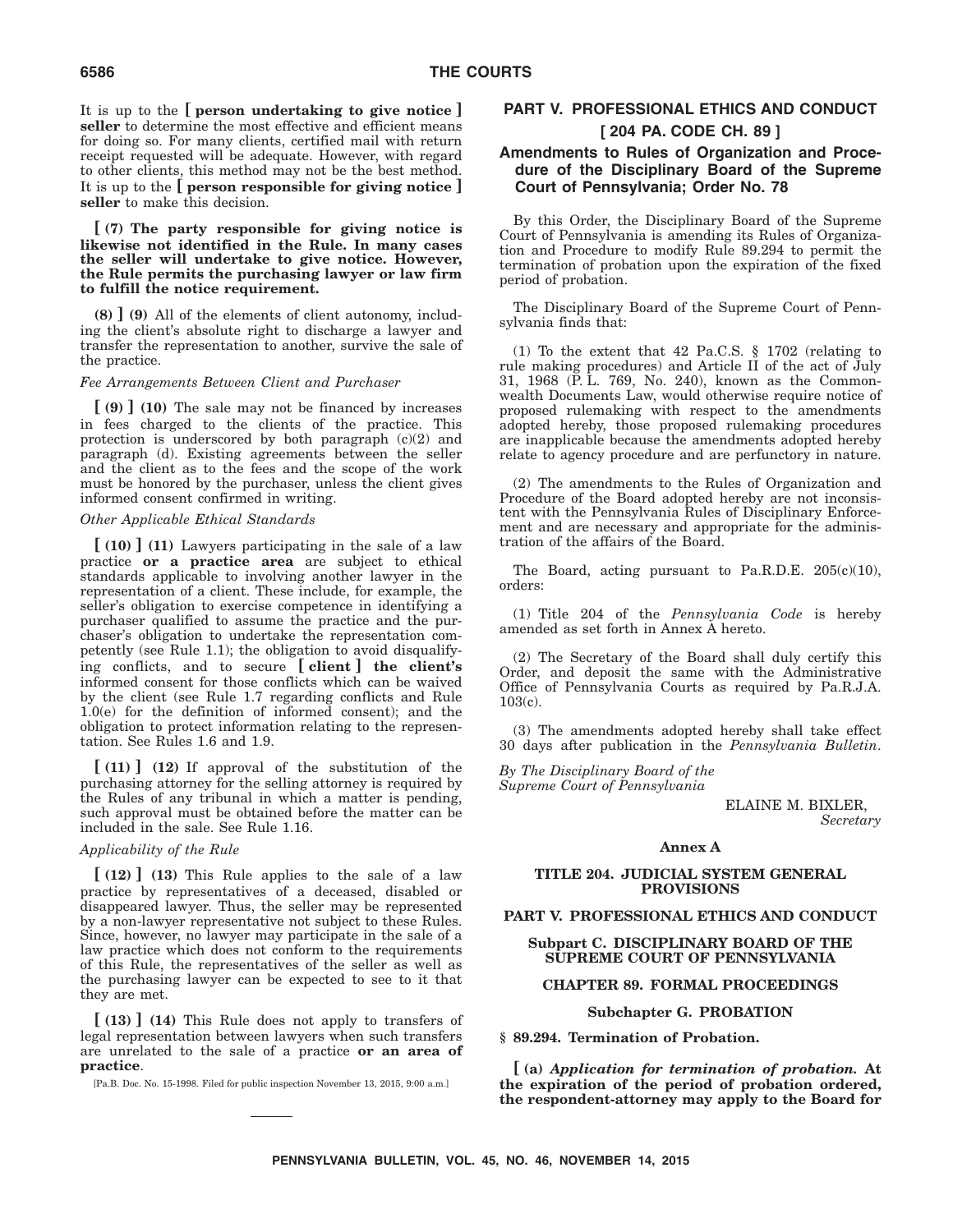It is up to the **[ person undertaking to give notice ]** **seller** to determine the most effective and efficient means for doing so. For many clients, certified mail with return receipt requested will be adequate. However, with regard to other clients, this method may not be the best method. It is up to the **[ person responsible for giving notice ]** **seller** to make this decision.

**[ (7) The party responsible for giving notice is likewise not identified in the Rule. In many cases the seller will undertake to give notice. However, the Rule permits the purchasing lawyer or law firm to fulfill the notice requirement.**

**(8) ] (9)** All of the elements of client autonomy, including the client's absolute right to discharge a lawyer and transfer the representation to another, survive the sale of the practice.

*Fee Arrangements Between Client and Purchaser*

**[ (9) ] (10)** The sale may not be financed by increases in fees charged to the clients of the practice. This protection is underscored by both paragraph (c)(2) and paragraph (d). Existing agreements between the seller and the client as to the fees and the scope of the work must be honored by the purchaser, unless the client gives informed consent confirmed in writing.

*Other Applicable Ethical Standards*

**[ (10) ] (11)** Lawyers participating in the sale of a law practice **or a practice area** are subject to ethical standards applicable to involving another lawyer in the representation of a client. These include, for example, the seller's obligation to exercise competence in identifying a purchaser qualified to assume the practice and the purchaser's obligation to undertake the representation competently (see Rule 1.1); the obligation to avoid disqualifying conflicts, and to secure **[ client ] the client's** informed consent for those conflicts which can be waived by the client (see Rule 1.7 regarding conflicts and Rule 1.0(e) for the definition of informed consent); and the obligation to protect information relating to the representation. See Rules 1.6 and 1.9.

**[ (11) ] (12)** If approval of the substitution of the purchasing attorney for the selling attorney is required by the Rules of any tribunal in which a matter is pending, such approval must be obtained before the matter can be included in the sale. See Rule 1.16.

*Applicability of the Rule*

**[ (12) ] (13)** This Rule applies to the sale of a law practice by representatives of a deceased, disabled or disappeared lawyer. Thus, the seller may be represented by a non-lawyer representative not subject to these Rules. Since, however, no lawyer may participate in the sale of a law practice which does not conform to the requirements of this Rule, the representatives of the seller as well as the purchasing lawyer can be expected to see to it that they are met.

**[ (13) ] (14)** This Rule does not apply to transfers of legal representation between lawyers when such transfers are unrelated to the sale of a practice **or an area of practice**.

[Pa.B. Doc. No. 15-1998. Filed for public inspection November 13, 2015, 9:00 a.m.]

## PART V. PROFESSIONAL ETHICS AND CONDUCT

## [ 204 PA. CODE CH. 89 ]

### Amendments to Rules of Organization and Procedure of the Disciplinary Board of the Supreme Court of Pennsylvania; Order No. 78

By this Order, the Disciplinary Board of the Supreme Court of Pennsylvania is amending its Rules of Organization and Procedure to modify Rule 89.294 to permit the termination of probation upon the expiration of the fixed period of probation.

The Disciplinary Board of the Supreme Court of Pennsylvania finds that:

(1) To the extent that 42 Pa.C.S. § 1702 (relating to rule making procedures) and Article II of the act of July 31, 1968 (P. L. 769, No. 240), known as the Commonwealth Documents Law, would otherwise require notice of proposed rulemaking with respect to the amendments adopted hereby, those proposed rulemaking procedures are inapplicable because the amendments adopted hereby relate to agency procedure and are perfunctory in nature.

(2) The amendments to the Rules of Organization and Procedure of the Board adopted hereby are not inconsistent with the Pennsylvania Rules of Disciplinary Enforcement and are necessary and appropriate for the administration of the affairs of the Board.

The Board, acting pursuant to Pa.R.D.E. 205(c)(10), orders:

(1) Title 204 of the *Pennsylvania Code* is hereby amended as set forth in Annex A hereto.

(2) The Secretary of the Board shall duly certify this Order, and deposit the same with the Administrative Office of Pennsylvania Courts as required by Pa.R.J.A. 103(c).

(3) The amendments adopted hereby shall take effect 30 days after publication in the *Pennsylvania Bulletin*.

*By The Disciplinary Board of the Supreme Court of Pennsylvania*

ELAINE M. BIXLER,
*Secretary*

**Annex A**

**TITLE 204. JUDICIAL SYSTEM GENERAL PROVISIONS**

**PART V. PROFESSIONAL ETHICS AND CONDUCT**

**Subpart C. DISCIPLINARY BOARD OF THE SUPREME COURT OF PENNSYLVANIA**

**CHAPTER 89. FORMAL PROCEEDINGS**

**Subchapter G. PROBATION**

**§ 89.294. Termination of Probation.**

**[ (a)** ***Application for termination of probation.*** **At the expiration of the period of probation ordered, the respondent-attorney may apply to the Board for**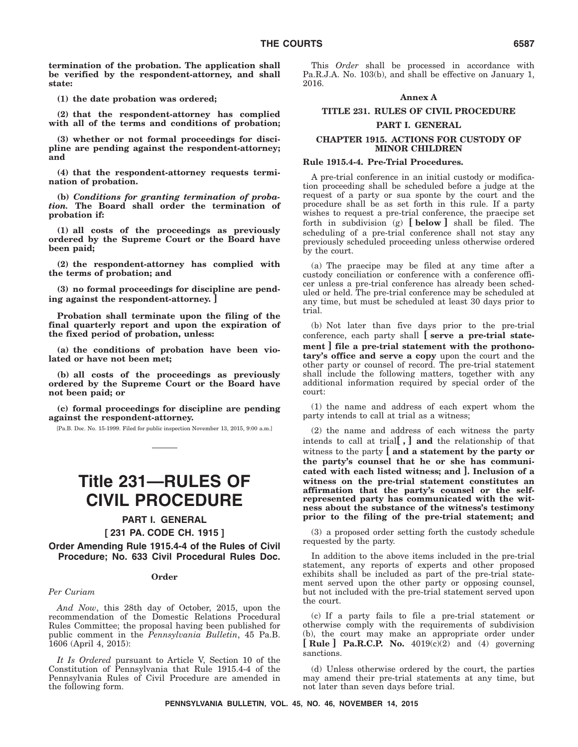**termination of the probation. The application shall be verified by the respondent-attorney, and shall state:**

**(1) the date probation was ordered;**

**(2) that the respondent-attorney has complied with all of the terms and conditions of probation;**

**(3) whether or not formal proceedings for discipline are pending against the respondent-attorney; and**

**(4) that the respondent-attorney requests termination of probation.**

**(b)** ***Conditions for granting termination of probation.*** **The Board shall order the termination of probation if:**

**(1) all costs of the proceedings as previously ordered by the Supreme Court or the Board have been paid;**

**(2) the respondent-attorney has complied with the terms of probation; and**

**(3) no formal proceedings for discipline are pending against the respondent-attorney. ]**

**Probation shall terminate upon the filing of the final quarterly report and upon the expiration of the fixed period of probation, unless:**

**(a) the conditions of probation have been violated or have not been met;**

**(b) all costs of the proceedings as previously ordered by the Supreme Court or the Board have not been paid; or**

**(c) formal proceedings for discipline are pending against the respondent-attorney.**

[Pa.B. Doc. No. 15-1999. Filed for public inspection November 13, 2015, 9:00 a.m.]

---

# Title 231—RULES OF CIVIL PROCEDURE

## PART I. GENERAL

## [ 231 PA. CODE CH. 1915 ]

## Order Amending Rule 1915.4-4 of the Rules of Civil Procedure; No. 633 Civil Procedural Rules Doc.

### Order

*Per Curiam*

*And Now*, this 28th day of October, 2015, upon the recommendation of the Domestic Relations Procedural Rules Committee; the proposal having been published for public comment in the *Pennsylvania Bulletin*, 45 Pa.B. 1606 (April 4, 2015):

*It Is Ordered* pursuant to Article V, Section 10 of the Constitution of Pennsylvania that Rule 1915.4-4 of the Pennsylvania Rules of Civil Procedure are amended in the following form.

This *Order* shall be processed in accordance with Pa.R.J.A. No. 103(b), and shall be effective on January 1, 2016.

### Annex A

### TITLE 231. RULES OF CIVIL PROCEDURE

### PART I. GENERAL

### CHAPTER 1915. ACTIONS FOR CUSTODY OF MINOR CHILDREN

**Rule 1915.4-4. Pre-Trial Procedures.**

A pre-trial conference in an initial custody or modification proceeding shall be scheduled before a judge at the request of a party or sua sponte by the court and the procedure shall be as set forth in this rule. If a party wishes to request a pre-trial conference, the praecipe set forth in subdivision (g) **[ below ]** shall be filed. The scheduling of a pre-trial conference shall not stay any previously scheduled proceeding unless otherwise ordered by the court.

(a) The praecipe may be filed at any time after a custody conciliation or conference with a conference officer unless a pre-trial conference has already been scheduled or held. The pre-trial conference may be scheduled at any time, but must be scheduled at least 30 days prior to trial.

(b) Not later than five days prior to the pre-trial conference, each party shall **[ serve a pre-trial statement ] file a pre-trial statement with the prothonotary's office and serve a copy** upon the court and the other party or counsel of record. The pre-trial statement shall include the following matters, together with any additional information required by special order of the court:

(1) the name and address of each expert whom the party intends to call at trial as a witness;

(2) the name and address of each witness the party intends to call at trial**[ , ] and** the relationship of that witness to the party **[ and a statement by the party or the party's counsel that he or she has communicated with each listed witness; and ]. Inclusion of a witness on the pre-trial statement constitutes an affirmation that the party's counsel or the self-represented party has communicated with the witness about the substance of the witness's testimony prior to the filing of the pre-trial statement; and**

(3) a proposed order setting forth the custody schedule requested by the party.

In addition to the above items included in the pre-trial statement, any reports of experts and other proposed exhibits shall be included as part of the pre-trial statement served upon the other party or opposing counsel, but not included with the pre-trial statement served upon the court.

(c) If a party fails to file a pre-trial statement or otherwise comply with the requirements of subdivision (b), the court may make an appropriate order under **[ Rule ] Pa.R.C.P. No.** 4019(c)(2) and (4) governing sanctions.

(d) Unless otherwise ordered by the court, the parties may amend their pre-trial statements at any time, but not later than seven days before trial.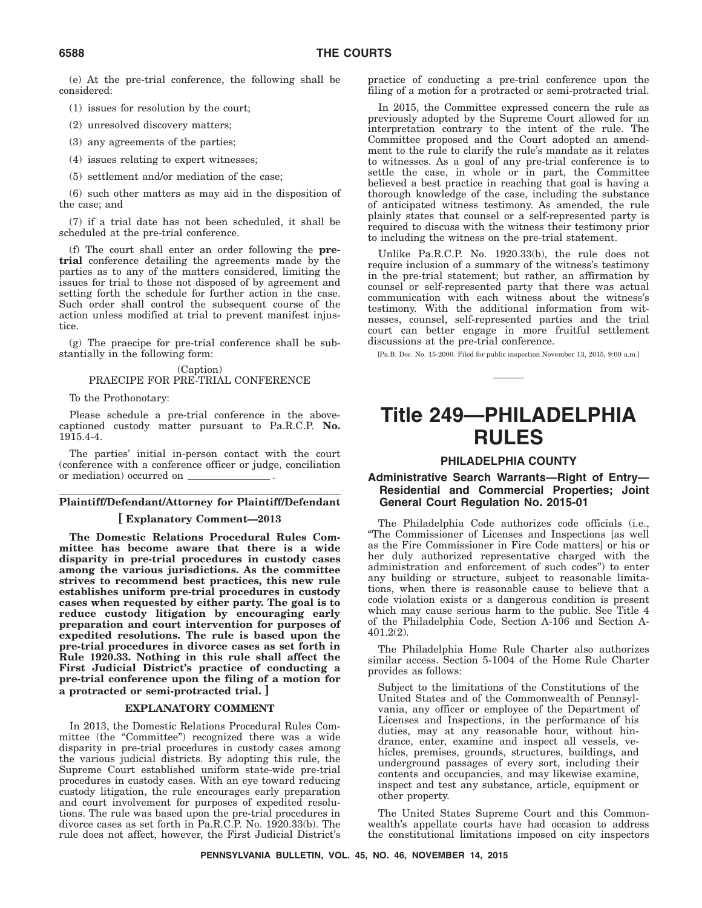(e) At the pre-trial conference, the following shall be considered:

(1) issues for resolution by the court;

(2) unresolved discovery matters;

(3) any agreements of the parties;

(4) issues relating to expert witnesses;

(5) settlement and/or mediation of the case;

(6) such other matters as may aid in the disposition of the case; and

(7) if a trial date has not been scheduled, it shall be scheduled at the pre-trial conference.

(f) The court shall enter an order following the **pre-trial** conference detailing the agreements made by the parties as to any of the matters considered, limiting the issues for trial to those not disposed of by agreement and setting forth the schedule for further action in the case. Such order shall control the subsequent course of the action unless modified at trial to prevent manifest injustice.

(g) The praecipe for pre-trial conference shall be substantially in the following form:

(Caption)
PRAECIPE FOR PRE-TRIAL CONFERENCE

To the Prothonotary:

Please schedule a pre-trial conference in the above-captioned custody matter pursuant to Pa.R.C.P. **No.** 1915.4-4.

The parties' initial in-person contact with the court (conference with a conference officer or judge, conciliation or mediation) occurred on \_\_\_\_\_\_\_\_\_\_\_\_\_\_ .

**Plaintiff/Defendant/Attorney for Plaintiff/Defendant**

**[ Explanatory Comment—2013**

**The Domestic Relations Procedural Rules Committee has become aware that there is a wide disparity in pre-trial procedures in custody cases among the various jurisdictions. As the committee strives to recommend best practices, this new rule establishes uniform pre-trial procedures in custody cases when requested by either party. The goal is to reduce custody litigation by encouraging early preparation and court intervention for purposes of expedited resolutions. The rule is based upon the pre-trial procedures in divorce cases as set forth in Rule 1920.33. Nothing in this rule shall affect the First Judicial District's practice of conducting a pre-trial conference upon the filing of a motion for a protracted or semi-protracted trial. ]**

**EXPLANATORY COMMENT**

In 2013, the Domestic Relations Procedural Rules Committee (the "Committee") recognized there was a wide disparity in pre-trial procedures in custody cases among the various judicial districts. By adopting this rule, the Supreme Court established uniform state-wide pre-trial procedures in custody cases. With an eye toward reducing custody litigation, the rule encourages early preparation and court involvement for purposes of expedited resolutions. The rule was based upon the pre-trial procedures in divorce cases as set forth in Pa.R.C.P. No. 1920.33(b). The rule does not affect, however, the First Judicial District's practice of conducting a pre-trial conference upon the filing of a motion for a protracted or semi-protracted trial.

In 2015, the Committee expressed concern the rule as previously adopted by the Supreme Court allowed for an interpretation contrary to the intent of the rule. The Committee proposed and the Court adopted an amendment to the rule to clarify the rule's mandate as it relates to witnesses. As a goal of any pre-trial conference is to settle the case, in whole or in part, the Committee believed a best practice in reaching that goal is having a thorough knowledge of the case, including the substance of anticipated witness testimony. As amended, the rule plainly states that counsel or a self-represented party is required to discuss with the witness their testimony prior to including the witness on the pre-trial statement.

Unlike Pa.R.C.P. No. 1920.33(b), the rule does not require inclusion of a summary of the witness's testimony in the pre-trial statement; but rather, an affirmation by counsel or self-represented party that there was actual communication with each witness about the witness's testimony. With the additional information from witnesses, counsel, self-represented parties and the trial court can better engage in more fruitful settlement discussions at the pre-trial conference.

[Pa.B. Doc. No. 15-2000. Filed for public inspection November 13, 2015, 9:00 a.m.]

# Title 249—PHILADELPHIA RULES

## PHILADELPHIA COUNTY

### Administrative Search Warrants—Right of Entry—Residential and Commercial Properties; Joint General Court Regulation No. 2015-01

The Philadelphia Code authorizes code officials (i.e., "The Commissioner of Licenses and Inspections [as well as the Fire Commissioner in Fire Code matters] or his or her duly authorized representative charged with the administration and enforcement of such codes") to enter any building or structure, subject to reasonable limitations, when there is reasonable cause to believe that a code violation exists or a dangerous condition is present which may cause serious harm to the public. See Title 4 of the Philadelphia Code, Section A-106 and Section A-401.2(2).

The Philadelphia Home Rule Charter also authorizes similar access. Section 5-1004 of the Home Rule Charter provides as follows:

> Subject to the limitations of the Constitutions of the United States and of the Commonwealth of Pennsylvania, any officer or employee of the Department of Licenses and Inspections, in the performance of his duties, may at any reasonable hour, without hindrance, enter, examine and inspect all vessels, vehicles, premises, grounds, structures, buildings, and underground passages of every sort, including their contents and occupancies, and may likewise examine, inspect and test any substance, article, equipment or other property.

The United States Supreme Court and this Commonwealth's appellate courts have had occasion to address the constitutional limitations imposed on city inspectors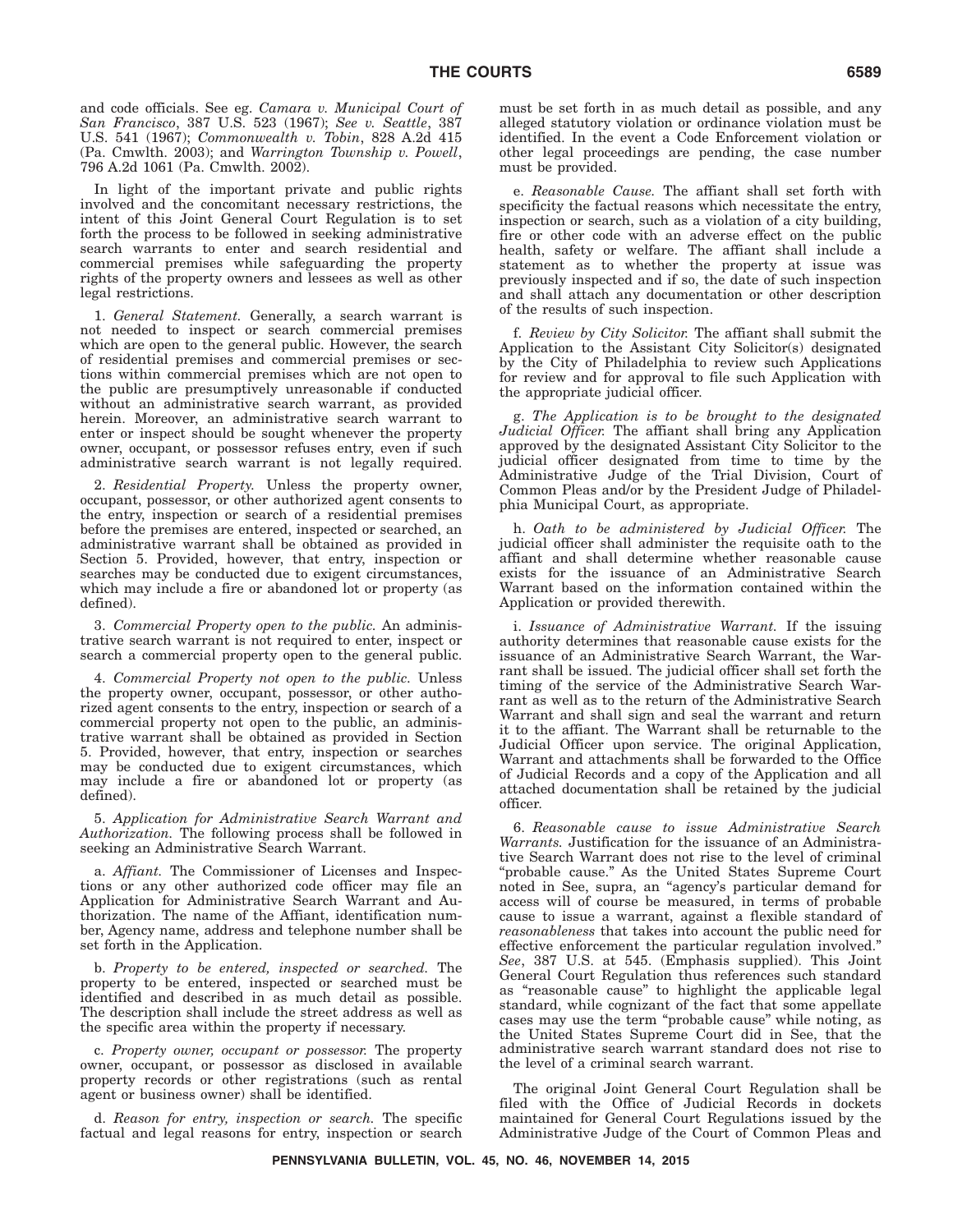and code officials. See eg. *Camara v. Municipal Court of San Francisco*, 387 U.S. 523 (1967); *See v. Seattle*, 387 U.S. 541 (1967); *Commonwealth v. Tobin*, 828 A.2d 415 (Pa. Cmwlth. 2003); and *Warrington Township v. Powell*, 796 A.2d 1061 (Pa. Cmwlth. 2002).

In light of the important private and public rights involved and the concomitant necessary restrictions, the intent of this Joint General Court Regulation is to set forth the process to be followed in seeking administrative search warrants to enter and search residential and commercial premises while safeguarding the property rights of the property owners and lessees as well as other legal restrictions.

1. *General Statement.* Generally, a search warrant is not needed to inspect or search commercial premises which are open to the general public. However, the search of residential premises and commercial premises or sections within commercial premises which are not open to the public are presumptively unreasonable if conducted without an administrative search warrant, as provided herein. Moreover, an administrative search warrant to enter or inspect should be sought whenever the property owner, occupant, or possessor refuses entry, even if such administrative search warrant is not legally required.

2. *Residential Property.* Unless the property owner, occupant, possessor, or other authorized agent consents to the entry, inspection or search of a residential premises before the premises are entered, inspected or searched, an administrative warrant shall be obtained as provided in Section 5. Provided, however, that entry, inspection or searches may be conducted due to exigent circumstances, which may include a fire or abandoned lot or property (as defined).

3. *Commercial Property open to the public.* An administrative search warrant is not required to enter, inspect or search a commercial property open to the general public.

4. *Commercial Property not open to the public.* Unless the property owner, occupant, possessor, or other authorized agent consents to the entry, inspection or search of a commercial property not open to the public, an administrative warrant shall be obtained as provided in Section 5. Provided, however, that entry, inspection or searches may be conducted due to exigent circumstances, which may include a fire or abandoned lot or property (as defined).

5. *Application for Administrative Search Warrant and Authorization.* The following process shall be followed in seeking an Administrative Search Warrant.

a. *Affiant.* The Commissioner of Licenses and Inspections or any other authorized code officer may file an Application for Administrative Search Warrant and Authorization. The name of the Affiant, identification number, Agency name, address and telephone number shall be set forth in the Application.

b. *Property to be entered, inspected or searched.* The property to be entered, inspected or searched must be identified and described in as much detail as possible. The description shall include the street address as well as the specific area within the property if necessary.

c. *Property owner, occupant or possessor.* The property owner, occupant, or possessor as disclosed in available property records or other registrations (such as rental agent or business owner) shall be identified.

d. *Reason for entry, inspection or search.* The specific factual and legal reasons for entry, inspection or search must be set forth in as much detail as possible, and any alleged statutory violation or ordinance violation must be identified. In the event a Code Enforcement violation or other legal proceedings are pending, the case number must be provided.

e. *Reasonable Cause.* The affiant shall set forth with specificity the factual reasons which necessitate the entry, inspection or search, such as a violation of a city building, fire or other code with an adverse effect on the public health, safety or welfare. The affiant shall include a statement as to whether the property at issue was previously inspected and if so, the date of such inspection and shall attach any documentation or other description of the results of such inspection.

f. *Review by City Solicitor.* The affiant shall submit the Application to the Assistant City Solicitor(s) designated by the City of Philadelphia to review such Applications for review and for approval to file such Application with the appropriate judicial officer.

g. *The Application is to be brought to the designated Judicial Officer.* The affiant shall bring any Application approved by the designated Assistant City Solicitor to the judicial officer designated from time to time by the Administrative Judge of the Trial Division, Court of Common Pleas and/or by the President Judge of Philadelphia Municipal Court, as appropriate.

h. *Oath to be administered by Judicial Officer.* The judicial officer shall administer the requisite oath to the affiant and shall determine whether reasonable cause exists for the issuance of an Administrative Search Warrant based on the information contained within the Application or provided therewith.

i. *Issuance of Administrative Warrant.* If the issuing authority determines that reasonable cause exists for the issuance of an Administrative Search Warrant, the Warrant shall be issued. The judicial officer shall set forth the timing of the service of the Administrative Search Warrant as well as to the return of the Administrative Search Warrant and shall sign and seal the warrant and return it to the affiant. The Warrant shall be returnable to the Judicial Officer upon service. The original Application, Warrant and attachments shall be forwarded to the Office of Judicial Records and a copy of the Application and all attached documentation shall be retained by the judicial officer.

6. *Reasonable cause to issue Administrative Search Warrants.* Justification for the issuance of an Administrative Search Warrant does not rise to the level of criminal "probable cause." As the United States Supreme Court noted in See, supra, an "agency's particular demand for access will of course be measured, in terms of probable cause to issue a warrant, against a flexible standard of *reasonableness* that takes into account the public need for effective enforcement the particular regulation involved." *See*, 387 U.S. at 545. (Emphasis supplied). This Joint General Court Regulation thus references such standard as "reasonable cause" to highlight the applicable legal standard, while cognizant of the fact that some appellate cases may use the term "probable cause" while noting, as the United States Supreme Court did in See, that the administrative search warrant standard does not rise to the level of a criminal search warrant.

The original Joint General Court Regulation shall be filed with the Office of Judicial Records in dockets maintained for General Court Regulations issued by the Administrative Judge of the Court of Common Pleas and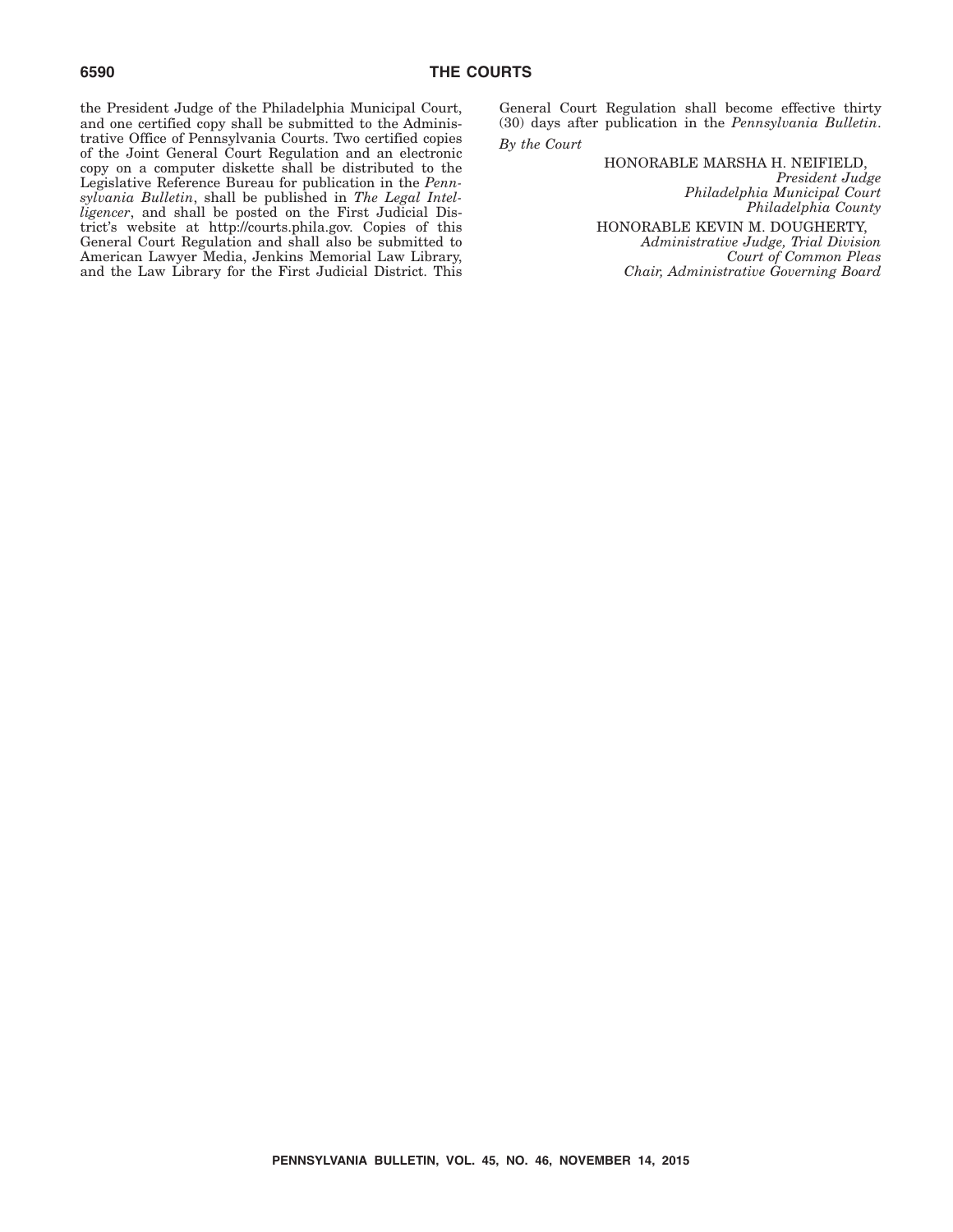the President Judge of the Philadelphia Municipal Court, and one certified copy shall be submitted to the Administrative Office of Pennsylvania Courts. Two certified copies of the Joint General Court Regulation and an electronic copy on a computer diskette shall be distributed to the Legislative Reference Bureau for publication in the *Pennsylvania Bulletin*, shall be published in *The Legal Intelligencer*, and shall be posted on the First Judicial District's website at http://courts.phila.gov. Copies of this General Court Regulation and shall also be submitted to American Lawyer Media, Jenkins Memorial Law Library, and the Law Library for the First Judicial District. This General Court Regulation shall become effective thirty (30) days after publication in the *Pennsylvania Bulletin*.

*By the Court*

HONORABLE MARSHA H. NEIFIELD,
*President Judge*
*Philadelphia Municipal Court*
*Philadelphia County*

HONORABLE KEVIN M. DOUGHERTY,
*Administrative Judge, Trial Division*
*Court of Common Pleas*
*Chair, Administrative Governing Board*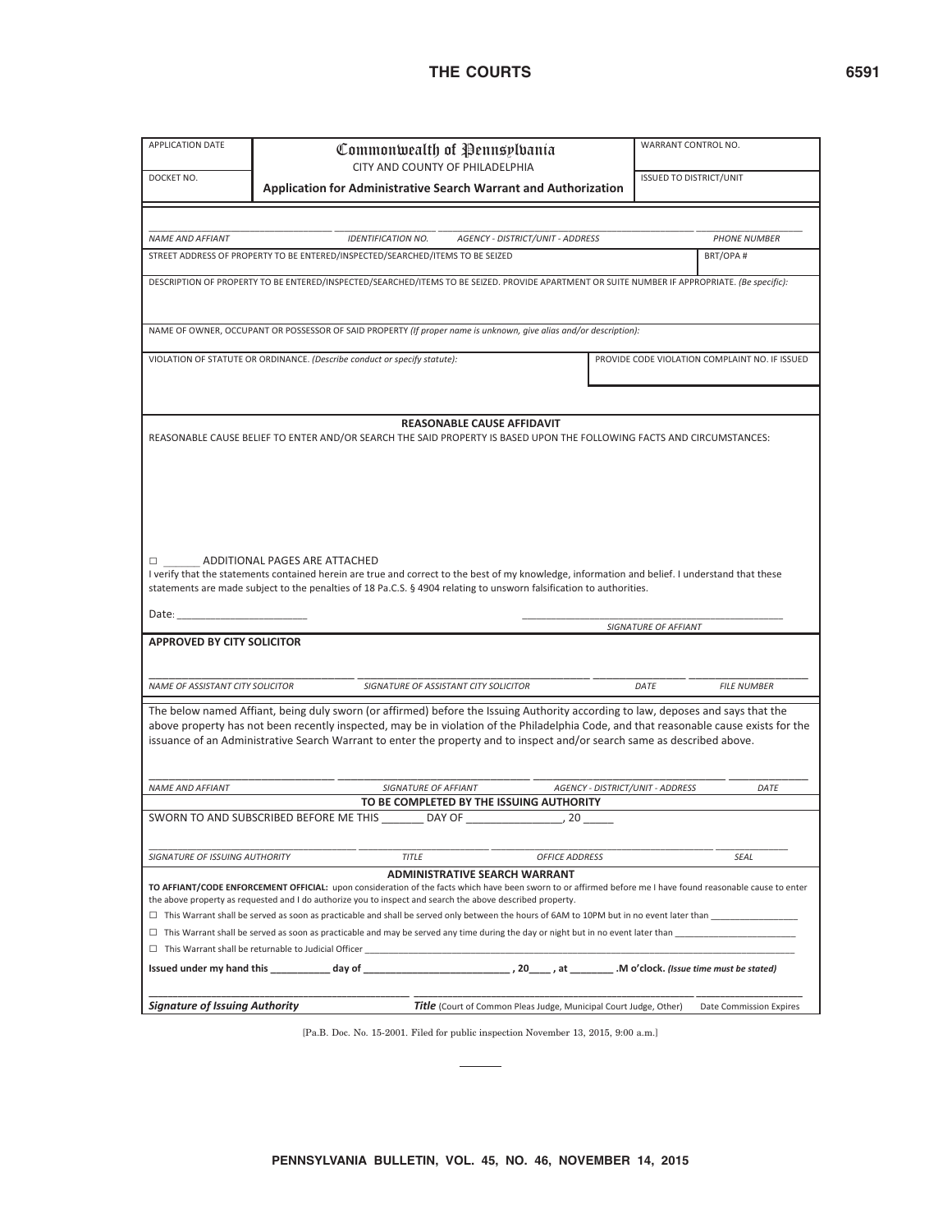| APPLICATION DATE | **Commonwealth of Pennsylvania** CITY AND COUNTY OF PHILADELPHIA | WARRANT CONTROL NO. |
|---|---|---|
| DOCKET NO. | **Application for Administrative Search Warrant and Authorization** | ISSUED TO DISTRICT/UNIT |

_____________________ _____________________ _____________________ _____________________

*NAME AND AFFIANT* | *IDENTIFICATION NO.* | *AGENCY - DISTRICT/UNIT - ADDRESS* | *PHONE NUMBER*

| STREET ADDRESS OF PROPERTY TO BE ENTERED/INSPECTED/SEARCHED/ITEMS TO BE SEIZED | BRT/OPA # |
|---|---|

DESCRIPTION OF PROPERTY TO BE ENTERED/INSPECTED/SEARCHED/ITEMS TO BE SEIZED. PROVIDE APARTMENT OR SUITE NUMBER IF APPROPRIATE. *(Be specific):*

NAME OF OWNER, OCCUPANT OR POSSESSOR OF SAID PROPERTY *(If proper name is unknown, give alias and/or description):*

| VIOLATION OF STATUTE OR ORDINANCE. *(Describe conduct or specify statute):* | PROVIDE CODE VIOLATION COMPLAINT NO. IF ISSUED |
|---|---|

**REASONABLE CAUSE AFFIDAVIT**

REASONABLE CAUSE BELIEF TO ENTER AND/OR SEARCH THE SAID PROPERTY IS BASED UPON THE FOLLOWING FACTS AND CIRCUMSTANCES:

☐ ______ ADDITIONAL PAGES ARE ATTACHED

I verify that the statements contained herein are true and correct to the best of my knowledge, information and belief. I understand that these statements are made subject to the penalties of 18 Pa.C.S. § 4904 relating to unsworn falsification to authorities.

Date: ______________________ _____________________________________

*SIGNATURE OF AFFIANT*

**APPROVED BY CITY SOLICITOR**

_____________________ _____________________ __________ __________

*NAME OF ASSISTANT CITY SOLICITOR* | *SIGNATURE OF ASSISTANT CITY SOLICITOR* | *DATE* | *FILE NUMBER*

The below named Affiant, being duly sworn (or affirmed) before the Issuing Authority according to law, deposes and says that the above property has not been recently inspected, may be in violation of the Philadelphia Code, and that reasonable cause exists for the issuance of an Administrative Search Warrant to enter the property and to inspect and/or search same as described above.

_____________________ _____________________ _____________________ __________

*NAME AND AFFIANT* | *SIGNATURE OF AFFIANT* | *AGENCY - DISTRICT/UNIT - ADDRESS* | *DATE*

**TO BE COMPLETED BY THE ISSUING AUTHORITY**

SWORN TO AND SUBSCRIBED BEFORE ME THIS _______ DAY OF _______________, 20 _____

_____________________ __________ _____________________ __________

*SIGNATURE OF ISSUING AUTHORITY* | *TITLE* | *OFFICE ADDRESS* | *SEAL*

**ADMINISTRATIVE SEARCH WARRANT**

**TO AFFIANT/CODE ENFORCEMENT OFFICIAL:** upon consideration of the facts which have been sworn to or affirmed before me I have found reasonable cause to enter the above property as requested and I do authorize you to inspect and search the above described property.

☐ This Warrant shall be served as soon as practicable and shall be served only between the hours of 6AM to 10PM but in no event later than _______________

☐ This Warrant shall be served as soon as practicable and may be served any time during the day or night but in no event later than _______________

☐ This Warrant shall be returnable to Judicial Officer _______________

**Issued under my hand this __________ day of ________________________ , 20____ , at _______ .M o'clock.** ***(Issue time must be stated)***

_____________________ _____________________ __________

***Signature of Issuing Authority*** | ***Title*** (Court of Common Pleas Judge, Municipal Court Judge, Other) | Date Commission Expires

[Pa.B. Doc. No. 15-2001. Filed for public inspection November 13, 2015, 9:00 a.m.]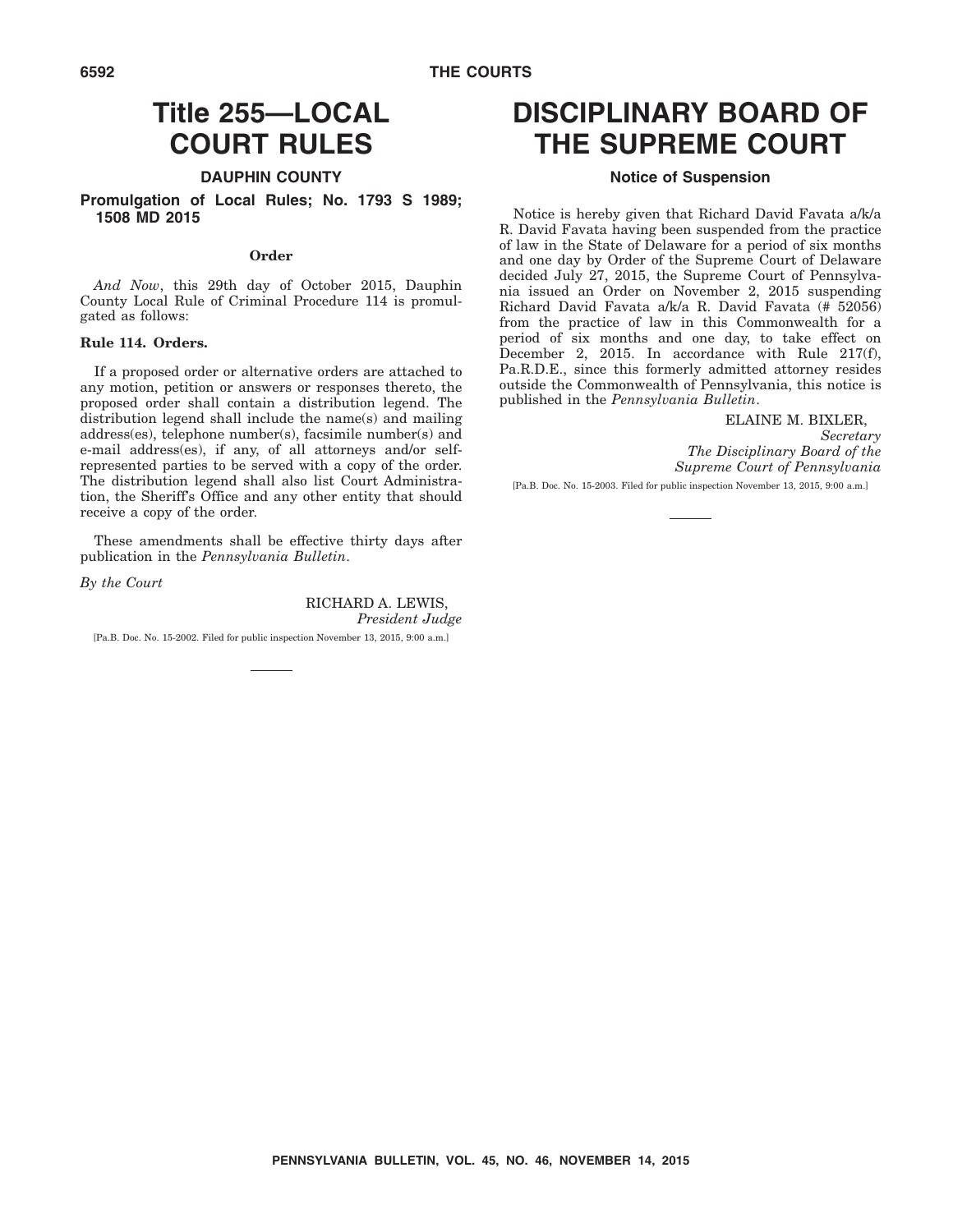# Title 255—LOCAL COURT RULES

## DAUPHIN COUNTY

### Promulgation of Local Rules; No. 1793 S 1989; 1508 MD 2015

**Order**

*And Now*, this 29th day of October 2015, Dauphin County Local Rule of Criminal Procedure 114 is promulgated as follows:

**Rule 114. Orders.**

If a proposed order or alternative orders are attached to any motion, petition or answers or responses thereto, the proposed order shall contain a distribution legend. The distribution legend shall include the name(s) and mailing address(es), telephone number(s), facsimile number(s) and e-mail address(es), if any, of all attorneys and/or self-represented parties to be served with a copy of the order. The distribution legend shall also list Court Administration, the Sheriff's Office and any other entity that should receive a copy of the order.

These amendments shall be effective thirty days after publication in the *Pennsylvania Bulletin*.

*By the Court*

RICHARD A. LEWIS,
*President Judge*

[Pa.B. Doc. No. 15-2002. Filed for public inspection November 13, 2015, 9:00 a.m.]

# DISCIPLINARY BOARD OF THE SUPREME COURT

### Notice of Suspension

Notice is hereby given that Richard David Favata a/k/a R. David Favata having been suspended from the practice of law in the State of Delaware for a period of six months and one day by Order of the Supreme Court of Delaware decided July 27, 2015, the Supreme Court of Pennsylvania issued an Order on November 2, 2015 suspending Richard David Favata a/k/a R. David Favata (# 52056) from the practice of law in this Commonwealth for a period of six months and one day, to take effect on December 2, 2015. In accordance with Rule 217(f), Pa.R.D.E., since this formerly admitted attorney resides outside the Commonwealth of Pennsylvania, this notice is published in the *Pennsylvania Bulletin*.

ELAINE M. BIXLER,
*Secretary*
*The Disciplinary Board of the Supreme Court of Pennsylvania*

[Pa.B. Doc. No. 15-2003. Filed for public inspection November 13, 2015, 9:00 a.m.]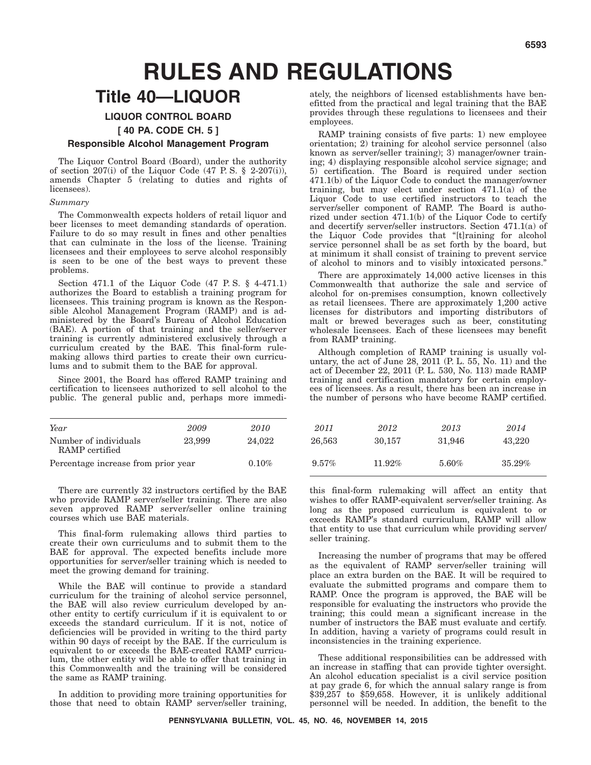# RULES AND REGULATIONS

## Title 40—LIQUOR

### LIQUOR CONTROL BOARD

### [ 40 PA. CODE CH. 5 ]

### Responsible Alcohol Management Program

The Liquor Control Board (Board), under the authority of section 207(i) of the Liquor Code (47 P. S. § 2-207(i)), amends Chapter 5 (relating to duties and rights of licensees).

*Summary*

The Commonwealth expects holders of retail liquor and beer licenses to meet demanding standards of operation. Failure to do so may result in fines and other penalties that can culminate in the loss of the license. Training licensees and their employees to serve alcohol responsibly is seen to be one of the best ways to prevent these problems.

Section 471.1 of the Liquor Code (47 P. S. § 4-471.1) authorizes the Board to establish a training program for licensees. This training program is known as the Responsible Alcohol Management Program (RAMP) and is administered by the Board's Bureau of Alcohol Education (BAE). A portion of that training and the seller/server training is currently administered exclusively through a curriculum created by the BAE. This final-form rulemaking allows third parties to create their own curriculums and to submit them to the BAE for approval.

Since 2001, the Board has offered RAMP training and certification to licensees authorized to sell alcohol to the public. The general public and, perhaps more immediately, the neighbors of licensed establishments have benefitted from the practical and legal training that the BAE provides through these regulations to licensees and their employees.

RAMP training consists of five parts: 1) new employee orientation; 2) training for alcohol service personnel (also known as server/seller training); 3) manager/owner training; 4) displaying responsible alcohol service signage; and 5) certification. The Board is required under section 471.1(b) of the Liquor Code to conduct the manager/owner training, but may elect under section 471.1(a) of the Liquor Code to use certified instructors to teach the server/seller component of RAMP. The Board is authorized under section 471.1(b) of the Liquor Code to certify and decertify server/seller instructors. Section 471.1(a) of the Liquor Code provides that "[t]raining for alcohol service personnel shall be as set forth by the board, but at minimum it shall consist of training to prevent service of alcohol to minors and to visibly intoxicated persons."

There are approximately 14,000 active licenses in this Commonwealth that authorize the sale and service of alcohol for on-premises consumption, known collectively as retail licensees. There are approximately 1,200 active licenses for distributors and importing distributors of malt or brewed beverages such as beer, constituting wholesale licensees. Each of these licensees may benefit from RAMP training.

Although completion of RAMP training is usually voluntary, the act of June 28, 2011 (P. L. 55, No. 11) and the act of December 22, 2011 (P. L. 530, No. 113) made RAMP training and certification mandatory for certain employees of licensees. As a result, there has been an increase in the number of persons who have become RAMP certified.

| *Year* | *2009* | *2010* | *2011* | *2012* | *2013* | *2014* |
|---|---|---|---|---|---|---|
| Number of individuals RAMP certified | 23,999 | 24,022 | 26,563 | 30,157 | 31,946 | 43,220 |
| Percentage increase from prior year | | 0.10% | 9.57% | 11.92% | 5.60% | 35.29% |

There are currently 32 instructors certified by the BAE who provide RAMP server/seller training. There are also seven approved RAMP server/seller online training courses which use BAE materials.

This final-form rulemaking allows third parties to create their own curriculums and to submit them to the BAE for approval. The expected benefits include more opportunities for server/seller training which is needed to meet the growing demand for training.

While the BAE will continue to provide a standard curriculum for the training of alcohol service personnel, the BAE will also review curriculum developed by another entity to certify curriculum if it is equivalent to or exceeds the standard curriculum. If it is not, notice of deficiencies will be provided in writing to the third party within 90 days of receipt by the BAE. If the curriculum is equivalent to or exceeds the BAE-created RAMP curriculum, the other entity will be able to offer that training in this Commonwealth and the training will be considered the same as RAMP training.

In addition to providing more training opportunities for those that need to obtain RAMP server/seller training, this final-form rulemaking will affect an entity that wishes to offer RAMP-equivalent server/seller training. As long as the proposed curriculum is equivalent to or exceeds RAMP's standard curriculum, RAMP will allow that entity to use that curriculum while providing server/seller training.

Increasing the number of programs that may be offered as the equivalent of RAMP server/seller training will place an extra burden on the BAE. It will be required to evaluate the submitted programs and compare them to RAMP. Once the program is approved, the BAE will be responsible for evaluating the instructors who provide the training; this could mean a significant increase in the number of instructors the BAE must evaluate and certify. In addition, having a variety of programs could result in inconsistencies in the training experience.

These additional responsibilities can be addressed with an increase in staffing that can provide tighter oversight. An alcohol education specialist is a civil service position at pay grade 6, for which the annual salary range is from $39,257 to $59,658. However, it is unlikely additional personnel will be needed. In addition, the benefit to the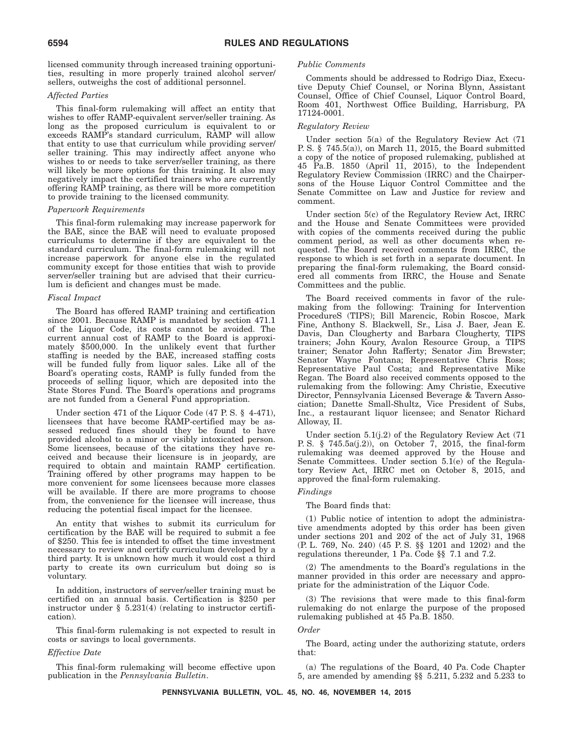licensed community through increased training opportunities, resulting in more properly trained alcohol server/sellers, outweighs the cost of additional personnel.

*Affected Parties*

This final-form rulemaking will affect an entity that wishes to offer RAMP-equivalent server/seller training. As long as the proposed curriculum is equivalent to or exceeds RAMP's standard curriculum, RAMP will allow that entity to use that curriculum while providing server/seller training. This may indirectly affect anyone who wishes to or needs to take server/seller training, as there will likely be more options for this training. It also may negatively impact the certified trainers who are currently offering RAMP training, as there will be more competition to provide training to the licensed community.

*Paperwork Requirements*

This final-form rulemaking may increase paperwork for the BAE, since the BAE will need to evaluate proposed curriculums to determine if they are equivalent to the standard curriculum. The final-form rulemaking will not increase paperwork for anyone else in the regulated community except for those entities that wish to provide server/seller training but are advised that their curriculum is deficient and changes must be made.

*Fiscal Impact*

The Board has offered RAMP training and certification since 2001. Because RAMP is mandated by section 471.1 of the Liquor Code, its costs cannot be avoided. The current annual cost of RAMP to the Board is approximately $500,000. In the unlikely event that further staffing is needed by the BAE, increased staffing costs will be funded fully from liquor sales. Like all of the Board's operating costs, RAMP is fully funded from the proceeds of selling liquor, which are deposited into the State Stores Fund. The Board's operations and programs are not funded from a General Fund appropriation.

Under section 471 of the Liquor Code (47 P. S. § 4-471), licensees that have become RAMP-certified may be assessed reduced fines should they be found to have provided alcohol to a minor or visibly intoxicated person. Some licensees, because of the citations they have received and because their licensure is in jeopardy, are required to obtain and maintain RAMP certification. Training offered by other programs may happen to be more convenient for some licensees because more classes will be available. If there are more programs to choose from, the convenience for the licensee will increase, thus reducing the potential fiscal impact for the licensee.

An entity that wishes to submit its curriculum for certification by the BAE will be required to submit a fee of $250. This fee is intended to offset the time investment necessary to review and certify curriculum developed by a third party. It is unknown how much it would cost a third party to create its own curriculum but doing so is voluntary.

In addition, instructors of server/seller training must be certified on an annual basis. Certification is $250 per instructor under § 5.231(4) (relating to instructor certification).

This final-form rulemaking is not expected to result in costs or savings to local governments.

*Effective Date*

This final-form rulemaking will become effective upon publication in the *Pennsylvania Bulletin*.

*Public Comments*

Comments should be addressed to Rodrigo Diaz, Executive Deputy Chief Counsel, or Norina Blynn, Assistant Counsel, Office of Chief Counsel, Liquor Control Board, Room 401, Northwest Office Building, Harrisburg, PA 17124-0001.

*Regulatory Review*

Under section 5(a) of the Regulatory Review Act (71 P. S. § 745.5(a)), on March 11, 2015, the Board submitted a copy of the notice of proposed rulemaking, published at 45 Pa.B. 1850 (April 11, 2015), to the Independent Regulatory Review Commission (IRRC) and the Chairpersons of the House Liquor Control Committee and the Senate Committee on Law and Justice for review and comment.

Under section 5(c) of the Regulatory Review Act, IRRC and the House and Senate Committees were provided with copies of the comments received during the public comment period, as well as other documents when requested. The Board received comments from IRRC, the response to which is set forth in a separate document. In preparing the final-form rulemaking, the Board considered all comments from IRRC, the House and Senate Committees and the public.

The Board received comments in favor of the rulemaking from the following: Training for Intervention ProcedureS (TIPS); Bill Marencic, Robin Roscoe, Mark Fine, Anthony S. Blackwell, Sr., Lisa J. Baer, Jean E. Davis, Dan Clougherty and Barbara Clougherty, TIPS trainers; John Koury, Avalon Resource Group, a TIPS trainer; Senator John Rafferty; Senator Jim Brewster; Senator Wayne Fontana; Representative Chris Ross; Representative Paul Costa; and Representative Mike Regan. The Board also received comments opposed to the rulemaking from the following: Amy Christie, Executive Director, Pennsylvania Licensed Beverage & Tavern Association; Danette Small-Shultz, Vice President of Subs, Inc., a restaurant liquor licensee; and Senator Richard Alloway, II.

Under section 5.1(j.2) of the Regulatory Review Act (71 P. S. § 745.5a(j.2)), on October 7, 2015, the final-form rulemaking was deemed approved by the House and Senate Committees. Under section 5.1(e) of the Regulatory Review Act, IRRC met on October 8, 2015, and approved the final-form rulemaking.

*Findings*

The Board finds that:

(1) Public notice of intention to adopt the administrative amendments adopted by this order has been given under sections 201 and 202 of the act of July 31, 1968 (P. L. 769, No. 240) (45 P. S. §§ 1201 and 1202) and the regulations thereunder, 1 Pa. Code §§ 7.1 and 7.2.

(2) The amendments to the Board's regulations in the manner provided in this order are necessary and appropriate for the administration of the Liquor Code.

(3) The revisions that were made to this final-form rulemaking do not enlarge the purpose of the proposed rulemaking published at 45 Pa.B. 1850.

*Order*

The Board, acting under the authorizing statute, orders that:

(a) The regulations of the Board, 40 Pa. Code Chapter 5, are amended by amending §§ 5.211, 5.232 and 5.233 to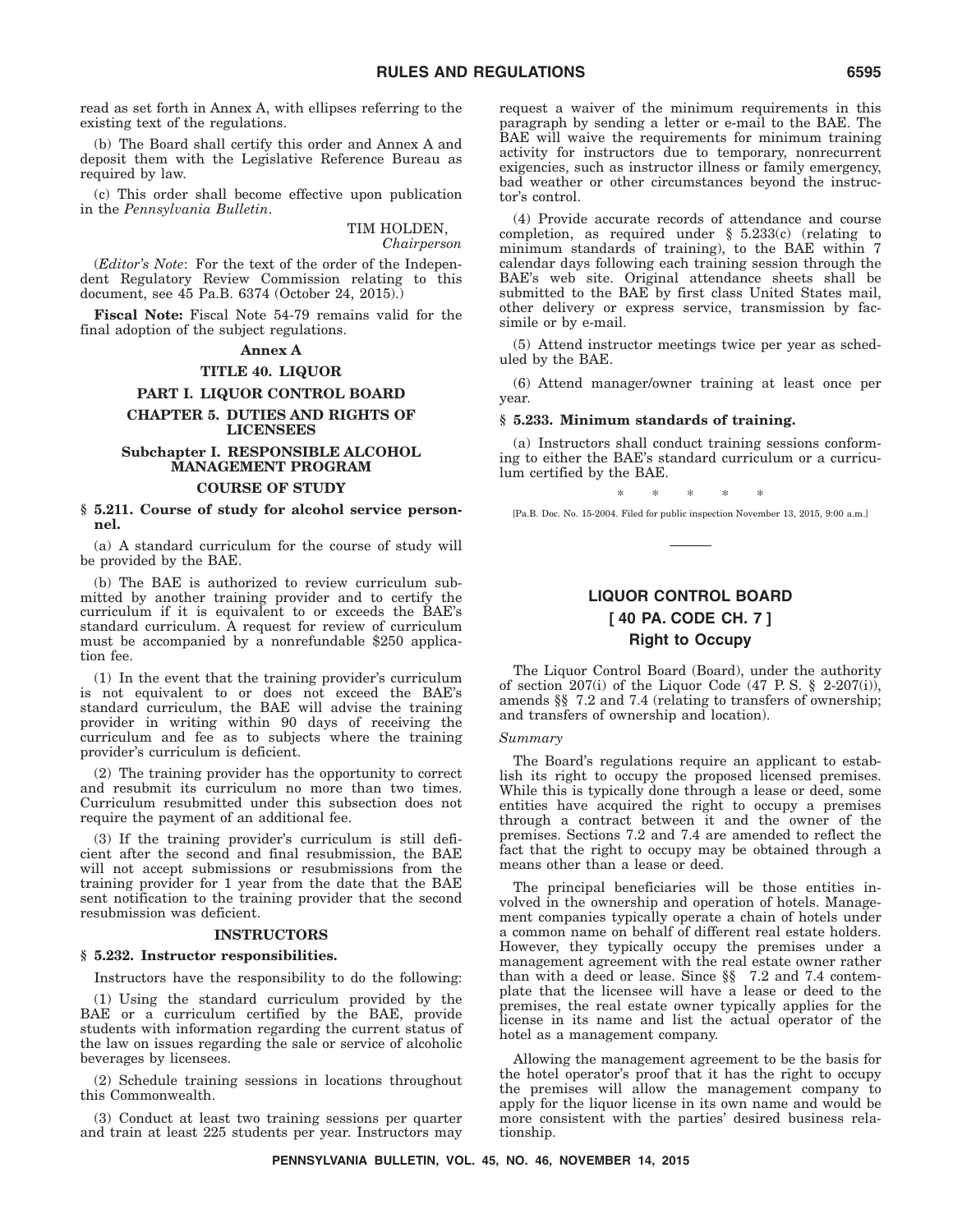read as set forth in Annex A, with ellipses referring to the existing text of the regulations.

(b) The Board shall certify this order and Annex A and deposit them with the Legislative Reference Bureau as required by law.

(c) This order shall become effective upon publication in the *Pennsylvania Bulletin*.

TIM HOLDEN,
*Chairperson*

(*Editor's Note*: For the text of the order of the Independent Regulatory Review Commission relating to this document, see 45 Pa.B. 6374 (October 24, 2015).)

**Fiscal Note:** Fiscal Note 54-79 remains valid for the final adoption of the subject regulations.

**Annex A**

**TITLE 40. LIQUOR**

**PART I. LIQUOR CONTROL BOARD**

**CHAPTER 5. DUTIES AND RIGHTS OF LICENSEES**

**Subchapter I. RESPONSIBLE ALCOHOL MANAGEMENT PROGRAM**

**COURSE OF STUDY**

**§ 5.211. Course of study for alcohol service personnel.**

(a) A standard curriculum for the course of study will be provided by the BAE.

(b) The BAE is authorized to review curriculum submitted by another training provider and to certify the curriculum if it is equivalent to or exceeds the BAE's standard curriculum. A request for review of curriculum must be accompanied by a nonrefundable $250 application fee.

(1) In the event that the training provider's curriculum is not equivalent to or does not exceed the BAE's standard curriculum, the BAE will advise the training provider in writing within 90 days of receiving the curriculum and fee as to subjects where the training provider's curriculum is deficient.

(2) The training provider has the opportunity to correct and resubmit its curriculum no more than two times. Curriculum resubmitted under this subsection does not require the payment of an additional fee.

(3) If the training provider's curriculum is still deficient after the second and final resubmission, the BAE will not accept submissions or resubmissions from the training provider for 1 year from the date that the BAE sent notification to the training provider that the second resubmission was deficient.

**INSTRUCTORS**

**§ 5.232. Instructor responsibilities.**

Instructors have the responsibility to do the following:

(1) Using the standard curriculum provided by the BAE or a curriculum certified by the BAE, provide students with information regarding the current status of the law on issues regarding the sale or service of alcoholic beverages by licensees.

(2) Schedule training sessions in locations throughout this Commonwealth.

(3) Conduct at least two training sessions per quarter and train at least 225 students per year. Instructors may request a waiver of the minimum requirements in this paragraph by sending a letter or e-mail to the BAE. The BAE will waive the requirements for minimum training activity for instructors due to temporary, nonrecurrent exigencies, such as instructor illness or family emergency, bad weather or other circumstances beyond the instructor's control.

(4) Provide accurate records of attendance and course completion, as required under § 5.233(c) (relating to minimum standards of training), to the BAE within 7 calendar days following each training session through the BAE's web site. Original attendance sheets shall be submitted to the BAE by first class United States mail, other delivery or express service, transmission by facsimile or by e-mail.

(5) Attend instructor meetings twice per year as scheduled by the BAE.

(6) Attend manager/owner training at least once per year.

**§ 5.233. Minimum standards of training.**

(a) Instructors shall conduct training sessions conforming to either the BAE's standard curriculum or a curriculum certified by the BAE.

\* \* \* \* \*

[Pa.B. Doc. No. 15-2004. Filed for public inspection November 13, 2015, 9:00 a.m.]

## LIQUOR CONTROL BOARD

## [ 40 PA. CODE CH. 7 ]

## Right to Occupy

The Liquor Control Board (Board), under the authority of section 207(i) of the Liquor Code (47 P. S. § 2-207(i)), amends §§ 7.2 and 7.4 (relating to transfers of ownership; and transfers of ownership and location).

*Summary*

The Board's regulations require an applicant to establish its right to occupy the proposed licensed premises. While this is typically done through a lease or deed, some entities have acquired the right to occupy a premises through a contract between it and the owner of the premises. Sections 7.2 and 7.4 are amended to reflect the fact that the right to occupy may be obtained through a means other than a lease or deed.

The principal beneficiaries will be those entities involved in the ownership and operation of hotels. Management companies typically operate a chain of hotels under a common name on behalf of different real estate holders. However, they typically occupy the premises under a management agreement with the real estate owner rather than with a deed or lease. Since §§ 7.2 and 7.4 contemplate that the licensee will have a lease or deed to the premises, the real estate owner typically applies for the license in its name and list the actual operator of the hotel as a management company.

Allowing the management agreement to be the basis for the hotel operator's proof that it has the right to occupy the premises will allow the management company to apply for the liquor license in its own name and would be more consistent with the parties' desired business relationship.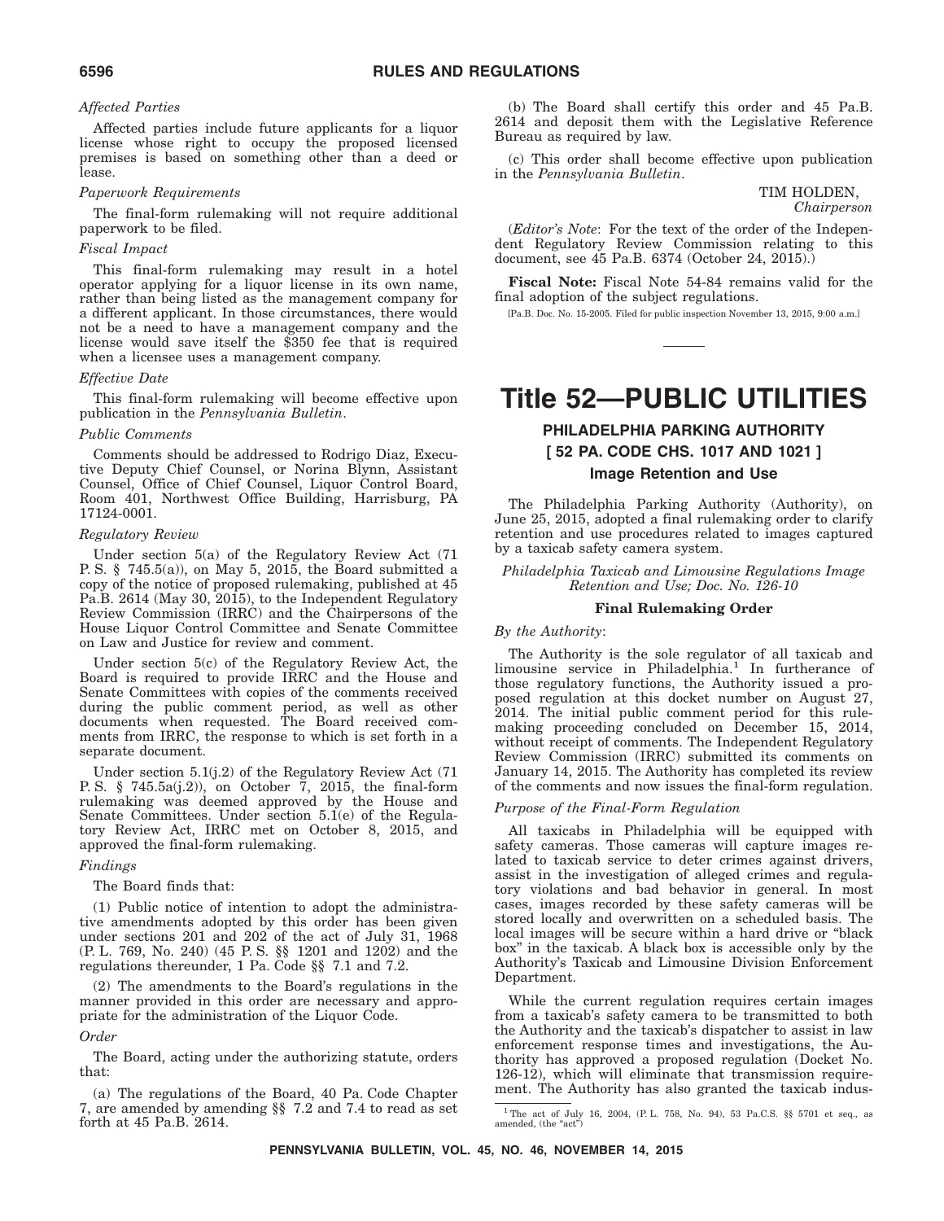*Affected Parties*

Affected parties include future applicants for a liquor license whose right to occupy the proposed licensed premises is based on something other than a deed or lease.

*Paperwork Requirements*

The final-form rulemaking will not require additional paperwork to be filed.

*Fiscal Impact*

This final-form rulemaking may result in a hotel operator applying for a liquor license in its own name, rather than being listed as the management company for a different applicant. In those circumstances, there would not be a need to have a management company and the license would save itself the $350 fee that is required when a licensee uses a management company.

*Effective Date*

This final-form rulemaking will become effective upon publication in the *Pennsylvania Bulletin*.

*Public Comments*

Comments should be addressed to Rodrigo Diaz, Executive Deputy Chief Counsel, or Norina Blynn, Assistant Counsel, Office of Chief Counsel, Liquor Control Board, Room 401, Northwest Office Building, Harrisburg, PA 17124-0001.

*Regulatory Review*

Under section 5(a) of the Regulatory Review Act (71 P. S. § 745.5(a)), on May 5, 2015, the Board submitted a copy of the notice of proposed rulemaking, published at 45 Pa.B. 2614 (May 30, 2015), to the Independent Regulatory Review Commission (IRRC) and the Chairpersons of the House Liquor Control Committee and Senate Committee on Law and Justice for review and comment.

Under section 5(c) of the Regulatory Review Act, the Board is required to provide IRRC and the House and Senate Committees with copies of the comments received during the public comment period, as well as other documents when requested. The Board received comments from IRRC, the response to which is set forth in a separate document.

Under section 5.1(j.2) of the Regulatory Review Act (71 P. S. § 745.5a(j.2)), on October 7, 2015, the final-form rulemaking was deemed approved by the House and Senate Committees. Under section 5.1(e) of the Regulatory Review Act, IRRC met on October 8, 2015, and approved the final-form rulemaking.

*Findings*

The Board finds that:

(1) Public notice of intention to adopt the administrative amendments adopted by this order has been given under sections 201 and 202 of the act of July 31, 1968 (P. L. 769, No. 240) (45 P. S. §§ 1201 and 1202) and the regulations thereunder, 1 Pa. Code §§ 7.1 and 7.2.

(2) The amendments to the Board's regulations in the manner provided in this order are necessary and appropriate for the administration of the Liquor Code.

*Order*

The Board, acting under the authorizing statute, orders that:

(a) The regulations of the Board, 40 Pa. Code Chapter 7, are amended by amending §§ 7.2 and 7.4 to read as set forth at 45 Pa.B. 2614.

(b) The Board shall certify this order and 45 Pa.B. 2614 and deposit them with the Legislative Reference Bureau as required by law.

(c) This order shall become effective upon publication in the *Pennsylvania Bulletin*.

TIM HOLDEN,
*Chairperson*

(*Editor's Note*: For the text of the order of the Independent Regulatory Review Commission relating to this document, see 45 Pa.B. 6374 (October 24, 2015).)

**Fiscal Note:** Fiscal Note 54-84 remains valid for the final adoption of the subject regulations.

[Pa.B. Doc. No. 15-2005. Filed for public inspection November 13, 2015, 9:00 a.m.]

# Title 52—PUBLIC UTILITIES

## PHILADELPHIA PARKING AUTHORITY

## [ 52 PA. CODE CHS. 1017 AND 1021 ]

### Image Retention and Use

The Philadelphia Parking Authority (Authority), on June 25, 2015, adopted a final rulemaking order to clarify retention and use procedures related to images captured by a taxicab safety camera system.

*Philadelphia Taxicab and Limousine Regulations Image Retention and Use; Doc. No. 126-10*

**Final Rulemaking Order**

*By the Authority*:

The Authority is the sole regulator of all taxicab and limousine service in Philadelphia.[1] In furtherance of those regulatory functions, the Authority issued a proposed regulation at this docket number on August 27, 2014. The initial public comment period for this rulemaking proceeding concluded on December 15, 2014, without receipt of comments. The Independent Regulatory Review Commission (IRRC) submitted its comments on January 14, 2015. The Authority has completed its review of the comments and now issues the final-form regulation.

*Purpose of the Final-Form Regulation*

All taxicabs in Philadelphia will be equipped with safety cameras. Those cameras will capture images related to taxicab service to deter crimes against drivers, assist in the investigation of alleged crimes and regulatory violations and bad behavior in general. In most cases, images recorded by these safety cameras will be stored locally and overwritten on a scheduled basis. The local images will be secure within a hard drive or "black box" in the taxicab. A black box is accessible only by the Authority's Taxicab and Limousine Division Enforcement Department.

While the current regulation requires certain images from a taxicab's safety camera to be transmitted to both the Authority and the taxicab's dispatcher to assist in law enforcement response times and investigations, the Authority has approved a proposed regulation (Docket No. 126-12), which will eliminate that transmission requirement. The Authority has also granted the taxicab indus-

[1] The act of July 16, 2004, (P. L. 758, No. 94), 53 Pa.C.S. §§ 5701 et seq., as amended, (the "act")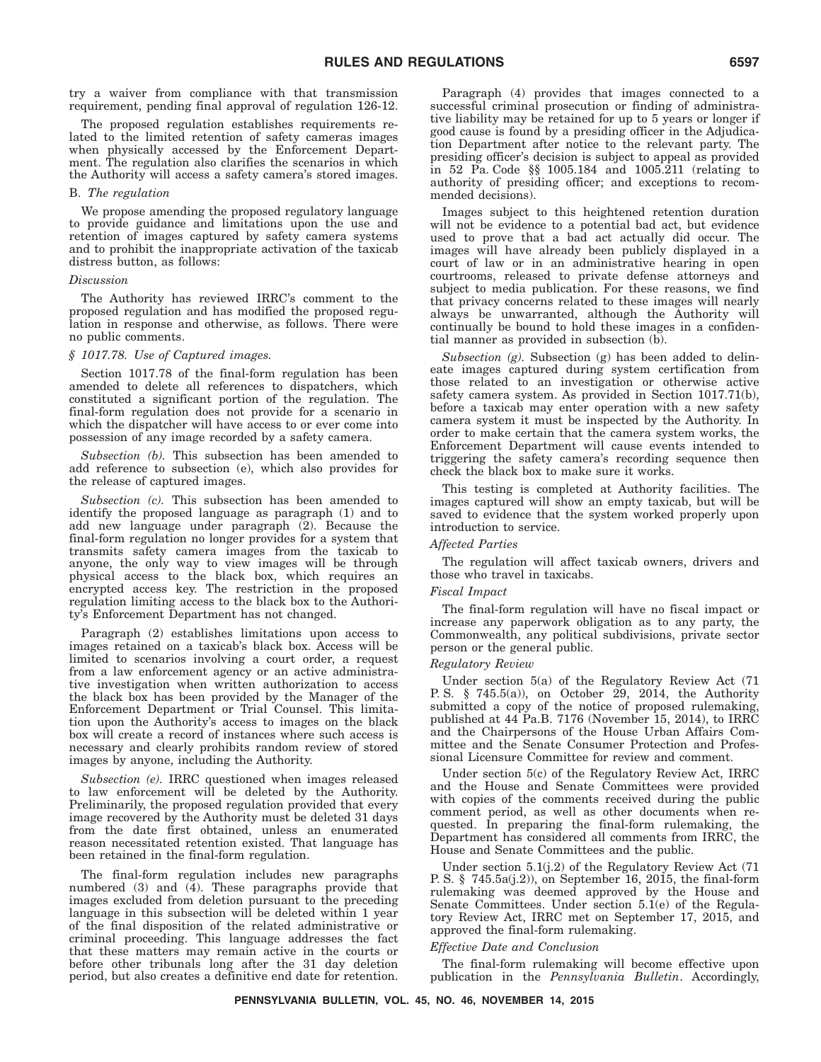try a waiver from compliance with that transmission requirement, pending final approval of regulation 126-12.

The proposed regulation establishes requirements related to the limited retention of safety cameras images when physically accessed by the Enforcement Department. The regulation also clarifies the scenarios in which the Authority will access a safety camera's stored images.

### B. *The regulation*

We propose amending the proposed regulatory language to provide guidance and limitations upon the use and retention of images captured by safety camera systems and to prohibit the inappropriate activation of the taxicab distress button, as follows:

*Discussion*

The Authority has reviewed IRRC's comment to the proposed regulation and has modified the proposed regulation in response and otherwise, as follows. There were no public comments.

*§ 1017.78. Use of Captured images.*

Section 1017.78 of the final-form regulation has been amended to delete all references to dispatchers, which constituted a significant portion of the regulation. The final-form regulation does not provide for a scenario in which the dispatcher will have access to or ever come into possession of any image recorded by a safety camera.

*Subsection (b).* This subsection has been amended to add reference to subsection (e), which also provides for the release of captured images.

*Subsection (c).* This subsection has been amended to identify the proposed language as paragraph (1) and to add new language under paragraph (2). Because the final-form regulation no longer provides for a system that transmits safety camera images from the taxicab to anyone, the only way to view images will be through physical access to the black box, which requires an encrypted access key. The restriction in the proposed regulation limiting access to the black box to the Authority's Enforcement Department has not changed.

Paragraph (2) establishes limitations upon access to images retained on a taxicab's black box. Access will be limited to scenarios involving a court order, a request from a law enforcement agency or an active administrative investigation when written authorization to access the black box has been provided by the Manager of the Enforcement Department or Trial Counsel. This limitation upon the Authority's access to images on the black box will create a record of instances where such access is necessary and clearly prohibits random review of stored images by anyone, including the Authority.

*Subsection (e).* IRRC questioned when images released to law enforcement will be deleted by the Authority. Preliminarily, the proposed regulation provided that every image recovered by the Authority must be deleted 31 days from the date first obtained, unless an enumerated reason necessitated retention existed. That language has been retained in the final-form regulation.

The final-form regulation includes new paragraphs numbered (3) and (4). These paragraphs provide that images excluded from deletion pursuant to the preceding language in this subsection will be deleted within 1 year of the final disposition of the related administrative or criminal proceeding. This language addresses the fact that these matters may remain active in the courts or before other tribunals long after the 31 day deletion period, but also creates a definitive end date for retention.

Paragraph (4) provides that images connected to a successful criminal prosecution or finding of administrative liability may be retained for up to 5 years or longer if good cause is found by a presiding officer in the Adjudication Department after notice to the relevant party. The presiding officer's decision is subject to appeal as provided in 52 Pa. Code §§ 1005.184 and 1005.211 (relating to authority of presiding officer; and exceptions to recommended decisions).

Images subject to this heightened retention duration will not be evidence to a potential bad act, but evidence used to prove that a bad act actually did occur. The images will have already been publicly displayed in a court of law or in an administrative hearing in open courtrooms, released to private defense attorneys and subject to media publication. For these reasons, we find that privacy concerns related to these images will nearly always be unwarranted, although the Authority will continually be bound to hold these images in a confidential manner as provided in subsection (b).

*Subsection (g).* Subsection (g) has been added to delineate images captured during system certification from those related to an investigation or otherwise active safety camera system. As provided in Section 1017.71(b), before a taxicab may enter operation with a new safety camera system it must be inspected by the Authority. In order to make certain that the camera system works, the Enforcement Department will cause events intended to triggering the safety camera's recording sequence then check the black box to make sure it works.

This testing is completed at Authority facilities. The images captured will show an empty taxicab, but will be saved to evidence that the system worked properly upon introduction to service.

*Affected Parties*

The regulation will affect taxicab owners, drivers and those who travel in taxicabs.

*Fiscal Impact*

The final-form regulation will have no fiscal impact or increase any paperwork obligation as to any party, the Commonwealth, any political subdivisions, private sector person or the general public.

*Regulatory Review*

Under section 5(a) of the Regulatory Review Act (71 P. S. § 745.5(a)), on October 29, 2014, the Authority submitted a copy of the notice of proposed rulemaking, published at 44 Pa.B. 7176 (November 15, 2014), to IRRC and the Chairpersons of the House Urban Affairs Committee and the Senate Consumer Protection and Professional Licensure Committee for review and comment.

Under section 5(c) of the Regulatory Review Act, IRRC and the House and Senate Committees were provided with copies of the comments received during the public comment period, as well as other documents when requested. In preparing the final-form rulemaking, the Department has considered all comments from IRRC, the House and Senate Committees and the public.

Under section 5.1(j.2) of the Regulatory Review Act (71 P. S. § 745.5a(j.2)), on September 16, 2015, the final-form rulemaking was deemed approved by the House and Senate Committees. Under section 5.1(e) of the Regulatory Review Act, IRRC met on September 17, 2015, and approved the final-form rulemaking.

*Effective Date and Conclusion*

The final-form rulemaking will become effective upon publication in the *Pennsylvania Bulletin*. Accordingly,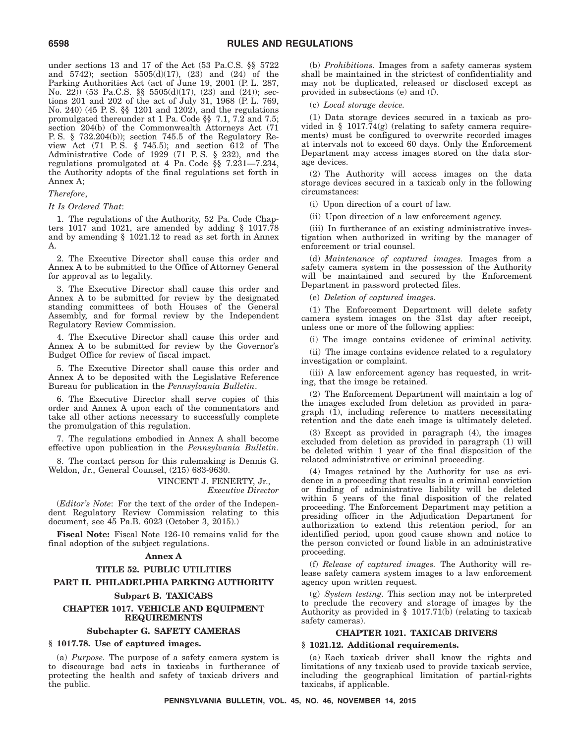under sections 13 and 17 of the Act (53 Pa.C.S. §§ 5722 and 5742); section 5505(d)(17), (23) and (24) of the Parking Authorities Act (act of June 19, 2001 (P. L. 287, No. 22)) (53 Pa.C.S. §§ 5505(d)(17), (23) and (24)); sections 201 and 202 of the act of July 31, 1968 (P. L. 769, No. 240) (45 P. S. §§ 1201 and 1202), and the regulations promulgated thereunder at 1 Pa. Code §§ 7.1, 7.2 and 7.5; section 204(b) of the Commonwealth Attorneys Act (71 P. S. § 732.204(b)); section 745.5 of the Regulatory Review Act (71 P. S. § 745.5); and section 612 of The Administrative Code of 1929 (71 P. S. § 232), and the regulations promulgated at 4 Pa. Code §§ 7.231—7.234, the Authority adopts of the final regulations set forth in Annex A;

*Therefore*,

*It Is Ordered That*:

1. The regulations of the Authority, 52 Pa. Code Chapters 1017 and 1021, are amended by adding § 1017.78 and by amending § 1021.12 to read as set forth in Annex A.

2. The Executive Director shall cause this order and Annex A to be submitted to the Office of Attorney General for approval as to legality.

3. The Executive Director shall cause this order and Annex A to be submitted for review by the designated standing committees of both Houses of the General Assembly, and for formal review by the Independent Regulatory Review Commission.

4. The Executive Director shall cause this order and Annex A to be submitted for review by the Governor's Budget Office for review of fiscal impact.

5. The Executive Director shall cause this order and Annex A to be deposited with the Legislative Reference Bureau for publication in the *Pennsylvania Bulletin*.

6. The Executive Director shall serve copies of this order and Annex A upon each of the commentators and take all other actions necessary to successfully complete the promulgation of this regulation.

7. The regulations embodied in Annex A shall become effective upon publication in the *Pennsylvania Bulletin*.

8. The contact person for this rulemaking is Dennis G. Weldon, Jr., General Counsel, (215) 683-9630.

VINCENT J. FENERTY, Jr.,
*Executive Director*

(*Editor's Note*: For the text of the order of the Independent Regulatory Review Commission relating to this document, see 45 Pa.B. 6023 (October 3, 2015).)

**Fiscal Note:** Fiscal Note 126-10 remains valid for the final adoption of the subject regulations.

## Annex A

## TITLE 52. PUBLIC UTILITIES

## PART II. PHILADELPHIA PARKING AUTHORITY

### Subpart B. TAXICABS

### CHAPTER 1017. VEHICLE AND EQUIPMENT REQUIREMENTS

#### Subchapter G. SAFETY CAMERAS

#### § 1017.78. Use of captured images.

(a) *Purpose.* The purpose of a safety camera system is to discourage bad acts in taxicabs in furtherance of protecting the health and safety of taxicab drivers and the public.

(b) *Prohibitions.* Images from a safety cameras system shall be maintained in the strictest of confidentiality and may not be duplicated, released or disclosed except as provided in subsections (e) and (f).

(c) *Local storage device.*

(1) Data storage devices secured in a taxicab as provided in § 1017.74(g) (relating to safety camera requirements) must be configured to overwrite recorded images at intervals not to exceed 60 days. Only the Enforcement Department may access images stored on the data storage devices.

(2) The Authority will access images on the data storage devices secured in a taxicab only in the following circumstances:

(i) Upon direction of a court of law.

(ii) Upon direction of a law enforcement agency.

(iii) In furtherance of an existing administrative investigation when authorized in writing by the manager of enforcement or trial counsel.

(d) *Maintenance of captured images.* Images from a safety camera system in the possession of the Authority will be maintained and secured by the Enforcement Department in password protected files.

(e) *Deletion of captured images.*

(1) The Enforcement Department will delete safety camera system images on the 31st day after receipt, unless one or more of the following applies:

(i) The image contains evidence of criminal activity.

(ii) The image contains evidence related to a regulatory investigation or complaint.

(iii) A law enforcement agency has requested, in writing, that the image be retained.

(2) The Enforcement Department will maintain a log of the images excluded from deletion as provided in paragraph (1), including reference to matters necessitating retention and the date each image is ultimately deleted.

(3) Except as provided in paragraph (4), the images excluded from deletion as provided in paragraph (1) will be deleted within 1 year of the final disposition of the related administrative or criminal proceeding.

(4) Images retained by the Authority for use as evidence in a proceeding that results in a criminal conviction or finding of administrative liability will be deleted within 5 years of the final disposition of the related proceeding. The Enforcement Department may petition a presiding officer in the Adjudication Department for authorization to extend this retention period, for an identified period, upon good cause shown and notice to the person convicted or found liable in an administrative proceeding.

(f) *Release of captured images.* The Authority will release safety camera system images to a law enforcement agency upon written request.

(g) *System testing.* This section may not be interpreted to preclude the recovery and storage of images by the Authority as provided in § 1017.71(b) (relating to taxicab safety cameras).

### CHAPTER 1021. TAXICAB DRIVERS

#### § 1021.12. Additional requirements.

(a) Each taxicab driver shall know the rights and limitations of any taxicab used to provide taxicab service, including the geographical limitation of partial-rights taxicabs, if applicable.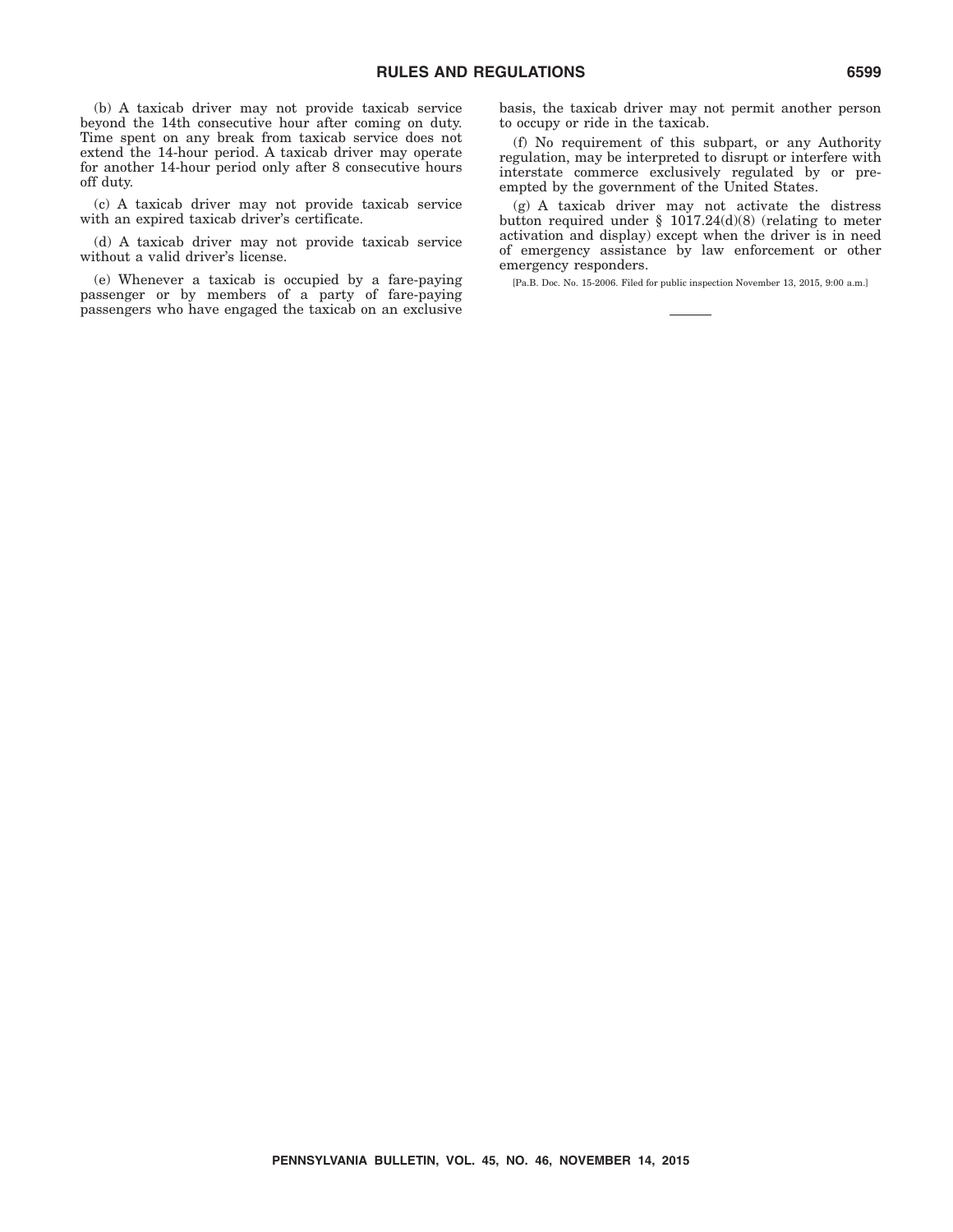(b) A taxicab driver may not provide taxicab service beyond the 14th consecutive hour after coming on duty. Time spent on any break from taxicab service does not extend the 14-hour period. A taxicab driver may operate for another 14-hour period only after 8 consecutive hours off duty.

(c) A taxicab driver may not provide taxicab service with an expired taxicab driver's certificate.

(d) A taxicab driver may not provide taxicab service without a valid driver's license.

(e) Whenever a taxicab is occupied by a fare-paying passenger or by members of a party of fare-paying passengers who have engaged the taxicab on an exclusive basis, the taxicab driver may not permit another person to occupy or ride in the taxicab.

(f) No requirement of this subpart, or any Authority regulation, may be interpreted to disrupt or interfere with interstate commerce exclusively regulated by or preempted by the government of the United States.

(g) A taxicab driver may not activate the distress button required under § 1017.24(d)(8) (relating to meter activation and display) except when the driver is in need of emergency assistance by law enforcement or other emergency responders.

[Pa.B. Doc. No. 15-2006. Filed for public inspection November 13, 2015, 9:00 a.m.]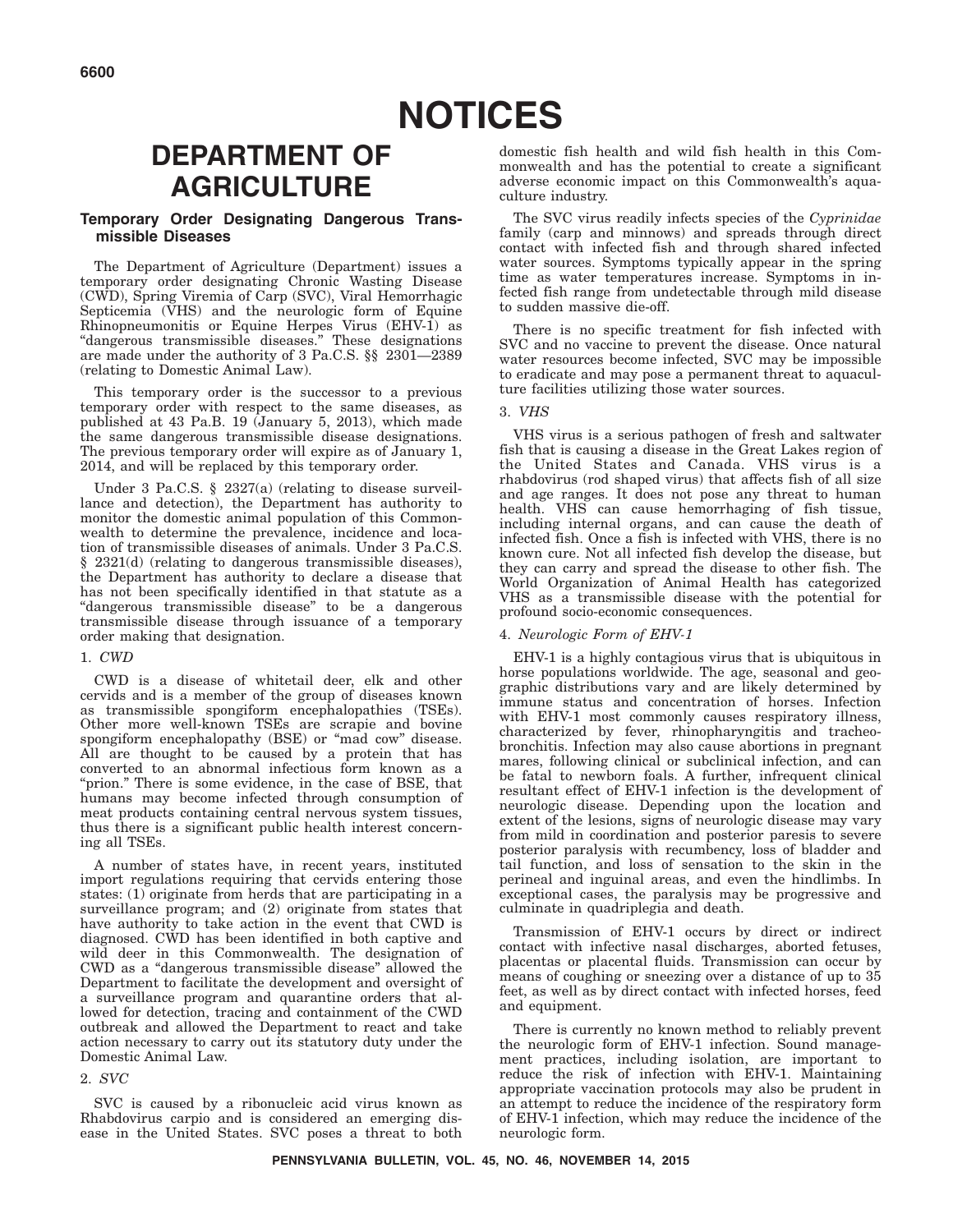# NOTICES

## DEPARTMENT OF AGRICULTURE

### Temporary Order Designating Dangerous Transmissible Diseases

The Department of Agriculture (Department) issues a temporary order designating Chronic Wasting Disease (CWD), Spring Viremia of Carp (SVC), Viral Hemorrhagic Septicemia (VHS) and the neurologic form of Equine Rhinopneumonitis or Equine Herpes Virus (EHV-1) as "dangerous transmissible diseases." These designations are made under the authority of 3 Pa.C.S. §§ 2301—2389 (relating to Domestic Animal Law).

This temporary order is the successor to a previous temporary order with respect to the same diseases, as published at 43 Pa.B. 19 (January 5, 2013), which made the same dangerous transmissible disease designations. The previous temporary order will expire as of January 1, 2014, and will be replaced by this temporary order.

Under 3 Pa.C.S. § 2327(a) (relating to disease surveillance and detection), the Department has authority to monitor the domestic animal population of this Commonwealth to determine the prevalence, incidence and location of transmissible diseases of animals. Under 3 Pa.C.S. § 2321(d) (relating to dangerous transmissible diseases), the Department has authority to declare a disease that has not been specifically identified in that statute as a "dangerous transmissible disease" to be a dangerous transmissible disease through issuance of a temporary order making that designation.

1. *CWD*

CWD is a disease of whitetail deer, elk and other cervids and is a member of the group of diseases known as transmissible spongiform encephalopathies (TSEs). Other more well-known TSEs are scrapie and bovine spongiform encephalopathy (BSE) or "mad cow" disease. All are thought to be caused by a protein that has converted to an abnormal infectious form known as a "prion." There is some evidence, in the case of BSE, that humans may become infected through consumption of meat products containing central nervous system tissues, thus there is a significant public health interest concerning all TSEs.

A number of states have, in recent years, instituted import regulations requiring that cervids entering those states: (1) originate from herds that are participating in a surveillance program; and (2) originate from states that have authority to take action in the event that CWD is diagnosed. CWD has been identified in both captive and wild deer in this Commonwealth. The designation of CWD as a "dangerous transmissible disease" allowed the Department to facilitate the development and oversight of a surveillance program and quarantine orders that allowed for detection, tracing and containment of the CWD outbreak and allowed the Department to react and take action necessary to carry out its statutory duty under the Domestic Animal Law.

2. *SVC*

SVC is caused by a ribonucleic acid virus known as Rhabdovirus carpio and is considered an emerging disease in the United States. SVC poses a threat to both domestic fish health and wild fish health in this Commonwealth and has the potential to create a significant adverse economic impact on this Commonwealth's aquaculture industry.

The SVC virus readily infects species of the *Cyprinidae* family (carp and minnows) and spreads through direct contact with infected fish and through shared infected water sources. Symptoms typically appear in the spring time as water temperatures increase. Symptoms in infected fish range from undetectable through mild disease to sudden massive die-off.

There is no specific treatment for fish infected with SVC and no vaccine to prevent the disease. Once natural water resources become infected, SVC may be impossible to eradicate and may pose a permanent threat to aquaculture facilities utilizing those water sources.

3. *VHS*

VHS virus is a serious pathogen of fresh and saltwater fish that is causing a disease in the Great Lakes region of the United States and Canada. VHS virus is a rhabdovirus (rod shaped virus) that affects fish of all size and age ranges. It does not pose any threat to human health. VHS can cause hemorrhaging of fish tissue, including internal organs, and can cause the death of infected fish. Once a fish is infected with VHS, there is no known cure. Not all infected fish develop the disease, but they can carry and spread the disease to other fish. The World Organization of Animal Health has categorized VHS as a transmissible disease with the potential for profound socio-economic consequences.

4. *Neurologic Form of EHV-1*

EHV-1 is a highly contagious virus that is ubiquitous in horse populations worldwide. The age, seasonal and geographic distributions vary and are likely determined by immune status and concentration of horses. Infection with EHV-1 most commonly causes respiratory illness, characterized by fever, rhinopharyngitis and tracheobronchitis. Infection may also cause abortions in pregnant mares, following clinical or subclinical infection, and can be fatal to newborn foals. A further, infrequent clinical resultant effect of EHV-1 infection is the development of neurologic disease. Depending upon the location and extent of the lesions, signs of neurologic disease may vary from mild in coordination and posterior paresis to severe posterior paralysis with recumbency, loss of bladder and tail function, and loss of sensation to the skin in the perineal and inguinal areas, and even the hindlimbs. In exceptional cases, the paralysis may be progressive and culminate in quadriplegia and death.

Transmission of EHV-1 occurs by direct or indirect contact with infective nasal discharges, aborted fetuses, placentas or placental fluids. Transmission can occur by means of coughing or sneezing over a distance of up to 35 feet, as well as by direct contact with infected horses, feed and equipment.

There is currently no known method to reliably prevent the neurologic form of EHV-1 infection. Sound management practices, including isolation, are important to reduce the risk of infection with EHV-1. Maintaining appropriate vaccination protocols may also be prudent in an attempt to reduce the incidence of the respiratory form of EHV-1 infection, which may reduce the incidence of the neurologic form.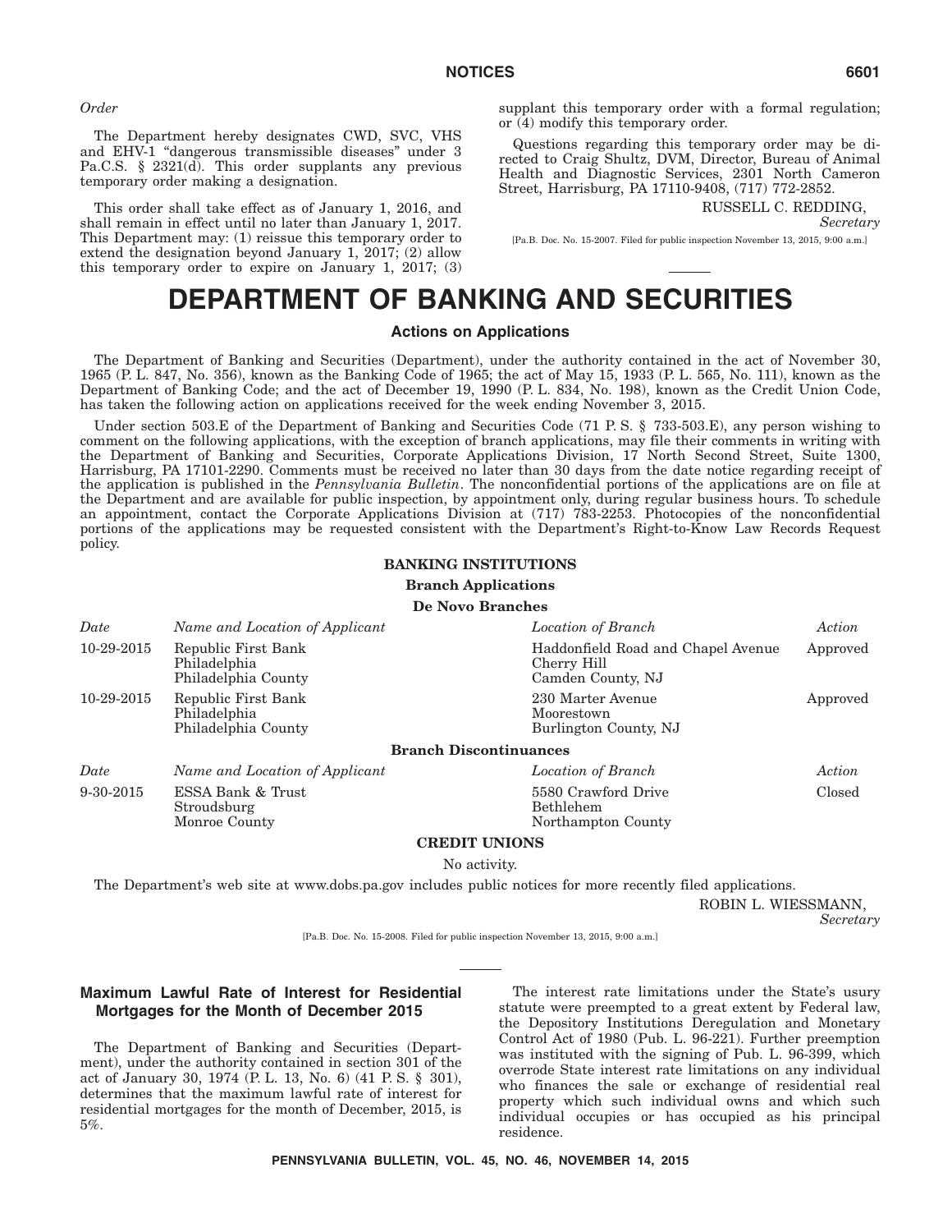*Order*

The Department hereby designates CWD, SVC, VHS and EHV-1 "dangerous transmissible diseases" under 3 Pa.C.S. § 2321(d). This order supplants any previous temporary order making a designation.

This order shall take effect as of January 1, 2016, and shall remain in effect until no later than January 1, 2017. This Department may: (1) reissue this temporary order to extend the designation beyond January 1, 2017; (2) allow this temporary order to expire on January 1, 2017; (3) supplant this temporary order with a formal regulation; or (4) modify this temporary order.

Questions regarding this temporary order may be directed to Craig Shultz, DVM, Director, Bureau of Animal Health and Diagnostic Services, 2301 North Cameron Street, Harrisburg, PA 17110-9408, (717) 772-2852.

RUSSELL C. REDDING,
*Secretary*

[Pa.B. Doc. No. 15-2007. Filed for public inspection November 13, 2015, 9:00 a.m.]

# DEPARTMENT OF BANKING AND SECURITIES

## Actions on Applications

The Department of Banking and Securities (Department), under the authority contained in the act of November 30, 1965 (P. L. 847, No. 356), known as the Banking Code of 1965; the act of May 15, 1933 (P. L. 565, No. 111), known as the Department of Banking Code; and the act of December 19, 1990 (P. L. 834, No. 198), known as the Credit Union Code, has taken the following action on applications received for the week ending November 3, 2015.

Under section 503.E of the Department of Banking and Securities Code (71 P. S. § 733-503.E), any person wishing to comment on the following applications, with the exception of branch applications, may file their comments in writing with the Department of Banking and Securities, Corporate Applications Division, 17 North Second Street, Suite 1300, Harrisburg, PA 17101-2290. Comments must be received no later than 30 days from the date notice regarding receipt of the application is published in the *Pennsylvania Bulletin*. The nonconfidential portions of the applications are on file at the Department and are available for public inspection, by appointment only, during regular business hours. To schedule an appointment, contact the Corporate Applications Division at (717) 783-2253. Photocopies of the nonconfidential portions of the applications may be requested consistent with the Department's Right-to-Know Law Records Request policy.

**BANKING INSTITUTIONS**

**Branch Applications**

**De Novo Branches**

| *Date* | *Name and Location of Applicant* | *Location of Branch* | *Action* |
|---|---|---|---|
| 10-29-2015 | Republic First Bank<br>Philadelphia<br>Philadelphia County | Haddonfield Road and Chapel Avenue<br>Cherry Hill<br>Camden County, NJ | Approved |
| 10-29-2015 | Republic First Bank<br>Philadelphia<br>Philadelphia County | 230 Marter Avenue<br>Moorestown<br>Burlington County, NJ | Approved |

**Branch Discontinuances**

| *Date* | *Name and Location of Applicant* | *Location of Branch* | *Action* |
|---|---|---|---|
| 9-30-2015 | ESSA Bank & Trust<br>Stroudsburg<br>Monroe County | 5580 Crawford Drive<br>Bethlehem<br>Northampton County | Closed |

**CREDIT UNIONS**

No activity.

The Department's web site at www.dobs.pa.gov includes public notices for more recently filed applications.

ROBIN L. WIESSMANN,
*Secretary*

[Pa.B. Doc. No. 15-2008. Filed for public inspection November 13, 2015, 9:00 a.m.]

## Maximum Lawful Rate of Interest for Residential Mortgages for the Month of December 2015

The Department of Banking and Securities (Department), under the authority contained in section 301 of the act of January 30, 1974 (P. L. 13, No. 6) (41 P. S. § 301), determines that the maximum lawful rate of interest for residential mortgages for the month of December, 2015, is 5%.

The interest rate limitations under the State's usury statute were preempted to a great extent by Federal law, the Depository Institutions Deregulation and Monetary Control Act of 1980 (Pub. L. 96-221). Further preemption was instituted with the signing of Pub. L. 96-399, which overrode State interest rate limitations on any individual who finances the sale or exchange of residential real property which such individual owns and which such individual occupies or has occupied as his principal residence.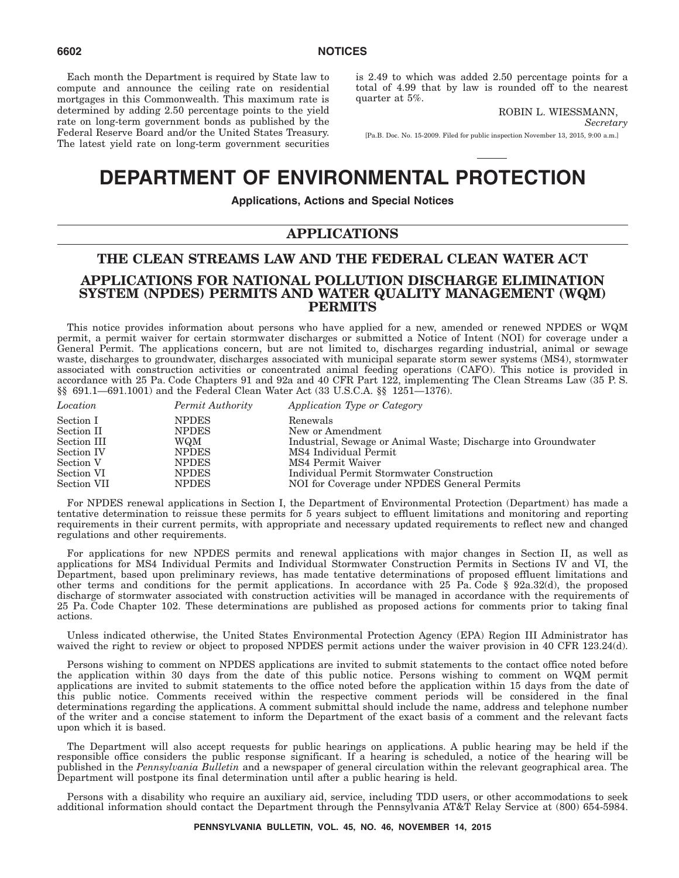Each month the Department is required by State law to compute and announce the ceiling rate on residential mortgages in this Commonwealth. This maximum rate is determined by adding 2.50 percentage points to the yield rate on long-term government bonds as published by the Federal Reserve Board and/or the United States Treasury. The latest yield rate on long-term government securities is 2.49 to which was added 2.50 percentage points for a total of 4.99 that by law is rounded off to the nearest quarter at 5%.

ROBIN L. WIESSMANN,
*Secretary*

[Pa.B. Doc. No. 15-2009. Filed for public inspection November 13, 2015, 9:00 a.m.]

# DEPARTMENT OF ENVIRONMENTAL PROTECTION

**Applications, Actions and Special Notices**

## APPLICATIONS

## THE CLEAN STREAMS LAW AND THE FEDERAL CLEAN WATER ACT

## APPLICATIONS FOR NATIONAL POLLUTION DISCHARGE ELIMINATION SYSTEM (NPDES) PERMITS AND WATER QUALITY MANAGEMENT (WQM) PERMITS

This notice provides information about persons who have applied for a new, amended or renewed NPDES or WQM permit, a permit waiver for certain stormwater discharges or submitted a Notice of Intent (NOI) for coverage under a General Permit. The applications concern, but are not limited to, discharges regarding industrial, animal or sewage waste, discharges to groundwater, discharges associated with municipal separate storm sewer systems (MS4), stormwater associated with construction activities or concentrated animal feeding operations (CAFO). This notice is provided in accordance with 25 Pa. Code Chapters 91 and 92a and 40 CFR Part 122, implementing The Clean Streams Law (35 P. S. §§ 691.1—691.1001) and the Federal Clean Water Act (33 U.S.C.A. §§ 1251—1376).

| *Location* | *Permit Authority* | *Application Type or Category* |
|---|---|---|
| Section I | NPDES | Renewals |
| Section II | NPDES | New or Amendment |
| Section III | WQM | Industrial, Sewage or Animal Waste; Discharge into Groundwater |
| Section IV | NPDES | MS4 Individual Permit |
| Section V | NPDES | MS4 Permit Waiver |
| Section VI | NPDES | Individual Permit Stormwater Construction |
| Section VII | NPDES | NOI for Coverage under NPDES General Permits |

For NPDES renewal applications in Section I, the Department of Environmental Protection (Department) has made a tentative determination to reissue these permits for 5 years subject to effluent limitations and monitoring and reporting requirements in their current permits, with appropriate and necessary updated requirements to reflect new and changed regulations and other requirements.

For applications for new NPDES permits and renewal applications with major changes in Section II, as well as applications for MS4 Individual Permits and Individual Stormwater Construction Permits in Sections IV and VI, the Department, based upon preliminary reviews, has made tentative determinations of proposed effluent limitations and other terms and conditions for the permit applications. In accordance with 25 Pa. Code § 92a.32(d), the proposed discharge of stormwater associated with construction activities will be managed in accordance with the requirements of 25 Pa. Code Chapter 102. These determinations are published as proposed actions for comments prior to taking final actions.

Unless indicated otherwise, the United States Environmental Protection Agency (EPA) Region III Administrator has waived the right to review or object to proposed NPDES permit actions under the waiver provision in 40 CFR 123.24(d).

Persons wishing to comment on NPDES applications are invited to submit statements to the contact office noted before the application within 30 days from the date of this public notice. Persons wishing to comment on WQM permit applications are invited to submit statements to the office noted before the application within 15 days from the date of this public notice. Comments received within the respective comment periods will be considered in the final determinations regarding the applications. A comment submittal should include the name, address and telephone number of the writer and a concise statement to inform the Department of the exact basis of a comment and the relevant facts upon which it is based.

The Department will also accept requests for public hearings on applications. A public hearing may be held if the responsible office considers the public response significant. If a hearing is scheduled, a notice of the hearing will be published in the *Pennsylvania Bulletin* and a newspaper of general circulation within the relevant geographical area. The Department will postpone its final determination until after a public hearing is held.

Persons with a disability who require an auxiliary aid, service, including TDD users, or other accommodations to seek additional information should contact the Department through the Pennsylvania AT&T Relay Service at (800) 654-5984.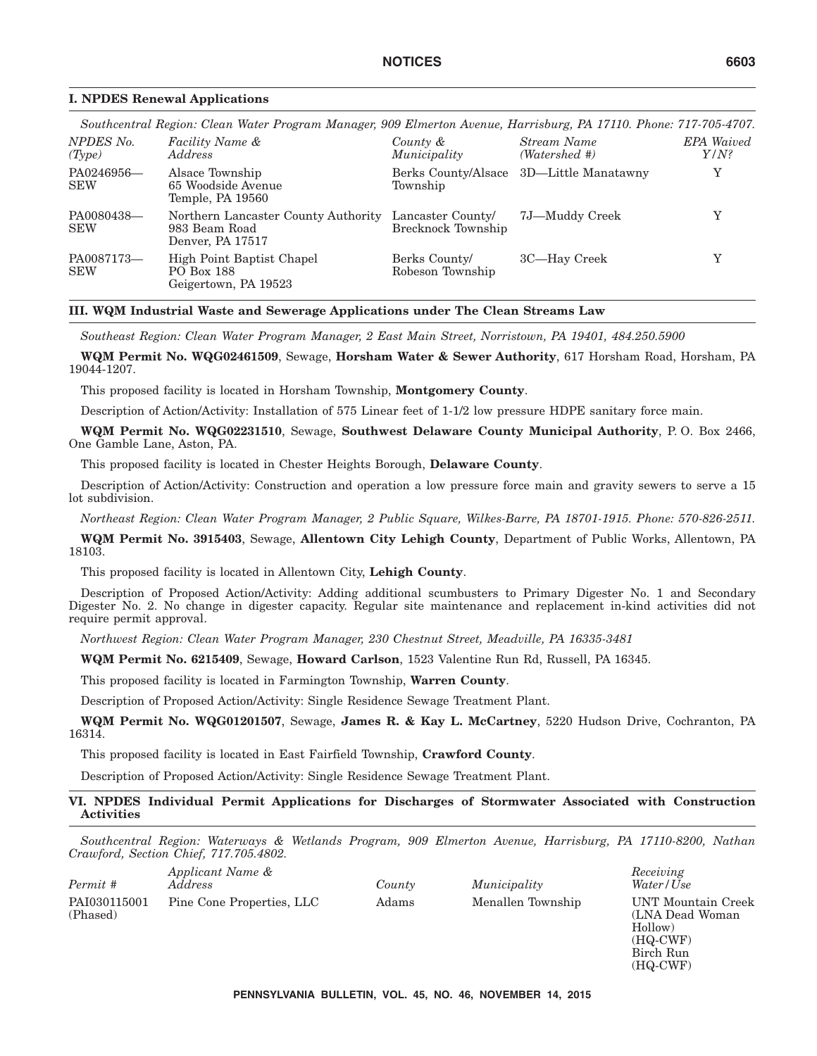### I. NPDES Renewal Applications

*Southcentral Region: Clean Water Program Manager, 909 Elmerton Avenue, Harrisburg, PA 17110. Phone: 717-705-4707.*

| *NPDES No. (Type)* | *Facility Name & Address* | *County & Municipality* | *Stream Name (Watershed #)* | *EPA Waived Y/N?* |
|---|---|---|---|---|
| PA0246956—SEW | Alsace Township<br>65 Woodside Avenue<br>Temple, PA 19560 | Berks County/Alsace Township | 3D—Little Manatawny | Y |
| PA0080438—SEW | Northern Lancaster County Authority<br>983 Beam Road<br>Denver, PA 17517 | Lancaster County/ Brecknock Township | 7J—Muddy Creek | Y |
| PA0087173—SEW | High Point Baptist Chapel<br>PO Box 188<br>Geigertown, PA 19523 | Berks County/ Robeson Township | 3C—Hay Creek | Y |

### III. WQM Industrial Waste and Sewerage Applications under The Clean Streams Law

*Southeast Region: Clean Water Program Manager, 2 East Main Street, Norristown, PA 19401, 484.250.5900*

**WQM Permit No. WQG02461509**, Sewage, **Horsham Water & Sewer Authority**, 617 Horsham Road, Horsham, PA 19044-1207.

This proposed facility is located in Horsham Township, **Montgomery County**.

Description of Action/Activity: Installation of 575 Linear feet of 1-1/2 low pressure HDPE sanitary force main.

**WQM Permit No. WQG02231510**, Sewage, **Southwest Delaware County Municipal Authority**, P. O. Box 2466, One Gamble Lane, Aston, PA.

This proposed facility is located in Chester Heights Borough, **Delaware County**.

Description of Action/Activity: Construction and operation a low pressure force main and gravity sewers to serve a 15 lot subdivision.

*Northeast Region: Clean Water Program Manager, 2 Public Square, Wilkes-Barre, PA 18701-1915. Phone: 570-826-2511.*

**WQM Permit No. 3915403**, Sewage, **Allentown City Lehigh County**, Department of Public Works, Allentown, PA 18103.

This proposed facility is located in Allentown City, **Lehigh County**.

Description of Proposed Action/Activity: Adding additional scumbusters to Primary Digester No. 1 and Secondary Digester No. 2. No change in digester capacity. Regular site maintenance and replacement in-kind activities did not require permit approval.

*Northwest Region: Clean Water Program Manager, 230 Chestnut Street, Meadville, PA 16335-3481*

**WQM Permit No. 6215409**, Sewage, **Howard Carlson**, 1523 Valentine Run Rd, Russell, PA 16345.

This proposed facility is located in Farmington Township, **Warren County**.

Description of Proposed Action/Activity: Single Residence Sewage Treatment Plant.

**WQM Permit No. WQG01201507**, Sewage, **James R. & Kay L. McCartney**, 5220 Hudson Drive, Cochranton, PA 16314.

This proposed facility is located in East Fairfield Township, **Crawford County**.

Description of Proposed Action/Activity: Single Residence Sewage Treatment Plant.

### VI. NPDES Individual Permit Applications for Discharges of Stormwater Associated with Construction Activities

*Southcentral Region: Waterways & Wetlands Program, 909 Elmerton Avenue, Harrisburg, PA 17110-8200, Nathan Crawford, Section Chief, 717.705.4802.*

| *Permit #* | *Applicant Name & Address* | *County* | *Municipality* | *Receiving Water/Use* |
|---|---|---|---|---|
| PAI030115001 (Phased) | Pine Cone Properties, LLC | Adams | Menallen Township | UNT Mountain Creek (LNA Dead Woman Hollow) (HQ-CWF)<br>Birch Run (HQ-CWF) |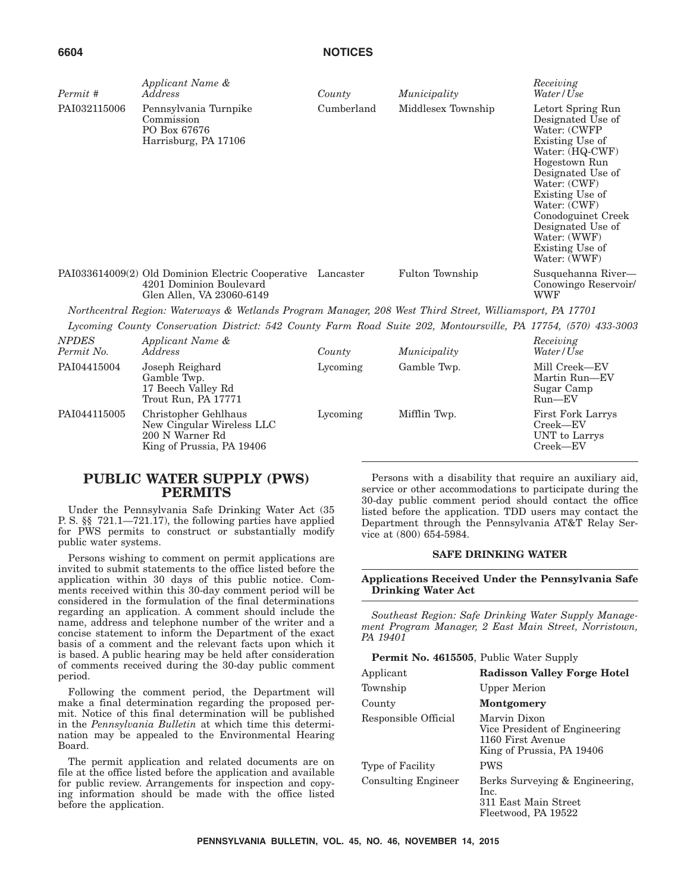| Permit # | Applicant Name & Address | County | Municipality | Receiving Water/Use |
|---|---|---|---|---|
| PAI032115006 | Pennsylvania Turnpike Commission PO Box 67676 Harrisburg, PA 17106 | Cumberland | Middlesex Township | Letort Spring Run Designated Use of Water: (CWFP Existing Use of Water: (HQ-CWF) Hogestown Run Designated Use of Water: (CWF) Existing Use of Water: (CWF) Conodoguinet Creek Designated Use of Water: (WWF) Existing Use of Water: (WWF) |
| PAI033614009(2) | Old Dominion Electric Cooperative 4201 Dominion Boulevard Glen Allen, VA 23060-6149 | Lancaster | Fulton Township | Susquehanna River—Conowingo Reservoir/WWF |

*Northcentral Region: Waterways & Wetlands Program Manager, 208 West Third Street, Williamsport, PA 17701*

*Lycoming County Conservation District: 542 County Farm Road Suite 202, Montoursville, PA 17754, (570) 433-3003*

| NPDES Permit No. | Applicant Name & Address | County | Municipality | Receiving Water/Use |
|---|---|---|---|---|
| PAI04415004 | Joseph Reighard Gamble Twp. 17 Beech Valley Rd Trout Run, PA 17771 | Lycoming | Gamble Twp. | Mill Creek—EV Martin Run—EV Sugar Camp Run—EV |
| PAI044115005 | Christopher Gehlhaus New Cingular Wireless LLC 200 N Warner Rd King of Prussia, PA 19406 | Lycoming | Mifflin Twp. | First Fork Larrys Creek—EV UNT to Larrys Creek—EV |

# PUBLIC WATER SUPPLY (PWS) PERMITS

Under the Pennsylvania Safe Drinking Water Act (35 P. S. §§ 721.1—721.17), the following parties have applied for PWS permits to construct or substantially modify public water systems.

Persons wishing to comment on permit applications are invited to submit statements to the office listed before the application within 30 days of this public notice. Comments received within this 30-day comment period will be considered in the formulation of the final determinations regarding an application. A comment should include the name, address and telephone number of the writer and a concise statement to inform the Department of the exact basis of a comment and the relevant facts upon which it is based. A public hearing may be held after consideration of comments received during the 30-day public comment period.

Following the comment period, the Department will make a final determination regarding the proposed permit. Notice of this final determination will be published in the *Pennsylvania Bulletin* at which time this determination may be appealed to the Environmental Hearing Board.

The permit application and related documents are on file at the office listed before the application and available for public review. Arrangements for inspection and copying information should be made with the office listed before the application.

Persons with a disability that require an auxiliary aid, service or other accommodations to participate during the 30-day public comment period should contact the office listed before the application. TDD users may contact the Department through the Pennsylvania AT&T Relay Service at (800) 654-5984.

## SAFE DRINKING WATER

### Applications Received Under the Pennsylvania Safe Drinking Water Act

*Southeast Region: Safe Drinking Water Supply Management Program Manager, 2 East Main Street, Norristown, PA 19401*

**Permit No. 4615505**, Public Water Supply

| | |
|---|---|
| Applicant | **Radisson Valley Forge Hotel** |
| Township | Upper Merion |
| County | **Montgomery** |
| Responsible Official | Marvin Dixon Vice President of Engineering 1160 First Avenue King of Prussia, PA 19406 |
| Type of Facility | PWS |
| Consulting Engineer | Berks Surveying & Engineering, Inc. 311 East Main Street Fleetwood, PA 19522 |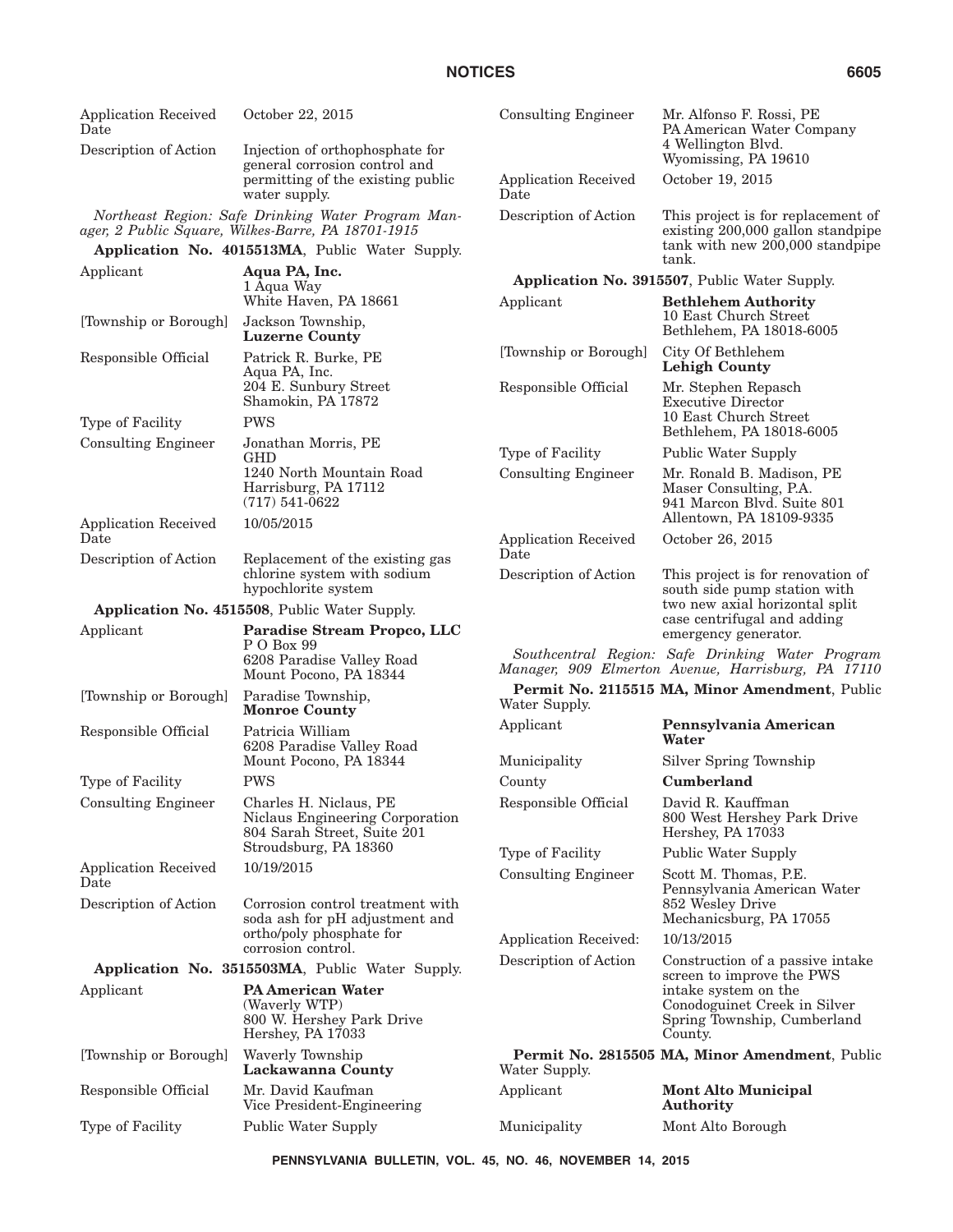| | |
|---|---|
| Application Received Date | October 22, 2015 |
| Description of Action | Injection of orthophosphate for general corrosion control and permitting of the existing public water supply. |

*Northeast Region: Safe Drinking Water Program Manager, 2 Public Square, Wilkes-Barre, PA 18701-1915*

**Application No. 4015513MA**, Public Water Supply.

| | |
|---|---|
| Applicant | **Aqua PA, Inc.** 1 Aqua Way White Haven, PA 18661 |
| [Township or Borough] | Jackson Township, **Luzerne County** |
| Responsible Official | Patrick R. Burke, PE Aqua PA, Inc. 204 E. Sunbury Street Shamokin, PA 17872 |
| Type of Facility | PWS |
| Consulting Engineer | Jonathan Morris, PE GHD 1240 North Mountain Road Harrisburg, PA 17112 (717) 541-0622 |
| Application Received Date | 10/05/2015 |
| Description of Action | Replacement of the existing gas chlorine system with sodium hypochlorite system |

**Application No. 4515508**, Public Water Supply.

| | |
|---|---|
| Applicant | **Paradise Stream Propco, LLC** P O Box 99 6208 Paradise Valley Road Mount Pocono, PA 18344 |
| [Township or Borough] | Paradise Township, **Monroe County** |
| Responsible Official | Patricia William 6208 Paradise Valley Road Mount Pocono, PA 18344 |
| Type of Facility | PWS |
| Consulting Engineer | Charles H. Niclaus, PE Niclaus Engineering Corporation 804 Sarah Street, Suite 201 Stroudsburg, PA 18360 |
| Application Received Date | 10/19/2015 |
| Description of Action | Corrosion control treatment with soda ash for pH adjustment and ortho/poly phosphate for corrosion control. |

**Application No. 3515503MA**, Public Water Supply.

| | |
|---|---|
| Applicant | **PA American Water** (Waverly WTP) 800 W. Hershey Park Drive Hershey, PA 17033 |
| [Township or Borough] | Waverly Township **Lackawanna County** |
| Responsible Official | Mr. David Kaufman Vice President-Engineering |
| Type of Facility | Public Water Supply |
| Consulting Engineer | Mr. Alfonso F. Rossi, PE PA American Water Company 4 Wellington Blvd. Wyomissing, PA 19610 |
| Application Received Date | October 19, 2015 |
| Description of Action | This project is for replacement of existing 200,000 gallon standpipe tank with new 200,000 standpipe tank. |

**Application No. 3915507**, Public Water Supply.

| | |
|---|---|
| Applicant | **Bethlehem Authority** 10 East Church Street Bethlehem, PA 18018-6005 |
| [Township or Borough] | City Of Bethlehem **Lehigh County** |
| Responsible Official | Mr. Stephen Repasch Executive Director 10 East Church Street Bethlehem, PA 18018-6005 |
| Type of Facility | Public Water Supply |
| Consulting Engineer | Mr. Ronald B. Madison, PE Maser Consulting, P.A. 941 Marcon Blvd. Suite 801 Allentown, PA 18109-9335 |
| Application Received Date | October 26, 2015 |
| Description of Action | This project is for renovation of south side pump station with two new axial horizontal split case centrifugal and adding emergency generator. |

*Southcentral Region: Safe Drinking Water Program Manager, 909 Elmerton Avenue, Harrisburg, PA 17110*

**Permit No. 2115515 MA, Minor Amendment**, Public Water Supply.

| | |
|---|---|
| Applicant | **Pennsylvania American Water** |
| Municipality | Silver Spring Township |
| County | **Cumberland** |
| Responsible Official | David R. Kauffman 800 West Hershey Park Drive Hershey, PA 17033 |
| Type of Facility | Public Water Supply |
| Consulting Engineer | Scott M. Thomas, P.E. Pennsylvania American Water 852 Wesley Drive Mechanicsburg, PA 17055 |
| Application Received: | 10/13/2015 |
| Description of Action | Construction of a passive intake screen to improve the PWS intake system on the Conodoguinet Creek in Silver Spring Township, Cumberland County. |

**Permit No. 2815505 MA, Minor Amendment**, Public Water Supply.

| | |
|---|---|
| Applicant | **Mont Alto Municipal Authority** |
| Municipality | Mont Alto Borough |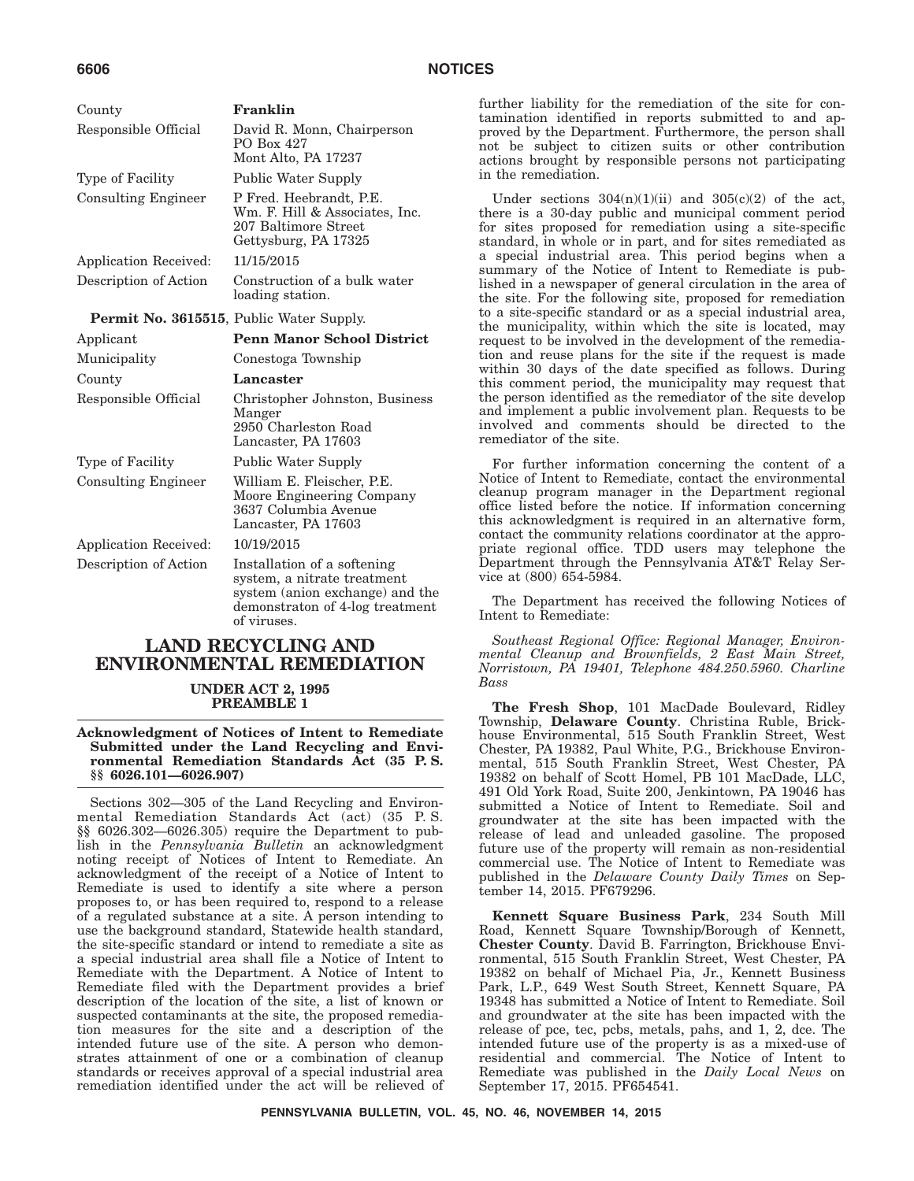| | |
|---|---|
| County | **Franklin** |
| Responsible Official | David R. Monn, Chairperson<br>PO Box 427<br>Mont Alto, PA 17237 |
| Type of Facility | Public Water Supply |
| Consulting Engineer | P Fred. Heebrandt, P.E.<br>Wm. F. Hill & Associates, Inc.<br>207 Baltimore Street<br>Gettysburg, PA 17325 |
| Application Received: | 11/15/2015 |
| Description of Action | Construction of a bulk water loading station. |

**Permit No. 3615515**, Public Water Supply.

| | |
|---|---|
| Applicant | **Penn Manor School District** |
| Municipality | Conestoga Township |
| County | **Lancaster** |
| Responsible Official | Christopher Johnston, Business Manger<br>2950 Charleston Road<br>Lancaster, PA 17603 |
| Type of Facility | Public Water Supply |
| Consulting Engineer | William E. Fleischer, P.E.<br>Moore Engineering Company<br>3637 Columbia Avenue<br>Lancaster, PA 17603 |
| Application Received: | 10/19/2015 |
| Description of Action | Installation of a softening system, a nitrate treatment system (anion exchange) and the demonstraton of 4-log treatment of viruses. |

# LAND RECYCLING AND ENVIRONMENTAL REMEDIATION

## UNDER ACT 2, 1995 PREAMBLE 1

### Acknowledgment of Notices of Intent to Remediate Submitted under the Land Recycling and Environmental Remediation Standards Act (35 P. S. §§ 6026.101—6026.907)

Sections 302—305 of the Land Recycling and Environmental Remediation Standards Act (act) (35 P. S. §§ 6026.302—6026.305) require the Department to publish in the *Pennsylvania Bulletin* an acknowledgment noting receipt of Notices of Intent to Remediate. An acknowledgment of the receipt of a Notice of Intent to Remediate is used to identify a site where a person proposes to, or has been required to, respond to a release of a regulated substance at a site. A person intending to use the background standard, Statewide health standard, the site-specific standard or intend to remediate a site as a special industrial area shall file a Notice of Intent to Remediate with the Department. A Notice of Intent to Remediate filed with the Department provides a brief description of the location of the site, a list of known or suspected contaminants at the site, the proposed remediation measures for the site and a description of the intended future use of the site. A person who demonstrates attainment of one or a combination of cleanup standards or receives approval of a special industrial area remediation identified under the act will be relieved of further liability for the remediation of the site for contamination identified in reports submitted to and approved by the Department. Furthermore, the person shall not be subject to citizen suits or other contribution actions brought by responsible persons not participating in the remediation.

Under sections 304(n)(1)(ii) and 305(c)(2) of the act, there is a 30-day public and municipal comment period for sites proposed for remediation using a site-specific standard, in whole or in part, and for sites remediated as a special industrial area. This period begins when a summary of the Notice of Intent to Remediate is published in a newspaper of general circulation in the area of the site. For the following site, proposed for remediation to a site-specific standard or as a special industrial area, the municipality, within which the site is located, may request to be involved in the development of the remediation and reuse plans for the site if the request is made within 30 days of the date specified as follows. During this comment period, the municipality may request that the person identified as the remediator of the site develop and implement a public involvement plan. Requests to be involved and comments should be directed to the remediator of the site.

For further information concerning the content of a Notice of Intent to Remediate, contact the environmental cleanup program manager in the Department regional office listed before the notice. If information concerning this acknowledgment is required in an alternative form, contact the community relations coordinator at the appropriate regional office. TDD users may telephone the Department through the Pennsylvania AT&T Relay Service at (800) 654-5984.

The Department has received the following Notices of Intent to Remediate:

*Southeast Regional Office: Regional Manager, Environmental Cleanup and Brownfields, 2 East Main Street, Norristown, PA 19401, Telephone 484.250.5960. Charline Bass*

**The Fresh Shop**, 101 MacDade Boulevard, Ridley Township, **Delaware County**. Christina Ruble, Brickhouse Environmental, 515 South Franklin Street, West Chester, PA 19382, Paul White, P.G., Brickhouse Environmental, 515 South Franklin Street, West Chester, PA 19382 on behalf of Scott Homel, PB 101 MacDade, LLC, 491 Old York Road, Suite 200, Jenkintown, PA 19046 has submitted a Notice of Intent to Remediate. Soil and groundwater at the site has been impacted with the release of lead and unleaded gasoline. The proposed future use of the property will remain as non-residential commercial use. The Notice of Intent to Remediate was published in the *Delaware County Daily Times* on September 14, 2015. PF679296.

**Kennett Square Business Park**, 234 South Mill Road, Kennett Square Township/Borough of Kennett, **Chester County**. David B. Farrington, Brickhouse Environmental, 515 South Franklin Street, West Chester, PA 19382 on behalf of Michael Pia, Jr., Kennett Business Park, L.P., 649 West South Street, Kennett Square, PA 19348 has submitted a Notice of Intent to Remediate. Soil and groundwater at the site has been impacted with the release of pce, tec, pcbs, metals, pahs, and 1, 2, dce. The intended future use of the property is as a mixed-use of residential and commercial. The Notice of Intent to Remediate was published in the *Daily Local News* on September 17, 2015. PF654541.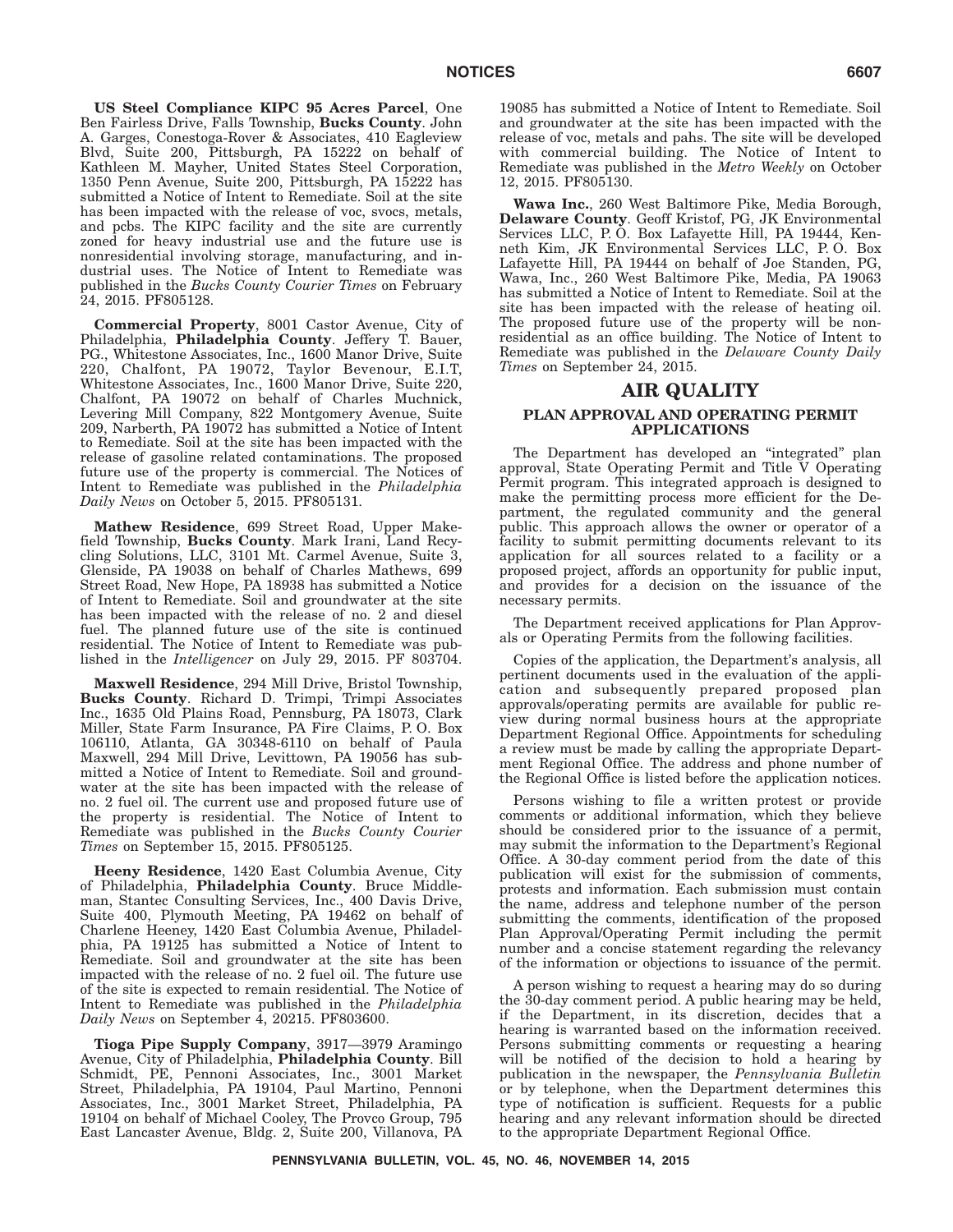**US Steel Compliance KIPC 95 Acres Parcel**, One Ben Fairless Drive, Falls Township, **Bucks County**. John A. Garges, Conestoga-Rover & Associates, 410 Eagleview Blvd, Suite 200, Pittsburgh, PA 15222 on behalf of Kathleen M. Mayher, United States Steel Corporation, 1350 Penn Avenue, Suite 200, Pittsburgh, PA 15222 has submitted a Notice of Intent to Remediate. Soil at the site has been impacted with the release of voc, svocs, metals, and pcbs. The KIPC facility and the site are currently zoned for heavy industrial use and the future use is nonresidential involving storage, manufacturing, and industrial uses. The Notice of Intent to Remediate was published in the *Bucks County Courier Times* on February 24, 2015. PF805128.

**Commercial Property**, 8001 Castor Avenue, City of Philadelphia, **Philadelphia County**. Jeffery T. Bauer, PG., Whitestone Associates, Inc., 1600 Manor Drive, Suite 220, Chalfont, PA 19072, Taylor Bevenour, E.I.T, Whitestone Associates, Inc., 1600 Manor Drive, Suite 220, Chalfont, PA 19072 on behalf of Charles Muchnick, Levering Mill Company, 822 Montgomery Avenue, Suite 209, Narberth, PA 19072 has submitted a Notice of Intent to Remediate. Soil at the site has been impacted with the release of gasoline related contaminations. The proposed future use of the property is commercial. The Notices of Intent to Remediate was published in the *Philadelphia Daily News* on October 5, 2015. PF805131.

**Mathew Residence**, 699 Street Road, Upper Makefield Township, **Bucks County**. Mark Irani, Land Recycling Solutions, LLC, 3101 Mt. Carmel Avenue, Suite 3, Glenside, PA 19038 on behalf of Charles Mathews, 699 Street Road, New Hope, PA 18938 has submitted a Notice of Intent to Remediate. Soil and groundwater at the site has been impacted with the release of no. 2 and diesel fuel. The planned future use of the site is continued residential. The Notice of Intent to Remediate was published in the *Intelligencer* on July 29, 2015. PF 803704.

**Maxwell Residence**, 294 Mill Drive, Bristol Township, **Bucks County**. Richard D. Trimpi, Trimpi Associates Inc., 1635 Old Plains Road, Pennsburg, PA 18073, Clark Miller, State Farm Insurance, PA Fire Claims, P. O. Box 106110, Atlanta, GA 30348-6110 on behalf of Paula Maxwell, 294 Mill Drive, Levittown, PA 19056 has submitted a Notice of Intent to Remediate. Soil and groundwater at the site has been impacted with the release of no. 2 fuel oil. The current use and proposed future use of the property is residential. The Notice of Intent to Remediate was published in the *Bucks County Courier Times* on September 15, 2015. PF805125.

**Heeny Residence**, 1420 East Columbia Avenue, City of Philadelphia, **Philadelphia County**. Bruce Middleman, Stantec Consulting Services, Inc., 400 Davis Drive, Suite 400, Plymouth Meeting, PA 19462 on behalf of Charlene Heeney, 1420 East Columbia Avenue, Philadelphia, PA 19125 has submitted a Notice of Intent to Remediate. Soil and groundwater at the site has been impacted with the release of no. 2 fuel oil. The future use of the site is expected to remain residential. The Notice of Intent to Remediate was published in the *Philadelphia Daily News* on September 4, 20215. PF803600.

**Tioga Pipe Supply Company**, 3917—3979 Aramingo Avenue, City of Philadelphia, **Philadelphia County**. Bill Schmidt, PE, Pennoni Associates, Inc., 3001 Market Street, Philadelphia, PA 19104, Paul Martino, Pennoni Associates, Inc., 3001 Market Street, Philadelphia, PA 19104 on behalf of Michael Cooley, The Provco Group, 795 East Lancaster Avenue, Bldg. 2, Suite 200, Villanova, PA 19085 has submitted a Notice of Intent to Remediate. Soil and groundwater at the site has been impacted with the release of voc, metals and pahs. The site will be developed with commercial building. The Notice of Intent to Remediate was published in the *Metro Weekly* on October 12, 2015. PF805130.

**Wawa Inc.**, 260 West Baltimore Pike, Media Borough, **Delaware County**. Geoff Kristof, PG, JK Environmental Services LLC, P. O. Box Lafayette Hill, PA 19444, Kenneth Kim, JK Environmental Services LLC, P. O. Box Lafayette Hill, PA 19444 on behalf of Joe Standen, PG, Wawa, Inc., 260 West Baltimore Pike, Media, PA 19063 has submitted a Notice of Intent to Remediate. Soil at the site has been impacted with the release of heating oil. The proposed future use of the property will be nonresidential as an office building. The Notice of Intent to Remediate was published in the *Delaware County Daily Times* on September 24, 2015.

# AIR QUALITY

## PLAN APPROVAL AND OPERATING PERMIT APPLICATIONS

The Department has developed an "integrated" plan approval, State Operating Permit and Title V Operating Permit program. This integrated approach is designed to make the permitting process more efficient for the Department, the regulated community and the general public. This approach allows the owner or operator of a facility to submit permitting documents relevant to its application for all sources related to a facility or a proposed project, affords an opportunity for public input, and provides for a decision on the issuance of the necessary permits.

The Department received applications for Plan Approvals or Operating Permits from the following facilities.

Copies of the application, the Department's analysis, all pertinent documents used in the evaluation of the application and subsequently prepared proposed plan approvals/operating permits are available for public review during normal business hours at the appropriate Department Regional Office. Appointments for scheduling a review must be made by calling the appropriate Department Regional Office. The address and phone number of the Regional Office is listed before the application notices.

Persons wishing to file a written protest or provide comments or additional information, which they believe should be considered prior to the issuance of a permit, may submit the information to the Department's Regional Office. A 30-day comment period from the date of this publication will exist for the submission of comments, protests and information. Each submission must contain the name, address and telephone number of the person submitting the comments, identification of the proposed Plan Approval/Operating Permit including the permit number and a concise statement regarding the relevancy of the information or objections to issuance of the permit.

A person wishing to request a hearing may do so during the 30-day comment period. A public hearing may be held, if the Department, in its discretion, decides that a hearing is warranted based on the information received. Persons submitting comments or requesting a hearing will be notified of the decision to hold a hearing by publication in the newspaper, the *Pennsylvania Bulletin* or by telephone, when the Department determines this type of notification is sufficient. Requests for a public hearing and any relevant information should be directed to the appropriate Department Regional Office.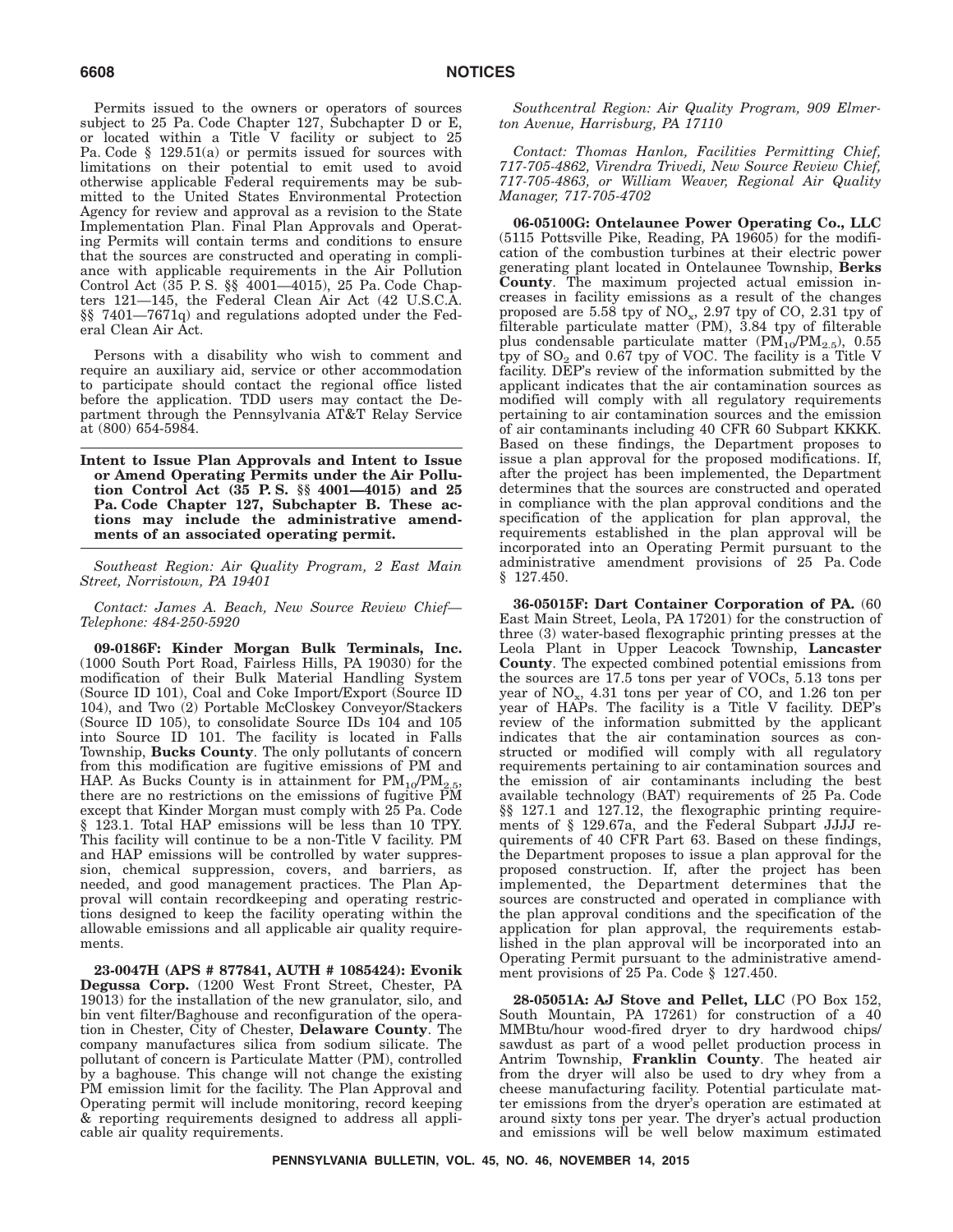Permits issued to the owners or operators of sources subject to 25 Pa. Code Chapter 127, Subchapter D or E, or located within a Title V facility or subject to 25 Pa. Code § 129.51(a) or permits issued for sources with limitations on their potential to emit used to avoid otherwise applicable Federal requirements may be submitted to the United States Environmental Protection Agency for review and approval as a revision to the State Implementation Plan. Final Plan Approvals and Operating Permits will contain terms and conditions to ensure that the sources are constructed and operating in compliance with applicable requirements in the Air Pollution Control Act (35 P. S. §§ 4001—4015), 25 Pa. Code Chapters 121—145, the Federal Clean Air Act (42 U.S.C.A. §§ 7401—7671q) and regulations adopted under the Federal Clean Air Act.

Persons with a disability who wish to comment and require an auxiliary aid, service or other accommodation to participate should contact the regional office listed before the application. TDD users may contact the Department through the Pennsylvania AT&T Relay Service at (800) 654-5984.

## Intent to Issue Plan Approvals and Intent to Issue or Amend Operating Permits under the Air Pollution Control Act (35 P. S. §§ 4001—4015) and 25 Pa. Code Chapter 127, Subchapter B. These actions may include the administrative amendments of an associated operating permit.

*Southeast Region: Air Quality Program, 2 East Main Street, Norristown, PA 19401*

*Contact: James A. Beach, New Source Review Chief—Telephone: 484-250-5920*

**09-0186F: Kinder Morgan Bulk Terminals, Inc.** (1000 South Port Road, Fairless Hills, PA 19030) for the modification of their Bulk Material Handling System (Source ID 101), Coal and Coke Import/Export (Source ID 104), and Two (2) Portable McCloskey Conveyor/Stackers (Source ID 105), to consolidate Source IDs 104 and 105 into Source ID 101. The facility is located in Falls Township, **Bucks County**. The only pollutants of concern from this modification are fugitive emissions of PM and HAP. As Bucks County is in attainment for $PM_{10}/PM_{2.5}$, there are no restrictions on the emissions of fugitive PM except that Kinder Morgan must comply with 25 Pa. Code § 123.1. Total HAP emissions will be less than 10 TPY. This facility will continue to be a non-Title V facility. PM and HAP emissions will be controlled by water suppression, chemical suppression, covers, and barriers, as needed, and good management practices. The Plan Approval will contain recordkeeping and operating restrictions designed to keep the facility operating within the allowable emissions and all applicable air quality requirements.

**23-0047H (APS # 877841, AUTH # 1085424): Evonik Degussa Corp.** (1200 West Front Street, Chester, PA 19013) for the installation of the new granulator, silo, and bin vent filter/Baghouse and reconfiguration of the operation in Chester, City of Chester, **Delaware County**. The company manufactures silica from sodium silicate. The pollutant of concern is Particulate Matter (PM), controlled by a baghouse. This change will not change the existing PM emission limit for the facility. The Plan Approval and Operating permit will include monitoring, record keeping & reporting requirements designed to address all applicable air quality requirements.

*Southcentral Region: Air Quality Program, 909 Elmerton Avenue, Harrisburg, PA 17110*

*Contact: Thomas Hanlon, Facilities Permitting Chief, 717-705-4862, Virendra Trivedi, New Source Review Chief, 717-705-4863, or William Weaver, Regional Air Quality Manager, 717-705-4702*

**06-05100G: Ontelaunee Power Operating Co., LLC** (5115 Pottsville Pike, Reading, PA 19605) for the modification of the combustion turbines at their electric power generating plant located in Ontelaunee Township, **Berks County**. The maximum projected actual emission increases in facility emissions as a result of the changes proposed are 5.58 tpy of $NO_x$, 2.97 tpy of CO, 2.31 tpy of filterable particulate matter (PM), 3.84 tpy of filterable plus condensable particulate matter ($PM_{10}/PM_{2.5}$), 0.55 tpy of $SO_2$ and 0.67 tpy of VOC. The facility is a Title V facility. DEP's review of the information submitted by the applicant indicates that the air contamination sources as modified will comply with all regulatory requirements pertaining to air contamination sources and the emission of air contaminants including 40 CFR 60 Subpart KKKK. Based on these findings, the Department proposes to issue a plan approval for the proposed modifications. If, after the project has been implemented, the Department determines that the sources are constructed and operated in compliance with the plan approval conditions and the specification of the application for plan approval, the requirements established in the plan approval will be incorporated into an Operating Permit pursuant to the administrative amendment provisions of 25 Pa. Code § 127.450.

**36-05015F: Dart Container Corporation of PA.** (60 East Main Street, Leola, PA 17201) for the construction of three (3) water-based flexographic printing presses at the Leola Plant in Upper Leacock Township, **Lancaster County**. The expected combined potential emissions from the sources are 17.5 tons per year of VOCs, 5.13 tons per year of $NO_x$, 4.31 tons per year of CO, and 1.26 ton per year of HAPs. The facility is a Title V facility. DEP's review of the information submitted by the applicant indicates that the air contamination sources as constructed or modified will comply with all regulatory requirements pertaining to air contamination sources and the emission of air contaminants including the best available technology (BAT) requirements of 25 Pa. Code §§ 127.1 and 127.12, the flexographic printing requirements of § 129.67a, and the Federal Subpart JJJJ requirements of 40 CFR Part 63. Based on these findings, the Department proposes to issue a plan approval for the proposed construction. If, after the project has been implemented, the Department determines that the sources are constructed and operated in compliance with the plan approval conditions and the specification of the application for plan approval, the requirements established in the plan approval will be incorporated into an Operating Permit pursuant to the administrative amendment provisions of 25 Pa. Code § 127.450.

**28-05051A: AJ Stove and Pellet, LLC** (PO Box 152, South Mountain, PA 17261) for construction of a 40 MMBtu/hour wood-fired dryer to dry hardwood chips/sawdust as part of a wood pellet production process in Antrim Township, **Franklin County**. The heated air from the dryer will also be used to dry whey from a cheese manufacturing facility. Potential particulate matter emissions from the dryer's operation are estimated at around sixty tons per year. The dryer's actual production and emissions will be well below maximum estimated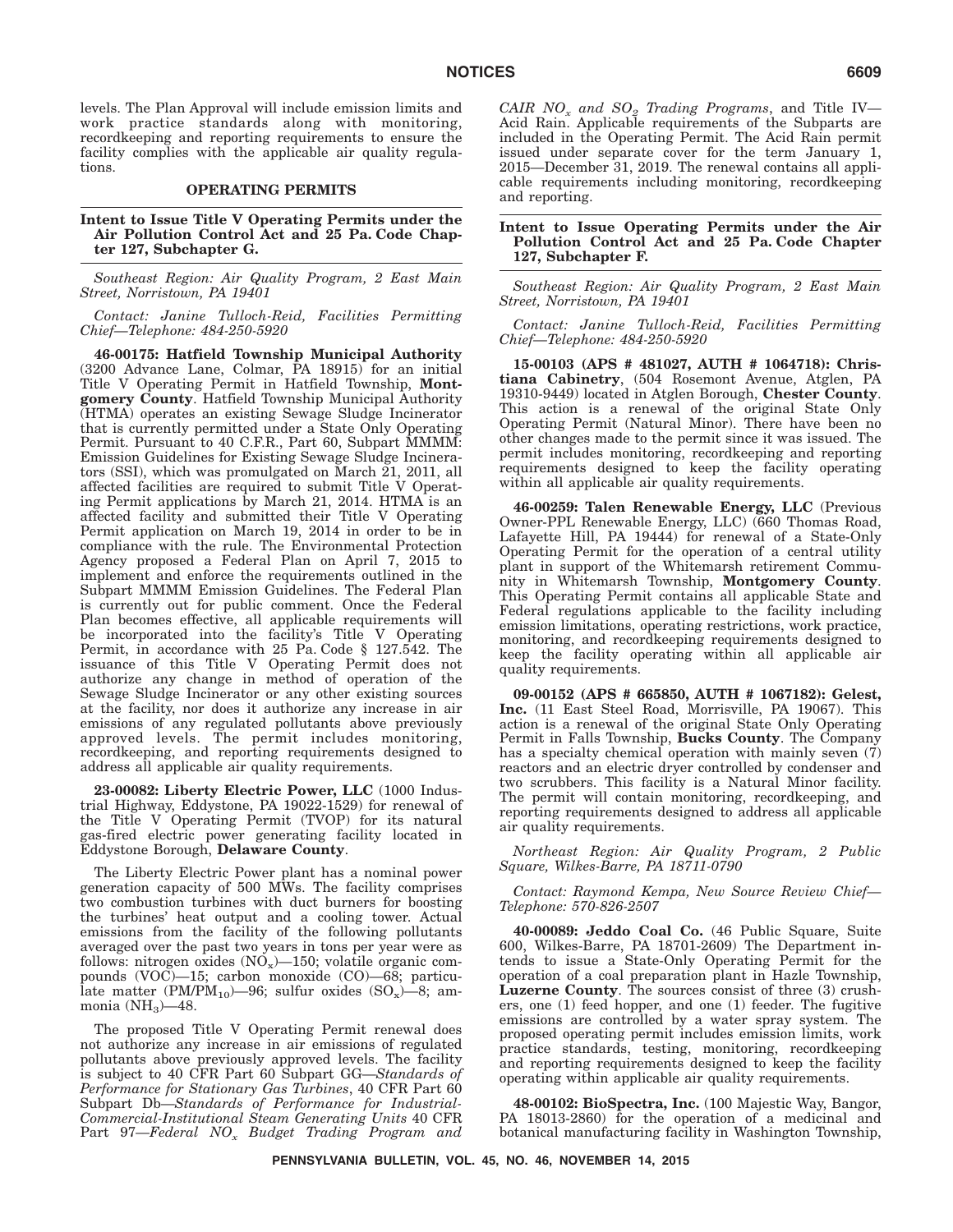levels. The Plan Approval will include emission limits and work practice standards along with monitoring, recordkeeping and reporting requirements to ensure the facility complies with the applicable air quality regulations.

## OPERATING PERMITS

### Intent to Issue Title V Operating Permits under the Air Pollution Control Act and 25 Pa. Code Chapter 127, Subchapter G.

*Southeast Region: Air Quality Program, 2 East Main Street, Norristown, PA 19401*

*Contact: Janine Tulloch-Reid, Facilities Permitting Chief—Telephone: 484-250-5920*

**46-00175: Hatfield Township Municipal Authority** (3200 Advance Lane, Colmar, PA 18915) for an initial Title V Operating Permit in Hatfield Township, **Montgomery County**. Hatfield Township Municipal Authority (HTMA) operates an existing Sewage Sludge Incinerator that is currently permitted under a State Only Operating Permit. Pursuant to 40 C.F.R., Part 60, Subpart MMMM: Emission Guidelines for Existing Sewage Sludge Incinerators (SSI), which was promulgated on March 21, 2011, all affected facilities are required to submit Title V Operating Permit applications by March 21, 2014. HTMA is an affected facility and submitted their Title V Operating Permit application on March 19, 2014 in order to be in compliance with the rule. The Environmental Protection Agency proposed a Federal Plan on April 7, 2015 to implement and enforce the requirements outlined in the Subpart MMMM Emission Guidelines. The Federal Plan is currently out for public comment. Once the Federal Plan becomes effective, all applicable requirements will be incorporated into the facility's Title V Operating Permit, in accordance with 25 Pa. Code § 127.542. The issuance of this Title V Operating Permit does not authorize any change in method of operation of the Sewage Sludge Incinerator or any other existing sources at the facility, nor does it authorize any increase in air emissions of any regulated pollutants above previously approved levels. The permit includes monitoring, recordkeeping, and reporting requirements designed to address all applicable air quality requirements.

**23-00082: Liberty Electric Power, LLC** (1000 Industrial Highway, Eddystone, PA 19022-1529) for renewal of the Title V Operating Permit (TVOP) for its natural gas-fired electric power generating facility located in Eddystone Borough, **Delaware County**.

The Liberty Electric Power plant has a nominal power generation capacity of 500 MWs. The facility comprises two combustion turbines with duct burners for boosting the turbines' heat output and a cooling tower. Actual emissions from the facility of the following pollutants averaged over the past two years in tons per year were as follows: nitrogen oxides ($NO_x$)—150; volatile organic compounds (VOC)—15; carbon monoxide (CO)—68; particulate matter ($PM/PM_{10}$)—96; sulfur oxides ($SO_x$)—8; ammonia ($NH_3$)—48.

The proposed Title V Operating Permit renewal does not authorize any increase in air emissions of regulated pollutants above previously approved levels. The facility is subject to 40 CFR Part 60 Subpart GG—*Standards of Performance for Stationary Gas Turbines*, 40 CFR Part 60 Subpart Db—*Standards of Performance for Industrial-Commercial-Institutional Steam Generating Units* 40 CFR Part 97—*Federal $NO_x$ Budget Trading Program and CAIR $NO_x$ and $SO_2$ Trading Programs*, and Title IV—Acid Rain. Applicable requirements of the Subparts are included in the Operating Permit. The Acid Rain permit issued under separate cover for the term January 1, 2015—December 31, 2019. The renewal contains all applicable requirements including monitoring, recordkeeping and reporting.

### Intent to Issue Operating Permits under the Air Pollution Control Act and 25 Pa. Code Chapter 127, Subchapter F.

*Southeast Region: Air Quality Program, 2 East Main Street, Norristown, PA 19401*

*Contact: Janine Tulloch-Reid, Facilities Permitting Chief—Telephone: 484-250-5920*

**15-00103 (APS # 481027, AUTH # 1064718): Christiana Cabinetry**, (504 Rosemont Avenue, Atglen, PA 19310-9449) located in Atglen Borough, **Chester County**. This action is a renewal of the original State Only Operating Permit (Natural Minor). There have been no other changes made to the permit since it was issued. The permit includes monitoring, recordkeeping and reporting requirements designed to keep the facility operating within all applicable air quality requirements.

**46-00259: Talen Renewable Energy, LLC** (Previous Owner-PPL Renewable Energy, LLC) (660 Thomas Road, Lafayette Hill, PA 19444) for renewal of a State-Only Operating Permit for the operation of a central utility plant in support of the Whitemarsh retirement Community in Whitemarsh Township, **Montgomery County**. This Operating Permit contains all applicable State and Federal regulations applicable to the facility including emission limitations, operating restrictions, work practice, monitoring, and recordkeeping requirements designed to keep the facility operating within all applicable air quality requirements.

**09-00152 (APS # 665850, AUTH # 1067182): Gelest, Inc.** (11 East Steel Road, Morrisville, PA 19067). This action is a renewal of the original State Only Operating Permit in Falls Township, **Bucks County**. The Company has a specialty chemical operation with mainly seven (7) reactors and an electric dryer controlled by condenser and two scrubbers. This facility is a Natural Minor facility. The permit will contain monitoring, recordkeeping, and reporting requirements designed to address all applicable air quality requirements.

*Northeast Region: Air Quality Program, 2 Public Square, Wilkes-Barre, PA 18711-0790*

*Contact: Raymond Kempa, New Source Review Chief—Telephone: 570-826-2507*

**40-00089: Jeddo Coal Co.** (46 Public Square, Suite 600, Wilkes-Barre, PA 18701-2609) The Department intends to issue a State-Only Operating Permit for the operation of a coal preparation plant in Hazle Township, **Luzerne County**. The sources consist of three (3) crushers, one (1) feed hopper, and one (1) feeder. The fugitive emissions are controlled by a water spray system. The proposed operating permit includes emission limits, work practice standards, testing, monitoring, recordkeeping and reporting requirements designed to keep the facility operating within applicable air quality requirements.

**48-00102: BioSpectra, Inc.** (100 Majestic Way, Bangor, PA 18013-2860) for the operation of a medicinal and botanical manufacturing facility in Washington Township,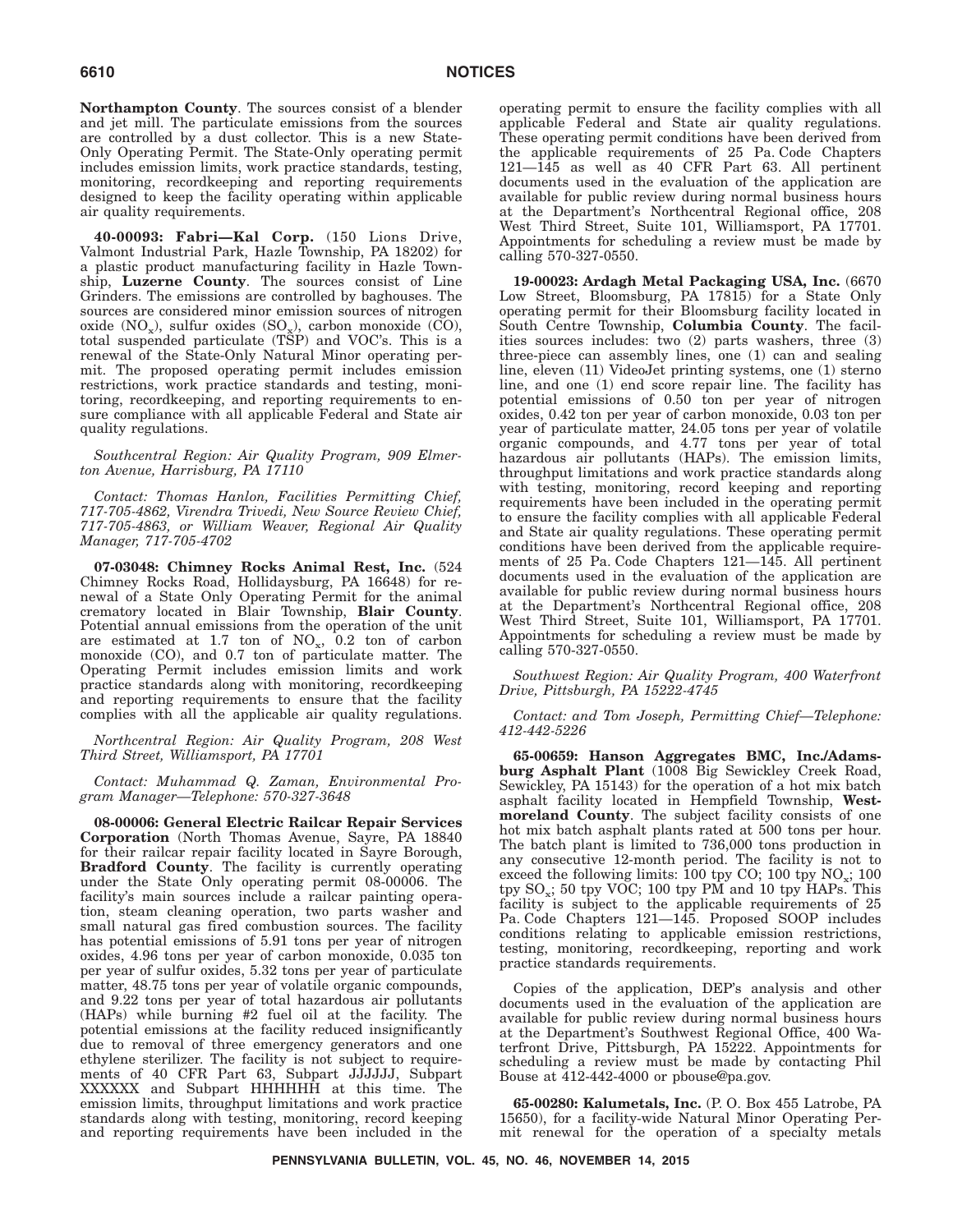**Northampton County**. The sources consist of a blender and jet mill. The particulate emissions from the sources are controlled by a dust collector. This is a new State-Only Operating Permit. The State-Only operating permit includes emission limits, work practice standards, testing, monitoring, recordkeeping and reporting requirements designed to keep the facility operating within applicable air quality requirements.

**40-00093: Fabri—Kal Corp.** (150 Lions Drive, Valmont Industrial Park, Hazle Township, PA 18202) for a plastic product manufacturing facility in Hazle Township, **Luzerne County**. The sources consist of Line Grinders. The emissions are controlled by baghouses. The sources are considered minor emission sources of nitrogen oxide ($NO_x$), sulfur oxides ($SO_x$), carbon monoxide (CO), total suspended particulate (TSP) and VOC's. This is a renewal of the State-Only Natural Minor operating permit. The proposed operating permit includes emission restrictions, work practice standards and testing, monitoring, recordkeeping, and reporting requirements to ensure compliance with all applicable Federal and State air quality regulations.

*Southcentral Region: Air Quality Program, 909 Elmerton Avenue, Harrisburg, PA 17110*

*Contact: Thomas Hanlon, Facilities Permitting Chief, 717-705-4862, Virendra Trivedi, New Source Review Chief, 717-705-4863, or William Weaver, Regional Air Quality Manager, 717-705-4702*

**07-03048: Chimney Rocks Animal Rest, Inc.** (524 Chimney Rocks Road, Hollidaysburg, PA 16648) for renewal of a State Only Operating Permit for the animal crematory located in Blair Township, **Blair County**. Potential annual emissions from the operation of the unit are estimated at 1.7 ton of $NO_x$, 0.2 ton of carbon monoxide (CO), and 0.7 ton of particulate matter. The Operating Permit includes emission limits and work practice standards along with monitoring, recordkeeping and reporting requirements to ensure that the facility complies with all the applicable air quality regulations.

*Northcentral Region: Air Quality Program, 208 West Third Street, Williamsport, PA 17701*

*Contact: Muhammad Q. Zaman, Environmental Program Manager—Telephone: 570-327-3648*

**08-00006: General Electric Railcar Repair Services Corporation** (North Thomas Avenue, Sayre, PA 18840 for their railcar repair facility located in Sayre Borough, **Bradford County**. The facility is currently operating under the State Only operating permit 08-00006. The facility's main sources include a railcar painting operation, steam cleaning operation, two parts washer and small natural gas fired combustion sources. The facility has potential emissions of 5.91 tons per year of nitrogen oxides, 4.96 tons per year of carbon monoxide, 0.035 ton per year of sulfur oxides, 5.32 tons per year of particulate matter, 48.75 tons per year of volatile organic compounds, and 9.22 tons per year of total hazardous air pollutants (HAPs) while burning #2 fuel oil at the facility. The potential emissions at the facility reduced insignificantly due to removal of three emergency generators and one ethylene sterilizer. The facility is not subject to requirements of 40 CFR Part 63, Subpart JJJJJJ, Subpart XXXXXX and Subpart HHHHHH at this time. The emission limits, throughput limitations and work practice standards along with testing, monitoring, record keeping and reporting requirements have been included in the operating permit to ensure the facility complies with all applicable Federal and State air quality regulations. These operating permit conditions have been derived from the applicable requirements of 25 Pa. Code Chapters 121—145 as well as 40 CFR Part 63. All pertinent documents used in the evaluation of the application are available for public review during normal business hours at the Department's Northcentral Regional office, 208 West Third Street, Suite 101, Williamsport, PA 17701. Appointments for scheduling a review must be made by calling 570-327-0550.

**19-00023: Ardagh Metal Packaging USA, Inc.** (6670 Low Street, Bloomsburg, PA 17815) for a State Only operating permit for their Bloomsburg facility located in South Centre Township, **Columbia County**. The facilities sources includes: two (2) parts washers, three (3) three-piece can assembly lines, one (1) can and sealing line, eleven (11) VideoJet printing systems, one (1) sterno line, and one (1) end score repair line. The facility has potential emissions of 0.50 ton per year of nitrogen oxides, 0.42 ton per year of carbon monoxide, 0.03 ton per year of particulate matter, 24.05 tons per year of volatile organic compounds, and 4.77 tons per year of total hazardous air pollutants (HAPs). The emission limits, throughput limitations and work practice standards along with testing, monitoring, record keeping and reporting requirements have been included in the operating permit to ensure the facility complies with all applicable Federal and State air quality regulations. These operating permit conditions have been derived from the applicable requirements of 25 Pa. Code Chapters 121—145. All pertinent documents used in the evaluation of the application are available for public review during normal business hours at the Department's Northcentral Regional office, 208 West Third Street, Suite 101, Williamsport, PA 17701. Appointments for scheduling a review must be made by calling 570-327-0550.

*Southwest Region: Air Quality Program, 400 Waterfront Drive, Pittsburgh, PA 15222-4745*

*Contact: and Tom Joseph, Permitting Chief—Telephone: 412-442-5226*

**65-00659: Hanson Aggregates BMC, Inc./Adamsburg Asphalt Plant** (1008 Big Sewickley Creek Road, Sewickley, PA 15143) for the operation of a hot mix batch asphalt facility located in Hempfield Township, **Westmoreland County**. The subject facility consists of one hot mix batch asphalt plants rated at 500 tons per hour. The batch plant is limited to 736,000 tons production in any consecutive 12-month period. The facility is not to exceed the following limits: 100 tpy CO; 100 tpy $NO_x$; 100 tpy $SO_x$; 50 tpy VOC; 100 tpy PM and 10 tpy HAPs. This facility is subject to the applicable requirements of 25 Pa. Code Chapters 121—145. Proposed SOOP includes conditions relating to applicable emission restrictions, testing, monitoring, recordkeeping, reporting and work practice standards requirements.

Copies of the application, DEP's analysis and other documents used in the evaluation of the application are available for public review during normal business hours at the Department's Southwest Regional Office, 400 Waterfront Drive, Pittsburgh, PA 15222. Appointments for scheduling a review must be made by contacting Phil Bouse at 412-442-4000 or pbouse@pa.gov.

**65-00280: Kalumetals, Inc.** (P. O. Box 455 Latrobe, PA 15650), for a facility-wide Natural Minor Operating Permit renewal for the operation of a specialty metals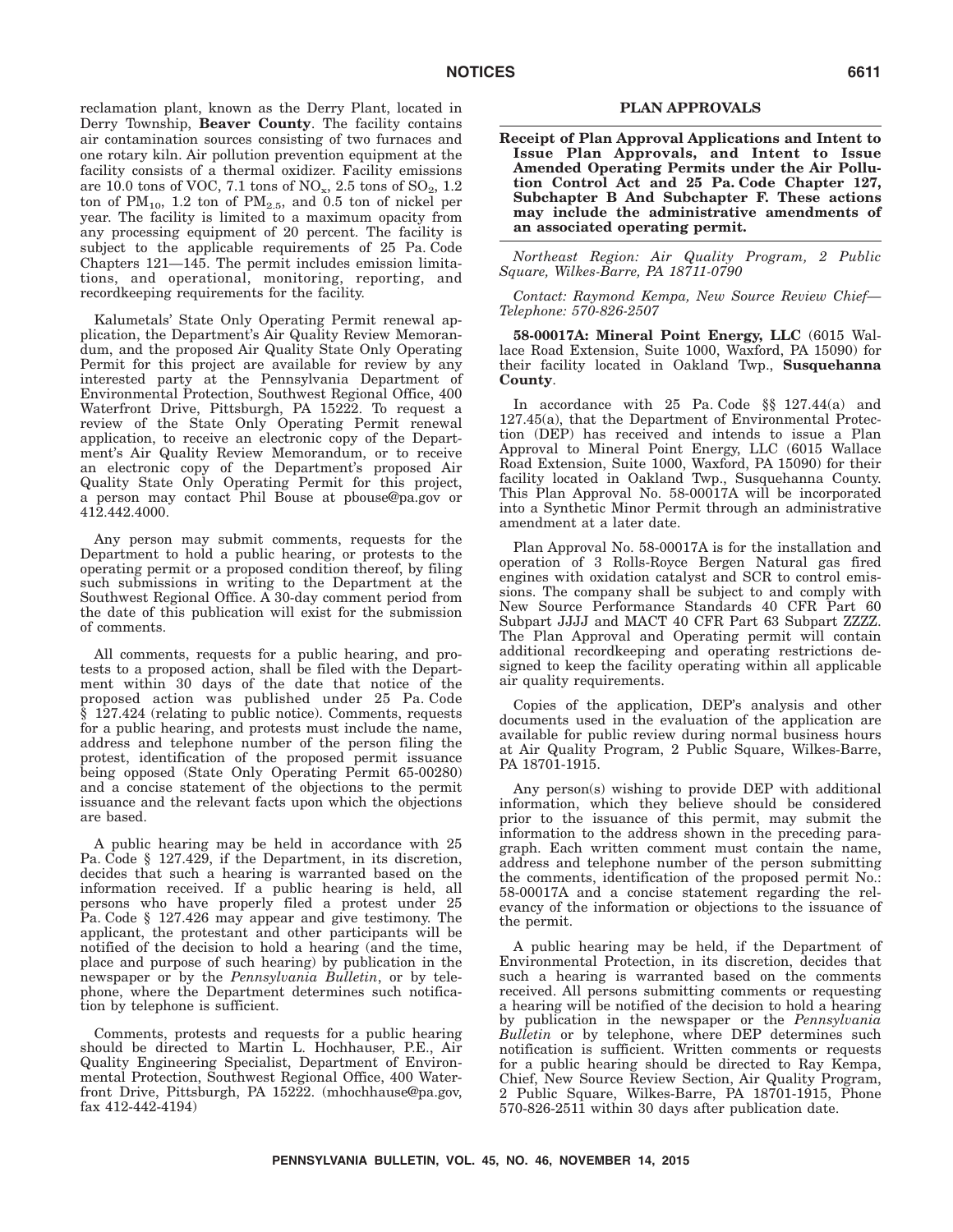reclamation plant, known as the Derry Plant, located in Derry Township, **Beaver County**. The facility contains air contamination sources consisting of two furnaces and one rotary kiln. Air pollution prevention equipment at the facility consists of a thermal oxidizer. Facility emissions are 10.0 tons of VOC, 7.1 tons of $NO_x$, 2.5 tons of $SO_2$, 1.2 ton of $PM_{10}$, 1.2 ton of $PM_{2.5}$, and 0.5 ton of nickel per year. The facility is limited to a maximum opacity from any processing equipment of 20 percent. The facility is subject to the applicable requirements of 25 Pa. Code Chapters 121—145. The permit includes emission limitations, and operational, monitoring, reporting, and recordkeeping requirements for the facility.

Kalumetals' State Only Operating Permit renewal application, the Department's Air Quality Review Memorandum, and the proposed Air Quality State Only Operating Permit for this project are available for review by any interested party at the Pennsylvania Department of Environmental Protection, Southwest Regional Office, 400 Waterfront Drive, Pittsburgh, PA 15222. To request a review of the State Only Operating Permit renewal application, to receive an electronic copy of the Department's Air Quality Review Memorandum, or to receive an electronic copy of the Department's proposed Air Quality State Only Operating Permit for this project, a person may contact Phil Bouse at pbouse@pa.gov or 412.442.4000.

Any person may submit comments, requests for the Department to hold a public hearing, or protests to the operating permit or a proposed condition thereof, by filing such submissions in writing to the Department at the Southwest Regional Office. A 30-day comment period from the date of this publication will exist for the submission of comments.

All comments, requests for a public hearing, and protests to a proposed action, shall be filed with the Department within 30 days of the date that notice of the proposed action was published under 25 Pa. Code § 127.424 (relating to public notice). Comments, requests for a public hearing, and protests must include the name, address and telephone number of the person filing the protest, identification of the proposed permit issuance being opposed (State Only Operating Permit 65-00280) and a concise statement of the objections to the permit issuance and the relevant facts upon which the objections are based.

A public hearing may be held in accordance with 25 Pa. Code § 127.429, if the Department, in its discretion, decides that such a hearing is warranted based on the information received. If a public hearing is held, all persons who have properly filed a protest under 25 Pa. Code § 127.426 may appear and give testimony. The applicant, the protestant and other participants will be notified of the decision to hold a hearing (and the time, place and purpose of such hearing) by publication in the newspaper or by the *Pennsylvania Bulletin*, or by telephone, where the Department determines such notification by telephone is sufficient.

Comments, protests and requests for a public hearing should be directed to Martin L. Hochhauser, P.E., Air Quality Engineering Specialist, Department of Environmental Protection, Southwest Regional Office, 400 Waterfront Drive, Pittsburgh, PA 15222. (mhochhause@pa.gov, fax 412-442-4194)

## PLAN APPROVALS

**Receipt of Plan Approval Applications and Intent to Issue Plan Approvals, and Intent to Issue Amended Operating Permits under the Air Pollution Control Act and 25 Pa. Code Chapter 127, Subchapter B And Subchapter F. These actions may include the administrative amendments of an associated operating permit.**

*Northeast Region: Air Quality Program, 2 Public Square, Wilkes-Barre, PA 18711-0790*

*Contact: Raymond Kempa, New Source Review Chief—Telephone: 570-826-2507*

**58-00017A: Mineral Point Energy, LLC** (6015 Wallace Road Extension, Suite 1000, Waxford, PA 15090) for their facility located in Oakland Twp., **Susquehanna County**.

In accordance with 25 Pa. Code §§ 127.44(a) and 127.45(a), that the Department of Environmental Protection (DEP) has received and intends to issue a Plan Approval to Mineral Point Energy, LLC (6015 Wallace Road Extension, Suite 1000, Waxford, PA 15090) for their facility located in Oakland Twp., Susquehanna County. This Plan Approval No. 58-00017A will be incorporated into a Synthetic Minor Permit through an administrative amendment at a later date.

Plan Approval No. 58-00017A is for the installation and operation of 3 Rolls-Royce Bergen Natural gas fired engines with oxidation catalyst and SCR to control emissions. The company shall be subject to and comply with New Source Performance Standards 40 CFR Part 60 Subpart JJJJ and MACT 40 CFR Part 63 Subpart ZZZZ. The Plan Approval and Operating permit will contain additional recordkeeping and operating restrictions designed to keep the facility operating within all applicable air quality requirements.

Copies of the application, DEP's analysis and other documents used in the evaluation of the application are available for public review during normal business hours at Air Quality Program, 2 Public Square, Wilkes-Barre, PA 18701-1915.

Any person(s) wishing to provide DEP with additional information, which they believe should be considered prior to the issuance of this permit, may submit the information to the address shown in the preceding paragraph. Each written comment must contain the name, address and telephone number of the person submitting the comments, identification of the proposed permit No.: 58-00017A and a concise statement regarding the relevancy of the information or objections to the issuance of the permit.

A public hearing may be held, if the Department of Environmental Protection, in its discretion, decides that such a hearing is warranted based on the comments received. All persons submitting comments or requesting a hearing will be notified of the decision to hold a hearing by publication in the newspaper or the *Pennsylvania Bulletin* or by telephone, where DEP determines such notification is sufficient. Written comments or requests for a public hearing should be directed to Ray Kempa, Chief, New Source Review Section, Air Quality Program, 2 Public Square, Wilkes-Barre, PA 18701-1915, Phone 570-826-2511 within 30 days after publication date.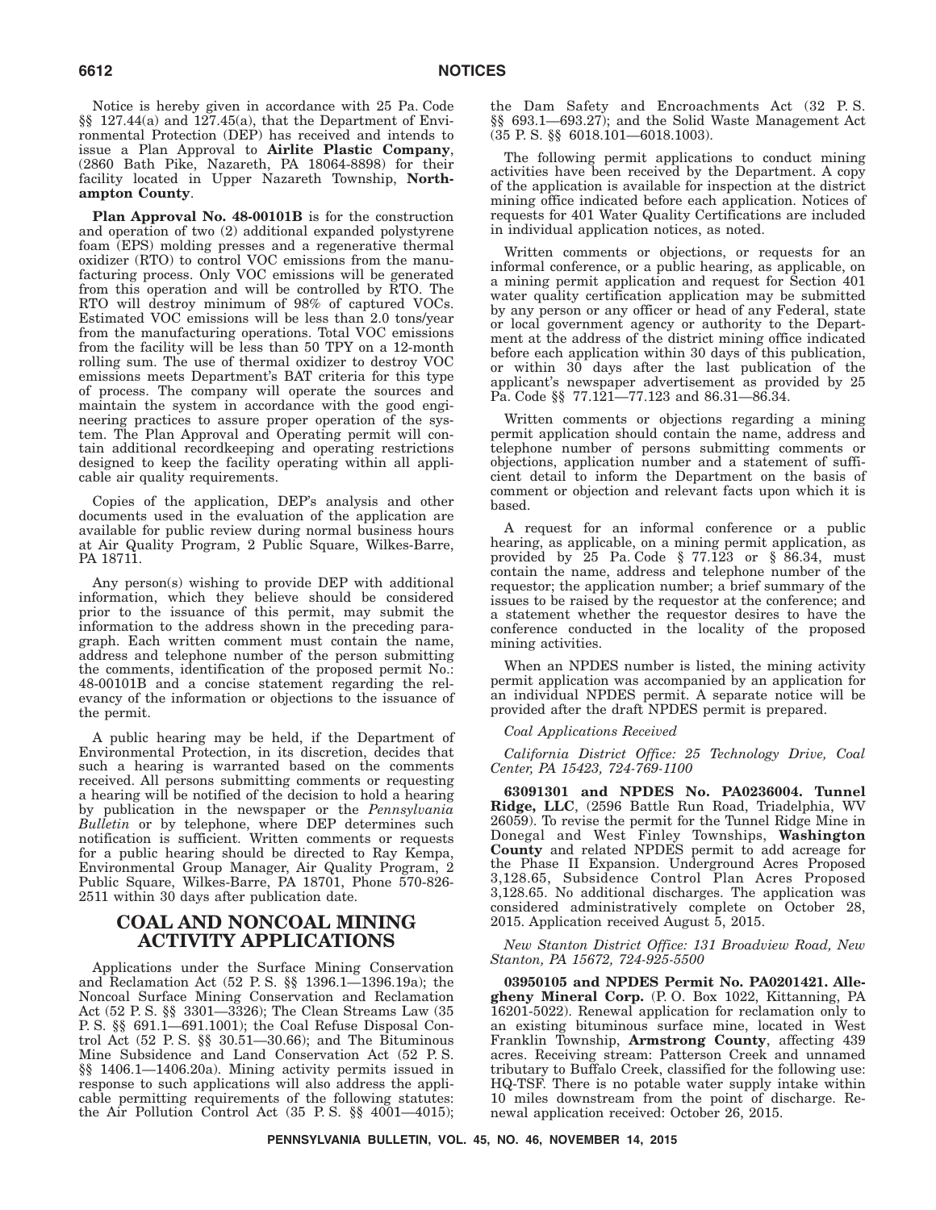Notice is hereby given in accordance with 25 Pa. Code §§ 127.44(a) and 127.45(a), that the Department of Environmental Protection (DEP) has received and intends to issue a Plan Approval to **Airlite Plastic Company**, (2860 Bath Pike, Nazareth, PA 18064-8898) for their facility located in Upper Nazareth Township, **Northampton County**.

**Plan Approval No. 48-00101B** is for the construction and operation of two (2) additional expanded polystyrene foam (EPS) molding presses and a regenerative thermal oxidizer (RTO) to control VOC emissions from the manufacturing process. Only VOC emissions will be generated from this operation and will be controlled by RTO. The RTO will destroy minimum of 98% of captured VOCs. Estimated VOC emissions will be less than 2.0 tons/year from the manufacturing operations. Total VOC emissions from the facility will be less than 50 TPY on a 12-month rolling sum. The use of thermal oxidizer to destroy VOC emissions meets Department's BAT criteria for this type of process. The company will operate the sources and maintain the system in accordance with the good engineering practices to assure proper operation of the system. The Plan Approval and Operating permit will contain additional recordkeeping and operating restrictions designed to keep the facility operating within all applicable air quality requirements.

Copies of the application, DEP's analysis and other documents used in the evaluation of the application are available for public review during normal business hours at Air Quality Program, 2 Public Square, Wilkes-Barre, PA 18711.

Any person(s) wishing to provide DEP with additional information, which they believe should be considered prior to the issuance of this permit, may submit the information to the address shown in the preceding paragraph. Each written comment must contain the name, address and telephone number of the person submitting the comments, identification of the proposed permit No.: 48-00101B and a concise statement regarding the relevancy of the information or objections to the issuance of the permit.

A public hearing may be held, if the Department of Environmental Protection, in its discretion, decides that such a hearing is warranted based on the comments received. All persons submitting comments or requesting a hearing will be notified of the decision to hold a hearing by publication in the newspaper or the *Pennsylvania Bulletin* or by telephone, where DEP determines such notification is sufficient. Written comments or requests for a public hearing should be directed to Ray Kempa, Environmental Group Manager, Air Quality Program, 2 Public Square, Wilkes-Barre, PA 18701, Phone 570-826-2511 within 30 days after publication date.

# COAL AND NONCOAL MINING ACTIVITY APPLICATIONS

Applications under the Surface Mining Conservation and Reclamation Act (52 P. S. §§ 1396.1—1396.19a); the Noncoal Surface Mining Conservation and Reclamation Act (52 P. S. §§ 3301—3326); The Clean Streams Law (35 P. S. §§ 691.1—691.1001); the Coal Refuse Disposal Control Act (52 P. S. §§ 30.51—30.66); and The Bituminous Mine Subsidence and Land Conservation Act (52 P. S. §§ 1406.1—1406.20a). Mining activity permits issued in response to such applications will also address the applicable permitting requirements of the following statutes: the Air Pollution Control Act (35 P. S. §§ 4001—4015); the Dam Safety and Encroachments Act (32 P. S. §§ 693.1—693.27); and the Solid Waste Management Act (35 P. S. §§ 6018.101—6018.1003).

The following permit applications to conduct mining activities have been received by the Department. A copy of the application is available for inspection at the district mining office indicated before each application. Notices of requests for 401 Water Quality Certifications are included in individual application notices, as noted.

Written comments or objections, or requests for an informal conference, or a public hearing, as applicable, on a mining permit application and request for Section 401 water quality certification application may be submitted by any person or any officer or head of any Federal, state or local government agency or authority to the Department at the address of the district mining office indicated before each application within 30 days of this publication, or within 30 days after the last publication of the applicant's newspaper advertisement as provided by 25 Pa. Code §§ 77.121—77.123 and 86.31—86.34.

Written comments or objections regarding a mining permit application should contain the name, address and telephone number of persons submitting comments or objections, application number and a statement of sufficient detail to inform the Department on the basis of comment or objection and relevant facts upon which it is based.

A request for an informal conference or a public hearing, as applicable, on a mining permit application, as provided by 25 Pa. Code § 77.123 or § 86.34, must contain the name, address and telephone number of the requestor; the application number; a brief summary of the issues to be raised by the requestor at the conference; and a statement whether the requestor desires to have the conference conducted in the locality of the proposed mining activities.

When an NPDES number is listed, the mining activity permit application was accompanied by an application for an individual NPDES permit. A separate notice will be provided after the draft NPDES permit is prepared.

*Coal Applications Received*

*California District Office: 25 Technology Drive, Coal Center, PA 15423, 724-769-1100*

**63091301 and NPDES No. PA0236004. Tunnel Ridge, LLC**, (2596 Battle Run Road, Triadelphia, WV 26059). To revise the permit for the Tunnel Ridge Mine in Donegal and West Finley Townships, **Washington County** and related NPDES permit to add acreage for the Phase II Expansion. Underground Acres Proposed 3,128.65, Subsidence Control Plan Acres Proposed 3,128.65. No additional discharges. The application was considered administratively complete on October 28, 2015. Application received August 5, 2015.

*New Stanton District Office: 131 Broadview Road, New Stanton, PA 15672, 724-925-5500*

**03950105 and NPDES Permit No. PA0201421. Allegheny Mineral Corp.** (P. O. Box 1022, Kittanning, PA 16201-5022). Renewal application for reclamation only to an existing bituminous surface mine, located in West Franklin Township, **Armstrong County**, affecting 439 acres. Receiving stream: Patterson Creek and unnamed tributary to Buffalo Creek, classified for the following use: HQ-TSF. There is no potable water supply intake within 10 miles downstream from the point of discharge. Renewal application received: October 26, 2015.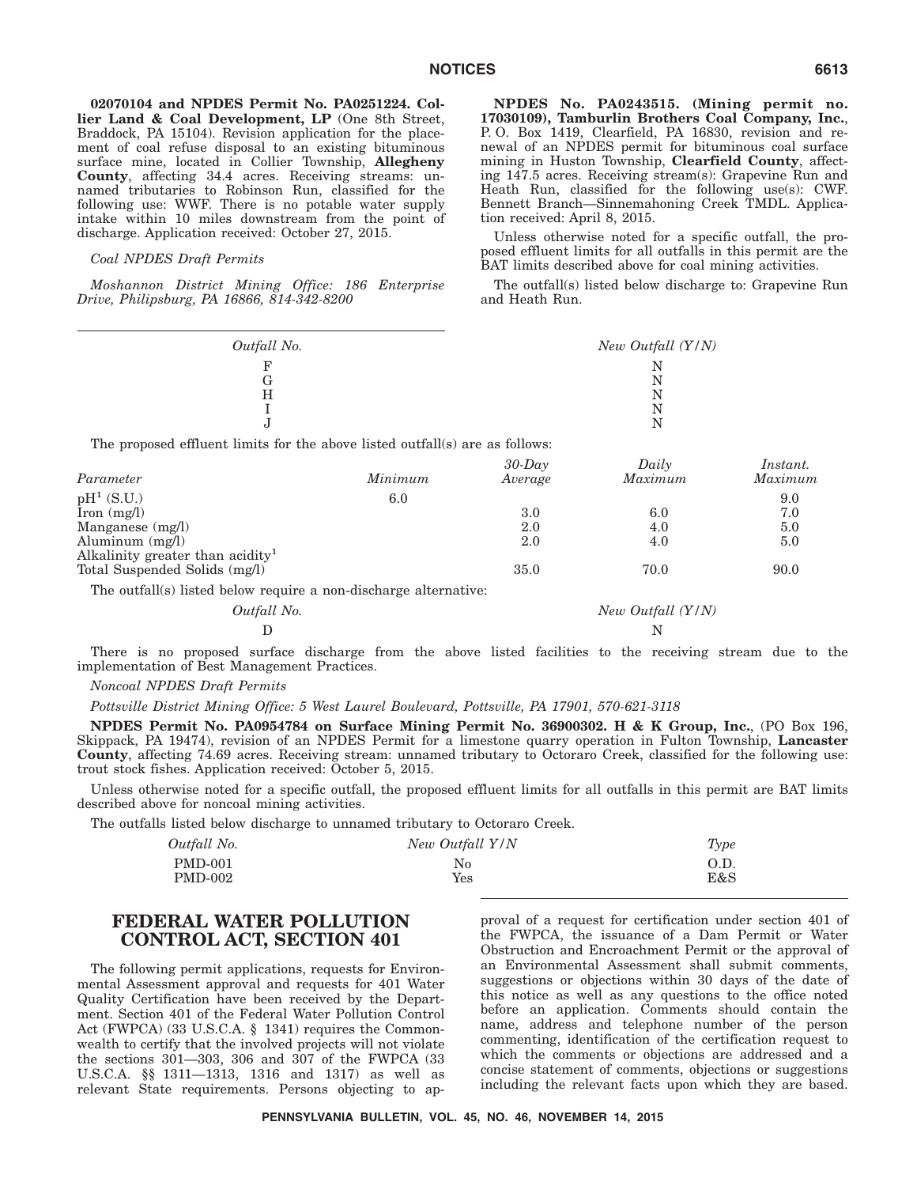**02070104 and NPDES Permit No. PA0251224. Collier Land & Coal Development, LP** (One 8th Street, Braddock, PA 15104). Revision application for the placement of coal refuse disposal to an existing bituminous surface mine, located in Collier Township, **Allegheny County**, affecting 34.4 acres. Receiving streams: unnamed tributaries to Robinson Run, classified for the following use: WWF. There is no potable water supply intake within 10 miles downstream from the point of discharge. Application received: October 27, 2015.

*Coal NPDES Draft Permits*

*Moshannon District Mining Office: 186 Enterprise Drive, Philipsburg, PA 16866, 814-342-8200*

**NPDES No. PA0243515. (Mining permit no. 17030109), Tamburlin Brothers Coal Company, Inc.**, P. O. Box 1419, Clearfield, PA 16830, revision and renewal of an NPDES permit for bituminous coal surface mining in Huston Township, **Clearfield County**, affecting 147.5 acres. Receiving stream(s): Grapevine Run and Heath Run, classified for the following use(s): CWF. Bennett Branch—Sinnemahoning Creek TMDL. Application received: April 8, 2015.

Unless otherwise noted for a specific outfall, the proposed effluent limits for all outfalls in this permit are the BAT limits described above for coal mining activities.

The outfall(s) listed below discharge to: Grapevine Run and Heath Run.

| *Outfall No.* | *New Outfall (Y/N)* |
|---|---|
| F | N |
| G | N |
| H | N |
| I | N |
| J | N |

The proposed effluent limits for the above listed outfall(s) are as follows:

| *Parameter* | *Minimum* | *30-Day Average* | *Daily Maximum* | *Instant. Maximum* |
|---|---|---|---|---|
| pH[1] (S.U.) | 6.0 | | | 9.0 |
| Iron (mg/l) | | 3.0 | 6.0 | 7.0 |
| Manganese (mg/l) | | 2.0 | 4.0 | 5.0 |
| Aluminum (mg/l) | | 2.0 | 4.0 | 5.0 |
| Alkalinity greater than acidity[1] | | | | |
| Total Suspended Solids (mg/l) | | 35.0 | 70.0 | 90.0 |

The outfall(s) listed below require a non-discharge alternative:

| *Outfall No.* | *New Outfall (Y/N)* |
|---|---|
| D | N |

There is no proposed surface discharge from the above listed facilities to the receiving stream due to the implementation of Best Management Practices.

*Noncoal NPDES Draft Permits*

*Pottsville District Mining Office: 5 West Laurel Boulevard, Pottsville, PA 17901, 570-621-3118*

**NPDES Permit No. PA0954784 on Surface Mining Permit No. 36900302. H & K Group, Inc.**, (PO Box 196, Skippack, PA 19474), revision of an NPDES Permit for a limestone quarry operation in Fulton Township, **Lancaster County**, affecting 74.69 acres. Receiving stream: unnamed tributary to Octoraro Creek, classified for the following use: trout stock fishes. Application received: October 5, 2015.

Unless otherwise noted for a specific outfall, the proposed effluent limits for all outfalls in this permit are BAT limits described above for noncoal mining activities.

The outfalls listed below discharge to unnamed tributary to Octoraro Creek.

| *Outfall No.* | *New Outfall Y/N* | *Type* |
|---|---|---|
| PMD-001 | No | O.D. |
| PMD-002 | Yes | E&S |

# FEDERAL WATER POLLUTION CONTROL ACT, SECTION 401

The following permit applications, requests for Environmental Assessment approval and requests for 401 Water Quality Certification have been received by the Department. Section 401 of the Federal Water Pollution Control Act (FWPCA) (33 U.S.C.A. § 1341) requires the Commonwealth to certify that the involved projects will not violate the sections 301—303, 306 and 307 of the FWPCA (33 U.S.C.A. §§ 1311—1313, 1316 and 1317) as well as relevant State requirements. Persons objecting to approval of a request for certification under section 401 of the FWPCA, the issuance of a Dam Permit or Water Obstruction and Encroachment Permit or the approval of an Environmental Assessment shall submit comments, suggestions or objections within 30 days of the date of this notice as well as any questions to the office noted before an application. Comments should contain the name, address and telephone number of the person commenting, identification of the certification request to which the comments or objections are addressed and a concise statement of comments, objections or suggestions including the relevant facts upon which they are based.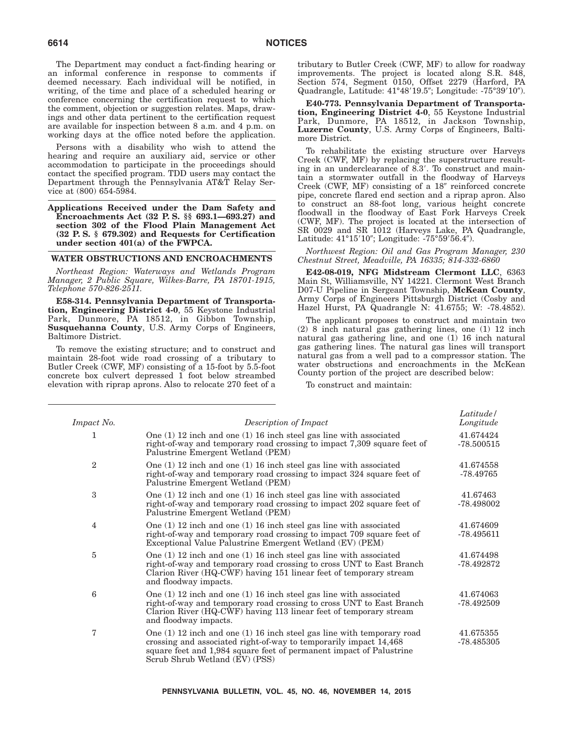The Department may conduct a fact-finding hearing or an informal conference in response to comments if deemed necessary. Each individual will be notified, in writing, of the time and place of a scheduled hearing or conference concerning the certification request to which the comment, objection or suggestion relates. Maps, drawings and other data pertinent to the certification request are available for inspection between 8 a.m. and 4 p.m. on working days at the office noted before the application.

Persons with a disability who wish to attend the hearing and require an auxiliary aid, service or other accommodation to participate in the proceedings should contact the specified program. TDD users may contact the Department through the Pennsylvania AT&T Relay Service at (800) 654-5984.

## Applications Received under the Dam Safety and Encroachments Act (32 P. S. §§ 693.1—693.27) and section 302 of the Flood Plain Management Act (32 P. S. § 679.302) and Requests for Certification under section 401(a) of the FWPCA.

### WATER OBSTRUCTIONS AND ENCROACHMENTS

*Northeast Region: Waterways and Wetlands Program Manager, 2 Public Square, Wilkes-Barre, PA 18701-1915, Telephone 570-826-2511.*

**E58-314. Pennsylvania Department of Transportation, Engineering District 4-0**, 55 Keystone Industrial Park, Dunmore, PA 18512, in Gibbon Township, **Susquehanna County**, U.S. Army Corps of Engineers, Baltimore District.

To remove the existing structure; and to construct and maintain 28-foot wide road crossing of a tributary to Butler Creek (CWF, MF) consisting of a 15-foot by 5.5-foot concrete box culvert depressed 1 foot below streambed elevation with riprap aprons. Also to relocate 270 feet of a tributary to Butler Creek (CWF, MF) to allow for roadway improvements. The project is located along S.R. 848, Section 574, Segment 0150, Offset 2279 (Harford, PA Quadrangle, Latitude: 41°48′19.5″; Longitude: -75°39′10″).

**E40-773. Pennsylvania Department of Transportation, Engineering District 4-0**, 55 Keystone Industrial Park, Dunmore, PA 18512, in Jackson Township, **Luzerne County**, U.S. Army Corps of Engineers, Baltimore District.

To rehabilitate the existing structure over Harveys Creek (CWF, MF) by replacing the superstructure resulting in an underclearance of 8.3′. To construct and maintain a stormwater outfall in the floodway of Harveys Creek (CWF, MF) consisting of a 18″ reinforced concrete pipe, concrete flared end section and a riprap apron. Also to construct an 88-foot long, various height concrete floodwall in the floodway of East Fork Harveys Creek (CWF, MF). The project is located at the intersection of SR 0029 and SR 1012 (Harveys Lake, PA Quadrangle, Latitude: 41°15′10″; Longitude: -75°59′56.4″).

*Northwest Region: Oil and Gas Program Manager, 230 Chestnut Street, Meadville, PA 16335; 814-332-6860*

**E42-08-019, NFG Midstream Clermont LLC**, 6363 Main St, Williamsville, NY 14221. Clermont West Branch D07-U Pipeline in Sergeant Township, **McKean County**, Army Corps of Engineers Pittsburgh District (Cosby and Hazel Hurst, PA Quadrangle N: 41.6755; W: -78.4852).

The applicant proposes to construct and maintain two (2) 8 inch natural gas gathering lines, one (1) 12 inch natural gas gathering line, and one (1) 16 inch natural gas gathering lines. The natural gas lines will transport natural gas from a well pad to a compressor station. The water obstructions and encroachments in the McKean County portion of the project are described below:

To construct and maintain:

| *Impact No.* | *Description of Impact* | *Latitude/ Longitude* |
|---|---|---|
| 1 | One (1) 12 inch and one (1) 16 inch steel gas line with associated right-of-way and temporary road crossing to impact 7,309 square feet of Palustrine Emergent Wetland (PEM) | 41.674424 -78.500515 |
| 2 | One (1) 12 inch and one (1) 16 inch steel gas line with associated right-of-way and temporary road crossing to impact 324 square feet of Palustrine Emergent Wetland (PEM) | 41.674558 -78.49765 |
| 3 | One (1) 12 inch and one (1) 16 inch steel gas line with associated right-of-way and temporary road crossing to impact 202 square feet of Palustrine Emergent Wetland (PEM) | 41.67463 -78.498002 |
| 4 | One (1) 12 inch and one (1) 16 inch steel gas line with associated right-of-way and temporary road crossing to impact 709 square feet of Exceptional Value Palustrine Emergent Wetland (EV) (PEM) | 41.674609 -78.495611 |
| 5 | One (1) 12 inch and one (1) 16 inch steel gas line with associated right-of-way and temporary road crossing to cross UNT to East Branch Clarion River (HQ-CWF) having 151 linear feet of temporary stream and floodway impacts. | 41.674498 -78.492872 |
| 6 | One (1) 12 inch and one (1) 16 inch steel gas line with associated right-of-way and temporary road crossing to cross UNT to East Branch Clarion River (HQ-CWF) having 113 linear feet of temporary stream and floodway impacts. | 41.674063 -78.492509 |
| 7 | One (1) 12 inch and one (1) 16 inch steel gas line with temporary road crossing and associated right-of-way to temporarily impact 14,468 square feet and 1,984 square feet of permanent impact of Palustrine Scrub Shrub Wetland (EV) (PSS) | 41.675355 -78.485305 |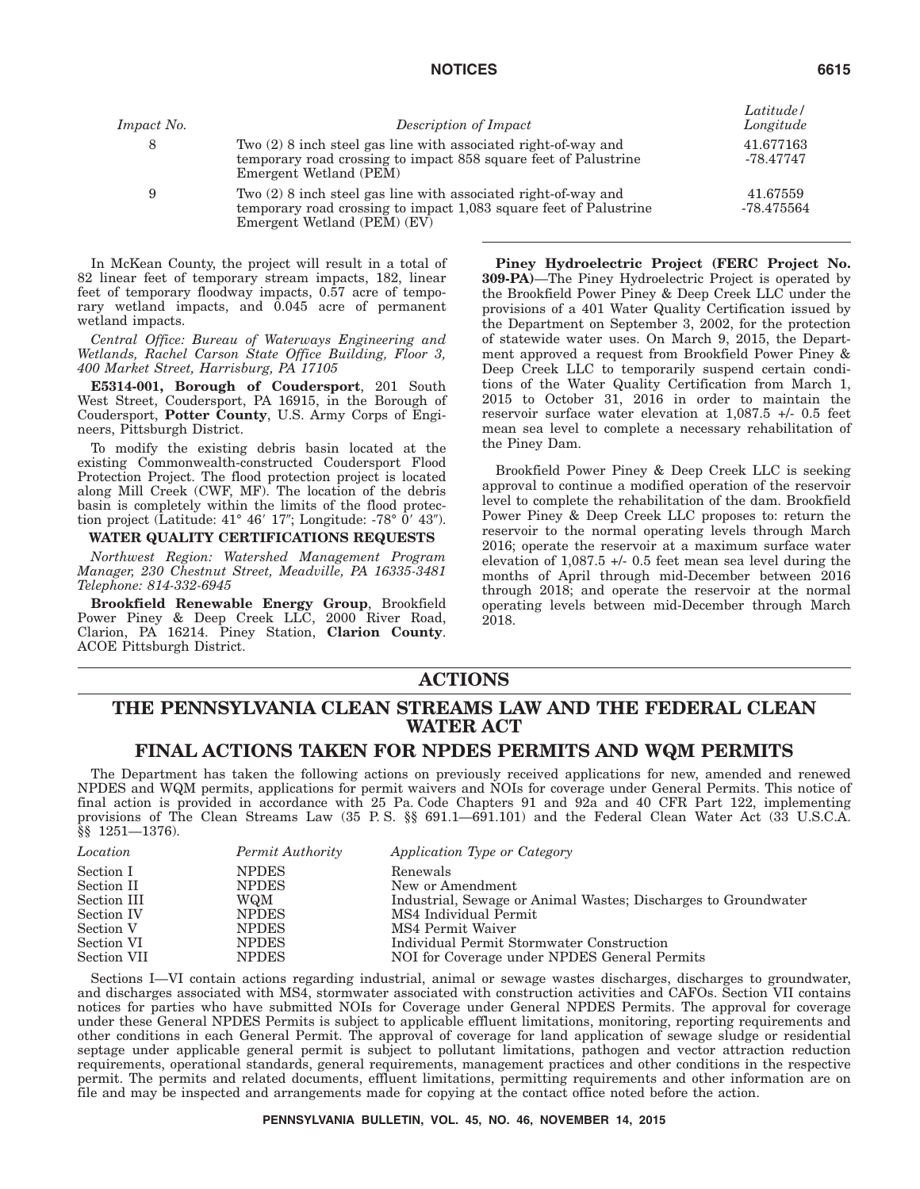| *Impact No.* | *Description of Impact* | *Latitude/ Longitude* |
|---|---|---|
| 8 | Two (2) 8 inch steel gas line with associated right-of-way and temporary road crossing to impact 858 square feet of Palustrine Emergent Wetland (PEM) | 41.677163 -78.47747 |
| 9 | Two (2) 8 inch steel gas line with associated right-of-way and temporary road crossing to impact 1,083 square feet of Palustrine Emergent Wetland (PEM) (EV) | 41.67559 -78.475564 |

In McKean County, the project will result in a total of 82 linear feet of temporary stream impacts, 182, linear feet of temporary floodway impacts, 0.57 acre of temporary wetland impacts, and 0.045 acre of permanent wetland impacts.

*Central Office: Bureau of Waterways Engineering and Wetlands, Rachel Carson State Office Building, Floor 3, 400 Market Street, Harrisburg, PA 17105*

**E5314-001, Borough of Coudersport**, 201 South West Street, Coudersport, PA 16915, in the Borough of Coudersport, **Potter County**, U.S. Army Corps of Engineers, Pittsburgh District.

To modify the existing debris basin located at the existing Commonwealth-constructed Coudersport Flood Protection Project. The flood protection project is located along Mill Creek (CWF, MF). The location of the debris basin is completely within the limits of the flood protection project (Latitude: 41° 46′ 17″; Longitude: -78° 0′ 43″).

**WATER QUALITY CERTIFICATIONS REQUESTS**

*Northwest Region: Watershed Management Program Manager, 230 Chestnut Street, Meadville, PA 16335-3481 Telephone: 814-332-6945*

**Brookfield Renewable Energy Group**, Brookfield Power Piney & Deep Creek LLC, 2000 River Road, Clarion, PA 16214. Piney Station, **Clarion County**. ACOE Pittsburgh District.

**Piney Hydroelectric Project (FERC Project No. 309-PA)**—The Piney Hydroelectric Project is operated by the Brookfield Power Piney & Deep Creek LLC under the provisions of a 401 Water Quality Certification issued by the Department on September 3, 2002, for the protection of statewide water uses. On March 9, 2015, the Department approved a request from Brookfield Power Piney & Deep Creek LLC to temporarily suspend certain conditions of the Water Quality Certification from March 1, 2015 to October 31, 2016 in order to maintain the reservoir surface water elevation at 1,087.5 +/- 0.5 feet mean sea level to complete a necessary rehabilitation of the Piney Dam.

Brookfield Power Piney & Deep Creek LLC is seeking approval to continue a modified operation of the reservoir level to complete the rehabilitation of the dam. Brookfield Power Piney & Deep Creek LLC proposes to: return the reservoir to the normal operating levels through March 2016; operate the reservoir at a maximum surface water elevation of 1,087.5 +/- 0.5 feet mean sea level during the months of April through mid-December between 2016 through 2018; and operate the reservoir at the normal operating levels between mid-December through March 2018.

# ACTIONS

## THE PENNSYLVANIA CLEAN STREAMS LAW AND THE FEDERAL CLEAN WATER ACT

## FINAL ACTIONS TAKEN FOR NPDES PERMITS AND WQM PERMITS

The Department has taken the following actions on previously received applications for new, amended and renewed NPDES and WQM permits, applications for permit waivers and NOIs for coverage under General Permits. This notice of final action is provided in accordance with 25 Pa. Code Chapters 91 and 92a and 40 CFR Part 122, implementing provisions of The Clean Streams Law (35 P. S. §§ 691.1—691.101) and the Federal Clean Water Act (33 U.S.C.A. §§ 1251—1376).

| *Location* | *Permit Authority* | *Application Type or Category* |
|---|---|---|
| Section I | NPDES | Renewals |
| Section II | NPDES | New or Amendment |
| Section III | WQM | Industrial, Sewage or Animal Wastes; Discharges to Groundwater |
| Section IV | NPDES | MS4 Individual Permit |
| Section V | NPDES | MS4 Permit Waiver |
| Section VI | NPDES | Individual Permit Stormwater Construction |
| Section VII | NPDES | NOI for Coverage under NPDES General Permits |

Sections I—VI contain actions regarding industrial, animal or sewage wastes discharges, discharges to groundwater, and discharges associated with MS4, stormwater associated with construction activities and CAFOs. Section VII contains notices for parties who have submitted NOIs for Coverage under General NPDES Permits. The approval for coverage under these General NPDES Permits is subject to applicable effluent limitations, monitoring, reporting requirements and other conditions in each General Permit. The approval of coverage for land application of sewage sludge or residential septage under applicable general permit is subject to pollutant limitations, pathogen and vector attraction reduction requirements, operational standards, general requirements, management practices and other conditions in the respective permit. The permits and related documents, effluent limitations, permitting requirements and other information are on file and may be inspected and arrangements made for copying at the contact office noted before the action.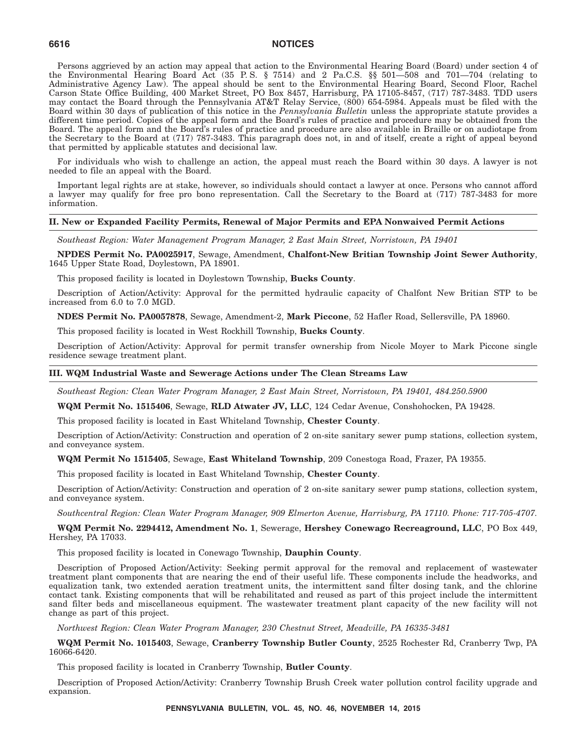Persons aggrieved by an action may appeal that action to the Environmental Hearing Board (Board) under section 4 of the Environmental Hearing Board Act (35 P. S. § 7514) and 2 Pa.C.S. §§ 501—508 and 701—704 (relating to Administrative Agency Law). The appeal should be sent to the Environmental Hearing Board, Second Floor, Rachel Carson State Office Building, 400 Market Street, PO Box 8457, Harrisburg, PA 17105-8457, (717) 787-3483. TDD users may contact the Board through the Pennsylvania AT&T Relay Service, (800) 654-5984. Appeals must be filed with the Board within 30 days of publication of this notice in the *Pennsylvania Bulletin* unless the appropriate statute provides a different time period. Copies of the appeal form and the Board's rules of practice and procedure may be obtained from the Board. The appeal form and the Board's rules of practice and procedure are also available in Braille or on audiotape from the Secretary to the Board at (717) 787-3483. This paragraph does not, in and of itself, create a right of appeal beyond that permitted by applicable statutes and decisional law.

For individuals who wish to challenge an action, the appeal must reach the Board within 30 days. A lawyer is not needed to file an appeal with the Board.

Important legal rights are at stake, however, so individuals should contact a lawyer at once. Persons who cannot afford a lawyer may qualify for free pro bono representation. Call the Secretary to the Board at (717) 787-3483 for more information.

## II. New or Expanded Facility Permits, Renewal of Major Permits and EPA Nonwaived Permit Actions

*Southeast Region: Water Management Program Manager, 2 East Main Street, Norristown, PA 19401*

**NPDES Permit No. PA0025917**, Sewage, Amendment, **Chalfont-New Britian Township Joint Sewer Authority**, 1645 Upper State Road, Doylestown, PA 18901.

This proposed facility is located in Doylestown Township, **Bucks County**.

Description of Action/Activity: Approval for the permitted hydraulic capacity of Chalfont New Britian STP to be increased from 6.0 to 7.0 MGD.

**NDES Permit No. PA0057878**, Sewage, Amendment-2, **Mark Piccone**, 52 Hafler Road, Sellersville, PA 18960.

This proposed facility is located in West Rockhill Township, **Bucks County**.

Description of Action/Activity: Approval for permit transfer ownership from Nicole Moyer to Mark Piccone single residence sewage treatment plant.

## III. WQM Industrial Waste and Sewerage Actions under The Clean Streams Law

*Southeast Region: Clean Water Program Manager, 2 East Main Street, Norristown, PA 19401, 484.250.5900*

**WQM Permit No. 1515406**, Sewage, **RLD Atwater JV, LLC**, 124 Cedar Avenue, Conshohocken, PA 19428.

This proposed facility is located in East Whiteland Township, **Chester County**.

Description of Action/Activity: Construction and operation of 2 on-site sanitary sewer pump stations, collection system, and conveyance system.

**WQM Permit No 1515405**, Sewage, **East Whiteland Township**, 209 Conestoga Road, Frazer, PA 19355.

This proposed facility is located in East Whiteland Township, **Chester County**.

Description of Action/Activity: Construction and operation of 2 on-site sanitary sewer pump stations, collection system, and conveyance system.

*Southcentral Region: Clean Water Program Manager, 909 Elmerton Avenue, Harrisburg, PA 17110. Phone: 717-705-4707.*

**WQM Permit No. 2294412, Amendment No. 1**, Sewerage, **Hershey Conewago Recreaground, LLC**, PO Box 449, Hershey, PA 17033.

This proposed facility is located in Conewago Township, **Dauphin County**.

Description of Proposed Action/Activity: Seeking permit approval for the removal and replacement of wastewater treatment plant components that are nearing the end of their useful life. These components include the headworks, and equalization tank, two extended aeration treatment units, the intermittent sand filter dosing tank, and the chlorine contact tank. Existing components that will be rehabilitated and reused as part of this project include the intermittent sand filter beds and miscellaneous equipment. The wastewater treatment plant capacity of the new facility will not change as part of this project.

*Northwest Region: Clean Water Program Manager, 230 Chestnut Street, Meadville, PA 16335-3481*

**WQM Permit No. 1015403**, Sewage, **Cranberry Township Butler County**, 2525 Rochester Rd, Cranberry Twp, PA 16066-6420.

This proposed facility is located in Cranberry Township, **Butler County**.

Description of Proposed Action/Activity: Cranberry Township Brush Creek water pollution control facility upgrade and expansion.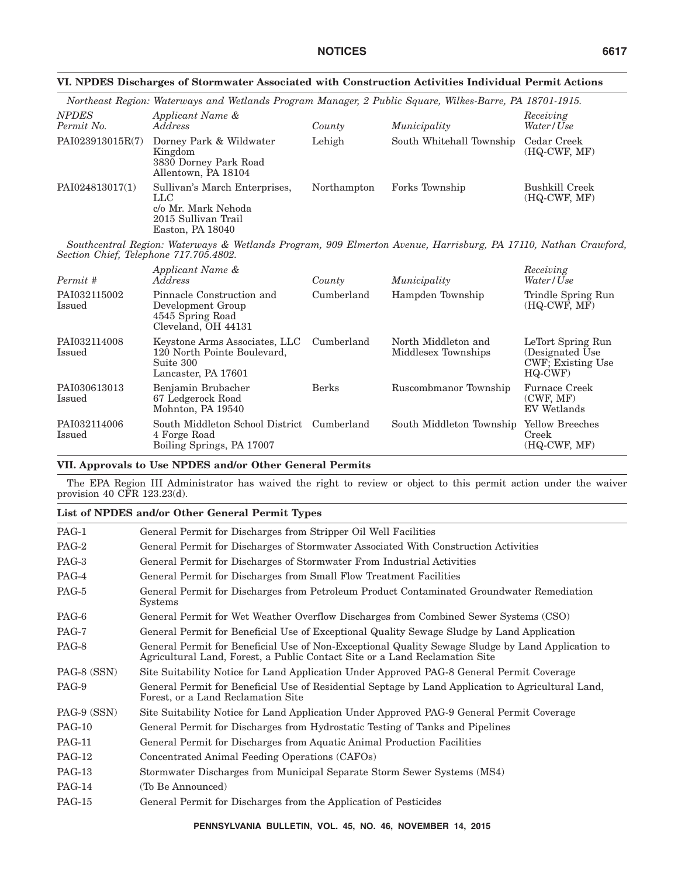### VI. NPDES Discharges of Stormwater Associated with Construction Activities Individual Permit Actions

*Northeast Region: Waterways and Wetlands Program Manager, 2 Public Square, Wilkes-Barre, PA 18701-1915.*

| *NPDES Permit No.* | *Applicant Name & Address* | *County* | *Municipality* | *Receiving Water/Use* |
|---|---|---|---|---|
| PAI023913015R(7) | Dorney Park & Wildwater Kingdom 3830 Dorney Park Road Allentown, PA 18104 | Lehigh | South Whitehall Township | Cedar Creek (HQ-CWF, MF) |
| PAI024813017(1) | Sullivan's March Enterprises, LLC c/o Mr. Mark Nehoda 2015 Sullivan Trail Easton, PA 18040 | Northampton | Forks Township | Bushkill Creek (HQ-CWF, MF) |

*Southcentral Region: Waterways & Wetlands Program, 909 Elmerton Avenue, Harrisburg, PA 17110, Nathan Crawford, Section Chief, Telephone 717.705.4802.*

| *Permit #* | *Applicant Name & Address* | *County* | *Municipality* | *Receiving Water/Use* |
|---|---|---|---|---|
| PAI032115002 Issued | Pinnacle Construction and Development Group 4545 Spring Road Cleveland, OH 44131 | Cumberland | Hampden Township | Trindle Spring Run (HQ-CWF, MF) |
| PAI032114008 Issued | Keystone Arms Associates, LLC 120 North Pointe Boulevard, Suite 300 Lancaster, PA 17601 | Cumberland | North Middleton and Middlesex Townships | LeTort Spring Run (Designated Use CWF; Existing Use HQ-CWF) |
| PAI030613013 Issued | Benjamin Brubacher 67 Ledgerock Road Mohnton, PA 19540 | Berks | Ruscombmanor Township | Furnace Creek (CWF, MF) EV Wetlands |
| PAI032114006 Issued | South Middleton School District 4 Forge Road Boiling Springs, PA 17007 | Cumberland | South Middleton Township | Yellow Breeches Creek (HQ-CWF, MF) |

### VII. Approvals to Use NPDES and/or Other General Permits

The EPA Region III Administrator has waived the right to review or object to this permit action under the waiver provision 40 CFR 123.23(d).

**List of NPDES and/or Other General Permit Types**

| | |
|---|---|
| PAG-1 | General Permit for Discharges from Stripper Oil Well Facilities |
| PAG-2 | General Permit for Discharges of Stormwater Associated With Construction Activities |
| PAG-3 | General Permit for Discharges of Stormwater From Industrial Activities |
| PAG-4 | General Permit for Discharges from Small Flow Treatment Facilities |
| PAG-5 | General Permit for Discharges from Petroleum Product Contaminated Groundwater Remediation Systems |
| PAG-6 | General Permit for Wet Weather Overflow Discharges from Combined Sewer Systems (CSO) |
| PAG-7 | General Permit for Beneficial Use of Exceptional Quality Sewage Sludge by Land Application |
| PAG-8 | General Permit for Beneficial Use of Non-Exceptional Quality Sewage Sludge by Land Application to Agricultural Land, Forest, a Public Contact Site or a Land Reclamation Site |
| PAG-8 (SSN) | Site Suitability Notice for Land Application Under Approved PAG-8 General Permit Coverage |
| PAG-9 | General Permit for Beneficial Use of Residential Septage by Land Application to Agricultural Land, Forest, or a Land Reclamation Site |
| PAG-9 (SSN) | Site Suitability Notice for Land Application Under Approved PAG-9 General Permit Coverage |
| PAG-10 | General Permit for Discharges from Hydrostatic Testing of Tanks and Pipelines |
| PAG-11 | General Permit for Discharges from Aquatic Animal Production Facilities |
| PAG-12 | Concentrated Animal Feeding Operations (CAFOs) |
| PAG-13 | Stormwater Discharges from Municipal Separate Storm Sewer Systems (MS4) |
| PAG-14 | (To Be Announced) |
| PAG-15 | General Permit for Discharges from the Application of Pesticides |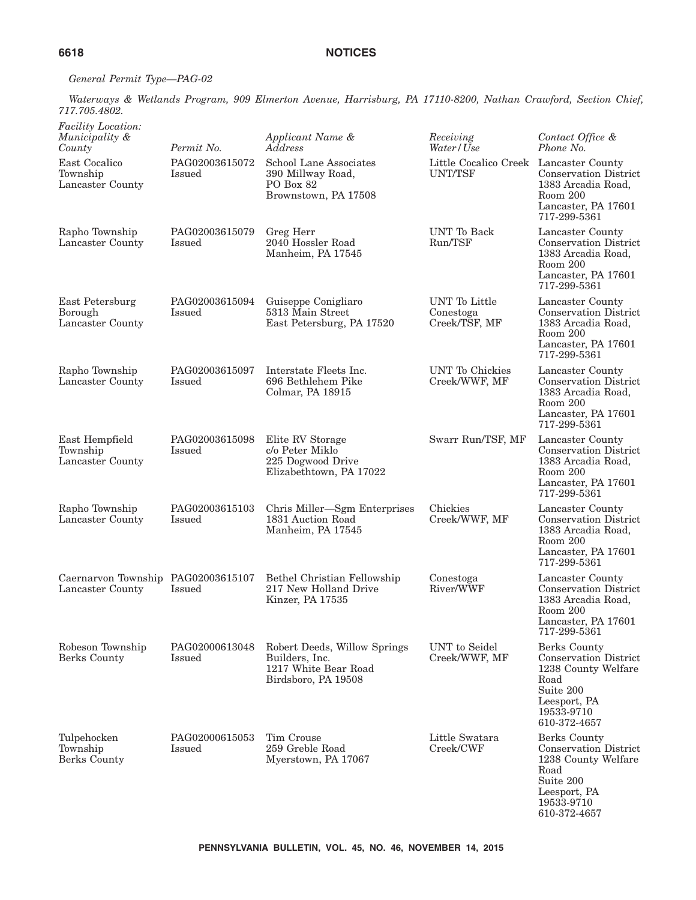*General Permit Type—PAG-02*

*Waterways & Wetlands Program, 909 Elmerton Avenue, Harrisburg, PA 17110-8200, Nathan Crawford, Section Chief, 717.705.4802.*

| *Facility Location: Municipality & County* | *Permit No.* | *Applicant Name & Address* | *Receiving Water/Use* | *Contact Office & Phone No.* |
|---|---|---|---|---|
| East Cocalico Township Lancaster County | PAG02003615072 Issued | School Lane Associates 390 Millway Road, PO Box 82 Brownstown, PA 17508 | Little Cocalico Creek UNT/TSF | Lancaster County Conservation District 1383 Arcadia Road, Room 200 Lancaster, PA 17601 717-299-5361 |
| Rapho Township Lancaster County | PAG02003615079 Issued | Greg Herr 2040 Hossler Road Manheim, PA 17545 | UNT To Back Run/TSF | Lancaster County Conservation District 1383 Arcadia Road, Room 200 Lancaster, PA 17601 717-299-5361 |
| East Petersburg Borough Lancaster County | PAG02003615094 Issued | Guiseppe Conigliaro 5313 Main Street East Petersburg, PA 17520 | UNT To Little Conestoga Creek/TSF, MF | Lancaster County Conservation District 1383 Arcadia Road, Room 200 Lancaster, PA 17601 717-299-5361 |
| Rapho Township Lancaster County | PAG02003615097 Issued | Interstate Fleets Inc. 696 Bethlehem Pike Colmar, PA 18915 | UNT To Chickies Creek/WWF, MF | Lancaster County Conservation District 1383 Arcadia Road, Room 200 Lancaster, PA 17601 717-299-5361 |
| East Hempfield Township Lancaster County | PAG02003615098 Issued | Elite RV Storage c/o Peter Miklo 225 Dogwood Drive Elizabethtown, PA 17022 | Swarr Run/TSF, MF | Lancaster County Conservation District 1383 Arcadia Road, Room 200 Lancaster, PA 17601 717-299-5361 |
| Rapho Township Lancaster County | PAG02003615103 Issued | Chris Miller—Sgm Enterprises 1831 Auction Road Manheim, PA 17545 | Chickies Creek/WWF, MF | Lancaster County Conservation District 1383 Arcadia Road, Room 200 Lancaster, PA 17601 717-299-5361 |
| Caernarvon Township Lancaster County | PAG02003615107 Issued | Bethel Christian Fellowship 217 New Holland Drive Kinzer, PA 17535 | Conestoga River/WWF | Lancaster County Conservation District 1383 Arcadia Road, Room 200 Lancaster, PA 17601 717-299-5361 |
| Robeson Township Berks County | PAG02000613048 Issued | Robert Deeds, Willow Springs Builders, Inc. 1217 White Bear Road Birdsboro, PA 19508 | UNT to Seidel Creek/WWF, MF | Berks County Conservation District 1238 County Welfare Road Suite 200 Leesport, PA 19533-9710 610-372-4657 |
| Tulpehocken Township Berks County | PAG02000615053 Issued | Tim Crouse 259 Greble Road Myerstown, PA 17067 | Little Swatara Creek/CWF | Berks County Conservation District 1238 County Welfare Road Suite 200 Leesport, PA 19533-9710 610-372-4657 |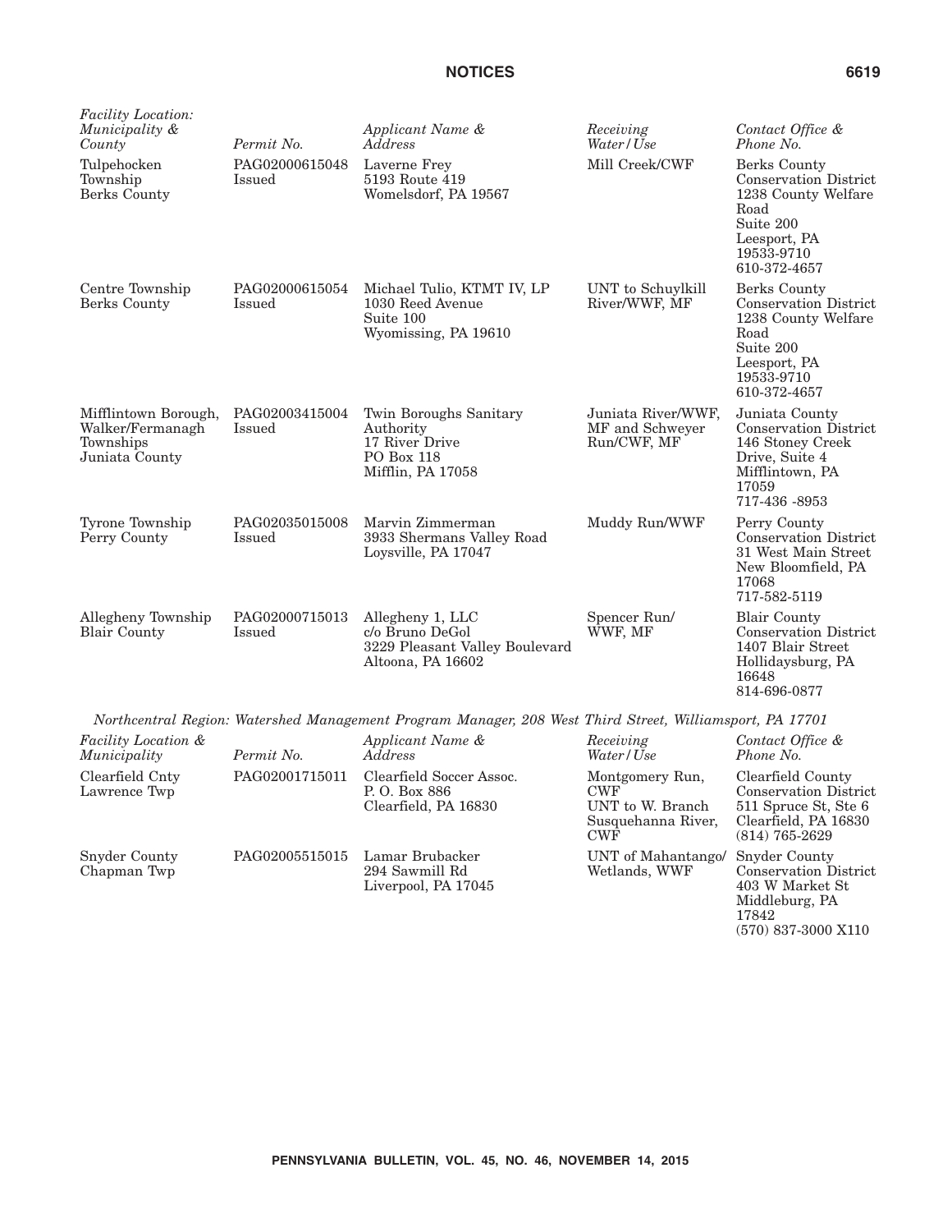| *Facility Location: Municipality & County* | *Permit No.* | *Applicant Name & Address* | *Receiving Water/Use* | *Contact Office & Phone No.* |
|---|---|---|---|---|
| Tulpehocken Township Berks County | PAG02000615048 Issued | Laverne Frey 5193 Route 419 Womelsdorf, PA 19567 | Mill Creek/CWF | Berks County Conservation District 1238 County Welfare Road Suite 200 Leesport, PA 19533-9710 610-372-4657 |
| Centre Township Berks County | PAG02000615054 Issued | Michael Tulio, KTMT IV, LP 1030 Reed Avenue Suite 100 Wyomissing, PA 19610 | UNT to Schuylkill River/WWF, MF | Berks County Conservation District 1238 County Welfare Road Suite 200 Leesport, PA 19533-9710 610-372-4657 |
| Mifflintown Borough, Walker/Fermanagh Townships Juniata County | PAG02003415004 Issued | Twin Boroughs Sanitary Authority 17 River Drive PO Box 118 Mifflin, PA 17058 | Juniata River/WWF, MF and Schweyer Run/CWF, MF | Juniata County Conservation District 146 Stoney Creek Drive, Suite 4 Mifflintown, PA 17059 717-436 -8953 |
| Tyrone Township Perry County | PAG02035015008 Issued | Marvin Zimmerman 3933 Shermans Valley Road Loysville, PA 17047 | Muddy Run/WWF | Perry County Conservation District 31 West Main Street New Bloomfield, PA 17068 717-582-5119 |
| Allegheny Township Blair County | PAG02000715013 Issued | Allegheny 1, LLC c/o Bruno DeGol 3229 Pleasant Valley Boulevard Altoona, PA 16602 | Spencer Run/ WWF, MF | Blair County Conservation District 1407 Blair Street Hollidaysburg, PA 16648 814-696-0877 |

*Northcentral Region: Watershed Management Program Manager, 208 West Third Street, Williamsport, PA 17701*

| *Facility Location & Municipality* | *Permit No.* | *Applicant Name & Address* | *Receiving Water/Use* | *Contact Office & Phone No.* |
|---|---|---|---|---|
| Clearfield Cnty Lawrence Twp | PAG02001715011 | Clearfield Soccer Assoc. P. O. Box 886 Clearfield, PA 16830 | Montgomery Run, CWF UNT to W. Branch Susquehanna River, CWF | Clearfield County Conservation District 511 Spruce St, Ste 6 Clearfield, PA 16830 (814) 765-2629 |
| Snyder County Chapman Twp | PAG02005515015 | Lamar Brubacker 294 Sawmill Rd Liverpool, PA 17045 | UNT of Mahantango/ Wetlands, WWF | Snyder County Conservation District 403 W Market St Middleburg, PA 17842 (570) 837-3000 X110 |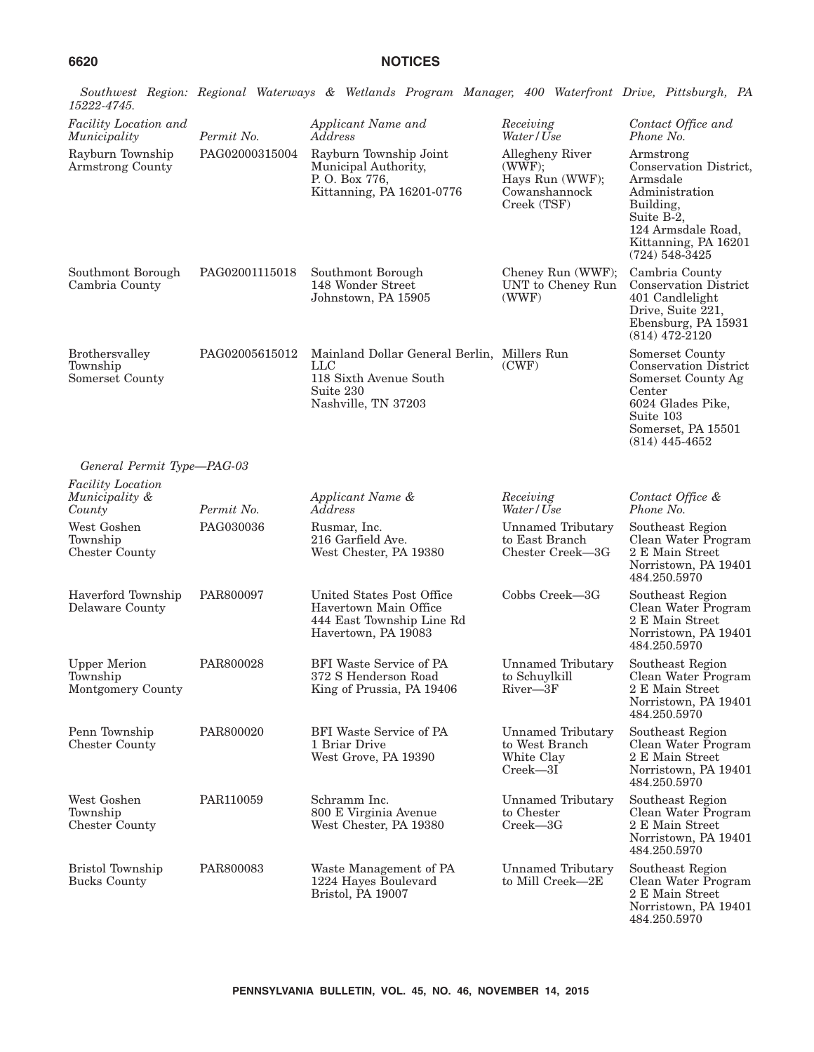*Southwest Region: Regional Waterways & Wetlands Program Manager, 400 Waterfront Drive, Pittsburgh, PA 15222-4745.*

| *Facility Location and Municipality* | *Permit No.* | *Applicant Name and Address* | *Receiving Water/Use* | *Contact Office and Phone No.* |
|---|---|---|---|---|
| Rayburn Township Armstrong County | PAG02000315004 | Rayburn Township Joint Municipal Authority, P. O. Box 776, Kittanning, PA 16201-0776 | Allegheny River (WWF); Hays Run (WWF); Cowanshannock Creek (TSF) | Armstrong Conservation District, Armsdale Administration Building, Suite B-2, 124 Armsdale Road, Kittanning, PA 16201 (724) 548-3425 |
| Southmont Borough Cambria County | PAG02001115018 | Southmont Borough 148 Wonder Street Johnstown, PA 15905 | Cheney Run (WWF); UNT to Cheney Run (WWF) | Cambria County Conservation District 401 Candlelight Drive, Suite 221, Ebensburg, PA 15931 (814) 472-2120 |
| Brothersvalley Township Somerset County | PAG02005615012 | Mainland Dollar General Berlin, LLC 118 Sixth Avenue South Suite 230 Nashville, TN 37203 | Millers Run (CWF) | Somerset County Conservation District Somerset County Ag Center 6024 Glades Pike, Suite 103 Somerset, PA 15501 (814) 445-4652 |

*General Permit Type—PAG-03*

| *Facility Location Municipality & County* | *Permit No.* | *Applicant Name & Address* | *Receiving Water/Use* | *Contact Office & Phone No.* |
|---|---|---|---|---|
| West Goshen Township Chester County | PAG030036 | Rusmar, Inc. 216 Garfield Ave. West Chester, PA 19380 | Unnamed Tributary to East Branch Chester Creek—3G | Southeast Region Clean Water Program 2 E Main Street Norristown, PA 19401 484.250.5970 |
| Haverford Township Delaware County | PAR800097 | United States Post Office Havertown Main Office 444 East Township Line Rd Havertown, PA 19083 | Cobbs Creek—3G | Southeast Region Clean Water Program 2 E Main Street Norristown, PA 19401 484.250.5970 |
| Upper Merion Township Montgomery County | PAR800028 | BFI Waste Service of PA 372 S Henderson Road King of Prussia, PA 19406 | Unnamed Tributary to Schuylkill River—3F | Southeast Region Clean Water Program 2 E Main Street Norristown, PA 19401 484.250.5970 |
| Penn Township Chester County | PAR800020 | BFI Waste Service of PA 1 Briar Drive West Grove, PA 19390 | Unnamed Tributary to West Branch White Clay Creek—3I | Southeast Region Clean Water Program 2 E Main Street Norristown, PA 19401 484.250.5970 |
| West Goshen Township Chester County | PAR110059 | Schramm Inc. 800 E Virginia Avenue West Chester, PA 19380 | Unnamed Tributary to Chester Creek—3G | Southeast Region Clean Water Program 2 E Main Street Norristown, PA 19401 484.250.5970 |
| Bristol Township Bucks County | PAR800083 | Waste Management of PA 1224 Hayes Boulevard Bristol, PA 19007 | Unnamed Tributary to Mill Creek—2E | Southeast Region Clean Water Program 2 E Main Street Norristown, PA 19401 484.250.5970 |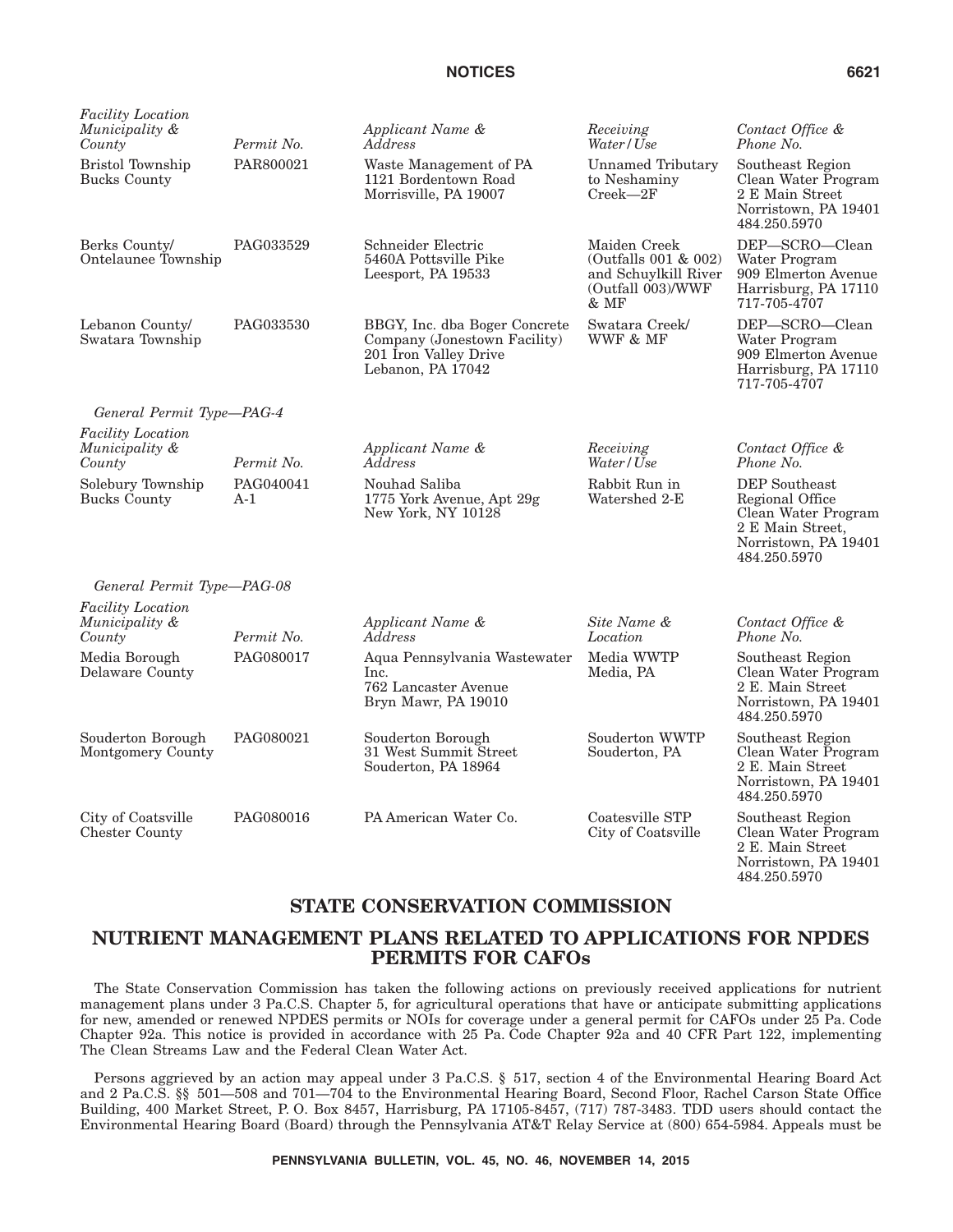| *Facility Location Municipality & County* | *Permit No.* | *Applicant Name & Address* | *Receiving Water/Use* | *Contact Office & Phone No.* |
|---|---|---|---|---|
| Bristol Township Bucks County | PAR800021 | Waste Management of PA 1121 Bordentown Road Morrisville, PA 19007 | Unnamed Tributary to Neshaminy Creek—2F | Southeast Region Clean Water Program 2 E Main Street Norristown, PA 19401 484.250.5970 |
| Berks County/ Ontelaunee Township | PAG033529 | Schneider Electric 5460A Pottsville Pike Leesport, PA 19533 | Maiden Creek (Outfalls 001 & 002) and Schuylkill River (Outfall 003)/WWF & MF | DEP—SCRO—Clean Water Program 909 Elmerton Avenue Harrisburg, PA 17110 717-705-4707 |
| Lebanon County/ Swatara Township | PAG033530 | BBGY, Inc. dba Boger Concrete Company (Jonestown Facility) 201 Iron Valley Drive Lebanon, PA 17042 | Swatara Creek/ WWF & MF | DEP—SCRO—Clean Water Program 909 Elmerton Avenue Harrisburg, PA 17110 717-705-4707 |

*General Permit Type—PAG-4*

| *Facility Location Municipality & County* | *Permit No.* | *Applicant Name & Address* | *Receiving Water/Use* | *Contact Office & Phone No.* |
|---|---|---|---|---|
| Solebury Township Bucks County | PAG040041 A-1 | Nouhad Saliba 1775 York Avenue, Apt 29g New York, NY 10128 | Rabbit Run in Watershed 2-E | DEP Southeast Regional Office Clean Water Program 2 E Main Street, Norristown, PA 19401 484.250.5970 |

*General Permit Type—PAG-08*

| *Facility Location Municipality & County* | *Permit No.* | *Applicant Name & Address* | *Site Name & Location* | *Contact Office & Phone No.* |
|---|---|---|---|---|
| Media Borough Delaware County | PAG080017 | Aqua Pennsylvania Wastewater Inc. 762 Lancaster Avenue Bryn Mawr, PA 19010 | Media WWTP Media, PA | Southeast Region Clean Water Program 2 E. Main Street Norristown, PA 19401 484.250.5970 |
| Souderton Borough Montgomery County | PAG080021 | Souderton Borough 31 West Summit Street Souderton, PA 18964 | Souderton WWTP Souderton, PA | Southeast Region Clean Water Program 2 E. Main Street Norristown, PA 19401 484.250.5970 |
| City of Coatsville Chester County | PAG080016 | PA American Water Co. | Coatesville STP City of Coatsville | Southeast Region Clean Water Program 2 E. Main Street Norristown, PA 19401 484.250.5970 |

# STATE CONSERVATION COMMISSION

## NUTRIENT MANAGEMENT PLANS RELATED TO APPLICATIONS FOR NPDES PERMITS FOR CAFOs

The State Conservation Commission has taken the following actions on previously received applications for nutrient management plans under 3 Pa.C.S. Chapter 5, for agricultural operations that have or anticipate submitting applications for new, amended or renewed NPDES permits or NOIs for coverage under a general permit for CAFOs under 25 Pa. Code Chapter 92a. This notice is provided in accordance with 25 Pa. Code Chapter 92a and 40 CFR Part 122, implementing The Clean Streams Law and the Federal Clean Water Act.

Persons aggrieved by an action may appeal under 3 Pa.C.S. § 517, section 4 of the Environmental Hearing Board Act and 2 Pa.C.S. §§ 501—508 and 701—704 to the Environmental Hearing Board, Second Floor, Rachel Carson State Office Building, 400 Market Street, P. O. Box 8457, Harrisburg, PA 17105-8457, (717) 787-3483. TDD users should contact the Environmental Hearing Board (Board) through the Pennsylvania AT&T Relay Service at (800) 654-5984. Appeals must be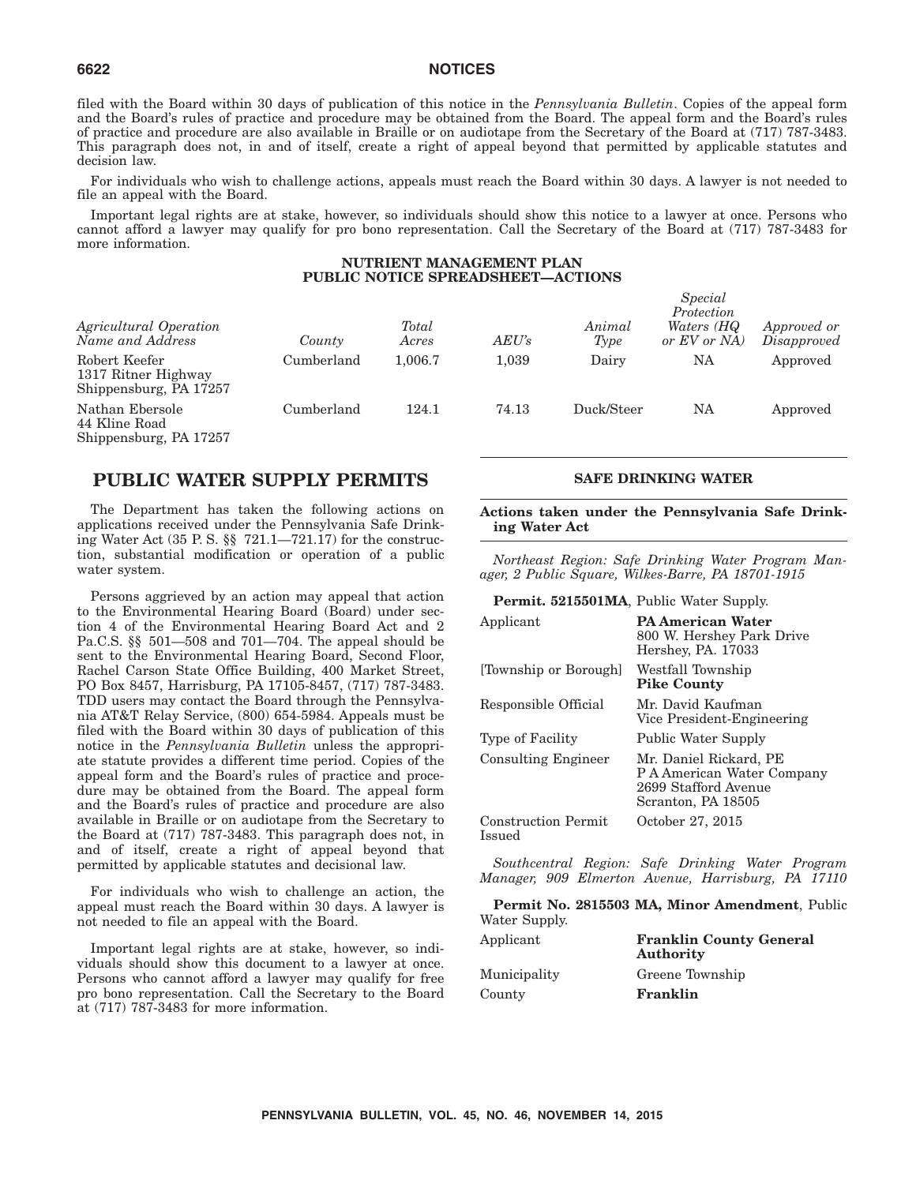filed with the Board within 30 days of publication of this notice in the *Pennsylvania Bulletin*. Copies of the appeal form and the Board's rules of practice and procedure may be obtained from the Board. The appeal form and the Board's rules of practice and procedure are also available in Braille or on audiotape from the Secretary of the Board at (717) 787-3483. This paragraph does not, in and of itself, create a right of appeal beyond that permitted by applicable statutes and decision law.

For individuals who wish to challenge actions, appeals must reach the Board within 30 days. A lawyer is not needed to file an appeal with the Board.

Important legal rights are at stake, however, so individuals should show this notice to a lawyer at once. Persons who cannot afford a lawyer may qualify for pro bono representation. Call the Secretary of the Board at (717) 787-3483 for more information.

**NUTRIENT MANAGEMENT PLAN PUBLIC NOTICE SPREADSHEET—ACTIONS**

| *Agricultural Operation Name and Address* | *County* | *Total Acres* | *AEU's* | *Animal Type* | *Special Protection Waters (HQ or EV or NA)* | *Approved or Disapproved* |
|---|---|---|---|---|---|---|
| Robert Keefer 1317 Ritner Highway Shippensburg, PA 17257 | Cumberland | 1,006.7 | 1,039 | Dairy | NA | Approved |
| Nathan Ebersole 44 Kline Road Shippensburg, PA 17257 | Cumberland | 124.1 | 74.13 | Duck/Steer | NA | Approved |

## PUBLIC WATER SUPPLY PERMITS

The Department has taken the following actions on applications received under the Pennsylvania Safe Drinking Water Act (35 P. S. §§ 721.1—721.17) for the construction, substantial modification or operation of a public water system.

Persons aggrieved by an action may appeal that action to the Environmental Hearing Board (Board) under section 4 of the Environmental Hearing Board Act and 2 Pa.C.S. §§ 501—508 and 701—704. The appeal should be sent to the Environmental Hearing Board, Second Floor, Rachel Carson State Office Building, 400 Market Street, PO Box 8457, Harrisburg, PA 17105-8457, (717) 787-3483. TDD users may contact the Board through the Pennsylvania AT&T Relay Service, (800) 654-5984. Appeals must be filed with the Board within 30 days of publication of this notice in the *Pennsylvania Bulletin* unless the appropriate statute provides a different time period. Copies of the appeal form and the Board's rules of practice and procedure may be obtained from the Board. The appeal form and the Board's rules of practice and procedure are also available in Braille or on audiotape from the Secretary to the Board at (717) 787-3483. This paragraph does not, in and of itself, create a right of appeal beyond that permitted by applicable statutes and decisional law.

For individuals who wish to challenge an action, the appeal must reach the Board within 30 days. A lawyer is not needed to file an appeal with the Board.

Important legal rights are at stake, however, so individuals should show this document to a lawyer at once. Persons who cannot afford a lawyer may qualify for free pro bono representation. Call the Secretary to the Board at (717) 787-3483 for more information.

### SAFE DRINKING WATER

**Actions taken under the Pennsylvania Safe Drinking Water Act**

*Northeast Region: Safe Drinking Water Program Manager, 2 Public Square, Wilkes-Barre, PA 18701-1915*

**Permit. 5215501MA**, Public Water Supply.

| | |
|---|---|
| Applicant | **PA American Water** 800 W. Hershey Park Drive Hershey, PA. 17033 |
| [Township or Borough] | Westfall Township **Pike County** |
| Responsible Official | Mr. David Kaufman Vice President-Engineering |
| Type of Facility | Public Water Supply |
| Consulting Engineer | Mr. Daniel Rickard, PE P A American Water Company 2699 Stafford Avenue Scranton, PA 18505 |
| Construction Permit Issued | October 27, 2015 |

*Southcentral Region: Safe Drinking Water Program Manager, 909 Elmerton Avenue, Harrisburg, PA 17110*

**Permit No. 2815503 MA, Minor Amendment**, Public Water Supply.

| | |
|---|---|
| Applicant | **Franklin County General Authority** |
| Municipality | Greene Township |
| County | **Franklin** |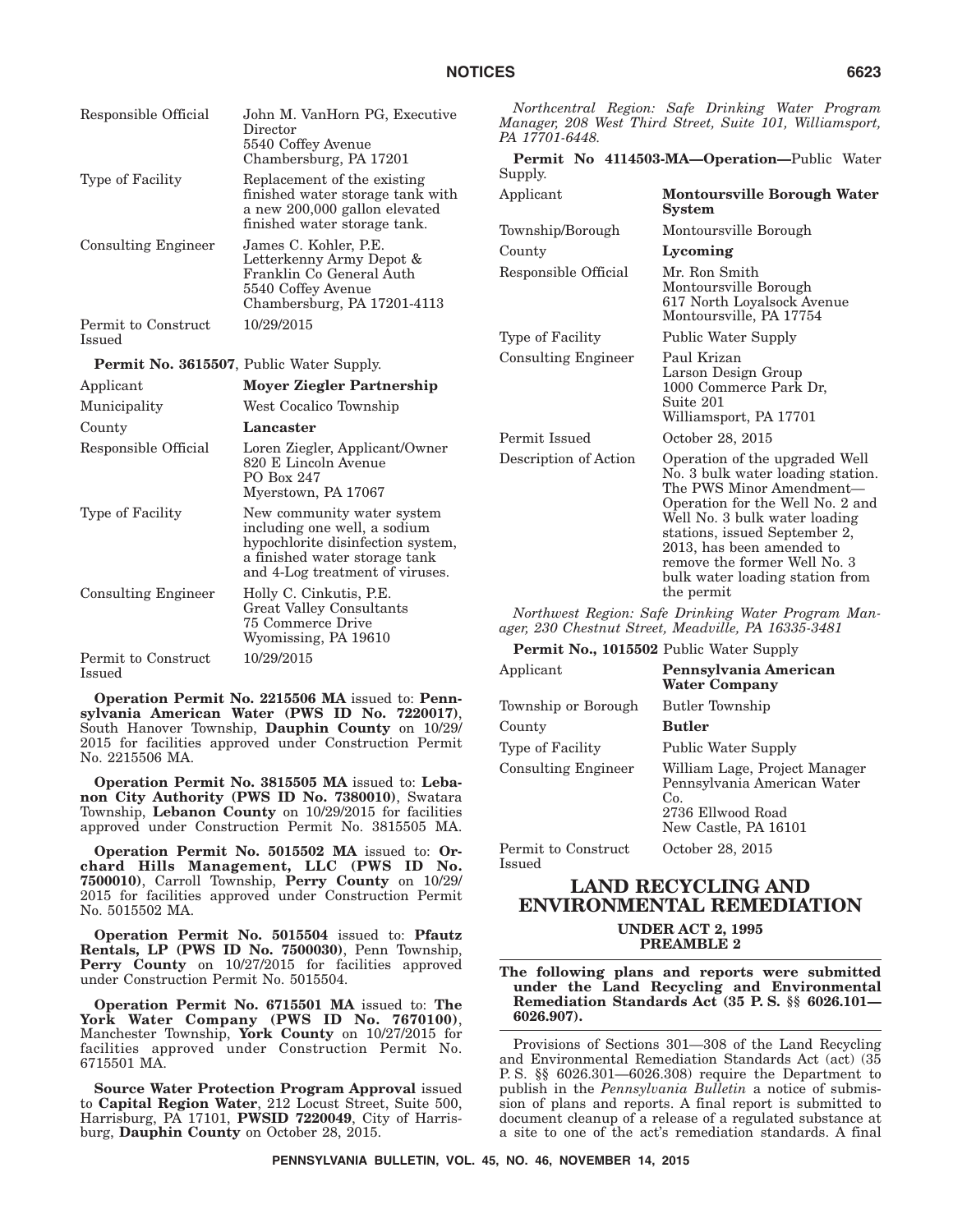| | |
|---|---|
| Responsible Official | John M. VanHorn PG, Executive Director<br>5540 Coffey Avenue<br>Chambersburg, PA 17201 |
| Type of Facility | Replacement of the existing finished water storage tank with a new 200,000 gallon elevated finished water storage tank. |
| Consulting Engineer | James C. Kohler, P.E.<br>Letterkenny Army Depot & Franklin Co General Auth<br>5540 Coffey Avenue<br>Chambersburg, PA 17201-4113 |
| Permit to Construct Issued | 10/29/2015 |

**Permit No. 3615507**, Public Water Supply.

| | |
|---|---|
| Applicant | **Moyer Ziegler Partnership** |
| Municipality | West Cocalico Township |
| County | **Lancaster** |
| Responsible Official | Loren Ziegler, Applicant/Owner<br>820 E Lincoln Avenue<br>PO Box 247<br>Myerstown, PA 17067 |
| Type of Facility | New community water system including one well, a sodium hypochlorite disinfection system, a finished water storage tank and 4-Log treatment of viruses. |
| Consulting Engineer | Holly C. Cinkutis, P.E.<br>Great Valley Consultants<br>75 Commerce Drive<br>Wyomissing, PA 19610 |
| Permit to Construct Issued | 10/29/2015 |

**Operation Permit No. 2215506 MA** issued to: **Pennsylvania American Water (PWS ID No. 7220017)**, South Hanover Township, **Dauphin County** on 10/29/2015 for facilities approved under Construction Permit No. 2215506 MA.

**Operation Permit No. 3815505 MA** issued to: **Lebanon City Authority (PWS ID No. 7380010)**, Swatara Township, **Lebanon County** on 10/29/2015 for facilities approved under Construction Permit No. 3815505 MA.

**Operation Permit No. 5015502 MA** issued to: **Orchard Hills Management, LLC (PWS ID No. 7500010)**, Carroll Township, **Perry County** on 10/29/2015 for facilities approved under Construction Permit No. 5015502 MA.

**Operation Permit No. 5015504** issued to: **Pfautz Rentals, LP (PWS ID No. 7500030)**, Penn Township, **Perry County** on 10/27/2015 for facilities approved under Construction Permit No. 5015504.

**Operation Permit No. 6715501 MA** issued to: **The York Water Company (PWS ID No. 7670100)**, Manchester Township, **York County** on 10/27/2015 for facilities approved under Construction Permit No. 6715501 MA.

**Source Water Protection Program Approval** issued to **Capital Region Water**, 212 Locust Street, Suite 500, Harrisburg, PA 17101, **PWSID 7220049**, City of Harrisburg, **Dauphin County** on October 28, 2015.

*Northcentral Region: Safe Drinking Water Program Manager, 208 West Third Street, Suite 101, Williamsport, PA 17701-6448.*

**Permit No 4114503-MA—Operation—**Public Water Supply.

| | |
|---|---|
| Applicant | **Montoursville Borough Water System** |
| Township/Borough | Montoursville Borough |
| County | **Lycoming** |
| Responsible Official | Mr. Ron Smith<br>Montoursville Borough<br>617 North Loyalsock Avenue<br>Montoursville, PA 17754 |
| Type of Facility | Public Water Supply |
| Consulting Engineer | Paul Krizan<br>Larson Design Group<br>1000 Commerce Park Dr, Suite 201<br>Williamsport, PA 17701 |
| Permit Issued | October 28, 2015 |
| Description of Action | Operation of the upgraded Well No. 3 bulk water loading station. The PWS Minor Amendment—Operation for the Well No. 2 and Well No. 3 bulk water loading stations, issued September 2, 2013, has been amended to remove the former Well No. 3 bulk water loading station from the permit |

*Northwest Region: Safe Drinking Water Program Manager, 230 Chestnut Street, Meadville, PA 16335-3481*

**Permit No., 1015502** Public Water Supply

| | |
|---|---|
| Applicant | **Pennsylvania American Water Company** |
| Township or Borough | Butler Township |
| County | **Butler** |
| Type of Facility | Public Water Supply |
| Consulting Engineer | William Lage, Project Manager<br>Pennsylvania American Water Co.<br>2736 Ellwood Road<br>New Castle, PA 16101 |
| Permit to Construct Issued | October 28, 2015 |

# LAND RECYCLING AND ENVIRONMENTAL REMEDIATION

## UNDER ACT 2, 1995
## PREAMBLE 2

**The following plans and reports were submitted under the Land Recycling and Environmental Remediation Standards Act (35 P. S. §§ 6026.101—6026.907).**

Provisions of Sections 301—308 of the Land Recycling and Environmental Remediation Standards Act (act) (35 P. S. §§ 6026.301—6026.308) require the Department to publish in the *Pennsylvania Bulletin* a notice of submission of plans and reports. A final report is submitted to document cleanup of a release of a regulated substance at a site to one of the act's remediation standards. A final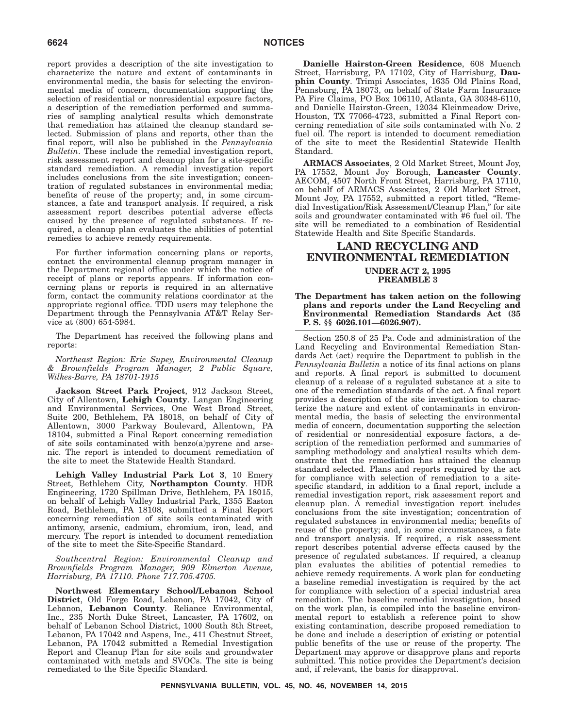report provides a description of the site investigation to characterize the nature and extent of contaminants in environmental media, the basis for selecting the environmental media of concern, documentation supporting the selection of residential or nonresidential exposure factors, a description of the remediation performed and summaries of sampling analytical results which demonstrate that remediation has attained the cleanup standard selected. Submission of plans and reports, other than the final report, will also be published in the *Pennsylvania Bulletin*. These include the remedial investigation report, risk assessment report and cleanup plan for a site-specific standard remediation. A remedial investigation report includes conclusions from the site investigation; concentration of regulated substances in environmental media; benefits of reuse of the property; and, in some circumstances, a fate and transport analysis. If required, a risk assessment report describes potential adverse effects caused by the presence of regulated substances. If required, a cleanup plan evaluates the abilities of potential remedies to achieve remedy requirements.

For further information concerning plans or reports, contact the environmental cleanup program manager in the Department regional office under which the notice of receipt of plans or reports appears. If information concerning plans or reports is required in an alternative form, contact the community relations coordinator at the appropriate regional office. TDD users may telephone the Department through the Pennsylvania AT&T Relay Service at (800) 654-5984.

The Department has received the following plans and reports:

*Northeast Region: Eric Supey, Environmental Cleanup & Brownfields Program Manager, 2 Public Square, Wilkes-Barre, PA 18701-1915*

**Jackson Street Park Project**, 912 Jackson Street, City of Allentown, **Lehigh County**. Langan Engineering and Environmental Services, One West Broad Street, Suite 200, Bethlehem, PA 18018, on behalf of City of Allentown, 3000 Parkway Boulevard, Allentown, PA 18104, submitted a Final Report concerning remediation of site soils contaminated with benzo(a)pyrene and arsenic. The report is intended to document remediation of the site to meet the Statewide Health Standard.

**Lehigh Valley Industrial Park Lot 3**, 10 Emery Street, Bethlehem City, **Northampton County**. HDR Engineering, 1720 Spillman Drive, Bethlehem, PA 18015, on behalf of Lehigh Valley Industrial Park, 1355 Easton Road, Bethlehem, PA 18108, submitted a Final Report concerning remediation of site soils contaminated with antimony, arsenic, cadmium, chromium, iron, lead, and mercury. The report is intended to document remediation of the site to meet the Site-Specific Standard.

*Southcentral Region: Environmental Cleanup and Brownfields Program Manager, 909 Elmerton Avenue, Harrisburg, PA 17110. Phone 717.705.4705.*

**Northwest Elementary School/Lebanon School District**, Old Forge Road, Lebanon, PA 17042, City of Lebanon, **Lebanon County**. Reliance Environmental, Inc., 235 North Duke Street, Lancaster, PA 17602, on behalf of Lebanon School District, 1000 South 8th Street, Lebanon, PA 17042 and Aspens, Inc., 411 Chestnut Street, Lebanon, PA 17042 submitted a Remedial Investigation Report and Cleanup Plan for site soils and groundwater contaminated with metals and SVOCs. The site is being remediated to the Site Specific Standard.

**Danielle Hairston-Green Residence**, 608 Muench Street, Harrisburg, PA 17102, City of Harrisburg, **Dauphin County**. Trimpi Associates, 1635 Old Plains Road, Pennsburg, PA 18073, on behalf of State Farm Insurance PA Fire Claims, PO Box 106110, Atlanta, GA 30348-6110, and Danielle Hairston-Green, 12034 Kleinmeadow Drive, Houston, TX 77066-4723, submitted a Final Report concerning remediation of site soils contaminated with No. 2 fuel oil. The report is intended to document remediation of the site to meet the Residential Statewide Health Standard.

**ARMACS Associates**, 2 Old Market Street, Mount Joy, PA 17552, Mount Joy Borough, **Lancaster County**. AECOM, 4507 North Front Street, Harrisburg, PA 17110, on behalf of ARMACS Associates, 2 Old Market Street, Mount Joy, PA 17552, submitted a report titled, "Remedial Investigation/Risk Assessment/Cleanup Plan," for site soils and groundwater contaminated with #6 fuel oil. The site will be remediated to a combination of Residential Statewide Health and Site Specific Standards.

# LAND RECYCLING AND ENVIRONMENTAL REMEDIATION

## UNDER ACT 2, 1995
## PREAMBLE 3

**The Department has taken action on the following plans and reports under the Land Recycling and Environmental Remediation Standards Act (35 P. S. §§ 6026.101—6026.907).**

Section 250.8 of 25 Pa. Code and administration of the Land Recycling and Environmental Remediation Standards Act (act) require the Department to publish in the *Pennsylvania Bulletin* a notice of its final actions on plans and reports. A final report is submitted to document cleanup of a release of a regulated substance at a site to one of the remediation standards of the act. A final report provides a description of the site investigation to characterize the nature and extent of contaminants in environmental media, the basis of selecting the environmental media of concern, documentation supporting the selection of residential or nonresidential exposure factors, a description of the remediation performed and summaries of sampling methodology and analytical results which demonstrate that the remediation has attained the cleanup standard selected. Plans and reports required by the act for compliance with selection of remediation to a site-specific standard, in addition to a final report, include a remedial investigation report, risk assessment report and cleanup plan. A remedial investigation report includes conclusions from the site investigation; concentration of regulated substances in environmental media; benefits of reuse of the property; and, in some circumstances, a fate and transport analysis. If required, a risk assessment report describes potential adverse effects caused by the presence of regulated substances. If required, a cleanup plan evaluates the abilities of potential remedies to achieve remedy requirements. A work plan for conducting a baseline remedial investigation is required by the act for compliance with selection of a special industrial area remediation. The baseline remedial investigation, based on the work plan, is compiled into the baseline environmental report to establish a reference point to show existing contamination, describe proposed remediation to be done and include a description of existing or potential public benefits of the use or reuse of the property. The Department may approve or disapprove plans and reports submitted. This notice provides the Department's decision and, if relevant, the basis for disapproval.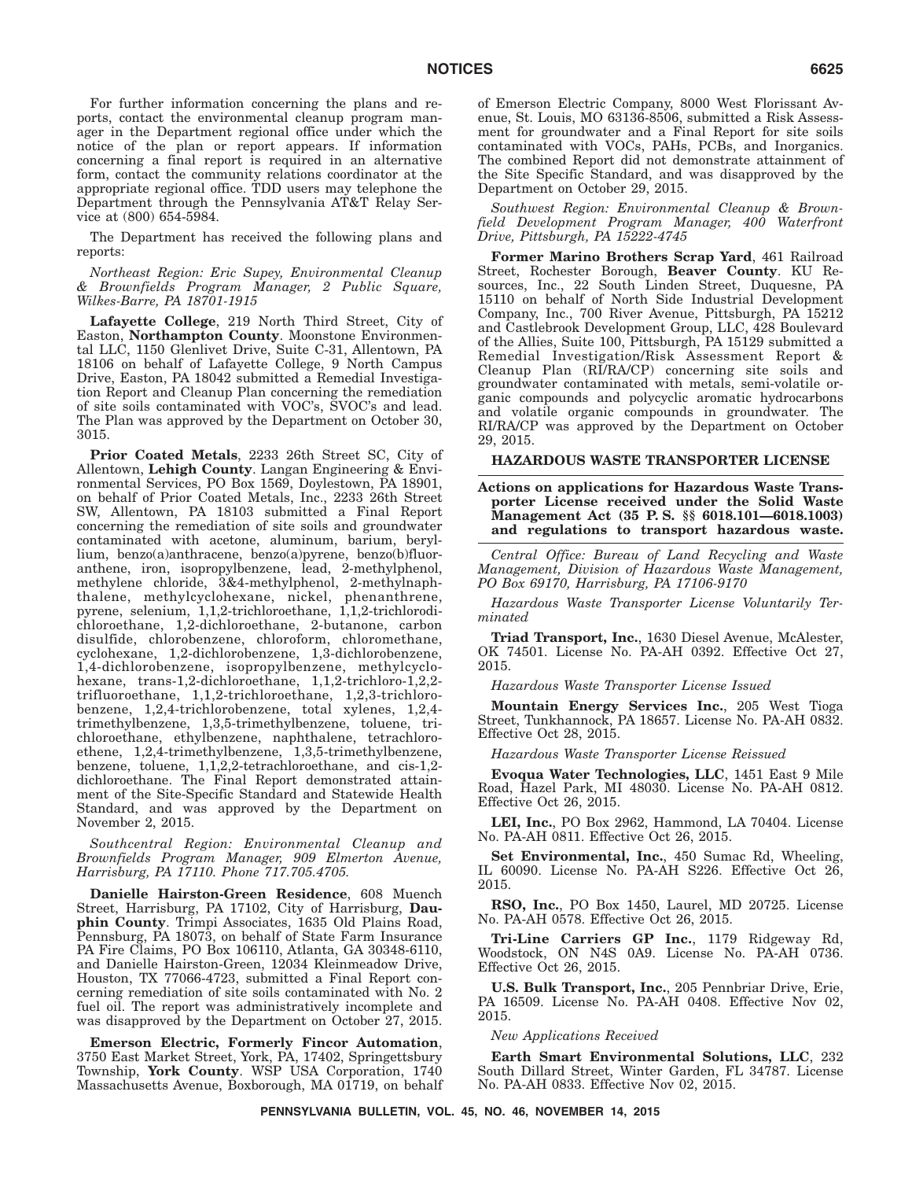For further information concerning the plans and reports, contact the environmental cleanup program manager in the Department regional office under which the notice of the plan or report appears. If information concerning a final report is required in an alternative form, contact the community relations coordinator at the appropriate regional office. TDD users may telephone the Department through the Pennsylvania AT&T Relay Service at (800) 654-5984.

The Department has received the following plans and reports:

*Northeast Region: Eric Supey, Environmental Cleanup & Brownfields Program Manager, 2 Public Square, Wilkes-Barre, PA 18701-1915*

**Lafayette College**, 219 North Third Street, City of Easton, **Northampton County**. Moonstone Environmental LLC, 1150 Glenlivet Drive, Suite C-31, Allentown, PA 18106 on behalf of Lafayette College, 9 North Campus Drive, Easton, PA 18042 submitted a Remedial Investigation Report and Cleanup Plan concerning the remediation of site soils contaminated with VOC's, SVOC's and lead. The Plan was approved by the Department on October 30, 3015.

**Prior Coated Metals**, 2233 26th Street SC, City of Allentown, **Lehigh County**. Langan Engineering & Environmental Services, PO Box 1569, Doylestown, PA 18901, on behalf of Prior Coated Metals, Inc., 2233 26th Street SW, Allentown, PA 18103 submitted a Final Report concerning the remediation of site soils and groundwater contaminated with acetone, aluminum, barium, beryllium, benzo(a)anthracene, benzo(a)pyrene, benzo(b)fluoranthene, iron, isopropylbenzene, lead, 2-methylphenol, methylene chloride, 3&4-methylphenol, 2-methylnaphthalene, methylcyclohexane, nickel, phenanthrene, pyrene, selenium, 1,1,2-trichloroethane, 1,1,2-trichlorodichloroethane, 1,2-dichloroethane, 2-butanone, carbon disulfide, chlorobenzene, chloroform, chloromethane, cyclohexane, 1,2-dichlorobenzene, 1,3-dichlorobenzene, 1,4-dichlorobenzene, isopropylbenzene, methylcyclohexane, trans-1,2-dichloroethane, 1,1,2-trichloro-1,2,2-trifluoroethane, 1,1,2-trichloroethane, 1,2,3-trichlorobenzene, 1,2,4-trichlorobenzene, total xylenes, 1,2,4-trimethylbenzene, 1,3,5-trimethylbenzene, toluene, trichloroethane, ethylbenzene, naphthalene, tetrachloroethene, 1,2,4-trimethylbenzene, 1,3,5-trimethylbenzene, benzene, toluene, 1,1,2,2-tetrachloroethane, and cis-1,2-dichloroethane. The Final Report demonstrated attainment of the Site-Specific Standard and Statewide Health Standard, and was approved by the Department on November 2, 2015.

*Southcentral Region: Environmental Cleanup and Brownfields Program Manager, 909 Elmerton Avenue, Harrisburg, PA 17110. Phone 717.705.4705.*

**Danielle Hairston-Green Residence**, 608 Muench Street, Harrisburg, PA 17102, City of Harrisburg, **Dauphin County**. Trimpi Associates, 1635 Old Plains Road, Pennsburg, PA 18073, on behalf of State Farm Insurance PA Fire Claims, PO Box 106110, Atlanta, GA 30348-6110, and Danielle Hairston-Green, 12034 Kleinmeadow Drive, Houston, TX 77066-4723, submitted a Final Report concerning remediation of site soils contaminated with No. 2 fuel oil. The report was administratively incomplete and was disapproved by the Department on October 27, 2015.

**Emerson Electric, Formerly Fincor Automation**, 3750 East Market Street, York, PA, 17402, Springettsbury Township, **York County**. WSP USA Corporation, 1740 Massachusetts Avenue, Boxborough, MA 01719, on behalf of Emerson Electric Company, 8000 West Florissant Avenue, St. Louis, MO 63136-8506, submitted a Risk Assessment for groundwater and a Final Report for site soils contaminated with VOCs, PAHs, PCBs, and Inorganics. The combined Report did not demonstrate attainment of the Site Specific Standard, and was disapproved by the Department on October 29, 2015.

*Southwest Region: Environmental Cleanup & Brownfield Development Program Manager, 400 Waterfront Drive, Pittsburgh, PA 15222-4745*

**Former Marino Brothers Scrap Yard**, 461 Railroad Street, Rochester Borough, **Beaver County**. KU Resources, Inc., 22 South Linden Street, Duquesne, PA 15110 on behalf of North Side Industrial Development Company, Inc., 700 River Avenue, Pittsburgh, PA 15212 and Castlebrook Development Group, LLC, 428 Boulevard of the Allies, Suite 100, Pittsburgh, PA 15129 submitted a Remedial Investigation/Risk Assessment Report & Cleanup Plan (RI/RA/CP) concerning site soils and groundwater contaminated with metals, semi-volatile organic compounds and polycyclic aromatic hydrocarbons and volatile organic compounds in groundwater. The RI/RA/CP was approved by the Department on October 29, 2015.

## HAZARDOUS WASTE TRANSPORTER LICENSE

**Actions on applications for Hazardous Waste Transporter License received under the Solid Waste Management Act (35 P. S. §§ 6018.101—6018.1003) and regulations to transport hazardous waste.**

*Central Office: Bureau of Land Recycling and Waste Management, Division of Hazardous Waste Management, PO Box 69170, Harrisburg, PA 17106-9170*

*Hazardous Waste Transporter License Voluntarily Terminated*

**Triad Transport, Inc.**, 1630 Diesel Avenue, McAlester, OK 74501. License No. PA-AH 0392. Effective Oct 27, 2015.

*Hazardous Waste Transporter License Issued*

**Mountain Energy Services Inc.**, 205 West Tioga Street, Tunkhannock, PA 18657. License No. PA-AH 0832. Effective Oct 28, 2015.

*Hazardous Waste Transporter License Reissued*

**Evoqua Water Technologies, LLC**, 1451 East 9 Mile Road, Hazel Park, MI 48030. License No. PA-AH 0812. Effective Oct 26, 2015.

**LEI, Inc.**, PO Box 2962, Hammond, LA 70404. License No. PA-AH 0811. Effective Oct 26, 2015.

**Set Environmental, Inc.**, 450 Sumac Rd, Wheeling, IL 60090. License No. PA-AH S226. Effective Oct 26, 2015.

**RSO, Inc.**, PO Box 1450, Laurel, MD 20725. License No. PA-AH 0578. Effective Oct 26, 2015.

**Tri-Line Carriers GP Inc.**, 1179 Ridgeway Rd, Woodstock, ON N4S 0A9. License No. PA-AH 0736. Effective Oct 26, 2015.

**U.S. Bulk Transport, Inc.**, 205 Pennbriar Drive, Erie, PA 16509. License No. PA-AH 0408. Effective Nov 02, 2015.

*New Applications Received*

**Earth Smart Environmental Solutions, LLC**, 232 South Dillard Street, Winter Garden, FL 34787. License No. PA-AH 0833. Effective Nov 02, 2015.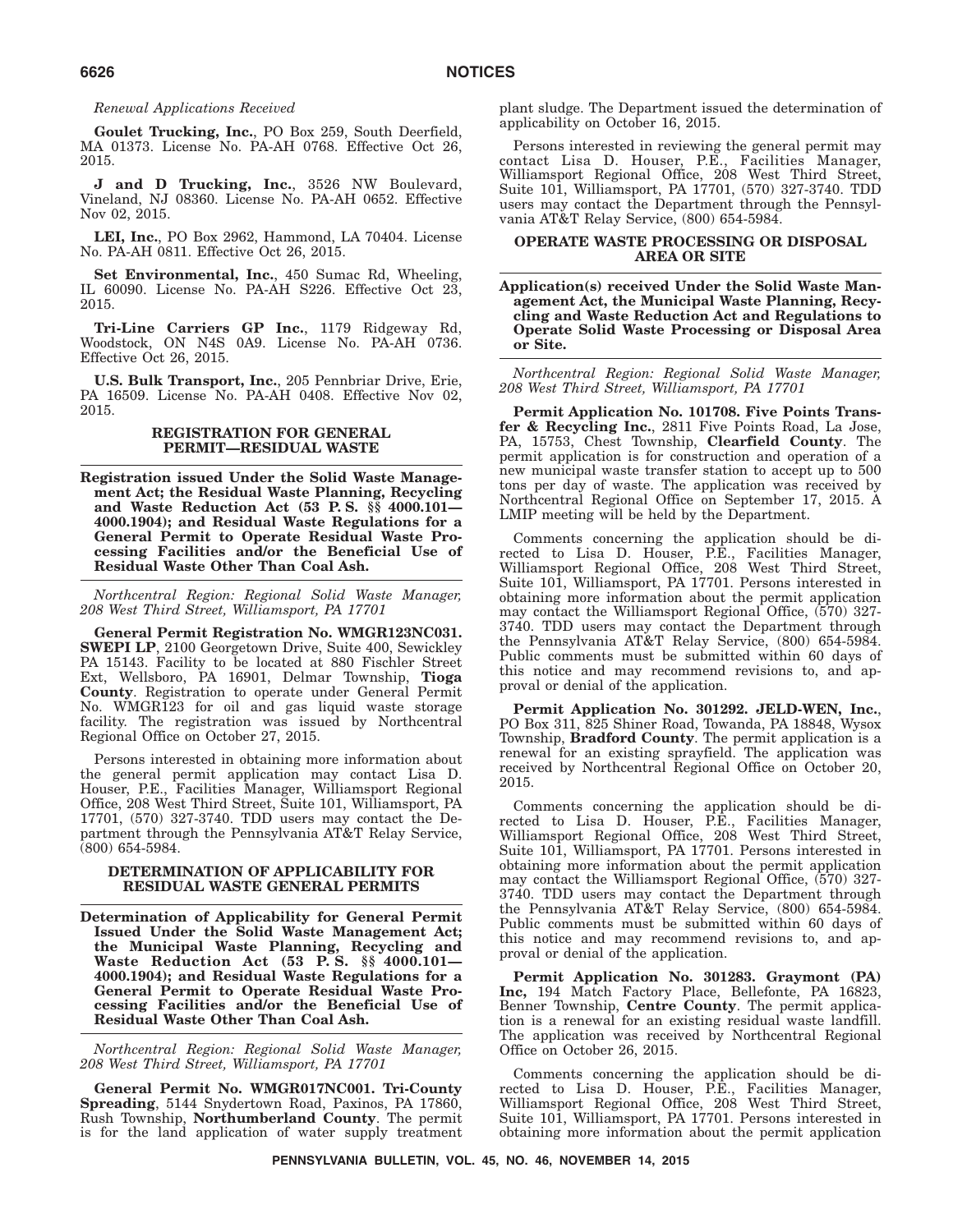*Renewal Applications Received*

**Goulet Trucking, Inc.**, PO Box 259, South Deerfield, MA 01373. License No. PA-AH 0768. Effective Oct 26, 2015.

**J and D Trucking, Inc.**, 3526 NW Boulevard, Vineland, NJ 08360. License No. PA-AH 0652. Effective Nov 02, 2015.

**LEI, Inc.**, PO Box 2962, Hammond, LA 70404. License No. PA-AH 0811. Effective Oct 26, 2015.

**Set Environmental, Inc.**, 450 Sumac Rd, Wheeling, IL 60090. License No. PA-AH S226. Effective Oct 23, 2015.

**Tri-Line Carriers GP Inc.**, 1179 Ridgeway Rd, Woodstock, ON N4S 0A9. License No. PA-AH 0736. Effective Oct 26, 2015.

**U.S. Bulk Transport, Inc.**, 205 Pennbriar Drive, Erie, PA 16509. License No. PA-AH 0408. Effective Nov 02, 2015.

## REGISTRATION FOR GENERAL PERMIT—RESIDUAL WASTE

**Registration issued Under the Solid Waste Management Act; the Residual Waste Planning, Recycling and Waste Reduction Act (53 P. S. §§ 4000.101—4000.1904); and Residual Waste Regulations for a General Permit to Operate Residual Waste Processing Facilities and/or the Beneficial Use of Residual Waste Other Than Coal Ash.**

*Northcentral Region: Regional Solid Waste Manager, 208 West Third Street, Williamsport, PA 17701*

**General Permit Registration No. WMGR123NC031. SWEPI LP**, 2100 Georgetown Drive, Suite 400, Sewickley PA 15143. Facility to be located at 880 Fischler Street Ext, Wellsboro, PA 16901, Delmar Township, **Tioga County**. Registration to operate under General Permit No. WMGR123 for oil and gas liquid waste storage facility. The registration was issued by Northcentral Regional Office on October 27, 2015.

Persons interested in obtaining more information about the general permit application may contact Lisa D. Houser, P.E., Facilities Manager, Williamsport Regional Office, 208 West Third Street, Suite 101, Williamsport, PA 17701, (570) 327-3740. TDD users may contact the Department through the Pennsylvania AT&T Relay Service, (800) 654-5984.

## DETERMINATION OF APPLICABILITY FOR RESIDUAL WASTE GENERAL PERMITS

**Determination of Applicability for General Permit Issued Under the Solid Waste Management Act; the Municipal Waste Planning, Recycling and Waste Reduction Act (53 P. S. §§ 4000.101—4000.1904); and Residual Waste Regulations for a General Permit to Operate Residual Waste Processing Facilities and/or the Beneficial Use of Residual Waste Other Than Coal Ash.**

*Northcentral Region: Regional Solid Waste Manager, 208 West Third Street, Williamsport, PA 17701*

**General Permit No. WMGR017NC001. Tri-County Spreading**, 5144 Snydertown Road, Paxinos, PA 17860, Rush Township, **Northumberland County**. The permit is for the land application of water supply treatment plant sludge. The Department issued the determination of applicability on October 16, 2015.

Persons interested in reviewing the general permit may contact Lisa D. Houser, P.E., Facilities Manager, Williamsport Regional Office, 208 West Third Street, Suite 101, Williamsport, PA 17701, (570) 327-3740. TDD users may contact the Department through the Pennsylvania AT&T Relay Service, (800) 654-5984.

## OPERATE WASTE PROCESSING OR DISPOSAL AREA OR SITE

**Application(s) received Under the Solid Waste Management Act, the Municipal Waste Planning, Recycling and Waste Reduction Act and Regulations to Operate Solid Waste Processing or Disposal Area or Site.**

*Northcentral Region: Regional Solid Waste Manager, 208 West Third Street, Williamsport, PA 17701*

**Permit Application No. 101708. Five Points Transfer & Recycling Inc.**, 2811 Five Points Road, La Jose, PA, 15753, Chest Township, **Clearfield County**. The permit application is for construction and operation of a new municipal waste transfer station to accept up to 500 tons per day of waste. The application was received by Northcentral Regional Office on September 17, 2015. A LMIP meeting will be held by the Department.

Comments concerning the application should be directed to Lisa D. Houser, P.E., Facilities Manager, Williamsport Regional Office, 208 West Third Street, Suite 101, Williamsport, PA 17701. Persons interested in obtaining more information about the permit application may contact the Williamsport Regional Office, (570) 327-3740. TDD users may contact the Department through the Pennsylvania AT&T Relay Service, (800) 654-5984. Public comments must be submitted within 60 days of this notice and may recommend revisions to, and approval or denial of the application.

**Permit Application No. 301292. JELD-WEN, Inc.**, PO Box 311, 825 Shiner Road, Towanda, PA 18848, Wysox Township, **Bradford County**. The permit application is a renewal for an existing sprayfield. The application was received by Northcentral Regional Office on October 20, 2015.

Comments concerning the application should be directed to Lisa D. Houser, P.E., Facilities Manager, Williamsport Regional Office, 208 West Third Street, Suite 101, Williamsport, PA 17701. Persons interested in obtaining more information about the permit application may contact the Williamsport Regional Office, (570) 327-3740. TDD users may contact the Department through the Pennsylvania AT&T Relay Service, (800) 654-5984. Public comments must be submitted within 60 days of this notice and may recommend revisions to, and approval or denial of the application.

**Permit Application No. 301283. Graymont (PA) Inc,** 194 Match Factory Place, Bellefonte, PA 16823, Benner Township, **Centre County**. The permit application is a renewal for an existing residual waste landfill. The application was received by Northcentral Regional Office on October 26, 2015.

Comments concerning the application should be directed to Lisa D. Houser, P.E., Facilities Manager, Williamsport Regional Office, 208 West Third Street, Suite 101, Williamsport, PA 17701. Persons interested in obtaining more information about the permit application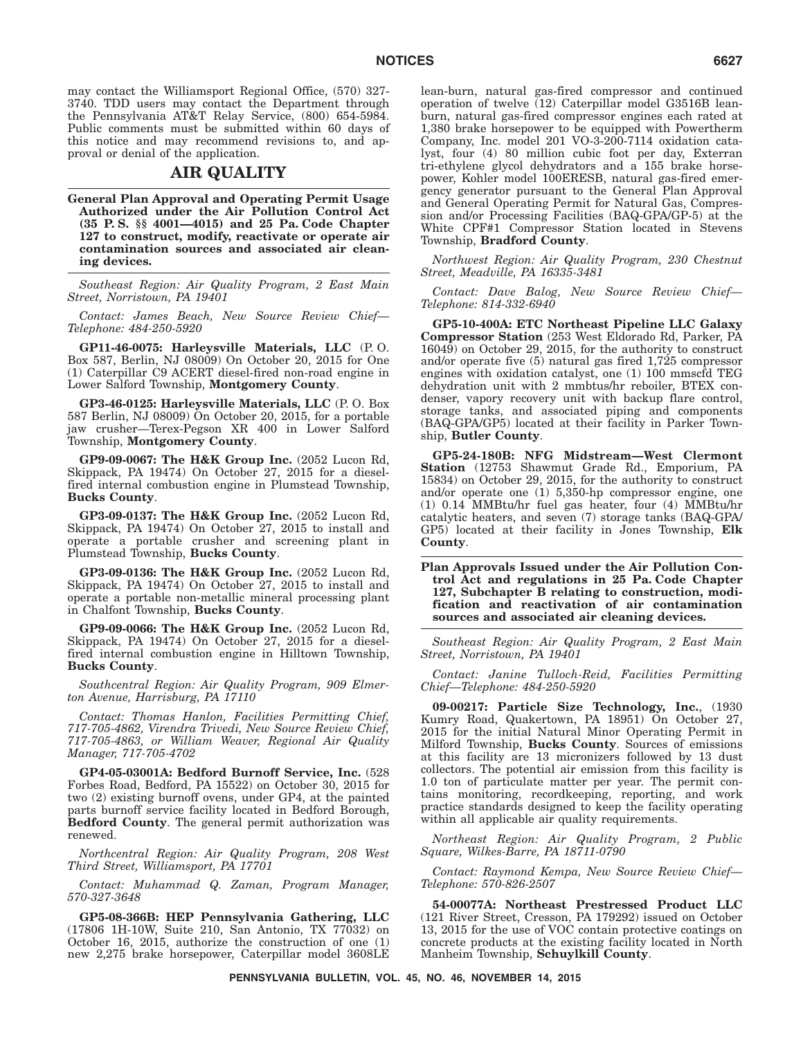may contact the Williamsport Regional Office, (570) 327-3740. TDD users may contact the Department through the Pennsylvania AT&T Relay Service, (800) 654-5984. Public comments must be submitted within 60 days of this notice and may recommend revisions to, and approval or denial of the application.

# AIR QUALITY

**General Plan Approval and Operating Permit Usage Authorized under the Air Pollution Control Act (35 P. S. §§ 4001—4015) and 25 Pa. Code Chapter 127 to construct, modify, reactivate or operate air contamination sources and associated air cleaning devices.**

*Southeast Region: Air Quality Program, 2 East Main Street, Norristown, PA 19401*

*Contact: James Beach, New Source Review Chief—Telephone: 484-250-5920*

**GP11-46-0075: Harleysville Materials, LLC** (P. O. Box 587, Berlin, NJ 08009) On October 20, 2015 for One (1) Caterpillar C9 ACERT diesel-fired non-road engine in Lower Salford Township, **Montgomery County**.

**GP3-46-0125: Harleysville Materials, LLC** (P. O. Box 587 Berlin, NJ 08009) On October 20, 2015, for a portable jaw crusher—Terex-Pegson XR 400 in Lower Salford Township, **Montgomery County**.

**GP9-09-0067: The H&K Group Inc.** (2052 Lucon Rd, Skippack, PA 19474) On October 27, 2015 for a diesel-fired internal combustion engine in Plumstead Township, **Bucks County**.

**GP3-09-0137: The H&K Group Inc.** (2052 Lucon Rd, Skippack, PA 19474) On October 27, 2015 to install and operate a portable crusher and screening plant in Plumstead Township, **Bucks County**.

**GP3-09-0136: The H&K Group Inc.** (2052 Lucon Rd, Skippack, PA 19474) On October 27, 2015 to install and operate a portable non-metallic mineral processing plant in Chalfont Township, **Bucks County**.

**GP9-09-0066: The H&K Group Inc.** (2052 Lucon Rd, Skippack, PA 19474) On October 27, 2015 for a diesel-fired internal combustion engine in Hilltown Township, **Bucks County**.

*Southcentral Region: Air Quality Program, 909 Elmerton Avenue, Harrisburg, PA 17110*

*Contact: Thomas Hanlon, Facilities Permitting Chief, 717-705-4862, Virendra Trivedi, New Source Review Chief, 717-705-4863, or William Weaver, Regional Air Quality Manager, 717-705-4702*

**GP4-05-03001A: Bedford Burnoff Service, Inc.** (528 Forbes Road, Bedford, PA 15522) on October 30, 2015 for two (2) existing burnoff ovens, under GP4, at the painted parts burnoff service facility located in Bedford Borough, **Bedford County**. The general permit authorization was renewed.

*Northcentral Region: Air Quality Program, 208 West Third Street, Williamsport, PA 17701*

*Contact: Muhammad Q. Zaman, Program Manager, 570-327-3648*

**GP5-08-366B: HEP Pennsylvania Gathering, LLC** (17806 1H-10W, Suite 210, San Antonio, TX 77032) on October 16, 2015, authorize the construction of one (1) new 2,275 brake horsepower, Caterpillar model 3608LE lean-burn, natural gas-fired compressor and continued operation of twelve (12) Caterpillar model G3516B lean-burn, natural gas-fired compressor engines each rated at 1,380 brake horsepower to be equipped with Powertherm Company, Inc. model 201 VO-3-200-7114 oxidation catalyst, four (4) 80 million cubic foot per day, Exterran tri-ethylene glycol dehydrators and a 155 brake horsepower, Kohler model 100ERESB, natural gas-fired emergency generator pursuant to the General Plan Approval and General Operating Permit for Natural Gas, Compression and/or Processing Facilities (BAQ-GPA/GP-5) at the White CPF#1 Compressor Station located in Stevens Township, **Bradford County**.

*Northwest Region: Air Quality Program, 230 Chestnut Street, Meadville, PA 16335-3481*

*Contact: Dave Balog, New Source Review Chief—Telephone: 814-332-6940*

**GP5-10-400A: ETC Northeast Pipeline LLC Galaxy Compressor Station** (253 West Eldorado Rd, Parker, PA 16049) on October 29, 2015, for the authority to construct and/or operate five (5) natural gas fired 1,725 compressor engines with oxidation catalyst, one (1) 100 mmscfd TEG dehydration unit with 2 mmbtus/hr reboiler, BTEX condenser, vapory recovery unit with backup flare control, storage tanks, and associated piping and components (BAQ-GPA/GP5) located at their facility in Parker Township, **Butler County**.

**GP5-24-180B: NFG Midstream—West Clermont Station** (12753 Shawmut Grade Rd., Emporium, PA 15834) on October 29, 2015, for the authority to construct and/or operate one (1) 5,350-hp compressor engine, one (1) 0.14 MMBtu/hr fuel gas heater, four (4) MMBtu/hr catalytic heaters, and seven (7) storage tanks (BAQ-GPA/GP5) located at their facility in Jones Township, **Elk County**.

**Plan Approvals Issued under the Air Pollution Control Act and regulations in 25 Pa. Code Chapter 127, Subchapter B relating to construction, modification and reactivation of air contamination sources and associated air cleaning devices.**

*Southeast Region: Air Quality Program, 2 East Main Street, Norristown, PA 19401*

*Contact: Janine Tulloch-Reid, Facilities Permitting Chief—Telephone: 484-250-5920*

**09-00217: Particle Size Technology, Inc.**, (1930 Kumry Road, Quakertown, PA 18951) On October 27, 2015 for the initial Natural Minor Operating Permit in Milford Township, **Bucks County**. Sources of emissions at this facility are 13 micronizers followed by 13 dust collectors. The potential air emission from this facility is 1.0 ton of particulate matter per year. The permit contains monitoring, recordkeeping, reporting, and work practice standards designed to keep the facility operating within all applicable air quality requirements.

*Northeast Region: Air Quality Program, 2 Public Square, Wilkes-Barre, PA 18711-0790*

*Contact: Raymond Kempa, New Source Review Chief—Telephone: 570-826-2507*

**54-00077A: Northeast Prestressed Product LLC** (121 River Street, Cresson, PA 179292) issued on October 13, 2015 for the use of VOC contain protective coatings on concrete products at the existing facility located in North Manheim Township, **Schuylkill County**.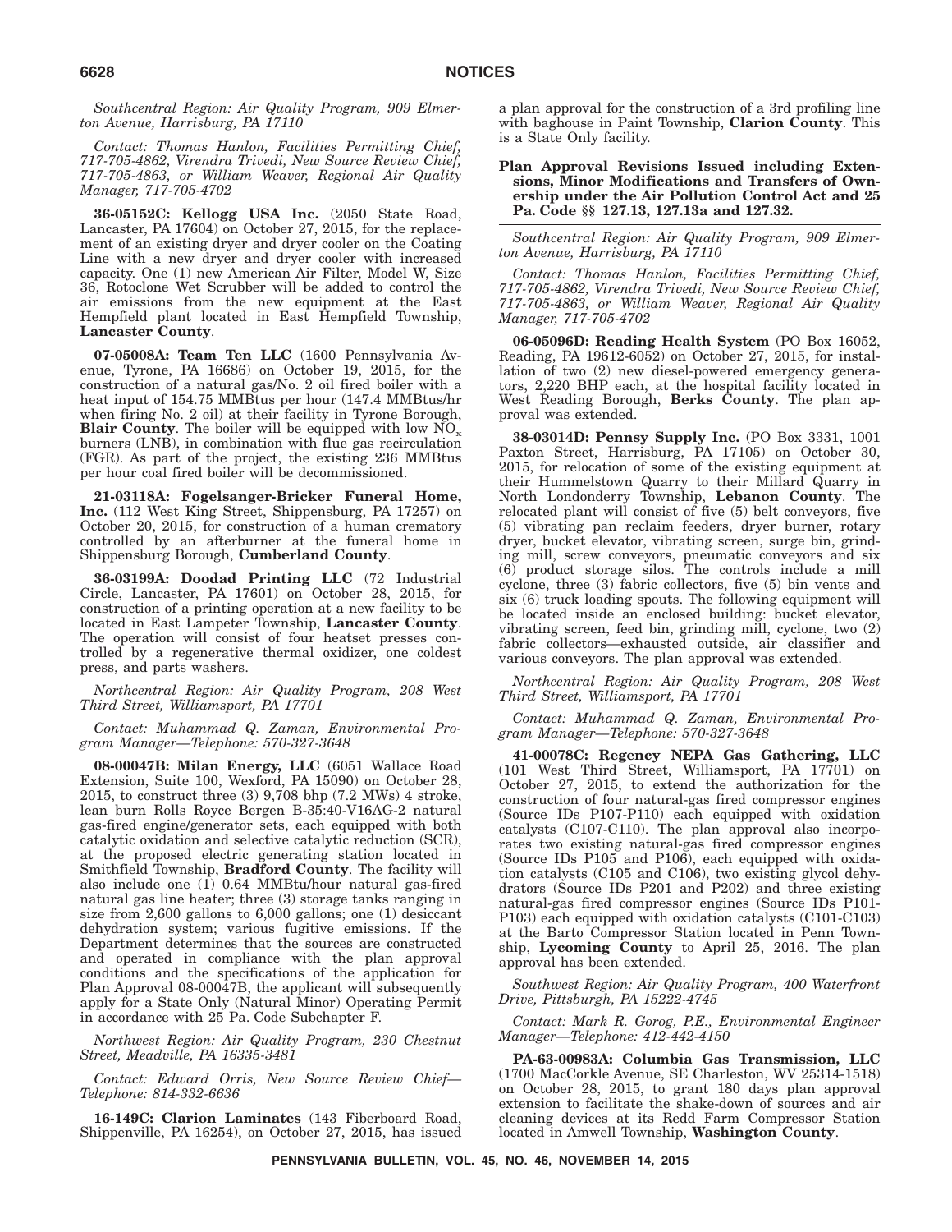*Southcentral Region: Air Quality Program, 909 Elmerton Avenue, Harrisburg, PA 17110*

*Contact: Thomas Hanlon, Facilities Permitting Chief, 717-705-4862, Virendra Trivedi, New Source Review Chief, 717-705-4863, or William Weaver, Regional Air Quality Manager, 717-705-4702*

**36-05152C: Kellogg USA Inc.** (2050 State Road, Lancaster, PA 17604) on October 27, 2015, for the replacement of an existing dryer and dryer cooler on the Coating Line with a new dryer and dryer cooler with increased capacity. One (1) new American Air Filter, Model W, Size 36, Rotoclone Wet Scrubber will be added to control the air emissions from the new equipment at the East Hempfield plant located in East Hempfield Township, **Lancaster County**.

**07-05008A: Team Ten LLC** (1600 Pennsylvania Avenue, Tyrone, PA 16686) on October 19, 2015, for the construction of a natural gas/No. 2 oil fired boiler with a heat input of 154.75 MMBtus per hour (147.4 MMBtus/hr when firing No. 2 oil) at their facility in Tyrone Borough, **Blair County**. The boiler will be equipped with low $NO_x$ burners (LNB), in combination with flue gas recirculation (FGR). As part of the project, the existing 236 MMBtus per hour coal fired boiler will be decommissioned.

**21-03118A: Fogelsanger-Bricker Funeral Home, Inc.** (112 West King Street, Shippensburg, PA 17257) on October 20, 2015, for construction of a human crematory controlled by an afterburner at the funeral home in Shippensburg Borough, **Cumberland County**.

**36-03199A: Doodad Printing LLC** (72 Industrial Circle, Lancaster, PA 17601) on October 28, 2015, for construction of a printing operation at a new facility to be located in East Lampeter Township, **Lancaster County**. The operation will consist of four heatset presses controlled by a regenerative thermal oxidizer, one coldest press, and parts washers.

*Northcentral Region: Air Quality Program, 208 West Third Street, Williamsport, PA 17701*

*Contact: Muhammad Q. Zaman, Environmental Program Manager—Telephone: 570-327-3648*

**08-00047B: Milan Energy, LLC** (6051 Wallace Road Extension, Suite 100, Wexford, PA 15090) on October 28, 2015, to construct three (3) 9,708 bhp (7.2 MWs) 4 stroke, lean burn Rolls Royce Bergen B-35:40-V16AG-2 natural gas-fired engine/generator sets, each equipped with both catalytic oxidation and selective catalytic reduction (SCR), at the proposed electric generating station located in Smithfield Township, **Bradford County**. The facility will also include one (1) 0.64 MMBtu/hour natural gas-fired natural gas line heater; three (3) storage tanks ranging in size from 2,600 gallons to 6,000 gallons; one (1) desiccant dehydration system; various fugitive emissions. If the Department determines that the sources are constructed and operated in compliance with the plan approval conditions and the specifications of the application for Plan Approval 08-00047B, the applicant will subsequently apply for a State Only (Natural Minor) Operating Permit in accordance with 25 Pa. Code Subchapter F.

*Northwest Region: Air Quality Program, 230 Chestnut Street, Meadville, PA 16335-3481*

*Contact: Edward Orris, New Source Review Chief—Telephone: 814-332-6636*

**16-149C: Clarion Laminates** (143 Fiberboard Road, Shippenville, PA 16254), on October 27, 2015, has issued a plan approval for the construction of a 3rd profiling line with baghouse in Paint Township, **Clarion County**. This is a State Only facility.

### Plan Approval Revisions Issued including Extensions, Minor Modifications and Transfers of Ownership under the Air Pollution Control Act and 25 Pa. Code §§ 127.13, 127.13a and 127.32.

*Southcentral Region: Air Quality Program, 909 Elmerton Avenue, Harrisburg, PA 17110*

*Contact: Thomas Hanlon, Facilities Permitting Chief, 717-705-4862, Virendra Trivedi, New Source Review Chief, 717-705-4863, or William Weaver, Regional Air Quality Manager, 717-705-4702*

**06-05096D: Reading Health System** (PO Box 16052, Reading, PA 19612-6052) on October 27, 2015, for installation of two (2) new diesel-powered emergency generators, 2,220 BHP each, at the hospital facility located in West Reading Borough, **Berks County**. The plan approval was extended.

**38-03014D: Pennsy Supply Inc.** (PO Box 3331, 1001 Paxton Street, Harrisburg, PA 17105) on October 30, 2015, for relocation of some of the existing equipment at their Hummelstown Quarry to their Millard Quarry in North Londonderry Township, **Lebanon County**. The relocated plant will consist of five (5) belt conveyors, five (5) vibrating pan reclaim feeders, dryer burner, rotary dryer, bucket elevator, vibrating screen, surge bin, grinding mill, screw conveyors, pneumatic conveyors and six (6) product storage silos. The controls include a mill cyclone, three (3) fabric collectors, five (5) bin vents and six (6) truck loading spouts. The following equipment will be located inside an enclosed building: bucket elevator, vibrating screen, feed bin, grinding mill, cyclone, two (2) fabric collectors—exhausted outside, air classifier and various conveyors. The plan approval was extended.

*Northcentral Region: Air Quality Program, 208 West Third Street, Williamsport, PA 17701*

*Contact: Muhammad Q. Zaman, Environmental Program Manager—Telephone: 570-327-3648*

**41-00078C: Regency NEPA Gas Gathering, LLC** (101 West Third Street, Williamsport, PA 17701) on October 27, 2015, to extend the authorization for the construction of four natural-gas fired compressor engines (Source IDs P107-P110) each equipped with oxidation catalysts (C107-C110). The plan approval also incorporates two existing natural-gas fired compressor engines (Source IDs P105 and P106), each equipped with oxidation catalysts (C105 and C106), two existing glycol dehydrators (Source IDs P201 and P202) and three existing natural-gas fired compressor engines (Source IDs P101-P103) each equipped with oxidation catalysts (C101-C103) at the Barto Compressor Station located in Penn Township, **Lycoming County** to April 25, 2016. The plan approval has been extended.

*Southwest Region: Air Quality Program, 400 Waterfront Drive, Pittsburgh, PA 15222-4745*

*Contact: Mark R. Gorog, P.E., Environmental Engineer Manager—Telephone: 412-442-4150*

**PA-63-00983A: Columbia Gas Transmission, LLC** (1700 MacCorkle Avenue, SE Charleston, WV 25314-1518) on October 28, 2015, to grant 180 days plan approval extension to facilitate the shake-down of sources and air cleaning devices at its Redd Farm Compressor Station located in Amwell Township, **Washington County**.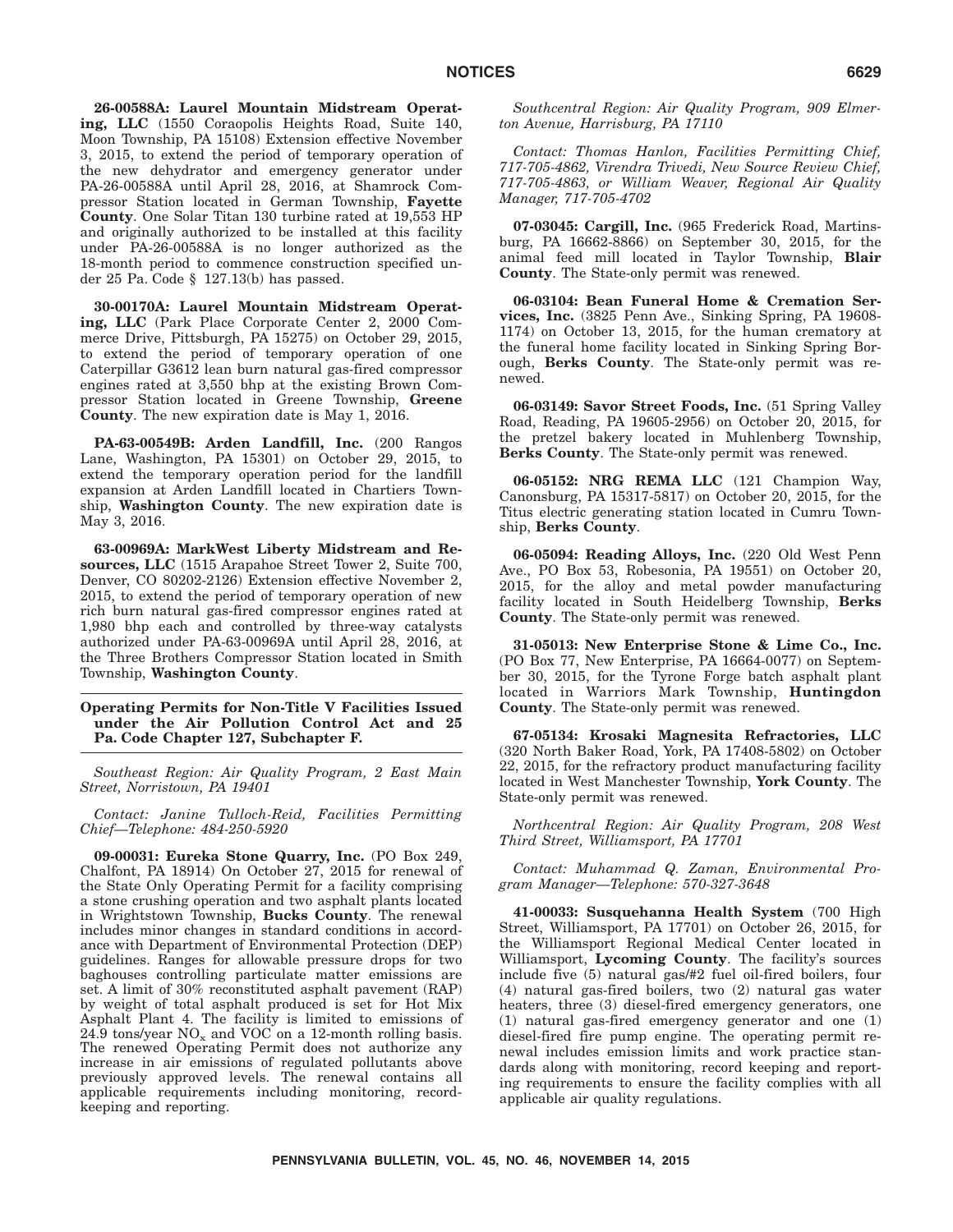**26-00588A: Laurel Mountain Midstream Operating, LLC** (1550 Coraopolis Heights Road, Suite 140, Moon Township, PA 15108) Extension effective November 3, 2015, to extend the period of temporary operation of the new dehydrator and emergency generator under PA-26-00588A until April 28, 2016, at Shamrock Compressor Station located in German Township, **Fayette County**. One Solar Titan 130 turbine rated at 19,553 HP and originally authorized to be installed at this facility under PA-26-00588A is no longer authorized as the 18-month period to commence construction specified under 25 Pa. Code § 127.13(b) has passed.

**30-00170A: Laurel Mountain Midstream Operating, LLC** (Park Place Corporate Center 2, 2000 Commerce Drive, Pittsburgh, PA 15275) on October 29, 2015, to extend the period of temporary operation of one Caterpillar G3612 lean burn natural gas-fired compressor engines rated at 3,550 bhp at the existing Brown Compressor Station located in Greene Township, **Greene County**. The new expiration date is May 1, 2016.

**PA-63-00549B: Arden Landfill, Inc.** (200 Rangos Lane, Washington, PA 15301) on October 29, 2015, to extend the temporary operation period for the landfill expansion at Arden Landfill located in Chartiers Township, **Washington County**. The new expiration date is May 3, 2016.

**63-00969A: MarkWest Liberty Midstream and Resources, LLC** (1515 Arapahoe Street Tower 2, Suite 700, Denver, CO 80202-2126) Extension effective November 2, 2015, to extend the period of temporary operation of new rich burn natural gas-fired compressor engines rated at 1,980 bhp each and controlled by three-way catalysts authorized under PA-63-00969A until April 28, 2016, at the Three Brothers Compressor Station located in Smith Township, **Washington County**.

## Operating Permits for Non-Title V Facilities Issued under the Air Pollution Control Act and 25 Pa. Code Chapter 127, Subchapter F.

*Southeast Region: Air Quality Program, 2 East Main Street, Norristown, PA 19401*

*Contact: Janine Tulloch-Reid, Facilities Permitting Chief—Telephone: 484-250-5920*

**09-00031: Eureka Stone Quarry, Inc.** (PO Box 249, Chalfont, PA 18914) On October 27, 2015 for renewal of the State Only Operating Permit for a facility comprising a stone crushing operation and two asphalt plants located in Wrightstown Township, **Bucks County**. The renewal includes minor changes in standard conditions in accordance with Department of Environmental Protection (DEP) guidelines. Ranges for allowable pressure drops for two baghouses controlling particulate matter emissions are set. A limit of 30% reconstituted asphalt pavement (RAP) by weight of total asphalt produced is set for Hot Mix Asphalt Plant 4. The facility is limited to emissions of 24.9 tons/year $NO_x$ and VOC on a 12-month rolling basis. The renewed Operating Permit does not authorize any increase in air emissions of regulated pollutants above previously approved levels. The renewal contains all applicable requirements including monitoring, recordkeeping and reporting.

*Southcentral Region: Air Quality Program, 909 Elmerton Avenue, Harrisburg, PA 17110*

*Contact: Thomas Hanlon, Facilities Permitting Chief, 717-705-4862, Virendra Trivedi, New Source Review Chief, 717-705-4863, or William Weaver, Regional Air Quality Manager, 717-705-4702*

**07-03045: Cargill, Inc.** (965 Frederick Road, Martinsburg, PA 16662-8866) on September 30, 2015, for the animal feed mill located in Taylor Township, **Blair County**. The State-only permit was renewed.

**06-03104: Bean Funeral Home & Cremation Services, Inc.** (3825 Penn Ave., Sinking Spring, PA 19608-1174) on October 13, 2015, for the human crematory at the funeral home facility located in Sinking Spring Borough, **Berks County**. The State-only permit was renewed.

**06-03149: Savor Street Foods, Inc.** (51 Spring Valley Road, Reading, PA 19605-2956) on October 20, 2015, for the pretzel bakery located in Muhlenberg Township, **Berks County**. The State-only permit was renewed.

**06-05152: NRG REMA LLC** (121 Champion Way, Canonsburg, PA 15317-5817) on October 20, 2015, for the Titus electric generating station located in Cumru Township, **Berks County**.

**06-05094: Reading Alloys, Inc.** (220 Old West Penn Ave., PO Box 53, Robesonia, PA 19551) on October 20, 2015, for the alloy and metal powder manufacturing facility located in South Heidelberg Township, **Berks County**. The State-only permit was renewed.

**31-05013: New Enterprise Stone & Lime Co., Inc.** (PO Box 77, New Enterprise, PA 16664-0077) on September 30, 2015, for the Tyrone Forge batch asphalt plant located in Warriors Mark Township, **Huntingdon County**. The State-only permit was renewed.

**67-05134: Krosaki Magnesita Refractories, LLC** (320 North Baker Road, York, PA 17408-5802) on October 22, 2015, for the refractory product manufacturing facility located in West Manchester Township, **York County**. The State-only permit was renewed.

*Northcentral Region: Air Quality Program, 208 West Third Street, Williamsport, PA 17701*

*Contact: Muhammad Q. Zaman, Environmental Program Manager—Telephone: 570-327-3648*

**41-00033: Susquehanna Health System** (700 High Street, Williamsport, PA 17701) on October 26, 2015, for the Williamsport Regional Medical Center located in Williamsport, **Lycoming County**. The facility's sources include five (5) natural gas/#2 fuel oil-fired boilers, four (4) natural gas-fired boilers, two (2) natural gas water heaters, three (3) diesel-fired emergency generators, one (1) natural gas-fired emergency generator and one (1) diesel-fired fire pump engine. The operating permit renewal includes emission limits and work practice standards along with monitoring, record keeping and reporting requirements to ensure the facility complies with all applicable air quality regulations.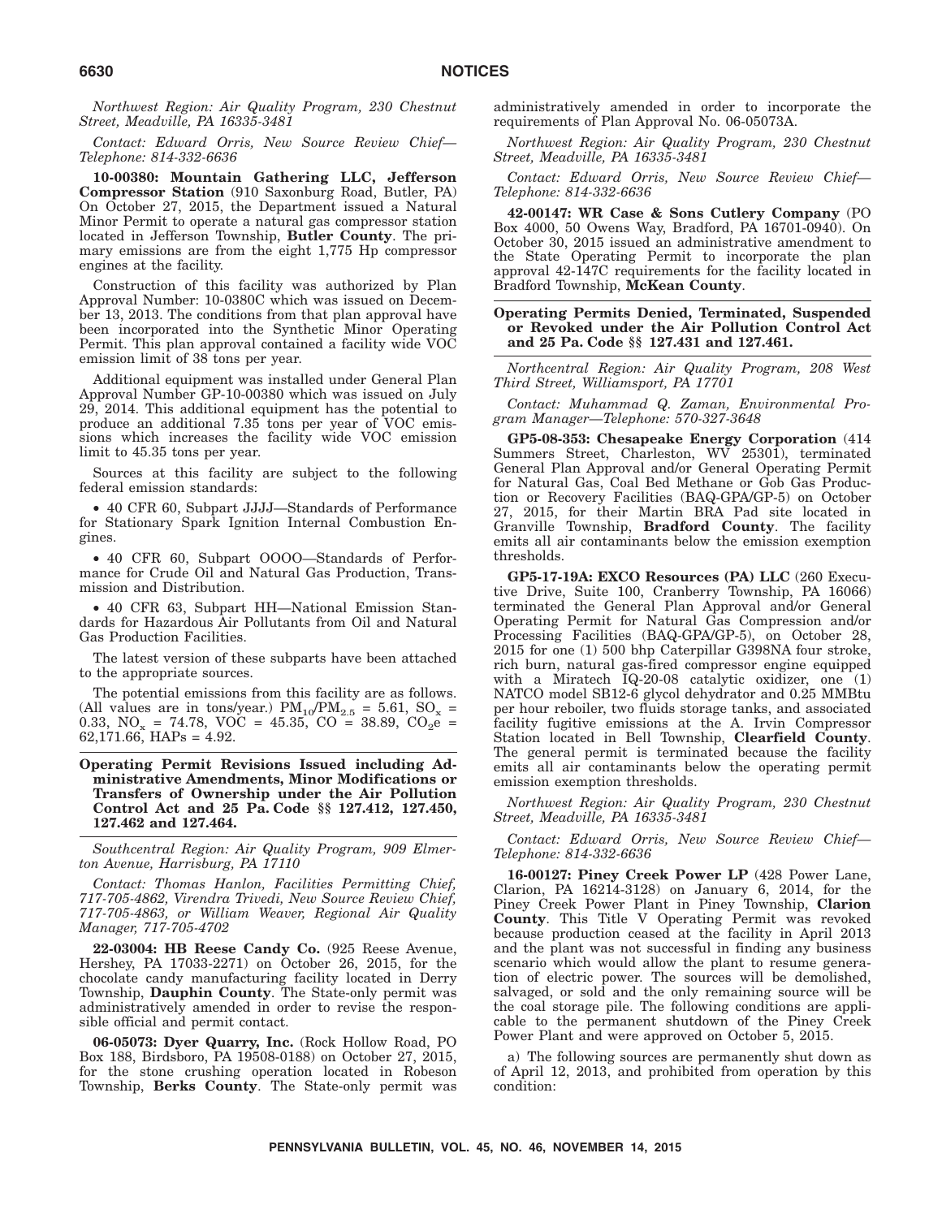*Northwest Region: Air Quality Program, 230 Chestnut Street, Meadville, PA 16335-3481*

*Contact: Edward Orris, New Source Review Chief—Telephone: 814-332-6636*

**10-00380: Mountain Gathering LLC, Jefferson Compressor Station** (910 Saxonburg Road, Butler, PA) On October 27, 2015, the Department issued a Natural Minor Permit to operate a natural gas compressor station located in Jefferson Township, **Butler County**. The primary emissions are from the eight 1,775 Hp compressor engines at the facility.

Construction of this facility was authorized by Plan Approval Number: 10-0380C which was issued on December 13, 2013. The conditions from that plan approval have been incorporated into the Synthetic Minor Operating Permit. This plan approval contained a facility wide VOC emission limit of 38 tons per year.

Additional equipment was installed under General Plan Approval Number GP-10-00380 which was issued on July 29, 2014. This additional equipment has the potential to produce an additional 7.35 tons per year of VOC emissions which increases the facility wide VOC emission limit to 45.35 tons per year.

Sources at this facility are subject to the following federal emission standards:

- 40 CFR 60, Subpart JJJJ—Standards of Performance for Stationary Spark Ignition Internal Combustion Engines.
- 40 CFR 60, Subpart OOOO—Standards of Performance for Crude Oil and Natural Gas Production, Transmission and Distribution.
- 40 CFR 63, Subpart HH—National Emission Standards for Hazardous Air Pollutants from Oil and Natural Gas Production Facilities.

The latest version of these subparts have been attached to the appropriate sources.

The potential emissions from this facility are as follows. (All values are in tons/year.) $PM_{10}/PM_{2.5}$ = 5.61, $SO_x$ = 0.33, $NO_x$ = 74.78, VOC = 45.35, CO = 38.89, $CO_2e$ = 62,171.66, HAPs = 4.92.

## Operating Permit Revisions Issued including Administrative Amendments, Minor Modifications or Transfers of Ownership under the Air Pollution Control Act and 25 Pa. Code §§ 127.412, 127.450, 127.462 and 127.464.

*Southcentral Region: Air Quality Program, 909 Elmerton Avenue, Harrisburg, PA 17110*

*Contact: Thomas Hanlon, Facilities Permitting Chief, 717-705-4862, Virendra Trivedi, New Source Review Chief, 717-705-4863, or William Weaver, Regional Air Quality Manager, 717-705-4702*

**22-03004: HB Reese Candy Co.** (925 Reese Avenue, Hershey, PA 17033-2271) on October 26, 2015, for the chocolate candy manufacturing facility located in Derry Township, **Dauphin County**. The State-only permit was administratively amended in order to revise the responsible official and permit contact.

**06-05073: Dyer Quarry, Inc.** (Rock Hollow Road, PO Box 188, Birdsboro, PA 19508-0188) on October 27, 2015, for the stone crushing operation located in Robeson Township, **Berks County**. The State-only permit was administratively amended in order to incorporate the requirements of Plan Approval No. 06-05073A.

*Northwest Region: Air Quality Program, 230 Chestnut Street, Meadville, PA 16335-3481*

*Contact: Edward Orris, New Source Review Chief—Telephone: 814-332-6636*

**42-00147: WR Case & Sons Cutlery Company** (PO Box 4000, 50 Owens Way, Bradford, PA 16701-0940). On October 30, 2015 issued an administrative amendment to the State Operating Permit to incorporate the plan approval 42-147C requirements for the facility located in Bradford Township, **McKean County**.

## Operating Permits Denied, Terminated, Suspended or Revoked under the Air Pollution Control Act and 25 Pa. Code §§ 127.431 and 127.461.

*Northcentral Region: Air Quality Program, 208 West Third Street, Williamsport, PA 17701*

*Contact: Muhammad Q. Zaman, Environmental Program Manager—Telephone: 570-327-3648*

**GP5-08-353: Chesapeake Energy Corporation** (414 Summers Street, Charleston, WV 25301), terminated General Plan Approval and/or General Operating Permit for Natural Gas, Coal Bed Methane or Gob Gas Production or Recovery Facilities (BAQ-GPA/GP-5) on October 27, 2015, for their Martin BRA Pad site located in Granville Township, **Bradford County**. The facility emits all air contaminants below the emission exemption thresholds.

**GP5-17-19A: EXCO Resources (PA) LLC** (260 Executive Drive, Suite 100, Cranberry Township, PA 16066) terminated the General Plan Approval and/or General Operating Permit for Natural Gas Compression and/or Processing Facilities (BAQ-GPA/GP-5), on October 28, 2015 for one (1) 500 bhp Caterpillar G398NA four stroke, rich burn, natural gas-fired compressor engine equipped with a Miratech IQ-20-08 catalytic oxidizer, one (1) NATCO model SB12-6 glycol dehydrator and 0.25 MMBtu per hour reboiler, two fluids storage tanks, and associated facility fugitive emissions at the A. Irvin Compressor Station located in Bell Township, **Clearfield County**. The general permit is terminated because the facility emits all air contaminants below the operating permit emission exemption thresholds.

*Northwest Region: Air Quality Program, 230 Chestnut Street, Meadville, PA 16335-3481*

*Contact: Edward Orris, New Source Review Chief—Telephone: 814-332-6636*

**16-00127: Piney Creek Power LP** (428 Power Lane, Clarion, PA 16214-3128) on January 6, 2014, for the Piney Creek Power Plant in Piney Township, **Clarion County**. This Title V Operating Permit was revoked because production ceased at the facility in April 2013 and the plant was not successful in finding any business scenario which would allow the plant to resume generation of electric power. The sources will be demolished, salvaged, or sold and the only remaining source will be the coal storage pile. The following conditions are applicable to the permanent shutdown of the Piney Creek Power Plant and were approved on October 5, 2015.

a) The following sources are permanently shut down as of April 12, 2013, and prohibited from operation by this condition: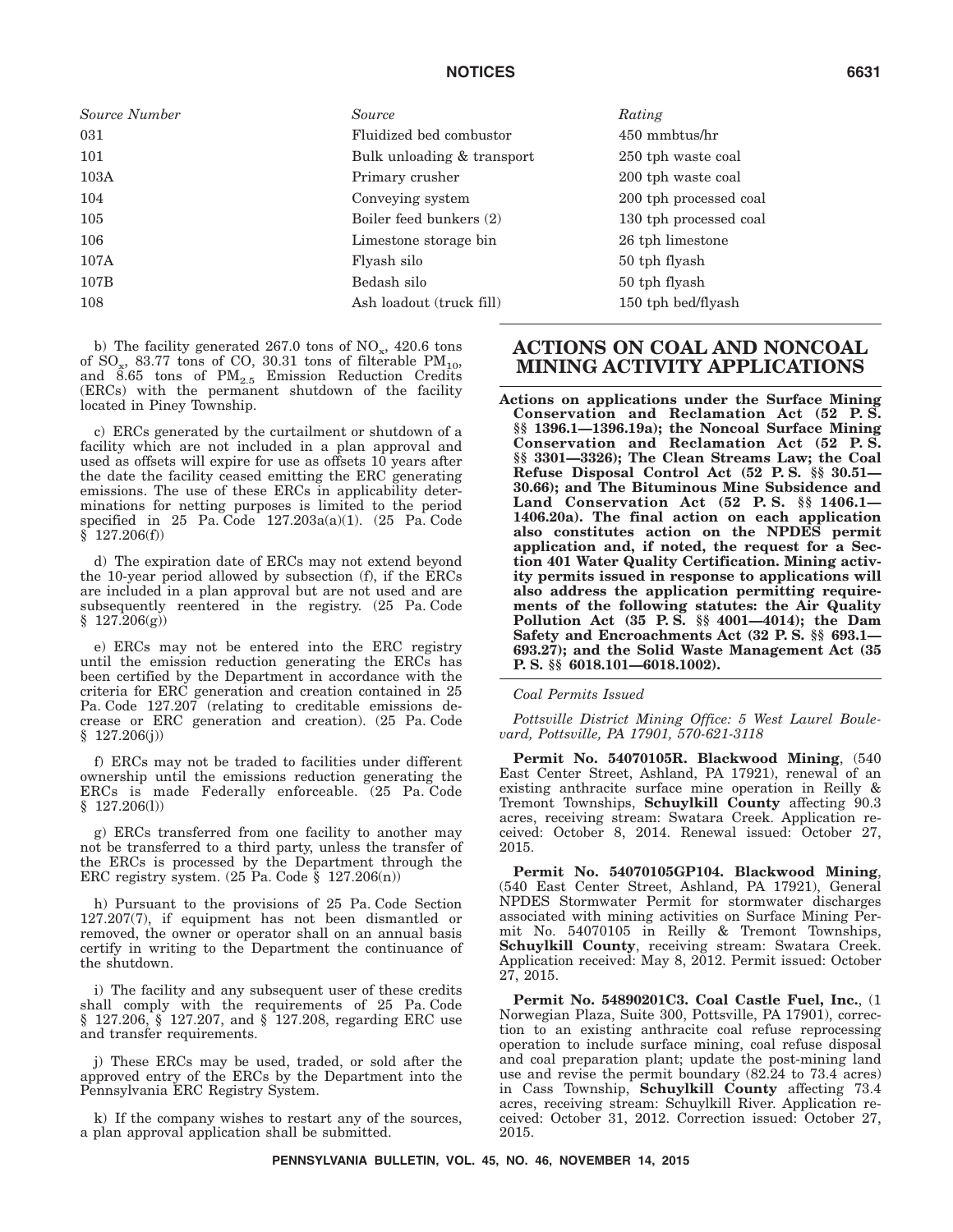| *Source Number* | *Source* | *Rating* |
|---|---|---|
| 031 | Fluidized bed combustor | 450 mmbtus/hr |
| 101 | Bulk unloading & transport | 250 tph waste coal |
| 103A | Primary crusher | 200 tph waste coal |
| 104 | Conveying system | 200 tph processed coal |
| 105 | Boiler feed bunkers (2) | 130 tph processed coal |
| 106 | Limestone storage bin | 26 tph limestone |
| 107A | Flyash silo | 50 tph flyash |
| 107B | Bedash silo | 50 tph flyash |
| 108 | Ash loadout (truck fill) | 150 tph bed/flyash |

b) The facility generated 267.0 tons of $NO_x$, 420.6 tons of $SO_x$, 83.77 tons of CO, 30.31 tons of filterable $PM_{10}$, and 8.65 tons of $PM_{2.5}$ Emission Reduction Credits (ERCs) with the permanent shutdown of the facility located in Piney Township.

c) ERCs generated by the curtailment or shutdown of a facility which are not included in a plan approval and used as offsets will expire for use as offsets 10 years after the date the facility ceased emitting the ERC generating emissions. The use of these ERCs in applicability determinations for netting purposes is limited to the period specified in 25 Pa. Code 127.203a(a)(1). (25 Pa. Code § 127.206(f))

d) The expiration date of ERCs may not extend beyond the 10-year period allowed by subsection (f), if the ERCs are included in a plan approval but are not used and are subsequently reentered in the registry. (25 Pa. Code § 127.206(g))

e) ERCs may not be entered into the ERC registry until the emission reduction generating the ERCs has been certified by the Department in accordance with the criteria for ERC generation and creation contained in 25 Pa. Code 127.207 (relating to creditable emissions decrease or ERC generation and creation). (25 Pa. Code § 127.206(j))

f) ERCs may not be traded to facilities under different ownership until the emissions reduction generating the ERCs is made Federally enforceable. (25 Pa. Code § 127.206(l))

g) ERCs transferred from one facility to another may not be transferred to a third party, unless the transfer of the ERCs is processed by the Department through the ERC registry system. (25 Pa. Code § 127.206(n))

h) Pursuant to the provisions of 25 Pa. Code Section 127.207(7), if equipment has not been dismantled or removed, the owner or operator shall on an annual basis certify in writing to the Department the continuance of the shutdown.

i) The facility and any subsequent user of these credits shall comply with the requirements of 25 Pa. Code § 127.206, § 127.207, and § 127.208, regarding ERC use and transfer requirements.

j) These ERCs may be used, traded, or sold after the approved entry of the ERCs by the Department into the Pennsylvania ERC Registry System.

k) If the company wishes to restart any of the sources, a plan approval application shall be submitted.

# ACTIONS ON COAL AND NONCOAL MINING ACTIVITY APPLICATIONS

**Actions on applications under the Surface Mining Conservation and Reclamation Act (52 P. S. §§ 1396.1—1396.19a); the Noncoal Surface Mining Conservation and Reclamation Act (52 P. S. §§ 3301—3326); The Clean Streams Law; the Coal Refuse Disposal Control Act (52 P. S. §§ 30.51—30.66); and The Bituminous Mine Subsidence and Land Conservation Act (52 P. S. §§ 1406.1—1406.20a). The final action on each application also constitutes action on the NPDES permit application and, if noted, the request for a Section 401 Water Quality Certification. Mining activity permits issued in response to applications will also address the application permitting requirements of the following statutes: the Air Quality Pollution Act (35 P. S. §§ 4001—4014); the Dam Safety and Encroachments Act (32 P. S. §§ 693.1—693.27); and the Solid Waste Management Act (35 P. S. §§ 6018.101—6018.1002).**

*Coal Permits Issued*

*Pottsville District Mining Office: 5 West Laurel Boulevard, Pottsville, PA 17901, 570-621-3118*

**Permit No. 54070105R. Blackwood Mining**, (540 East Center Street, Ashland, PA 17921), renewal of an existing anthracite surface mine operation in Reilly & Tremont Townships, **Schuylkill County** affecting 90.3 acres, receiving stream: Swatara Creek. Application received: October 8, 2014. Renewal issued: October 27, 2015.

**Permit No. 54070105GP104. Blackwood Mining**, (540 East Center Street, Ashland, PA 17921), General NPDES Stormwater Permit for stormwater discharges associated with mining activities on Surface Mining Permit No. 54070105 in Reilly & Tremont Townships, **Schuylkill County**, receiving stream: Swatara Creek. Application received: May 8, 2012. Permit issued: October 27, 2015.

**Permit No. 54890201C3. Coal Castle Fuel, Inc.**, (1 Norwegian Plaza, Suite 300, Pottsville, PA 17901), correction to an existing anthracite coal refuse reprocessing operation to include surface mining, coal refuse disposal and coal preparation plant; update the post-mining land use and revise the permit boundary (82.24 to 73.4 acres) in Cass Township, **Schuylkill County** affecting 73.4 acres, receiving stream: Schuylkill River. Application received: October 31, 2012. Correction issued: October 27, 2015.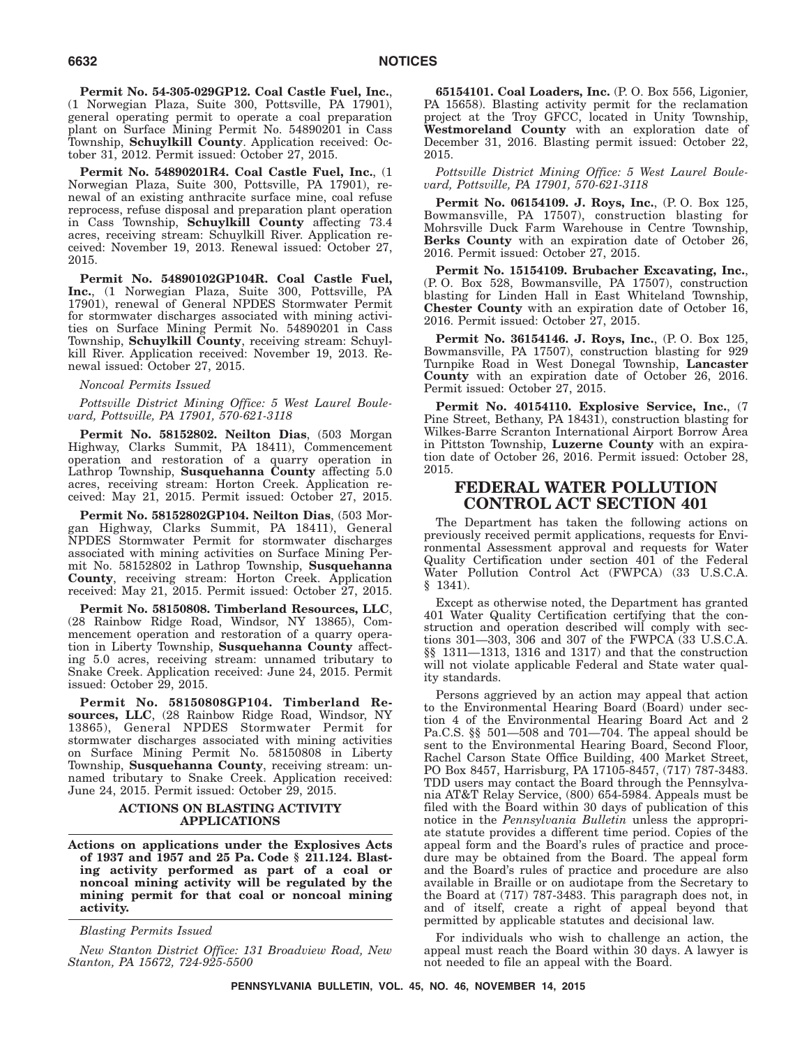**Permit No. 54-305-029GP12. Coal Castle Fuel, Inc.**, (1 Norwegian Plaza, Suite 300, Pottsville, PA 17901), general operating permit to operate a coal preparation plant on Surface Mining Permit No. 54890201 in Cass Township, **Schuylkill County**. Application received: October 31, 2012. Permit issued: October 27, 2015.

**Permit No. 54890201R4. Coal Castle Fuel, Inc.**, (1 Norwegian Plaza, Suite 300, Pottsville, PA 17901), renewal of an existing anthracite surface mine, coal refuse reprocess, refuse disposal and preparation plant operation in Cass Township, **Schuylkill County** affecting 73.4 acres, receiving stream: Schuylkill River. Application received: November 19, 2013. Renewal issued: October 27, 2015.

**Permit No. 54890102GP104R. Coal Castle Fuel, Inc.**, (1 Norwegian Plaza, Suite 300, Pottsville, PA 17901), renewal of General NPDES Stormwater Permit for stormwater discharges associated with mining activities on Surface Mining Permit No. 54890201 in Cass Township, **Schuylkill County**, receiving stream: Schuylkill River. Application received: November 19, 2013. Renewal issued: October 27, 2015.

*Noncoal Permits Issued*

*Pottsville District Mining Office: 5 West Laurel Boulevard, Pottsville, PA 17901, 570-621-3118*

**Permit No. 58152802. Neilton Dias**, (503 Morgan Highway, Clarks Summit, PA 18411), Commencement operation and restoration of a quarry operation in Lathrop Township, **Susquehanna County** affecting 5.0 acres, receiving stream: Horton Creek. Application received: May 21, 2015. Permit issued: October 27, 2015.

**Permit No. 58152802GP104. Neilton Dias**, (503 Morgan Highway, Clarks Summit, PA 18411), General NPDES Stormwater Permit for stormwater discharges associated with mining activities on Surface Mining Permit No. 58152802 in Lathrop Township, **Susquehanna County**, receiving stream: Horton Creek. Application received: May 21, 2015. Permit issued: October 27, 2015.

**Permit No. 58150808. Timberland Resources, LLC**, (28 Rainbow Ridge Road, Windsor, NY 13865), Commencement operation and restoration of a quarry operation in Liberty Township, **Susquehanna County** affecting 5.0 acres, receiving stream: unnamed tributary to Snake Creek. Application received: June 24, 2015. Permit issued: October 29, 2015.

**Permit No. 58150808GP104. Timberland Resources, LLC**, (28 Rainbow Ridge Road, Windsor, NY 13865), General NPDES Stormwater Permit for stormwater discharges associated with mining activities on Surface Mining Permit No. 58150808 in Liberty Township, **Susquehanna County**, receiving stream: unnamed tributary to Snake Creek. Application received: June 24, 2015. Permit issued: October 29, 2015.

### ACTIONS ON BLASTING ACTIVITY APPLICATIONS

**Actions on applications under the Explosives Acts of 1937 and 1957 and 25 Pa. Code § 211.124. Blasting activity performed as part of a coal or noncoal mining activity will be regulated by the mining permit for that coal or noncoal mining activity.**

*Blasting Permits Issued*

*New Stanton District Office: 131 Broadview Road, New Stanton, PA 15672, 724-925-5500*

**65154101. Coal Loaders, Inc.** (P. O. Box 556, Ligonier, PA 15658). Blasting activity permit for the reclamation project at the Troy GFCC, located in Unity Township, **Westmoreland County** with an exploration date of December 31, 2016. Blasting permit issued: October 22, 2015.

*Pottsville District Mining Office: 5 West Laurel Boulevard, Pottsville, PA 17901, 570-621-3118*

**Permit No. 06154109. J. Roys, Inc.**, (P. O. Box 125, Bowmansville, PA 17507), construction blasting for Mohrsville Duck Farm Warehouse in Centre Township, **Berks County** with an expiration date of October 26, 2016. Permit issued: October 27, 2015.

**Permit No. 15154109. Brubacher Excavating, Inc.**, (P. O. Box 528, Bowmansville, PA 17507), construction blasting for Linden Hall in East Whiteland Township, **Chester County** with an expiration date of October 16, 2016. Permit issued: October 27, 2015.

**Permit No. 36154146. J. Roys, Inc.**, (P. O. Box 125, Bowmansville, PA 17507), construction blasting for 929 Turnpike Road in West Donegal Township, **Lancaster County** with an expiration date of October 26, 2016. Permit issued: October 27, 2015.

**Permit No. 40154110. Explosive Service, Inc.**, (7 Pine Street, Bethany, PA 18431), construction blasting for Wilkes-Barre Scranton International Airport Borrow Area in Pittston Township, **Luzerne County** with an expiration date of October 26, 2016. Permit issued: October 28, 2015.

## FEDERAL WATER POLLUTION CONTROL ACT SECTION 401

The Department has taken the following actions on previously received permit applications, requests for Environmental Assessment approval and requests for Water Quality Certification under section 401 of the Federal Water Pollution Control Act (FWPCA) (33 U.S.C.A. § 1341).

Except as otherwise noted, the Department has granted 401 Water Quality Certification certifying that the construction and operation described will comply with sections 301—303, 306 and 307 of the FWPCA (33 U.S.C.A. §§ 1311—1313, 1316 and 1317) and that the construction will not violate applicable Federal and State water quality standards.

Persons aggrieved by an action may appeal that action to the Environmental Hearing Board (Board) under section 4 of the Environmental Hearing Board Act and 2 Pa.C.S. §§ 501—508 and 701—704. The appeal should be sent to the Environmental Hearing Board, Second Floor, Rachel Carson State Office Building, 400 Market Street, PO Box 8457, Harrisburg, PA 17105-8457, (717) 787-3483. TDD users may contact the Board through the Pennsylvania AT&T Relay Service, (800) 654-5984. Appeals must be filed with the Board within 30 days of publication of this notice in the *Pennsylvania Bulletin* unless the appropriate statute provides a different time period. Copies of the appeal form and the Board's rules of practice and procedure may be obtained from the Board. The appeal form and the Board's rules of practice and procedure are also available in Braille or on audiotape from the Secretary to the Board at (717) 787-3483. This paragraph does not, in and of itself, create a right of appeal beyond that permitted by applicable statutes and decisional law.

For individuals who wish to challenge an action, the appeal must reach the Board within 30 days. A lawyer is not needed to file an appeal with the Board.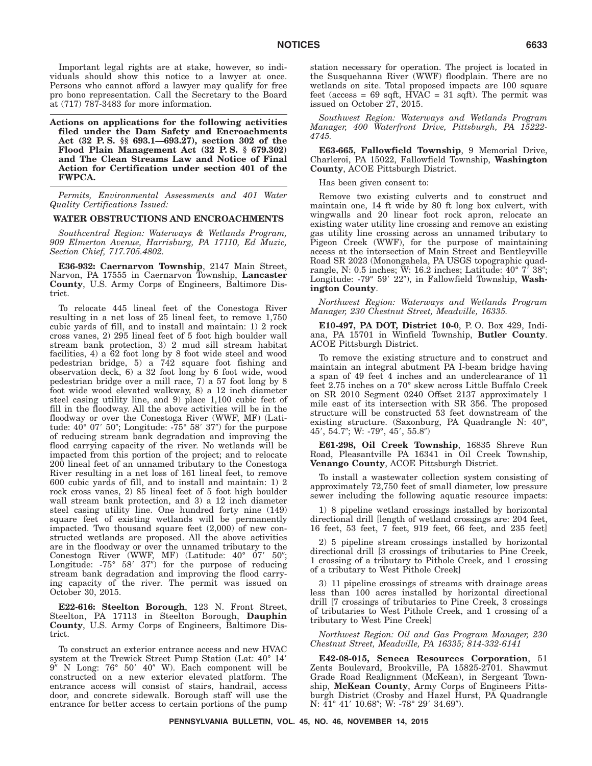Important legal rights are at stake, however, so individuals should show this notice to a lawyer at once. Persons who cannot afford a lawyer may qualify for free pro bono representation. Call the Secretary to the Board at (717) 787-3483 for more information.

**Actions on applications for the following activities filed under the Dam Safety and Encroachments Act (32 P. S. §§ 693.1—693.27), section 302 of the Flood Plain Management Act (32 P. S. § 679.302) and The Clean Streams Law and Notice of Final Action for Certification under section 401 of the FWPCA.**

*Permits, Environmental Assessments and 401 Water Quality Certifications Issued:*

**WATER OBSTRUCTIONS AND ENCROACHMENTS**

*Southcentral Region: Waterways & Wetlands Program, 909 Elmerton Avenue, Harrisburg, PA 17110, Ed Muzic, Section Chief, 717.705.4802.*

**E36-932: Caernarvon Township**, 2147 Main Street, Narvon, PA 17555 in Caernarvon Township, **Lancaster County**, U.S. Army Corps of Engineers, Baltimore District.

To relocate 445 lineal feet of the Conestoga River resulting in a net loss of 25 lineal feet, to remove 1,750 cubic yards of fill, and to install and maintain: 1) 2 rock cross vanes, 2) 295 lineal feet of 5 foot high boulder wall stream bank protection, 3) 2 mud sill stream habitat facilities, 4) a 62 foot long by 8 foot wide steel and wood pedestrian bridge, 5) a 742 square foot fishing and observation deck, 6) a 32 foot long by 6 foot wide, wood pedestrian bridge over a mill race, 7) a 57 foot long by 8 foot wide wood elevated walkway, 8) a 12 inch diameter steel casing utility line, and 9) place 1,100 cubic feet of fill in the floodway. All the above activities will be in the floodway or over the Conestoga River (WWF, MF) (Latitude: 40° 07′ 50″; Longitude: -75° 58′ 37″) for the purpose of reducing stream bank degradation and improving the flood carrying capacity of the river. No wetlands will be impacted from this portion of the project; and to relocate 200 lineal feet of an unnamed tributary to the Conestoga River resulting in a net loss of 161 lineal feet, to remove 600 cubic yards of fill, and to install and maintain: 1) 2 rock cross vanes, 2) 85 lineal feet of 5 foot high boulder wall stream bank protection, and 3) a 12 inch diameter steel casing utility line. One hundred forty nine (149) square feet of existing wetlands will be permanently impacted. Two thousand square feet (2,000) of new constructed wetlands are proposed. All the above activities are in the floodway or over the unnamed tributary to the Conestoga River (WWF, MF) (Latitude: 40° 07′ 50″; Longitude: -75° 58′ 37″) for the purpose of reducing stream bank degradation and improving the flood carrying capacity of the river. The permit was issued on October 30, 2015.

**E22-616: Steelton Borough**, 123 N. Front Street, Steelton, PA 17113 in Steelton Borough, **Dauphin County**, U.S. Army Corps of Engineers, Baltimore District.

To construct an exterior entrance access and new HVAC system at the Trewick Street Pump Station (Lat: 40° 14′ 9″ N Long: 76° 50′ 40″ W). Each component will be constructed on a new exterior elevated platform. The entrance access will consist of stairs, handrail, access door, and concrete sidewalk. Borough staff will use the entrance for better access to certain portions of the pump station necessary for operation. The project is located in the Susquehanna River (WWF) floodplain. There are no wetlands on site. Total proposed impacts are 100 square feet (access = 69 sqft, HVAC = 31 sqft). The permit was issued on October 27, 2015.

*Southwest Region: Waterways and Wetlands Program Manager, 400 Waterfront Drive, Pittsburgh, PA 15222-4745.*

**E63-665, Fallowfield Township**, 9 Memorial Drive, Charleroi, PA 15022, Fallowfield Township, **Washington County**, ACOE Pittsburgh District.

Has been given consent to:

Remove two existing culverts and to construct and maintain one, 14 ft wide by 80 ft long box culvert, with wingwalls and 20 linear foot rock apron, relocate an existing water utility line crossing and remove an existing gas utility line crossing across an unnamed tributary to Pigeon Creek (WWF), for the purpose of maintaining access at the intersection of Main Street and Bentleyville Road SR 2023 (Monongahela, PA USGS topographic quadrangle, N: 0.5 inches; W: 16.2 inches; Latitude: 40° 7′ 38″; Longitude: -79° 59′ 22″), in Fallowfield Township, **Washington County**.

*Northwest Region: Waterways and Wetlands Program Manager, 230 Chestnut Street, Meadville, 16335.*

**E10-497, PA DOT, District 10-0**, P. O. Box 429, Indiana, PA 15701 in Winfield Township, **Butler County**. ACOE Pittsburgh District.

To remove the existing structure and to construct and maintain an integral abutment PA I-beam bridge having a span of 49 feet 4 inches and an underclearance of 11 feet 2.75 inches on a 70° skew across Little Buffalo Creek on SR 2010 Segment 0240 Offset 2137 approximately 1 mile east of its intersection with SR 356. The proposed structure will be constructed 53 feet downstream of the existing structure. (Saxonburg, PA Quadrangle N: 40°, 45′, 54.7″; W: -79°, 45′, 55.8″)

**E61-298, Oil Creek Township**, 16835 Shreve Run Road, Pleasantville PA 16341 in Oil Creek Township, **Venango County**, ACOE Pittsburgh District.

To install a wastewater collection system consisting of approximately 72,750 feet of small diameter, low pressure sewer including the following aquatic resource impacts:

1) 8 pipeline wetland crossings installed by horizontal directional drill [length of wetland crossings are: 204 feet, 16 feet, 53 feet, 7 feet, 919 feet, 66 feet, and 235 feet]

2) 5 pipeline stream crossings installed by horizontal directional drill [3 crossings of tributaries to Pine Creek, 1 crossing of a tributary to Pithole Creek, and 1 crossing of a tributary to West Pithole Creek]

3) 11 pipeline crossings of streams with drainage areas less than 100 acres installed by horizontal directional drill [7 crossings of tributaries to Pine Creek, 3 crossings of tributaries to West Pithole Creek, and 1 crossing of a tributary to West Pine Creek]

*Northwest Region: Oil and Gas Program Manager, 230 Chestnut Street, Meadville, PA 16335; 814-332-6141*

**E42-08-015, Seneca Resources Corporation**, 51 Zents Boulevard, Brookville, PA 15825-2701. Shawmut Grade Road Realignment (McKean), in Sergeant Township, **McKean County**, Army Corps of Engineers Pittsburgh District (Crosby and Hazel Hurst, PA Quadrangle N: 41° 41′ 10.68″; W: -78° 29′ 34.69″).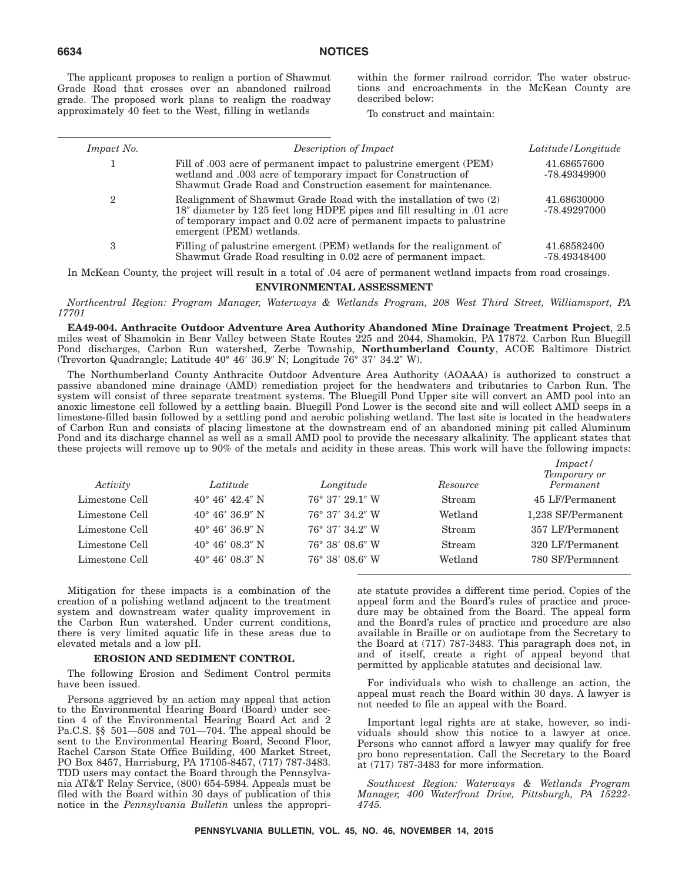The applicant proposes to realign a portion of Shawmut Grade Road that crosses over an abandoned railroad grade. The proposed work plans to realign the roadway approximately 40 feet to the West, filling in wetlands within the former railroad corridor. The water obstructions and encroachments in the McKean County are described below:

To construct and maintain:

| *Impact No.* | *Description of Impact* | *Latitude/Longitude* |
|---|---|---|
| 1 | Fill of .003 acre of permanent impact to palustrine emergent (PEM) wetland and .003 acre of temporary impact for Construction of Shawmut Grade Road and Construction easement for maintenance. | 41.68657600 -78.49349900 |
| 2 | Realignment of Shawmut Grade Road with the installation of two (2) 18″ diameter by 125 feet long HDPE pipes and fill resulting in .01 acre of temporary impact and 0.02 acre of permanent impacts to palustrine emergent (PEM) wetlands. | 41.68630000 -78.49297000 |
| 3 | Filling of palustrine emergent (PEM) wetlands for the realignment of Shawmut Grade Road resulting in 0.02 acre of permanent impact. | 41.68582400 -78.49348400 |

In McKean County, the project will result in a total of .04 acre of permanent wetland impacts from road crossings.

## ENVIRONMENTAL ASSESSMENT

*Northcentral Region: Program Manager, Waterways & Wetlands Program, 208 West Third Street, Williamsport, PA 17701*

**EA49-004. Anthracite Outdoor Adventure Area Authority Abandoned Mine Drainage Treatment Project**, 2.5 miles west of Shamokin in Bear Valley between State Routes 225 and 2044, Shamokin, PA 17872. Carbon Run Bluegill Pond discharges, Carbon Run watershed, Zerbe Township, **Northumberland County**, ACOE Baltimore District (Trevorton Quadrangle; Latitude 40° 46′ 36.9″ N; Longitude 76° 37′ 34.2″ W).

The Northumberland County Anthracite Outdoor Adventure Area Authority (AOAAA) is authorized to construct a passive abandoned mine drainage (AMD) remediation project for the headwaters and tributaries to Carbon Run. The system will consist of three separate treatment systems. The Bluegill Pond Upper site will convert an AMD pool into an anoxic limestone cell followed by a settling basin. Bluegill Pond Lower is the second site and will collect AMD seeps in a limestone-filled basin followed by a settling pond and aerobic polishing wetland. The last site is located in the headwaters of Carbon Run and consists of placing limestone at the downstream end of an abandoned mining pit called Aluminum Pond and its discharge channel as well as a small AMD pool to provide the necessary alkalinity. The applicant states that these projects will remove up to 90% of the metals and acidity in these areas. This work will have the following impacts:

| *Activity* | *Latitude* | *Longitude* | *Resource* | *Impact/ Temporary or Permanent* |
|---|---|---|---|---|
| Limestone Cell | 40° 46′ 42.4″ N | 76° 37′ 29.1″ W | Stream | 45 LF/Permanent |
| Limestone Cell | 40° 46′ 36.9″ N | 76° 37′ 34.2″ W | Wetland | 1,238 SF/Permanent |
| Limestone Cell | 40° 46′ 36.9″ N | 76° 37′ 34.2″ W | Stream | 357 LF/Permanent |
| Limestone Cell | 40° 46′ 08.3″ N | 76° 38′ 08.6″ W | Stream | 320 LF/Permanent |
| Limestone Cell | 40° 46′ 08.3″ N | 76° 38′ 08.6″ W | Wetland | 780 SF/Permanent |

Mitigation for these impacts is a combination of the creation of a polishing wetland adjacent to the treatment system and downstream water quality improvement in the Carbon Run watershed. Under current conditions, there is very limited aquatic life in these areas due to elevated metals and a low pH.

## EROSION AND SEDIMENT CONTROL

The following Erosion and Sediment Control permits have been issued.

Persons aggrieved by an action may appeal that action to the Environmental Hearing Board (Board) under section 4 of the Environmental Hearing Board Act and 2 Pa.C.S. §§ 501—508 and 701—704. The appeal should be sent to the Environmental Hearing Board, Second Floor, Rachel Carson State Office Building, 400 Market Street, PO Box 8457, Harrisburg, PA 17105-8457, (717) 787-3483. TDD users may contact the Board through the Pennsylvania AT&T Relay Service, (800) 654-5984. Appeals must be filed with the Board within 30 days of publication of this notice in the *Pennsylvania Bulletin* unless the appropriate statute provides a different time period. Copies of the appeal form and the Board's rules of practice and procedure may be obtained from the Board. The appeal form and the Board's rules of practice and procedure are also available in Braille or on audiotape from the Secretary to the Board at (717) 787-3483. This paragraph does not, in and of itself, create a right of appeal beyond that permitted by applicable statutes and decisional law.

For individuals who wish to challenge an action, the appeal must reach the Board within 30 days. A lawyer is not needed to file an appeal with the Board.

Important legal rights are at stake, however, so individuals should show this notice to a lawyer at once. Persons who cannot afford a lawyer may qualify for free pro bono representation. Call the Secretary to the Board at (717) 787-3483 for more information.

*Southwest Region: Waterways & Wetlands Program Manager, 400 Waterfront Drive, Pittsburgh, PA 15222-4745.*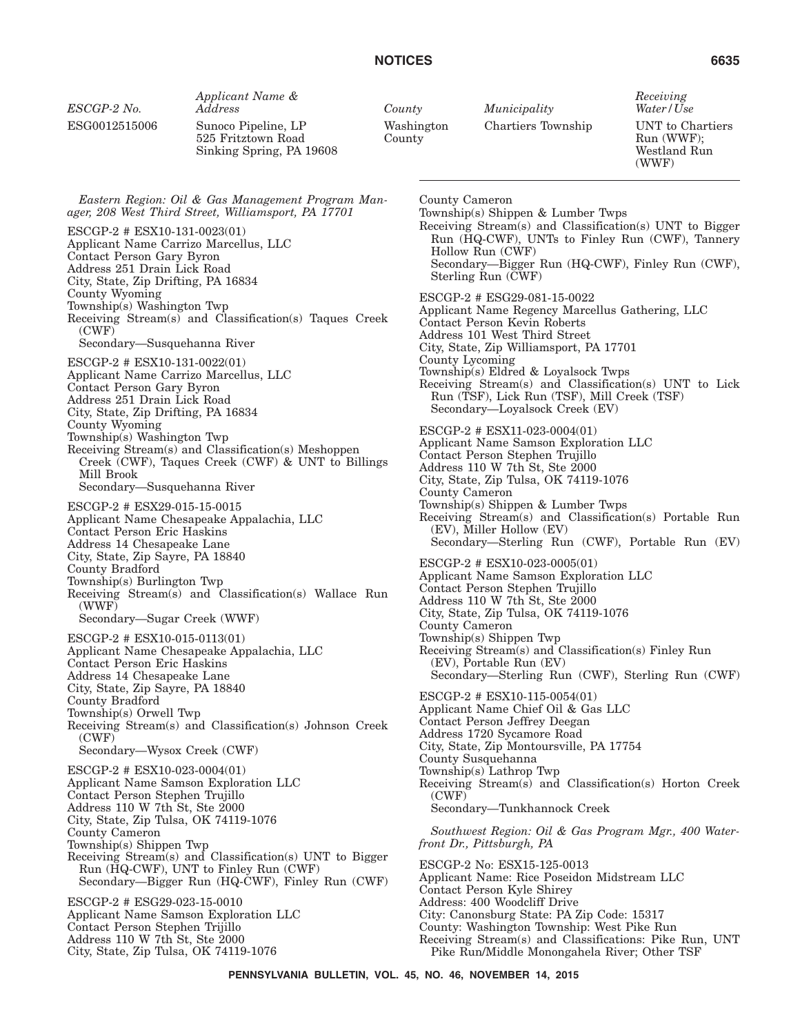| ESCGP-2 No. | Applicant Name & Address | County | Municipality | Receiving Water/Use |
|---|---|---|---|---|
| ESG0012515006 | Sunoco Pipeline, LP 525 Fritztown Road Sinking Spring, PA 19608 | Washington County | Chartiers Township | UNT to Chartiers Run (WWF); Westland Run (WWF) |

*Eastern Region: Oil & Gas Management Program Manager, 208 West Third Street, Williamsport, PA 17701*

ESCGP-2 # ESX10-131-0023(01)
Applicant Name Carrizo Marcellus, LLC
Contact Person Gary Byron
Address 251 Drain Lick Road
City, State, Zip Drifting, PA 16834
County Wyoming
Township(s) Washington Twp
Receiving Stream(s) and Classification(s) Taques Creek (CWF)
Secondary—Susquehanna River

ESCGP-2 # ESX10-131-0022(01)
Applicant Name Carrizo Marcellus, LLC
Contact Person Gary Byron
Address 251 Drain Lick Road
City, State, Zip Drifting, PA 16834
County Wyoming
Township(s) Washington Twp
Receiving Stream(s) and Classification(s) Meshoppen Creek (CWF), Taques Creek (CWF) & UNT to Billings Mill Brook
Secondary—Susquehanna River

ESCGP-2 # ESX29-015-15-0015
Applicant Name Chesapeake Appalachia, LLC
Contact Person Eric Haskins
Address 14 Chesapeake Lane
City, State, Zip Sayre, PA 18840
County Bradford
Township(s) Burlington Twp
Receiving Stream(s) and Classification(s) Wallace Run (WWF)
Secondary—Sugar Creek (WWF)

ESCGP-2 # ESX10-015-0113(01)
Applicant Name Chesapeake Appalachia, LLC
Contact Person Eric Haskins
Address 14 Chesapeake Lane
City, State, Zip Sayre, PA 18840
County Bradford
Township(s) Orwell Twp
Receiving Stream(s) and Classification(s) Johnson Creek (CWF)
Secondary—Wysox Creek (CWF)

ESCGP-2 # ESX10-023-0004(01)
Applicant Name Samson Exploration LLC
Contact Person Stephen Trujillo
Address 110 W 7th St, Ste 2000
City, State, Zip Tulsa, OK 74119-1076
County Cameron
Township(s) Shippen Twp
Receiving Stream(s) and Classification(s) UNT to Bigger Run (HQ-CWF), UNT to Finley Run (CWF)
Secondary—Bigger Run (HQ-CWF), Finley Run (CWF)

ESCGP-2 # ESG29-023-15-0010
Applicant Name Samson Exploration LLC
Contact Person Stephen Trijillo
Address 110 W 7th St, Ste 2000
City, State, Zip Tulsa, OK 74119-1076
County Cameron
Township(s) Shippen & Lumber Twps
Receiving Stream(s) and Classification(s) UNT to Bigger Run (HQ-CWF), UNTs to Finley Run (CWF), Tannery Hollow Run (CWF)
Secondary—Bigger Run (HQ-CWF), Finley Run (CWF), Sterling Run (CWF)

ESCGP-2 # ESG29-081-15-0022
Applicant Name Regency Marcellus Gathering, LLC
Contact Person Kevin Roberts
Address 101 West Third Street
City, State, Zip Williamsport, PA 17701
County Lycoming
Township(s) Eldred & Loyalsock Twps
Receiving Stream(s) and Classification(s) UNT to Lick Run (TSF), Lick Run (TSF), Mill Creek (TSF)
Secondary—Loyalsock Creek (EV)

ESCGP-2 # ESX11-023-0004(01)
Applicant Name Samson Exploration LLC
Contact Person Stephen Trujillo
Address 110 W 7th St, Ste 2000
City, State, Zip Tulsa, OK 74119-1076
County Cameron
Township(s) Shippen & Lumber Twps
Receiving Stream(s) and Classification(s) Portable Run (EV), Miller Hollow (EV)
Secondary—Sterling Run (CWF), Portable Run (EV)

ESCGP-2 # ESX10-023-0005(01)
Applicant Name Samson Exploration LLC
Contact Person Stephen Trujillo
Address 110 W 7th St, Ste 2000
City, State, Zip Tulsa, OK 74119-1076
County Cameron
Township(s) Shippen Twp
Receiving Stream(s) and Classification(s) Finley Run (EV), Portable Run (EV)
Secondary—Sterling Run (CWF), Sterling Run (CWF)

ESCGP-2 # ESX10-115-0054(01)
Applicant Name Chief Oil & Gas LLC
Contact Person Jeffrey Deegan
Address 1720 Sycamore Road
City, State, Zip Montoursville, PA 17754
County Susquehanna
Township(s) Lathrop Twp
Receiving Stream(s) and Classification(s) Horton Creek (CWF)
Secondary—Tunkhannock Creek

*Southwest Region: Oil & Gas Program Mgr., 400 Waterfront Dr., Pittsburgh, PA*

ESCGP-2 No: ESX15-125-0013
Applicant Name: Rice Poseidon Midstream LLC
Contact Person Kyle Shirey
Address: 400 Woodcliff Drive
City: Canonsburg State: PA Zip Code: 15317
County: Washington Township: West Pike Run
Receiving Stream(s) and Classifications: Pike Run, UNT Pike Run/Middle Monongahela River; Other TSF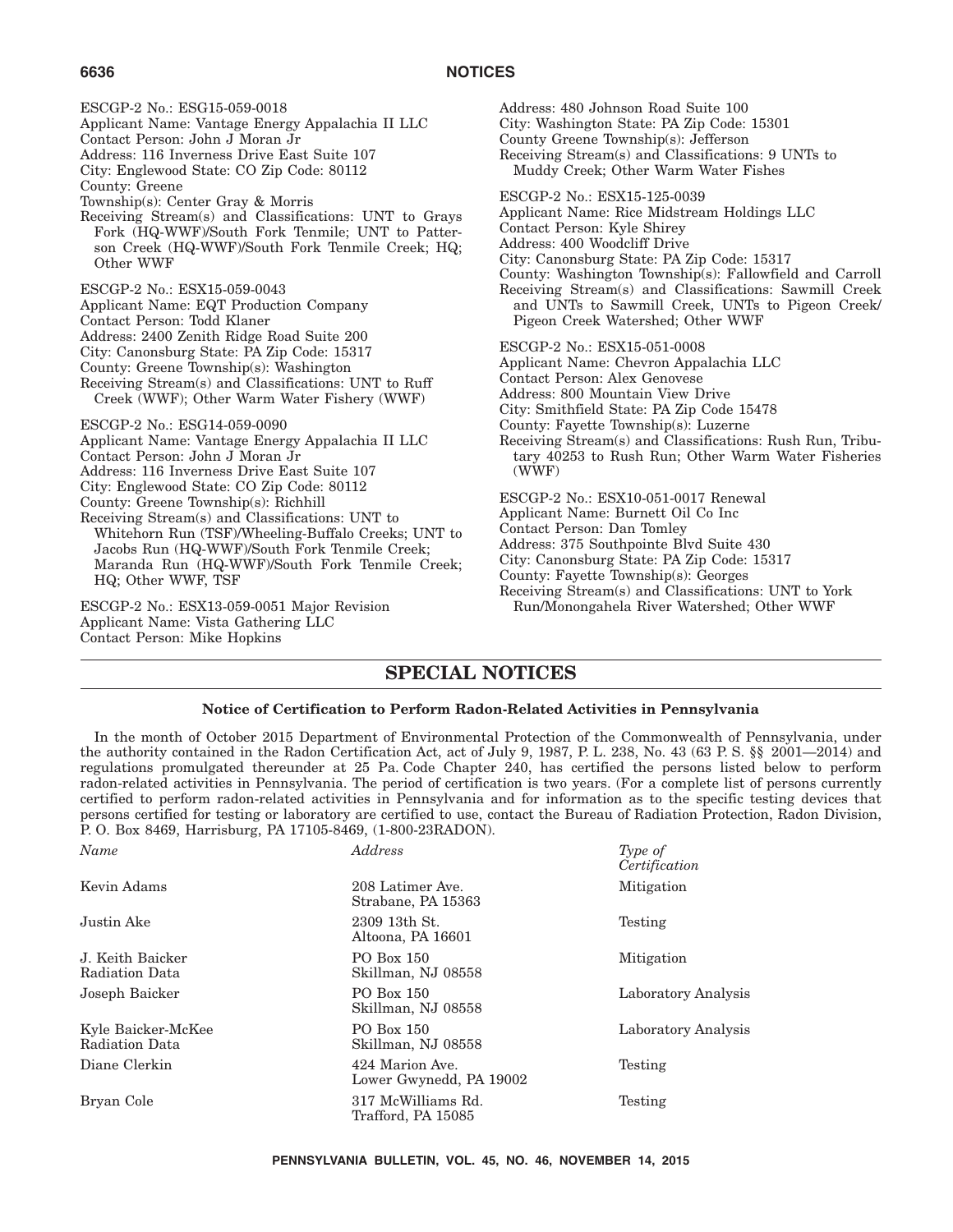ESCGP-2 No.: ESG15-059-0018
Applicant Name: Vantage Energy Appalachia II LLC
Contact Person: John J Moran Jr
Address: 116 Inverness Drive East Suite 107
City: Englewood State: CO Zip Code: 80112
County: Greene
Township(s): Center Gray & Morris
Receiving Stream(s) and Classifications: UNT to Grays Fork (HQ-WWF)/South Fork Tenmile; UNT to Patterson Creek (HQ-WWF)/South Fork Tenmile Creek; HQ; Other WWF

ESCGP-2 No.: ESX15-059-0043
Applicant Name: EQT Production Company
Contact Person: Todd Klaner
Address: 2400 Zenith Ridge Road Suite 200
City: Canonsburg State: PA Zip Code: 15317
County: Greene Township(s): Washington
Receiving Stream(s) and Classifications: UNT to Ruff Creek (WWF); Other Warm Water Fishery (WWF)

ESCGP-2 No.: ESG14-059-0090
Applicant Name: Vantage Energy Appalachia II LLC
Contact Person: John J Moran Jr
Address: 116 Inverness Drive East Suite 107
City: Englewood State: CO Zip Code: 80112
County: Greene Township(s): Richhill
Receiving Stream(s) and Classifications: UNT to Whitehorn Run (TSF)/Wheeling-Buffalo Creeks; UNT to Jacobs Run (HQ-WWF)/South Fork Tenmile Creek; Maranda Run (HQ-WWF)/South Fork Tenmile Creek; HQ; Other WWF, TSF

ESCGP-2 No.: ESX13-059-0051 Major Revision
Applicant Name: Vista Gathering LLC
Contact Person: Mike Hopkins
Address: 480 Johnson Road Suite 100
City: Washington State: PA Zip Code: 15301
County Greene Township(s): Jefferson
Receiving Stream(s) and Classifications: 9 UNTs to Muddy Creek; Other Warm Water Fishes

ESCGP-2 No.: ESX15-125-0039
Applicant Name: Rice Midstream Holdings LLC
Contact Person: Kyle Shirey
Address: 400 Woodcliff Drive
City: Canonsburg State: PA Zip Code: 15317
County: Washington Township(s): Fallowfield and Carroll
Receiving Stream(s) and Classifications: Sawmill Creek and UNTs to Sawmill Creek, UNTs to Pigeon Creek/Pigeon Creek Watershed; Other WWF

ESCGP-2 No.: ESX15-051-0008
Applicant Name: Chevron Appalachia LLC
Contact Person: Alex Genovese
Address: 800 Mountain View Drive
City: Smithfield State: PA Zip Code 15478
County: Fayette Township(s): Luzerne
Receiving Stream(s) and Classifications: Rush Run, Tributary 40253 to Rush Run; Other Warm Water Fisheries (WWF)

ESCGP-2 No.: ESX10-051-0017 Renewal
Applicant Name: Burnett Oil Co Inc
Contact Person: Dan Tomley
Address: 375 Southpointe Blvd Suite 430
City: Canonsburg State: PA Zip Code: 15317
County: Fayette Township(s): Georges
Receiving Stream(s) and Classifications: UNT to York Run/Monongahela River Watershed; Other WWF

## SPECIAL NOTICES

### Notice of Certification to Perform Radon-Related Activities in Pennsylvania

In the month of October 2015 Department of Environmental Protection of the Commonwealth of Pennsylvania, under the authority contained in the Radon Certification Act, act of July 9, 1987, P. L. 238, No. 43 (63 P. S. §§ 2001—2014) and regulations promulgated thereunder at 25 Pa. Code Chapter 240, has certified the persons listed below to perform radon-related activities in Pennsylvania. The period of certification is two years. (For a complete list of persons currently certified to perform radon-related activities in Pennsylvania and for information as to the specific testing devices that persons certified for testing or laboratory are certified to use, contact the Bureau of Radiation Protection, Radon Division, P. O. Box 8469, Harrisburg, PA 17105-8469, (1-800-23RADON).

| *Name* | *Address* | *Type of Certification* |
|---|---|---|
| Kevin Adams | 208 Latimer Ave.<br>Strabane, PA 15363 | Mitigation |
| Justin Ake | 2309 13th St.<br>Altoona, PA 16601 | Testing |
| J. Keith Baicker<br>Radiation Data | PO Box 150<br>Skillman, NJ 08558 | Mitigation |
| Joseph Baicker | PO Box 150<br>Skillman, NJ 08558 | Laboratory Analysis |
| Kyle Baicker-McKee<br>Radiation Data | PO Box 150<br>Skillman, NJ 08558 | Laboratory Analysis |
| Diane Clerkin | 424 Marion Ave.<br>Lower Gwynedd, PA 19002 | Testing |
| Bryan Cole | 317 McWilliams Rd.<br>Trafford, PA 15085 | Testing |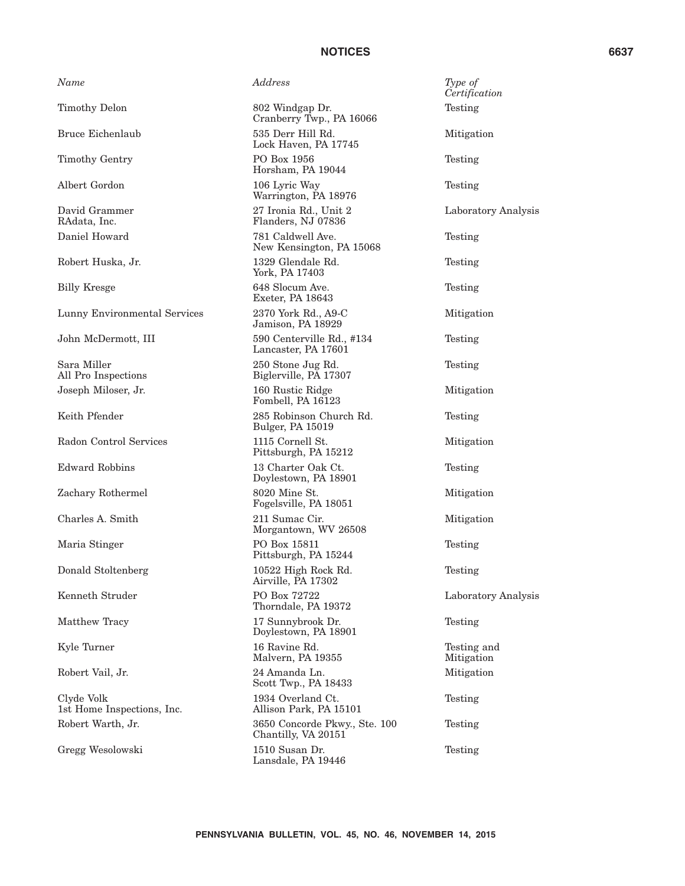| *Name* | *Address* | *Type of Certification* |
|---|---|---|
| Timothy Delon | 802 Windgap Dr. Cranberry Twp., PA 16066 | Testing |
| Bruce Eichenlaub | 535 Derr Hill Rd. Lock Haven, PA 17745 | Mitigation |
| Timothy Gentry | PO Box 1956 Horsham, PA 19044 | Testing |
| Albert Gordon | 106 Lyric Way Warrington, PA 18976 | Testing |
| David Grammer RAdata, Inc. | 27 Ironia Rd., Unit 2 Flanders, NJ 07836 | Laboratory Analysis |
| Daniel Howard | 781 Caldwell Ave. New Kensington, PA 15068 | Testing |
| Robert Huska, Jr. | 1329 Glendale Rd. York, PA 17403 | Testing |
| Billy Kresge | 648 Slocum Ave. Exeter, PA 18643 | Testing |
| Lunny Environmental Services | 2370 York Rd., A9-C Jamison, PA 18929 | Mitigation |
| John McDermott, III | 590 Centerville Rd., #134 Lancaster, PA 17601 | Testing |
| Sara Miller All Pro Inspections | 250 Stone Jug Rd. Biglerville, PA 17307 | Testing |
| Joseph Miloser, Jr. | 160 Rustic Ridge Fombell, PA 16123 | Mitigation |
| Keith Pfender | 285 Robinson Church Rd. Bulger, PA 15019 | Testing |
| Radon Control Services | 1115 Cornell St. Pittsburgh, PA 15212 | Mitigation |
| Edward Robbins | 13 Charter Oak Ct. Doylestown, PA 18901 | Testing |
| Zachary Rothermel | 8020 Mine St. Fogelsville, PA 18051 | Mitigation |
| Charles A. Smith | 211 Sumac Cir. Morgantown, WV 26508 | Mitigation |
| Maria Stinger | PO Box 15811 Pittsburgh, PA 15244 | Testing |
| Donald Stoltenberg | 10522 High Rock Rd. Airville, PA 17302 | Testing |
| Kenneth Struder | PO Box 72722 Thorndale, PA 19372 | Laboratory Analysis |
| Matthew Tracy | 17 Sunnybrook Dr. Doylestown, PA 18901 | Testing |
| Kyle Turner | 16 Ravine Rd. Malvern, PA 19355 | Testing and Mitigation |
| Robert Vail, Jr. | 24 Amanda Ln. Scott Twp., PA 18433 | Mitigation |
| Clyde Volk 1st Home Inspections, Inc. | 1934 Overland Ct. Allison Park, PA 15101 | Testing |
| Robert Warth, Jr. | 3650 Concorde Pkwy., Ste. 100 Chantilly, VA 20151 | Testing |
| Gregg Wesolowski | 1510 Susan Dr. Lansdale, PA 19446 | Testing |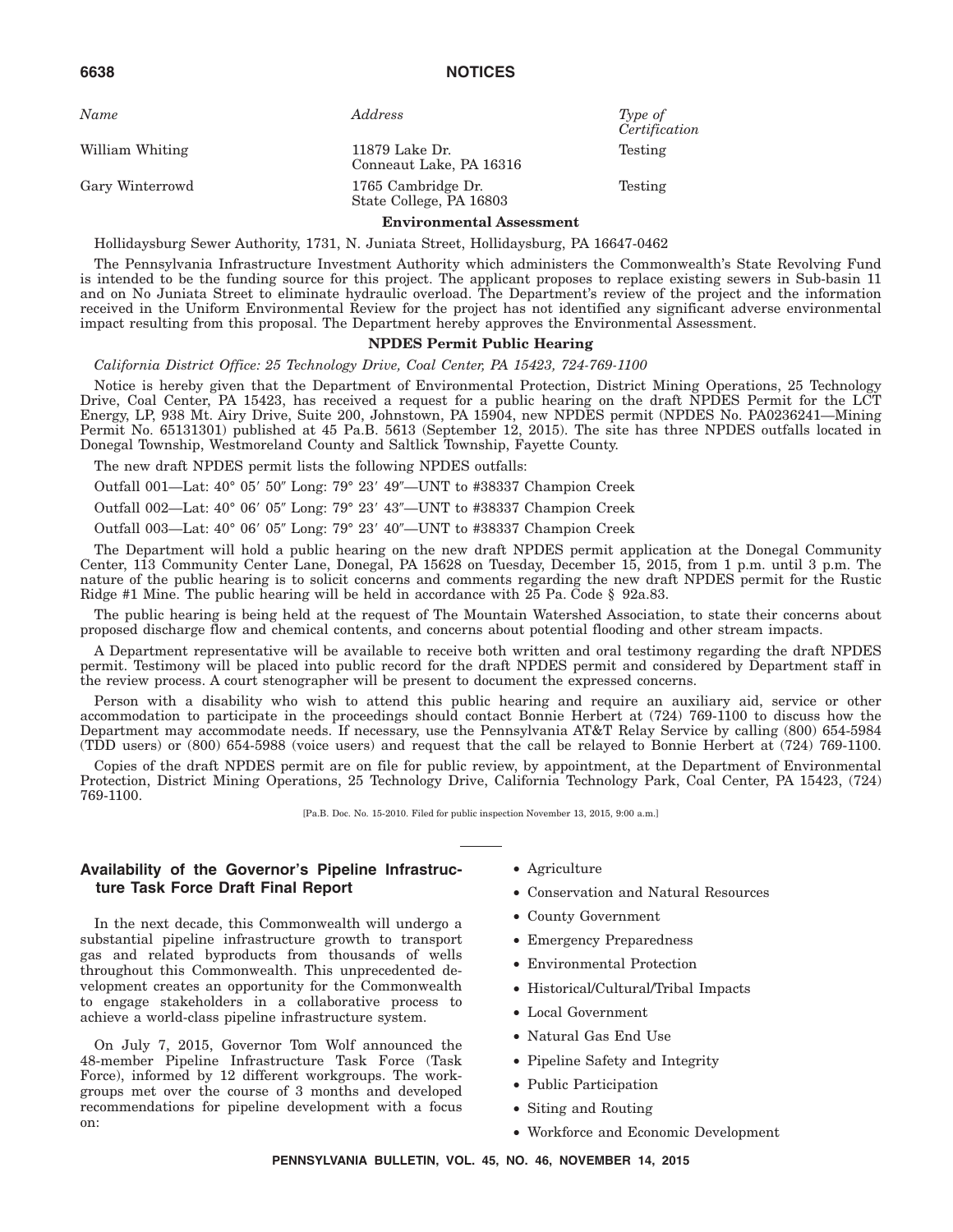| *Name* | *Address* | *Type of Certification* |
| --- | --- | --- |
| William Whiting | 11879 Lake Dr. Conneaut Lake, PA 16316 | Testing |
| Gary Winterrowd | 1765 Cambridge Dr. State College, PA 16803 | Testing |

**Environmental Assessment**

Hollidaysburg Sewer Authority, 1731, N. Juniata Street, Hollidaysburg, PA 16647-0462

The Pennsylvania Infrastructure Investment Authority which administers the Commonwealth's State Revolving Fund is intended to be the funding source for this project. The applicant proposes to replace existing sewers in Sub-basin 11 and on No Juniata Street to eliminate hydraulic overload. The Department's review of the project and the information received in the Uniform Environmental Review for the project has not identified any significant adverse environmental impact resulting from this proposal. The Department hereby approves the Environmental Assessment.

**NPDES Permit Public Hearing**

*California District Office: 25 Technology Drive, Coal Center, PA 15423, 724-769-1100*

Notice is hereby given that the Department of Environmental Protection, District Mining Operations, 25 Technology Drive, Coal Center, PA 15423, has received a request for a public hearing on the draft NPDES Permit for the LCT Energy, LP, 938 Mt. Airy Drive, Suite 200, Johnstown, PA 15904, new NPDES permit (NPDES No. PA0236241—Mining Permit No. 65131301) published at 45 Pa.B. 5613 (September 12, 2015). The site has three NPDES outfalls located in Donegal Township, Westmoreland County and Saltlick Township, Fayette County.

The new draft NPDES permit lists the following NPDES outfalls:

Outfall 001—Lat: 40° 05′ 50″ Long: 79° 23′ 49″—UNT to #38337 Champion Creek

Outfall 002—Lat: 40° 06′ 05″ Long: 79° 23′ 43″—UNT to #38337 Champion Creek

Outfall 003—Lat: 40° 06′ 05″ Long: 79° 23′ 40″—UNT to #38337 Champion Creek

The Department will hold a public hearing on the new draft NPDES permit application at the Donegal Community Center, 113 Community Center Lane, Donegal, PA 15628 on Tuesday, December 15, 2015, from 1 p.m. until 3 p.m. The nature of the public hearing is to solicit concerns and comments regarding the new draft NPDES permit for the Rustic Ridge #1 Mine. The public hearing will be held in accordance with 25 Pa. Code § 92a.83.

The public hearing is being held at the request of The Mountain Watershed Association, to state their concerns about proposed discharge flow and chemical contents, and concerns about potential flooding and other stream impacts.

A Department representative will be available to receive both written and oral testimony regarding the draft NPDES permit. Testimony will be placed into public record for the draft NPDES permit and considered by Department staff in the review process. A court stenographer will be present to document the expressed concerns.

Person with a disability who wish to attend this public hearing and require an auxiliary aid, service or other accommodation to participate in the proceedings should contact Bonnie Herbert at (724) 769-1100 to discuss how the Department may accommodate needs. If necessary, use the Pennsylvania AT&T Relay Service by calling (800) 654-5984 (TDD users) or (800) 654-5988 (voice users) and request that the call be relayed to Bonnie Herbert at (724) 769-1100.

Copies of the draft NPDES permit are on file for public review, by appointment, at the Department of Environmental Protection, District Mining Operations, 25 Technology Drive, California Technology Park, Coal Center, PA 15423, (724) 769-1100.

[Pa.B. Doc. No. 15-2010. Filed for public inspection November 13, 2015, 9:00 a.m.]

## Availability of the Governor's Pipeline Infrastructure Task Force Draft Final Report

In the next decade, this Commonwealth will undergo a substantial pipeline infrastructure growth to transport gas and related byproducts from thousands of wells throughout this Commonwealth. This unprecedented development creates an opportunity for the Commonwealth to engage stakeholders in a collaborative process to achieve a world-class pipeline infrastructure system.

On July 7, 2015, Governor Tom Wolf announced the 48-member Pipeline Infrastructure Task Force (Task Force), informed by 12 different workgroups. The workgroups met over the course of 3 months and developed recommendations for pipeline development with a focus on:

- Agriculture
- Conservation and Natural Resources
- County Government
- Emergency Preparedness
- Environmental Protection
- Historical/Cultural/Tribal Impacts
- Local Government
- Natural Gas End Use
- Pipeline Safety and Integrity
- Public Participation
- Siting and Routing
- Workforce and Economic Development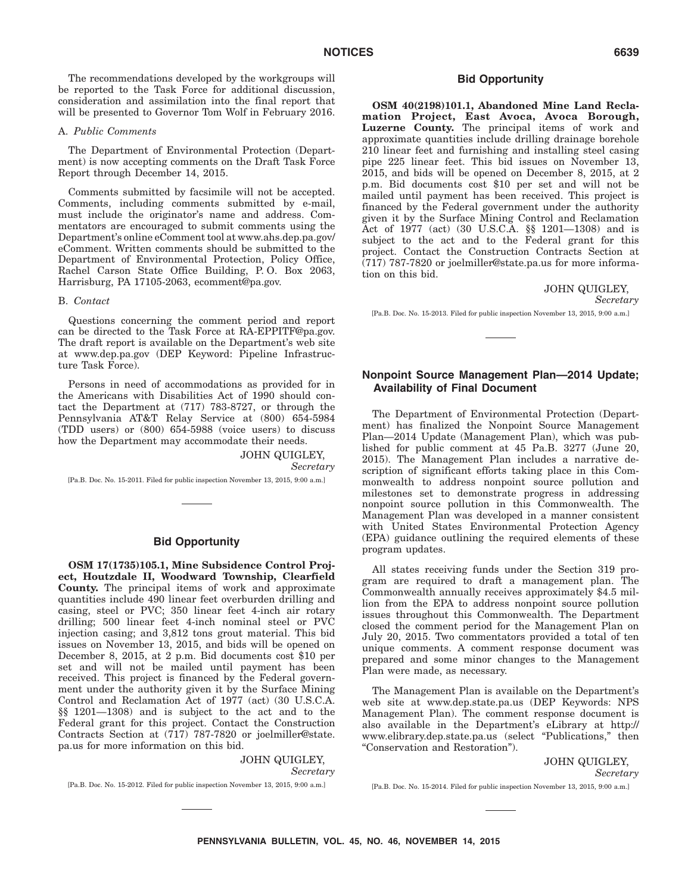The recommendations developed by the workgroups will be reported to the Task Force for additional discussion, consideration and assimilation into the final report that will be presented to Governor Tom Wolf in February 2016.

A. *Public Comments*

The Department of Environmental Protection (Department) is now accepting comments on the Draft Task Force Report through December 14, 2015.

Comments submitted by facsimile will not be accepted. Comments, including comments submitted by e-mail, must include the originator's name and address. Commentators are encouraged to submit comments using the Department's online eComment tool at www.ahs.dep.pa.gov/eComment. Written comments should be submitted to the Department of Environmental Protection, Policy Office, Rachel Carson State Office Building, P. O. Box 2063, Harrisburg, PA 17105-2063, ecomment@pa.gov.

B. *Contact*

Questions concerning the comment period and report can be directed to the Task Force at RA-EPPITF@pa.gov. The draft report is available on the Department's web site at www.dep.pa.gov (DEP Keyword: Pipeline Infrastructure Task Force).

Persons in need of accommodations as provided for in the Americans with Disabilities Act of 1990 should contact the Department at (717) 783-8727, or through the Pennsylvania AT&T Relay Service at (800) 654-5984 (TDD users) or (800) 654-5988 (voice users) to discuss how the Department may accommodate their needs.

JOHN QUIGLEY,
*Secretary*

[Pa.B. Doc. No. 15-2011. Filed for public inspection November 13, 2015, 9:00 a.m.]

---

## Bid Opportunity

**OSM 17(1735)105.1, Mine Subsidence Control Project, Houtzdale II, Woodward Township, Clearfield County.** The principal items of work and approximate quantities include 490 linear feet overburden drilling and casing, steel or PVC; 350 linear feet 4-inch air rotary drilling; 500 linear feet 4-inch nominal steel or PVC injection casing; and 3,812 tons grout material. This bid issues on November 13, 2015, and bids will be opened on December 8, 2015, at 2 p.m. Bid documents cost $10 per set and will not be mailed until payment has been received. This project is financed by the Federal government under the authority given it by the Surface Mining Control and Reclamation Act of 1977 (act) (30 U.S.C.A. §§ 1201—1308) and is subject to the act and to the Federal grant for this project. Contact the Construction Contracts Section at (717) 787-7820 or joelmiller@state.pa.us for more information on this bid.

JOHN QUIGLEY,
*Secretary*

[Pa.B. Doc. No. 15-2012. Filed for public inspection November 13, 2015, 9:00 a.m.]

---

## Bid Opportunity

**OSM 40(2198)101.1, Abandoned Mine Land Reclamation Project, East Avoca, Avoca Borough, Luzerne County.** The principal items of work and approximate quantities include drilling drainage borehole 210 linear feet and furnishing and installing steel casing pipe 225 linear feet. This bid issues on November 13, 2015, and bids will be opened on December 8, 2015, at 2 p.m. Bid documents cost $10 per set and will not be mailed until payment has been received. This project is financed by the Federal government under the authority given it by the Surface Mining Control and Reclamation Act of 1977 (act) (30 U.S.C.A. §§ 1201—1308) and is subject to the act and to the Federal grant for this project. Contact the Construction Contracts Section at (717) 787-7820 or joelmiller@state.pa.us for more information on this bid.

JOHN QUIGLEY,
*Secretary*

[Pa.B. Doc. No. 15-2013. Filed for public inspection November 13, 2015, 9:00 a.m.]

---

## Nonpoint Source Management Plan—2014 Update; Availability of Final Document

The Department of Environmental Protection (Department) has finalized the Nonpoint Source Management Plan—2014 Update (Management Plan), which was published for public comment at 45 Pa.B. 3277 (June 20, 2015). The Management Plan includes a narrative description of significant efforts taking place in this Commonwealth to address nonpoint source pollution and milestones set to demonstrate progress in addressing nonpoint source pollution in this Commonwealth. The Management Plan was developed in a manner consistent with United States Environmental Protection Agency (EPA) guidance outlining the required elements of these program updates.

All states receiving funds under the Section 319 program are required to draft a management plan. The Commonwealth annually receives approximately $4.5 million from the EPA to address nonpoint source pollution issues throughout this Commonwealth. The Department closed the comment period for the Management Plan on July 20, 2015. Two commentators provided a total of ten unique comments. A comment response document was prepared and some minor changes to the Management Plan were made, as necessary.

The Management Plan is available on the Department's web site at www.dep.state.pa.us (DEP Keywords: NPS Management Plan). The comment response document is also available in the Department's eLibrary at http://www.elibrary.dep.state.pa.us (select "Publications," then "Conservation and Restoration").

JOHN QUIGLEY,
*Secretary*

[Pa.B. Doc. No. 15-2014. Filed for public inspection November 13, 2015, 9:00 a.m.]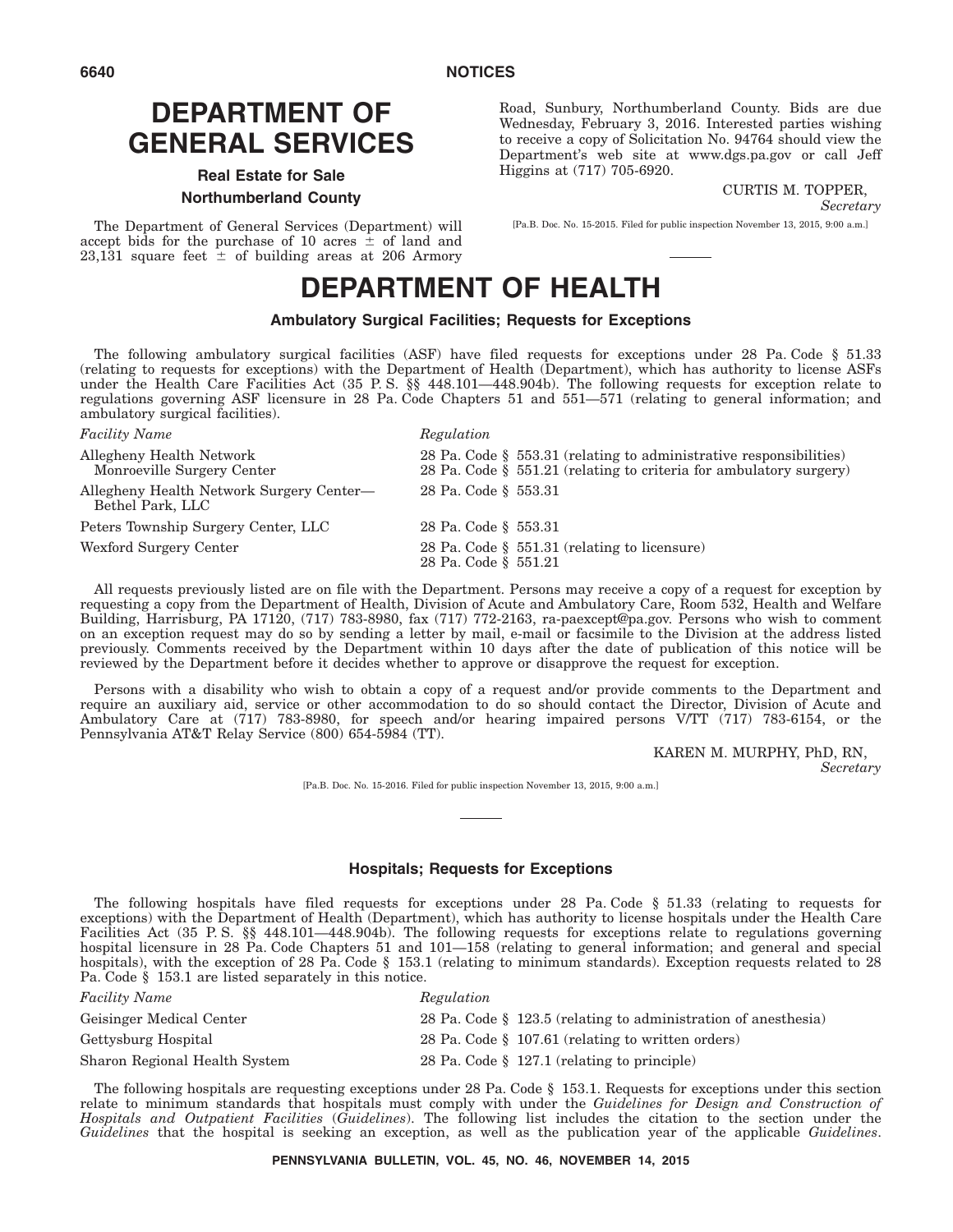# DEPARTMENT OF GENERAL SERVICES

## Real Estate for Sale

### Northumberland County

The Department of General Services (Department) will accept bids for the purchase of 10 acres ± of land and 23,131 square feet ± of building areas at 206 Armory Road, Sunbury, Northumberland County. Bids are due Wednesday, February 3, 2016. Interested parties wishing to receive a copy of Solicitation No. 94764 should view the Department's web site at www.dgs.pa.gov or call Jeff Higgins at (717) 705-6920.

CURTIS M. TOPPER,
*Secretary*

[Pa.B. Doc. No. 15-2015. Filed for public inspection November 13, 2015, 9:00 a.m.]

---

# DEPARTMENT OF HEALTH

## Ambulatory Surgical Facilities; Requests for Exceptions

The following ambulatory surgical facilities (ASF) have filed requests for exceptions under 28 Pa. Code § 51.33 (relating to requests for exceptions) with the Department of Health (Department), which has authority to license ASFs under the Health Care Facilities Act (35 P. S. §§ 448.101—448.904b). The following requests for exception relate to regulations governing ASF licensure in 28 Pa. Code Chapters 51 and 551—571 (relating to general information; and ambulatory surgical facilities).

| *Facility Name* | *Regulation* |
|---|---|
| Allegheny Health Network Monroeville Surgery Center | 28 Pa. Code § 553.31 (relating to administrative responsibilities)<br>28 Pa. Code § 551.21 (relating to criteria for ambulatory surgery) |
| Allegheny Health Network Surgery Center—Bethel Park, LLC | 28 Pa. Code § 553.31 |
| Peters Township Surgery Center, LLC | 28 Pa. Code § 553.31 |
| Wexford Surgery Center | 28 Pa. Code § 551.31 (relating to licensure)<br>28 Pa. Code § 551.21 |

All requests previously listed are on file with the Department. Persons may receive a copy of a request for exception by requesting a copy from the Department of Health, Division of Acute and Ambulatory Care, Room 532, Health and Welfare Building, Harrisburg, PA 17120, (717) 783-8980, fax (717) 772-2163, ra-paexcept@pa.gov. Persons who wish to comment on an exception request may do so by sending a letter by mail, e-mail or facsimile to the Division at the address listed previously. Comments received by the Department within 10 days after the date of publication of this notice will be reviewed by the Department before it decides whether to approve or disapprove the request for exception.

Persons with a disability who wish to obtain a copy of a request and/or provide comments to the Department and require an auxiliary aid, service or other accommodation to do so should contact the Director, Division of Acute and Ambulatory Care at (717) 783-8980, for speech and/or hearing impaired persons V/TT (717) 783-6154, or the Pennsylvania AT&T Relay Service (800) 654-5984 (TT).

KAREN M. MURPHY, PhD, RN,
*Secretary*

[Pa.B. Doc. No. 15-2016. Filed for public inspection November 13, 2015, 9:00 a.m.]

---

## Hospitals; Requests for Exceptions

The following hospitals have filed requests for exceptions under 28 Pa. Code § 51.33 (relating to requests for exceptions) with the Department of Health (Department), which has authority to license hospitals under the Health Care Facilities Act (35 P. S. §§ 448.101—448.904b). The following requests for exceptions relate to regulations governing hospital licensure in 28 Pa. Code Chapters 51 and 101—158 (relating to general information; and general and special hospitals), with the exception of 28 Pa. Code § 153.1 (relating to minimum standards). Exception requests related to 28 Pa. Code § 153.1 are listed separately in this notice.

| *Facility Name* | *Regulation* |
|---|---|
| Geisinger Medical Center | 28 Pa. Code § 123.5 (relating to administration of anesthesia) |
| Gettysburg Hospital | 28 Pa. Code § 107.61 (relating to written orders) |
| Sharon Regional Health System | 28 Pa. Code § 127.1 (relating to principle) |

The following hospitals are requesting exceptions under 28 Pa. Code § 153.1. Requests for exceptions under this section relate to minimum standards that hospitals must comply with under the *Guidelines for Design and Construction of Hospitals and Outpatient Facilities* (*Guidelines*). The following list includes the citation to the section under the *Guidelines* that the hospital is seeking an exception, as well as the publication year of the applicable *Guidelines*.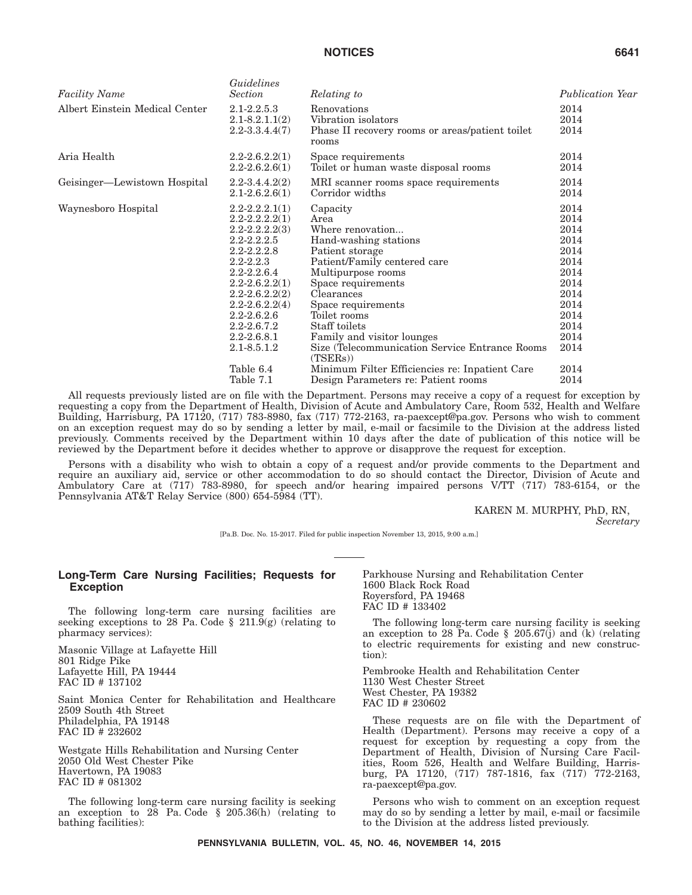| *Facility Name* | *Guidelines Section* | *Relating to* | *Publication Year* |
| --- | --- | --- | --- |
| Albert Einstein Medical Center | 2.1-2.2.5.3 | Renovations | 2014 |
| | 2.1-8.2.1.1(2) | Vibration isolators | 2014 |
| | 2.2-3.3.4.4(7) | Phase II recovery rooms or areas/patient toilet rooms | 2014 |
| Aria Health | 2.2-2.6.2.2(1) | Space requirements | 2014 |
| | 2.2-2.6.2.6(1) | Toilet or human waste disposal rooms | 2014 |
| Geisinger—Lewistown Hospital | 2.2-3.4.4.2(2) | MRI scanner rooms space requirements | 2014 |
| | 2.1-2.6.2.6(1) | Corridor widths | 2014 |
| Waynesboro Hospital | 2.2-2.2.2.1(1) | Capacity | 2014 |
| | 2.2-2.2.2.2(1) | Area | 2014 |
| | 2.2-2.2.2.2(3) | Where renovation... | 2014 |
| | 2.2-2.2.2.5 | Hand-washing stations | 2014 |
| | 2.2-2.2.2.8 | Patient storage | 2014 |
| | 2.2-2.2.3 | Patient/Family centered care | 2014 |
| | 2.2-2.2.6.4 | Multipurpose rooms | 2014 |
| | 2.2-2.6.2.2(1) | Space requirements | 2014 |
| | 2.2-2.6.2.2(2) | Clearances | 2014 |
| | 2.2-2.6.2.2(4) | Space requirements | 2014 |
| | 2.2-2.6.2.6 | Toilet rooms | 2014 |
| | 2.2-2.6.7.2 | Staff toilets | 2014 |
| | 2.2-2.6.8.1 | Family and visitor lounges | 2014 |
| | 2.1-8.5.1.2 | Size (Telecommunication Service Entrance Rooms (TSERs)) | 2014 |
| | Table 6.4 | Minimum Filter Efficiencies re: Inpatient Care | 2014 |
| | Table 7.1 | Design Parameters re: Patient rooms | 2014 |

All requests previously listed are on file with the Department. Persons may receive a copy of a request for exception by requesting a copy from the Department of Health, Division of Acute and Ambulatory Care, Room 532, Health and Welfare Building, Harrisburg, PA 17120, (717) 783-8980, fax (717) 772-2163, ra-paexcept@pa.gov. Persons who wish to comment on an exception request may do so by sending a letter by mail, e-mail or facsimile to the Division at the address listed previously. Comments received by the Department within 10 days after the date of publication of this notice will be reviewed by the Department before it decides whether to approve or disapprove the request for exception.

Persons with a disability who wish to obtain a copy of a request and/or provide comments to the Department and require an auxiliary aid, service or other accommodation to do so should contact the Director, Division of Acute and Ambulatory Care at (717) 783-8980, for speech and/or hearing impaired persons V/TT (717) 783-6154, or the Pennsylvania AT&T Relay Service (800) 654-5984 (TT).

KAREN M. MURPHY, PhD, RN,
*Secretary*

[Pa.B. Doc. No. 15-2017. Filed for public inspection November 13, 2015, 9:00 a.m.]

## Long-Term Care Nursing Facilities; Requests for Exception

The following long-term care nursing facilities are seeking exceptions to 28 Pa. Code § 211.9(g) (relating to pharmacy services):

Masonic Village at Lafayette Hill
801 Ridge Pike
Lafayette Hill, PA 19444
FAC ID # 137102

Saint Monica Center for Rehabilitation and Healthcare
2509 South 4th Street
Philadelphia, PA 19148
FAC ID # 232602

Westgate Hills Rehabilitation and Nursing Center
2050 Old West Chester Pike
Havertown, PA 19083
FAC ID # 081302

The following long-term care nursing facility is seeking an exception to 28 Pa. Code § 205.36(h) (relating to bathing facilities):

Parkhouse Nursing and Rehabilitation Center
1600 Black Rock Road
Royersford, PA 19468
FAC ID # 133402

The following long-term care nursing facility is seeking an exception to 28 Pa. Code § 205.67(j) and (k) (relating to electric requirements for existing and new construction):

Pembrooke Health and Rehabilitation Center
1130 West Chester Street
West Chester, PA 19382
FAC ID # 230602

These requests are on file with the Department of Health (Department). Persons may receive a copy of a request for exception by requesting a copy from the Department of Health, Division of Nursing Care Facilities, Room 526, Health and Welfare Building, Harrisburg, PA 17120, (717) 787-1816, fax (717) 772-2163, ra-paexcept@pa.gov.

Persons who wish to comment on an exception request may do so by sending a letter by mail, e-mail or facsimile to the Division at the address listed previously.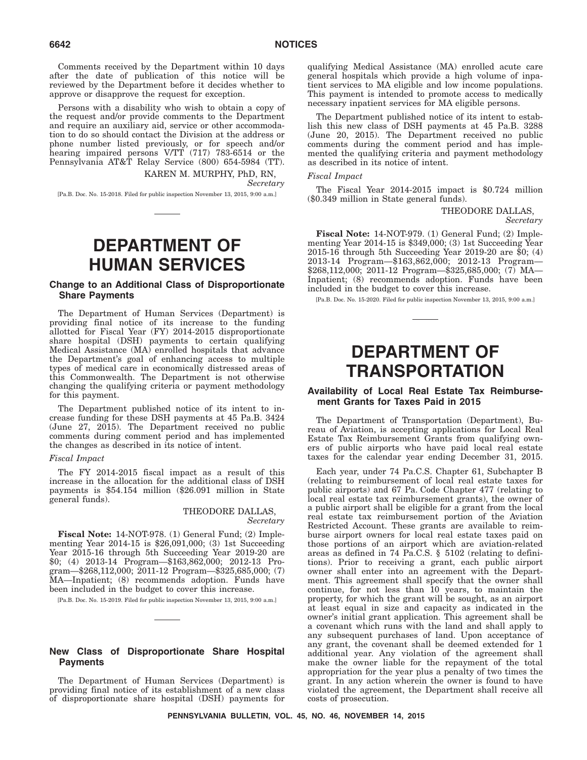Comments received by the Department within 10 days after the date of publication of this notice will be reviewed by the Department before it decides whether to approve or disapprove the request for exception.

Persons with a disability who wish to obtain a copy of the request and/or provide comments to the Department and require an auxiliary aid, service or other accommodation to do so should contact the Division at the address or phone number listed previously, or for speech and/or hearing impaired persons V/TT (717) 783-6514 or the Pennsylvania AT&T Relay Service (800) 654-5984 (TT).

KAREN M. MURPHY, PhD, RN,
*Secretary*

[Pa.B. Doc. No. 15-2018. Filed for public inspection November 13, 2015, 9:00 a.m.]

# DEPARTMENT OF HUMAN SERVICES

## Change to an Additional Class of Disproportionate Share Payments

The Department of Human Services (Department) is providing final notice of its increase to the funding allotted for Fiscal Year (FY) 2014-2015 disproportionate share hospital (DSH) payments to certain qualifying Medical Assistance (MA) enrolled hospitals that advance the Department's goal of enhancing access to multiple types of medical care in economically distressed areas of this Commonwealth. The Department is not otherwise changing the qualifying criteria or payment methodology for this payment.

The Department published notice of its intent to increase funding for these DSH payments at 45 Pa.B. 3424 (June 27, 2015). The Department received no public comments during comment period and has implemented the changes as described in its notice of intent.

*Fiscal Impact*

The FY 2014-2015 fiscal impact as a result of this increase in the allocation for the additional class of DSH payments is $54.154 million ($26.091 million in State general funds).

THEODORE DALLAS,
*Secretary*

**Fiscal Note:** 14-NOT-978. (1) General Fund; (2) Implementing Year 2014-15 is $26,091,000; (3) 1st Succeeding Year 2015-16 through 5th Succeeding Year 2019-20 are $0; (4) 2013-14 Program—$163,862,000; 2012-13 Program—$268,112,000; 2011-12 Program—$325,685,000; (7) MA—Inpatient; (8) recommends adoption. Funds have been included in the budget to cover this increase.

[Pa.B. Doc. No. 15-2019. Filed for public inspection November 13, 2015, 9:00 a.m.]

## New Class of Disproportionate Share Hospital Payments

The Department of Human Services (Department) is providing final notice of its establishment of a new class of disproportionate share hospital (DSH) payments for qualifying Medical Assistance (MA) enrolled acute care general hospitals which provide a high volume of inpatient services to MA eligible and low income populations. This payment is intended to promote access to medically necessary inpatient services for MA eligible persons.

The Department published notice of its intent to establish this new class of DSH payments at 45 Pa.B. 3288 (June 20, 2015). The Department received no public comments during the comment period and has implemented the qualifying criteria and payment methodology as described in its notice of intent.

*Fiscal Impact*

The Fiscal Year 2014-2015 impact is $0.724 million ($0.349 million in State general funds).

THEODORE DALLAS,
*Secretary*

**Fiscal Note:** 14-NOT-979. (1) General Fund; (2) Implementing Year 2014-15 is $349,000; (3) 1st Succeeding Year 2015-16 through 5th Succeeding Year 2019-20 are $0; (4) 2013-14 Program—$163,862,000; 2012-13 Program—$268,112,000; 2011-12 Program—$325,685,000; (7) MA—Inpatient; (8) recommends adoption. Funds have been included in the budget to cover this increase.

[Pa.B. Doc. No. 15-2020. Filed for public inspection November 13, 2015, 9:00 a.m.]

# DEPARTMENT OF TRANSPORTATION

## Availability of Local Real Estate Tax Reimbursement Grants for Taxes Paid in 2015

The Department of Transportation (Department), Bureau of Aviation, is accepting applications for Local Real Estate Tax Reimbursement Grants from qualifying owners of public airports who have paid local real estate taxes for the calendar year ending December 31, 2015.

Each year, under 74 Pa.C.S. Chapter 61, Subchapter B (relating to reimbursement of local real estate taxes for public airports) and 67 Pa. Code Chapter 477 (relating to local real estate tax reimbursement grants), the owner of a public airport shall be eligible for a grant from the local real estate tax reimbursement portion of the Aviation Restricted Account. These grants are available to reimburse airport owners for local real estate taxes paid on those portions of an airport which are aviation-related areas as defined in 74 Pa.C.S. § 5102 (relating to definitions). Prior to receiving a grant, each public airport owner shall enter into an agreement with the Department. This agreement shall specify that the owner shall continue, for not less than 10 years, to maintain the property, for which the grant will be sought, as an airport at least equal in size and capacity as indicated in the owner's initial grant application. This agreement shall be a covenant which runs with the land and shall apply to any subsequent purchases of land. Upon acceptance of any grant, the covenant shall be deemed extended for 1 additional year. Any violation of the agreement shall make the owner liable for the repayment of the total appropriation for the year plus a penalty of two times the grant. In any action wherein the owner is found to have violated the agreement, the Department shall receive all costs of prosecution.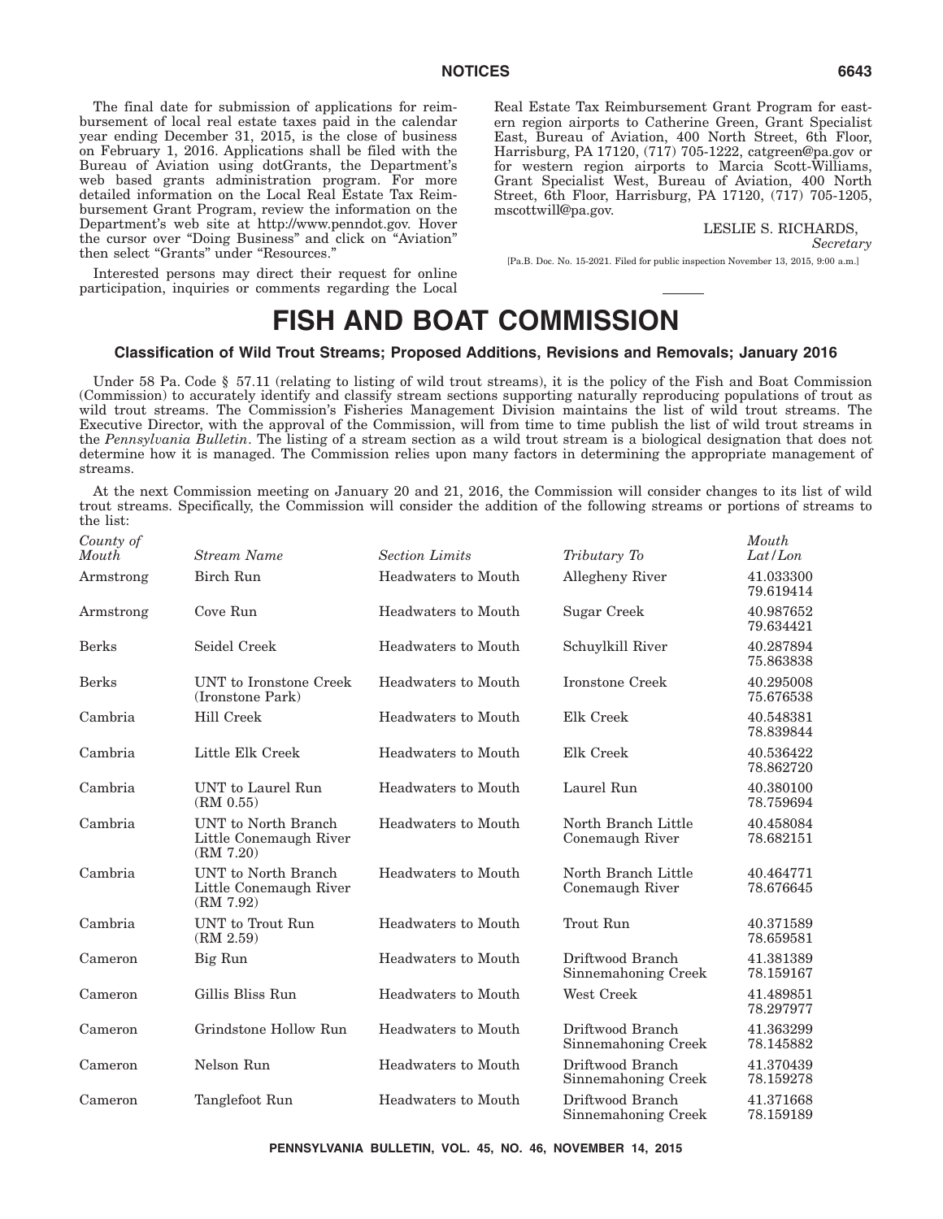The final date for submission of applications for reimbursement of local real estate taxes paid in the calendar year ending December 31, 2015, is the close of business on February 1, 2016. Applications shall be filed with the Bureau of Aviation using dotGrants, the Department's web based grants administration program. For more detailed information on the Local Real Estate Tax Reimbursement Grant Program, review the information on the Department's web site at http://www.penndot.gov. Hover the cursor over "Doing Business" and click on "Aviation" then select "Grants" under "Resources."

Interested persons may direct their request for online participation, inquiries or comments regarding the Local Real Estate Tax Reimbursement Grant Program for eastern region airports to Catherine Green, Grant Specialist East, Bureau of Aviation, 400 North Street, 6th Floor, Harrisburg, PA 17120, (717) 705-1222, catgreen@pa.gov or for western region airports to Marcia Scott-Williams, Grant Specialist West, Bureau of Aviation, 400 North Street, 6th Floor, Harrisburg, PA 17120, (717) 705-1205, mscottwill@pa.gov.

LESLIE S. RICHARDS,
*Secretary*

[Pa.B. Doc. No. 15-2021. Filed for public inspection November 13, 2015, 9:00 a.m.]

# FISH AND BOAT COMMISSION

## Classification of Wild Trout Streams; Proposed Additions, Revisions and Removals; January 2016

Under 58 Pa. Code § 57.11 (relating to listing of wild trout streams), it is the policy of the Fish and Boat Commission (Commission) to accurately identify and classify stream sections supporting naturally reproducing populations of trout as wild trout streams. The Commission's Fisheries Management Division maintains the list of wild trout streams. The Executive Director, with the approval of the Commission, will from time to time publish the list of wild trout streams in the *Pennsylvania Bulletin*. The listing of a stream section as a wild trout stream is a biological designation that does not determine how it is managed. The Commission relies upon many factors in determining the appropriate management of streams.

At the next Commission meeting on January 20 and 21, 2016, the Commission will consider changes to its list of wild trout streams. Specifically, the Commission will consider the addition of the following streams or portions of streams to the list:

| *County of Mouth* | *Stream Name* | *Section Limits* | *Tributary To* | *Mouth Lat/Lon* |
|---|---|---|---|---|
| Armstrong | Birch Run | Headwaters to Mouth | Allegheny River | 41.033300 79.619414 |
| Armstrong | Cove Run | Headwaters to Mouth | Sugar Creek | 40.987652 79.634421 |
| Berks | Seidel Creek | Headwaters to Mouth | Schuylkill River | 40.287894 75.863838 |
| Berks | UNT to Ironstone Creek (Ironstone Park) | Headwaters to Mouth | Ironstone Creek | 40.295008 75.676538 |
| Cambria | Hill Creek | Headwaters to Mouth | Elk Creek | 40.548381 78.839844 |
| Cambria | Little Elk Creek | Headwaters to Mouth | Elk Creek | 40.536422 78.862720 |
| Cambria | UNT to Laurel Run (RM 0.55) | Headwaters to Mouth | Laurel Run | 40.380100 78.759694 |
| Cambria | UNT to North Branch Little Conemaugh River (RM 7.20) | Headwaters to Mouth | North Branch Little Conemaugh River | 40.458084 78.682151 |
| Cambria | UNT to North Branch Little Conemaugh River (RM 7.92) | Headwaters to Mouth | North Branch Little Conemaugh River | 40.464771 78.676645 |
| Cambria | UNT to Trout Run (RM 2.59) | Headwaters to Mouth | Trout Run | 40.371589 78.659581 |
| Cameron | Big Run | Headwaters to Mouth | Driftwood Branch Sinnemahoning Creek | 41.381389 78.159167 |
| Cameron | Gillis Bliss Run | Headwaters to Mouth | West Creek | 41.489851 78.297977 |
| Cameron | Grindstone Hollow Run | Headwaters to Mouth | Driftwood Branch Sinnemahoning Creek | 41.363299 78.145882 |
| Cameron | Nelson Run | Headwaters to Mouth | Driftwood Branch Sinnemahoning Creek | 41.370439 78.159278 |
| Cameron | Tanglefoot Run | Headwaters to Mouth | Driftwood Branch Sinnemahoning Creek | 41.371668 78.159189 |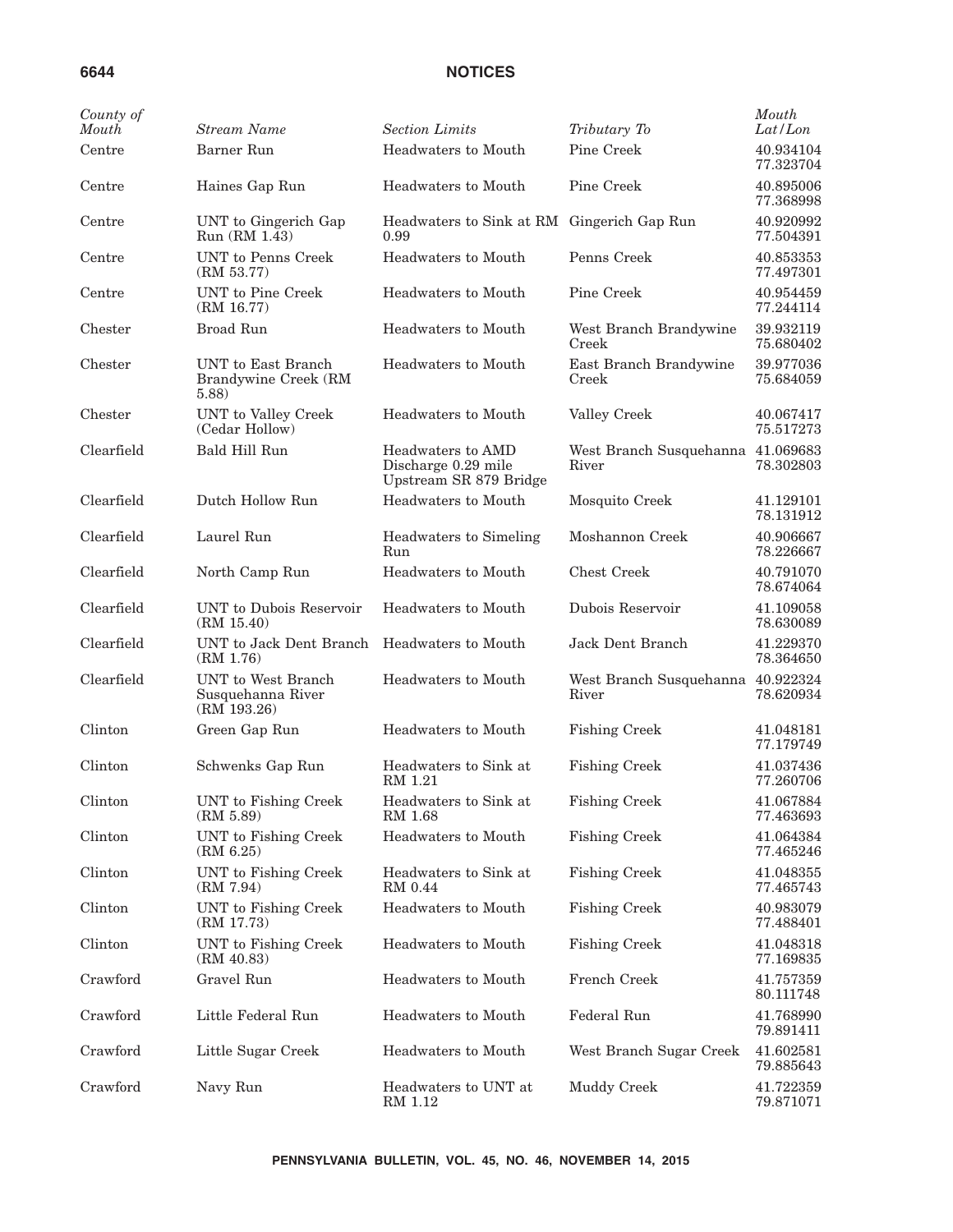| *County of Mouth* | *Stream Name* | *Section Limits* | *Tributary To* | *Mouth Lat/Lon* |
| --- | --- | --- | --- | --- |
| Centre | Barner Run | Headwaters to Mouth | Pine Creek | 40.934104 77.323704 |
| Centre | Haines Gap Run | Headwaters to Mouth | Pine Creek | 40.895006 77.368998 |
| Centre | UNT to Gingerich Gap Run (RM 1.43) | Headwaters to Sink at RM 0.99 | Gingerich Gap Run | 40.920992 77.504391 |
| Centre | UNT to Penns Creek (RM 53.77) | Headwaters to Mouth | Penns Creek | 40.853353 77.497301 |
| Centre | UNT to Pine Creek (RM 16.77) | Headwaters to Mouth | Pine Creek | 40.954459 77.244114 |
| Chester | Broad Run | Headwaters to Mouth | West Branch Brandywine Creek | 39.932119 75.680402 |
| Chester | UNT to East Branch Brandywine Creek (RM 5.88) | Headwaters to Mouth | East Branch Brandywine Creek | 39.977036 75.684059 |
| Chester | UNT to Valley Creek (Cedar Hollow) | Headwaters to Mouth | Valley Creek | 40.067417 75.517273 |
| Clearfield | Bald Hill Run | Headwaters to AMD Discharge 0.29 mile Upstream SR 879 Bridge | West Branch Susquehanna River | 41.069683 78.302803 |
| Clearfield | Dutch Hollow Run | Headwaters to Mouth | Mosquito Creek | 41.129101 78.131912 |
| Clearfield | Laurel Run | Headwaters to Simeling Run | Moshannon Creek | 40.906667 78.226667 |
| Clearfield | North Camp Run | Headwaters to Mouth | Chest Creek | 40.791070 78.674064 |
| Clearfield | UNT to Dubois Reservoir (RM 15.40) | Headwaters to Mouth | Dubois Reservoir | 41.109058 78.630089 |
| Clearfield | UNT to Jack Dent Branch (RM 1.76) | Headwaters to Mouth | Jack Dent Branch | 41.229370 78.364650 |
| Clearfield | UNT to West Branch Susquehanna River (RM 193.26) | Headwaters to Mouth | West Branch Susquehanna River | 40.922324 78.620934 |
| Clinton | Green Gap Run | Headwaters to Mouth | Fishing Creek | 41.048181 77.179749 |
| Clinton | Schwenks Gap Run | Headwaters to Sink at RM 1.21 | Fishing Creek | 41.037436 77.260706 |
| Clinton | UNT to Fishing Creek (RM 5.89) | Headwaters to Sink at RM 1.68 | Fishing Creek | 41.067884 77.463693 |
| Clinton | UNT to Fishing Creek (RM 6.25) | Headwaters to Mouth | Fishing Creek | 41.064384 77.465246 |
| Clinton | UNT to Fishing Creek (RM 7.94) | Headwaters to Sink at RM 0.44 | Fishing Creek | 41.048355 77.465743 |
| Clinton | UNT to Fishing Creek (RM 17.73) | Headwaters to Mouth | Fishing Creek | 40.983079 77.488401 |
| Clinton | UNT to Fishing Creek (RM 40.83) | Headwaters to Mouth | Fishing Creek | 41.048318 77.169835 |
| Crawford | Gravel Run | Headwaters to Mouth | French Creek | 41.757359 80.111748 |
| Crawford | Little Federal Run | Headwaters to Mouth | Federal Run | 41.768990 79.891411 |
| Crawford | Little Sugar Creek | Headwaters to Mouth | West Branch Sugar Creek | 41.602581 79.885643 |
| Crawford | Navy Run | Headwaters to UNT at RM 1.12 | Muddy Creek | 41.722359 79.871071 |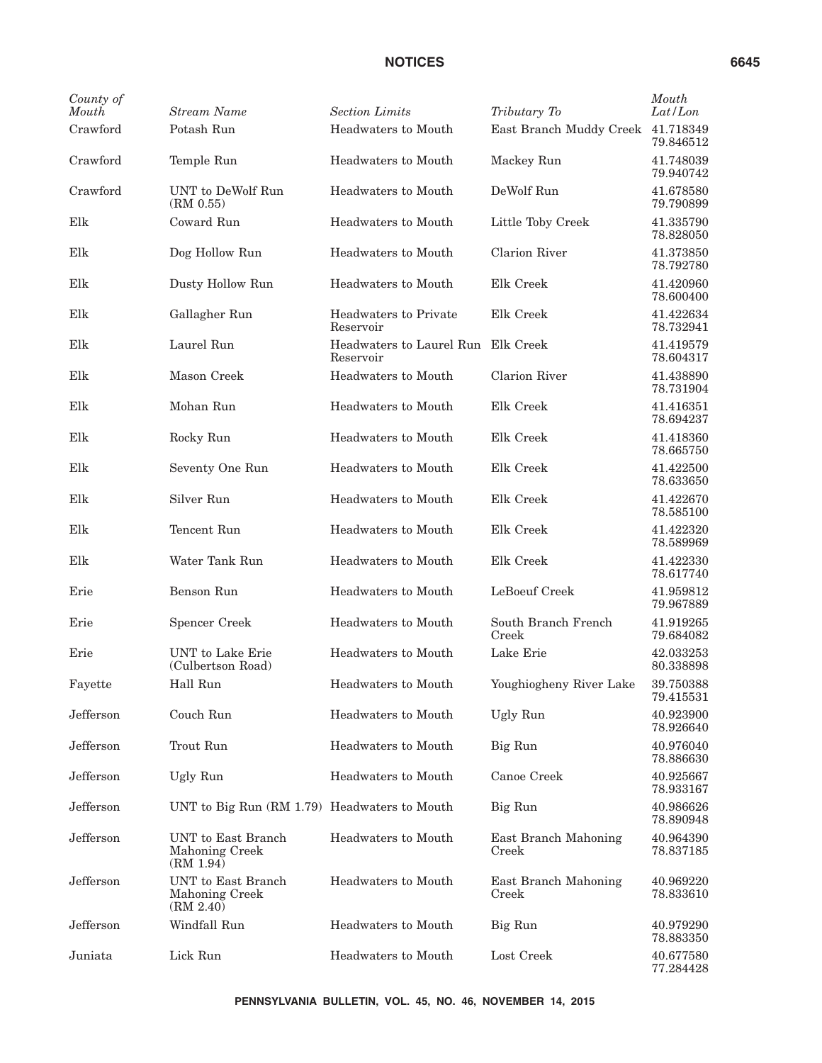| *County of Mouth* | *Stream Name* | *Section Limits* | *Tributary To* | *Mouth Lat/Lon* |
|---|---|---|---|---|
| Crawford | Potash Run | Headwaters to Mouth | East Branch Muddy Creek | 41.718349 79.846512 |
| Crawford | Temple Run | Headwaters to Mouth | Mackey Run | 41.748039 79.940742 |
| Crawford | UNT to DeWolf Run (RM 0.55) | Headwaters to Mouth | DeWolf Run | 41.678580 79.790899 |
| Elk | Coward Run | Headwaters to Mouth | Little Toby Creek | 41.335790 78.828050 |
| Elk | Dog Hollow Run | Headwaters to Mouth | Clarion River | 41.373850 78.792780 |
| Elk | Dusty Hollow Run | Headwaters to Mouth | Elk Creek | 41.420960 78.600400 |
| Elk | Gallagher Run | Headwaters to Private Reservoir | Elk Creek | 41.422634 78.732941 |
| Elk | Laurel Run | Headwaters to Laurel Run Reservoir | Elk Creek | 41.419579 78.604317 |
| Elk | Mason Creek | Headwaters to Mouth | Clarion River | 41.438890 78.731904 |
| Elk | Mohan Run | Headwaters to Mouth | Elk Creek | 41.416351 78.694237 |
| Elk | Rocky Run | Headwaters to Mouth | Elk Creek | 41.418360 78.665750 |
| Elk | Seventy One Run | Headwaters to Mouth | Elk Creek | 41.422500 78.633650 |
| Elk | Silver Run | Headwaters to Mouth | Elk Creek | 41.422670 78.585100 |
| Elk | Tencent Run | Headwaters to Mouth | Elk Creek | 41.422320 78.589969 |
| Elk | Water Tank Run | Headwaters to Mouth | Elk Creek | 41.422330 78.617740 |
| Erie | Benson Run | Headwaters to Mouth | LeBoeuf Creek | 41.959812 79.967889 |
| Erie | Spencer Creek | Headwaters to Mouth | South Branch French Creek | 41.919265 79.684082 |
| Erie | UNT to Lake Erie (Culbertson Road) | Headwaters to Mouth | Lake Erie | 42.033253 80.338898 |
| Fayette | Hall Run | Headwaters to Mouth | Youghiogheny River Lake | 39.750388 79.415531 |
| Jefferson | Couch Run | Headwaters to Mouth | Ugly Run | 40.923900 78.926640 |
| Jefferson | Trout Run | Headwaters to Mouth | Big Run | 40.976040 78.886630 |
| Jefferson | Ugly Run | Headwaters to Mouth | Canoe Creek | 40.925667 78.933167 |
| Jefferson | UNT to Big Run (RM 1.79) | Headwaters to Mouth | Big Run | 40.986626 78.890948 |
| Jefferson | UNT to East Branch Mahoning Creek (RM 1.94) | Headwaters to Mouth | East Branch Mahoning Creek | 40.964390 78.837185 |
| Jefferson | UNT to East Branch Mahoning Creek (RM 2.40) | Headwaters to Mouth | East Branch Mahoning Creek | 40.969220 78.833610 |
| Jefferson | Windfall Run | Headwaters to Mouth | Big Run | 40.979290 78.883350 |
| Juniata | Lick Run | Headwaters to Mouth | Lost Creek | 40.677580 77.284428 |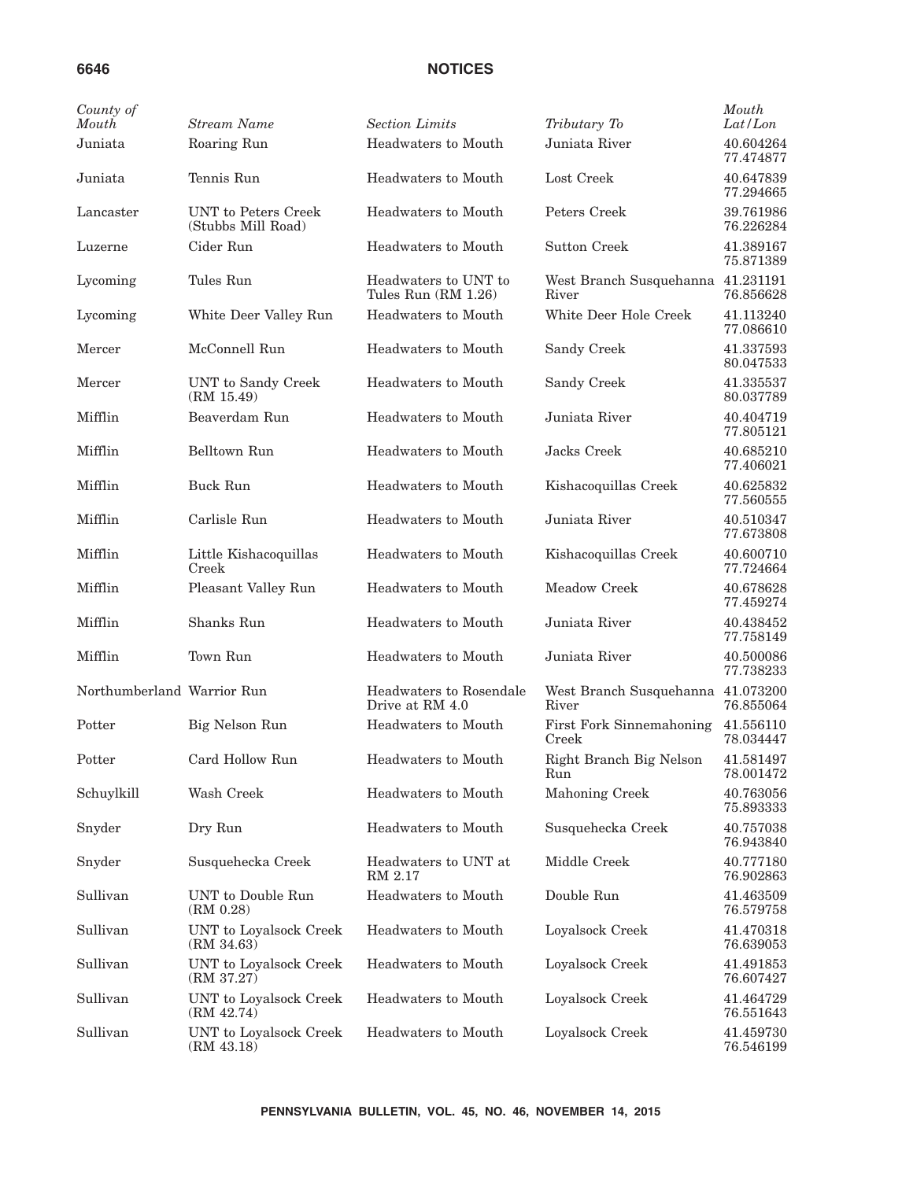| County of Mouth | Stream Name | Section Limits | Tributary To | Mouth Lat/Lon |
|---|---|---|---|---|
| Juniata | Roaring Run | Headwaters to Mouth | Juniata River | 40.604264 77.474877 |
| Juniata | Tennis Run | Headwaters to Mouth | Lost Creek | 40.647839 77.294665 |
| Lancaster | UNT to Peters Creek (Stubbs Mill Road) | Headwaters to Mouth | Peters Creek | 39.761986 76.226284 |
| Luzerne | Cider Run | Headwaters to Mouth | Sutton Creek | 41.389167 75.871389 |
| Lycoming | Tules Run | Headwaters to UNT to Tules Run (RM 1.26) | West Branch Susquehanna River | 41.231191 76.856628 |
| Lycoming | White Deer Valley Run | Headwaters to Mouth | White Deer Hole Creek | 41.113240 77.086610 |
| Mercer | McConnell Run | Headwaters to Mouth | Sandy Creek | 41.337593 80.047533 |
| Mercer | UNT to Sandy Creek (RM 15.49) | Headwaters to Mouth | Sandy Creek | 41.335537 80.037789 |
| Mifflin | Beaverdam Run | Headwaters to Mouth | Juniata River | 40.404719 77.805121 |
| Mifflin | Belltown Run | Headwaters to Mouth | Jacks Creek | 40.685210 77.406021 |
| Mifflin | Buck Run | Headwaters to Mouth | Kishacoquillas Creek | 40.625832 77.560555 |
| Mifflin | Carlisle Run | Headwaters to Mouth | Juniata River | 40.510347 77.673808 |
| Mifflin | Little Kishacoquillas Creek | Headwaters to Mouth | Kishacoquillas Creek | 40.600710 77.724664 |
| Mifflin | Pleasant Valley Run | Headwaters to Mouth | Meadow Creek | 40.678628 77.459274 |
| Mifflin | Shanks Run | Headwaters to Mouth | Juniata River | 40.438452 77.758149 |
| Mifflin | Town Run | Headwaters to Mouth | Juniata River | 40.500086 77.738233 |
| Northumberland | Warrior Run | Headwaters to Rosendale Drive at RM 4.0 | West Branch Susquehanna River | 41.073200 76.855064 |
| Potter | Big Nelson Run | Headwaters to Mouth | First Fork Sinnemahoning Creek | 41.556110 78.034447 |
| Potter | Card Hollow Run | Headwaters to Mouth | Right Branch Big Nelson Run | 41.581497 78.001472 |
| Schuylkill | Wash Creek | Headwaters to Mouth | Mahoning Creek | 40.763056 75.893333 |
| Snyder | Dry Run | Headwaters to Mouth | Susquehecka Creek | 40.757038 76.943840 |
| Snyder | Susquehecka Creek | Headwaters to UNT at RM 2.17 | Middle Creek | 40.777180 76.902863 |
| Sullivan | UNT to Double Run (RM 0.28) | Headwaters to Mouth | Double Run | 41.463509 76.579758 |
| Sullivan | UNT to Loyalsock Creek (RM 34.63) | Headwaters to Mouth | Loyalsock Creek | 41.470318 76.639053 |
| Sullivan | UNT to Loyalsock Creek (RM 37.27) | Headwaters to Mouth | Loyalsock Creek | 41.491853 76.607427 |
| Sullivan | UNT to Loyalsock Creek (RM 42.74) | Headwaters to Mouth | Loyalsock Creek | 41.464729 76.551643 |
| Sullivan | UNT to Loyalsock Creek (RM 43.18) | Headwaters to Mouth | Loyalsock Creek | 41.459730 76.546199 |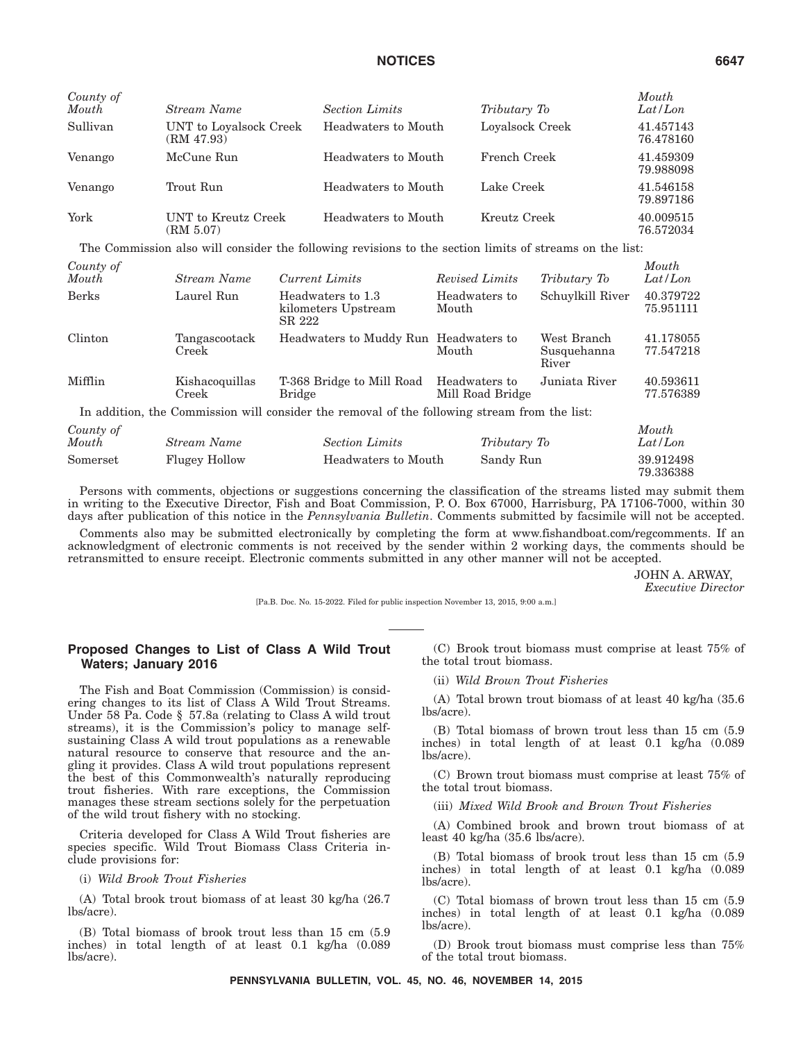| County of Mouth | Stream Name | Section Limits | Tributary To | Mouth Lat/Lon |
|---|---|---|---|---|
| Sullivan | UNT to Loyalsock Creek (RM 47.93) | Headwaters to Mouth | Loyalsock Creek | 41.457143 76.478160 |
| Venango | McCune Run | Headwaters to Mouth | French Creek | 41.459309 79.988098 |
| Venango | Trout Run | Headwaters to Mouth | Lake Creek | 41.546158 79.897186 |
| York | UNT to Kreutz Creek (RM 5.07) | Headwaters to Mouth | Kreutz Creek | 40.009515 76.572034 |

The Commission also will consider the following revisions to the section limits of streams on the list:

| County of Mouth | Stream Name | Current Limits | Revised Limits | Tributary To | Mouth Lat/Lon |
|---|---|---|---|---|---|
| Berks | Laurel Run | Headwaters to 1.3 kilometers Upstream SR 222 | Headwaters to Mouth | Schuylkill River | 40.379722 75.951111 |
| Clinton | Tangascootack Creek | Headwaters to Muddy Run | Headwaters to Mouth | West Branch Susquehanna River | 41.178055 77.547218 |
| Mifflin | Kishacoquillas Creek | T-368 Bridge to Mill Road Bridge | Headwaters to Mill Road Bridge | Juniata River | 40.593611 77.576389 |

In addition, the Commission will consider the removal of the following stream from the list:

| County of Mouth | Stream Name | Section Limits | Tributary To | Mouth Lat/Lon |
|---|---|---|---|---|
| Somerset | Flugey Hollow | Headwaters to Mouth | Sandy Run | 39.912498 79.336388 |

Persons with comments, objections or suggestions concerning the classification of the streams listed may submit them in writing to the Executive Director, Fish and Boat Commission, P. O. Box 67000, Harrisburg, PA 17106-7000, within 30 days after publication of this notice in the *Pennsylvania Bulletin*. Comments submitted by facsimile will not be accepted.

Comments also may be submitted electronically by completing the form at www.fishandboat.com/regcomments. If an acknowledgment of electronic comments is not received by the sender within 2 working days, the comments should be retransmitted to ensure receipt. Electronic comments submitted in any other manner will not be accepted.

JOHN A. ARWAY,
*Executive Director*

[Pa.B. Doc. No. 15-2022. Filed for public inspection November 13, 2015, 9:00 a.m.]

## Proposed Changes to List of Class A Wild Trout Waters; January 2016

The Fish and Boat Commission (Commission) is considering changes to its list of Class A Wild Trout Streams. Under 58 Pa. Code § 57.8a (relating to Class A wild trout streams), it is the Commission's policy to manage self-sustaining Class A wild trout populations as a renewable natural resource to conserve that resource and the angling it provides. Class A wild trout populations represent the best of this Commonwealth's naturally reproducing trout fisheries. With rare exceptions, the Commission manages these stream sections solely for the perpetuation of the wild trout fishery with no stocking.

Criteria developed for Class A Wild Trout fisheries are species specific. Wild Trout Biomass Class Criteria include provisions for:

(i) *Wild Brook Trout Fisheries*

(A) Total brook trout biomass of at least 30 kg/ha (26.7 lbs/acre).

(B) Total biomass of brook trout less than 15 cm (5.9 inches) in total length of at least 0.1 kg/ha (0.089 lbs/acre).

(C) Brook trout biomass must comprise at least 75% of the total trout biomass.

(ii) *Wild Brown Trout Fisheries*

(A) Total brown trout biomass of at least 40 kg/ha (35.6 lbs/acre).

(B) Total biomass of brown trout less than 15 cm (5.9 inches) in total length of at least 0.1 kg/ha (0.089 lbs/acre).

(C) Brown trout biomass must comprise at least 75% of the total trout biomass.

(iii) *Mixed Wild Brook and Brown Trout Fisheries*

(A) Combined brook and brown trout biomass of at least 40 kg/ha (35.6 lbs/acre).

(B) Total biomass of brook trout less than 15 cm (5.9 inches) in total length of at least 0.1 kg/ha (0.089 lbs/acre).

(C) Total biomass of brown trout less than 15 cm (5.9 inches) in total length of at least 0.1 kg/ha (0.089 lbs/acre).

(D) Brook trout biomass must comprise less than 75% of the total trout biomass.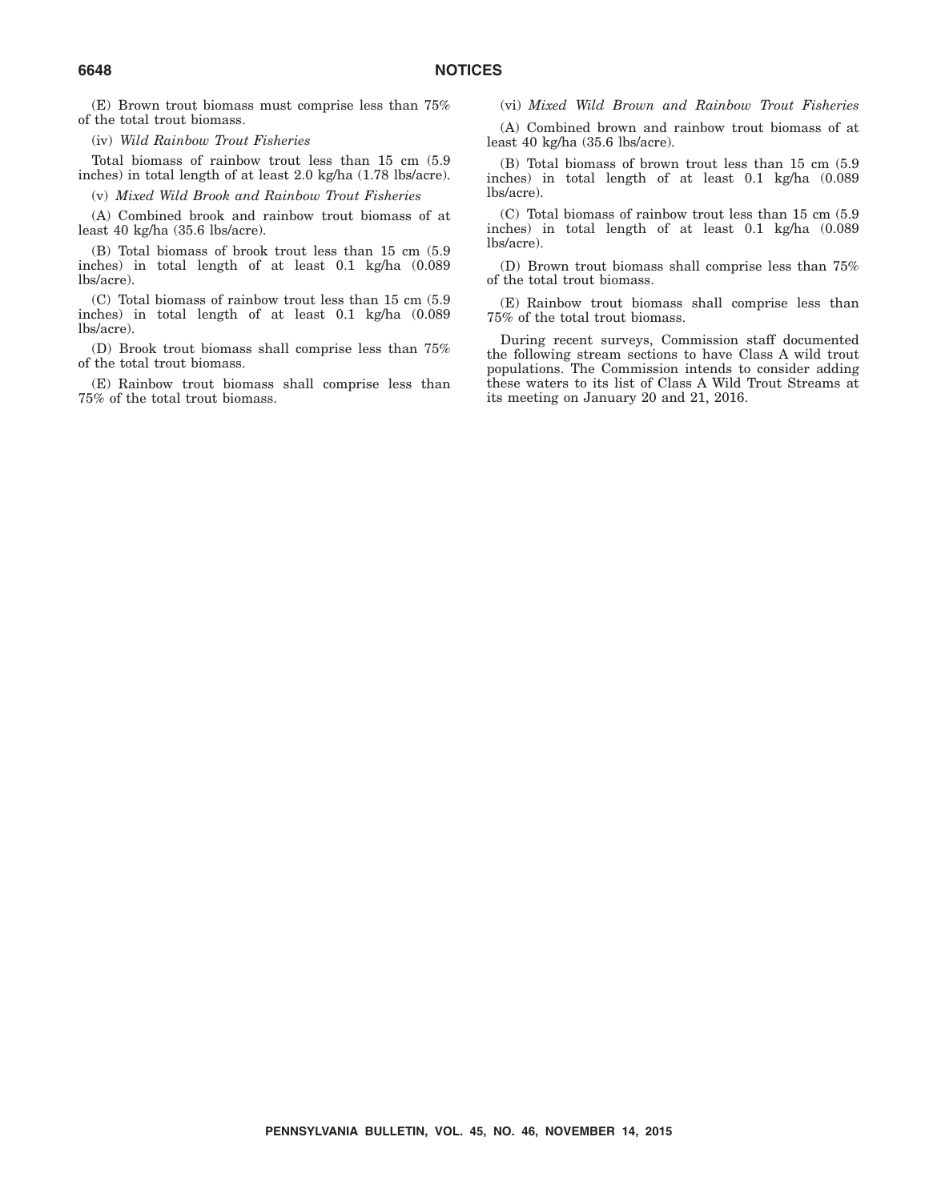(E) Brown trout biomass must comprise less than 75% of the total trout biomass.

(iv) *Wild Rainbow Trout Fisheries*

Total biomass of rainbow trout less than 15 cm (5.9 inches) in total length of at least 2.0 kg/ha (1.78 lbs/acre).

(v) *Mixed Wild Brook and Rainbow Trout Fisheries*

(A) Combined brook and rainbow trout biomass of at least 40 kg/ha (35.6 lbs/acre).

(B) Total biomass of brook trout less than 15 cm (5.9 inches) in total length of at least 0.1 kg/ha (0.089 lbs/acre).

(C) Total biomass of rainbow trout less than 15 cm (5.9 inches) in total length of at least 0.1 kg/ha (0.089 lbs/acre).

(D) Brook trout biomass shall comprise less than 75% of the total trout biomass.

(E) Rainbow trout biomass shall comprise less than 75% of the total trout biomass.

(vi) *Mixed Wild Brown and Rainbow Trout Fisheries*

(A) Combined brown and rainbow trout biomass of at least 40 kg/ha (35.6 lbs/acre).

(B) Total biomass of brown trout less than 15 cm (5.9 inches) in total length of at least 0.1 kg/ha (0.089 lbs/acre).

(C) Total biomass of rainbow trout less than 15 cm (5.9 inches) in total length of at least 0.1 kg/ha (0.089 lbs/acre).

(D) Brown trout biomass shall comprise less than 75% of the total trout biomass.

(E) Rainbow trout biomass shall comprise less than 75% of the total trout biomass.

During recent surveys, Commission staff documented the following stream sections to have Class A wild trout populations. The Commission intends to consider adding these waters to its list of Class A Wild Trout Streams at its meeting on January 20 and 21, 2016.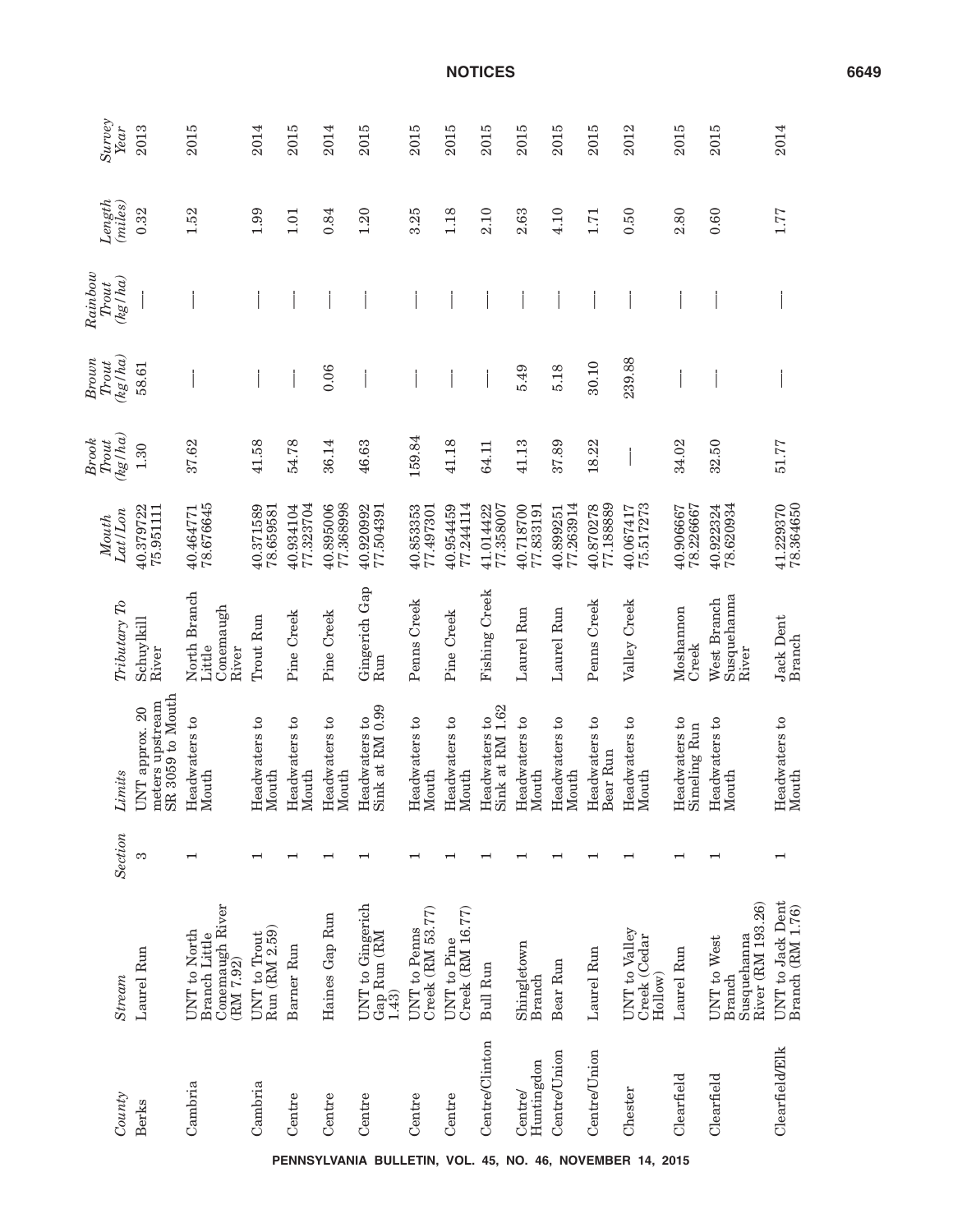| County | Stream | Section | Limits | Tributary To | Mouth Lat/Lon | Brook Trout (kg/ha) | Brown Trout (kg/ha) | Rainbow Trout (kg/ha) | Length (miles) | Survey Year |
|---|---|---|---|---|---|---|---|---|---|---|
| Berks | Laurel Run | 3 | UNT approx. 20 meters upstream SR 3059 to Mouth | Schuylkill River | 40.379722 75.951111 | 1.30 | 58.61 | — | 0.32 | 2013 |
| Cambria | UNT to North Branch Little Conemaugh River (RM 7.92) | 1 | Headwaters to Mouth | North Branch Little Conemaugh River | 40.464771 78.676645 | 37.62 | — | — | 1.52 | 2015 |
| Cambria | UNT to Trout Run (RM 2.59) | 1 | Headwaters to Mouth | Trout Run | 40.371589 78.659581 | 41.58 | — | — | 1.99 | 2014 |
| Centre | Barner Run | 1 | Headwaters to Mouth | Pine Creek | 40.934104 77.323704 | 54.78 | — | — | 1.01 | 2015 |
| Centre | Haines Gap Run | 1 | Headwaters to Mouth | Pine Creek | 40.895006 77.368998 | 36.14 | 0.06 | — | 0.84 | 2014 |
| Centre | UNT to Gingerich Gap Run (RM 1.43) | 1 | Headwaters to Sink at RM 0.99 | Gingerich Gap Run | 40.920992 77.504391 | 46.63 | — | — | 1.20 | 2015 |
| Centre | UNT to Penns Creek (RM 53.77) | 1 | Headwaters to Mouth | Penns Creek | 40.853353 77.497301 | 159.84 | — | — | 3.25 | 2015 |
| Centre | UNT to Pine Creek (RM 16.77) | 1 | Headwaters to Mouth | Pine Creek | 40.954459 77.244114 | 41.18 | — | — | 1.18 | 2015 |
| Centre/Clinton | Bull Run | 1 | Headwaters to Sink at RM 1.62 | Fishing Creek | 41.014422 77.358007 | 64.11 | — | — | 2.10 | 2015 |
| Centre/ Huntingdon | Shingletown Branch | 1 | Headwaters to Mouth | Laurel Run | 40.718700 77.833191 | 41.13 | 5.49 | — | 2.63 | 2015 |
| Centre/Union | Bear Run | 1 | Headwaters to Mouth | Laurel Run | 40.899251 77.263914 | 37.89 | 5.18 | — | 4.10 | 2015 |
| Centre/Union | Laurel Run | 1 | Headwaters to Bear Run | Penns Creek | 40.870278 77.188889 | 18.22 | 30.10 | — | 1.71 | 2015 |
| Chester | UNT to Valley Creek (Cedar Hollow) | 1 | Headwaters to Mouth | Valley Creek | 40.067417 75.517273 | — | 239.88 | — | 0.50 | 2012 |
| Clearfield | Laurel Run | 1 | Headwaters to Simeling Run | Moshannon Creek | 40.906667 78.226667 | 34.02 | — | — | 2.80 | 2015 |
| Clearfield | UNT to West Branch Susquehanna River (RM 193.26) | 1 | Headwaters to Mouth | West Branch Susquehanna River | 40.922324 78.620934 | 32.50 | — | — | 0.60 | 2015 |
| Clearfield/Elk | UNT to Jack Dent Branch (RM 1.76) | 1 | Headwaters to Mouth | Jack Dent Branch | 41.229370 78.364650 | 51.77 | — | — | 1.77 | 2014 |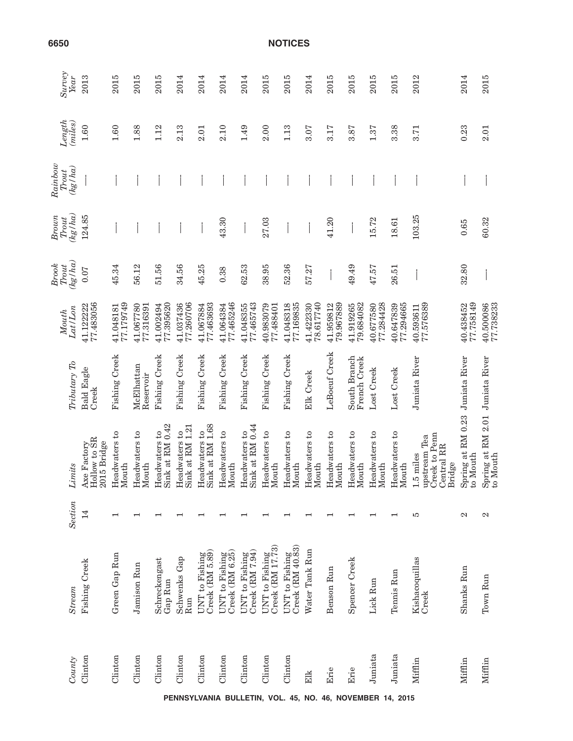| County | Stream | Section | Limits | Tributary To | Mouth Lat/Lon | Brook Trout (kg/ha) | Brown Trout (kg/ha) | Rainbow Trout (kg/ha) | Length (miles) | Survey Year |
|---|---|---|---|---|---|---|---|---|---|---|
| Clinton | Fishing Creek | 14 | Axe Factory Hollow to SR 2015 Bridge | Bald Eagle Creek | 41.122222 77.483056 | 0.07 | 124.85 | — | 1.60 | 2013 |
| Clinton | Green Gap Run | 1 | Headwaters to Mouth | Fishing Creek | 41.048181 77.179749 | 45.34 | — | — | 1.60 | 2015 |
| Clinton | Jamison Run | 1 | Headwaters to Mouth | McElhattan Reservoir | 41.067780 77.316391 | 56.12 | — | — | 1.88 | 2015 |
| Clinton | Schreckengast Gap Run | 1 | Headwaters to Sink at RM 0.42 | Fishing Creek | 41.002494 77.395620 | 51.56 | — | — | 1.12 | 2015 |
| Clinton | Schwenks Gap Run | 1 | Headwaters to Sink at RM 1.21 | Fishing Creek | 41.037436 77.260706 | 34.56 | — | — | 2.13 | 2014 |
| Clinton | UNT to Fishing Creek (RM 5.89) | 1 | Headwaters to Sink at RM 1.68 | Fishing Creek | 41.067884 77.463693 | 45.25 | — | — | 2.01 | 2014 |
| Clinton | UNT to Fishing Creek (RM 6.25) | 1 | Headwaters to Mouth | Fishing Creek | 41.064384 77.465246 | 0.38 | 43.30 | — | 2.10 | 2014 |
| Clinton | UNT to Fishing Creek (RM 7.94) | 1 | Headwaters to Sink at RM 0.44 | Fishing Creek | 41.048355 77.465743 | 62.53 | — | — | 1.49 | 2014 |
| Clinton | UNT to Fishing Creek (RM 17.73) | 1 | Headwaters to Mouth | Fishing Creek | 40.983079 77.488401 | 38.95 | 27.03 | — | 2.00 | 2015 |
| Clinton | UNT to Fishing Creek (RM 40.83) | 1 | Headwaters to Mouth | Fishing Creek | 41.048318 77.169835 | 52.36 | — | — | 1.13 | 2015 |
| Elk | Water Tank Run | 1 | Headwaters to Mouth | Elk Creek | 41.422330 78.617740 | 57.27 | — | — | 3.07 | 2014 |
| Erie | Benson Run | 1 | Headwaters to Mouth | LeBoeuf Creek | 41.959812 79.967889 | — | 41.20 | — | 3.17 | 2015 |
| Erie | Spencer Creek | 1 | Headwaters to Mouth | South Branch French Creek | 41.919265 79.684082 | 49.49 | — | — | 3.87 | 2015 |
| Juniata | Lick Run | 1 | Headwaters to Mouth | Lost Creek | 40.677580 77.284428 | 47.57 | 15.72 | — | 1.37 | 2015 |
| Juniata | Tennis Run | 1 | Headwaters to Mouth | Lost Creek | 40.647839 77.294665 | 26.51 | 18.61 | — | 3.38 | 2015 |
| Mifflin | Kishacoquillas Creek | 5 | 1.5 miles upstream Tea Creek to Penn Central RR Bridge | Juniata River | 40.593611 77.576389 | — | 103.25 | — | 3.71 | 2012 |
| Mifflin | Shanks Run | 2 | Spring at RM 0.23 to Mouth | Juniata River | 40.438452 77.758149 | 32.80 | 0.65 | — | 0.23 | 2014 |
| Mifflin | Town Run | 2 | Spring at RM 2.01 to Mouth | Juniata River | 40.500086 77.738233 | — | 60.32 | — | 2.01 | 2015 |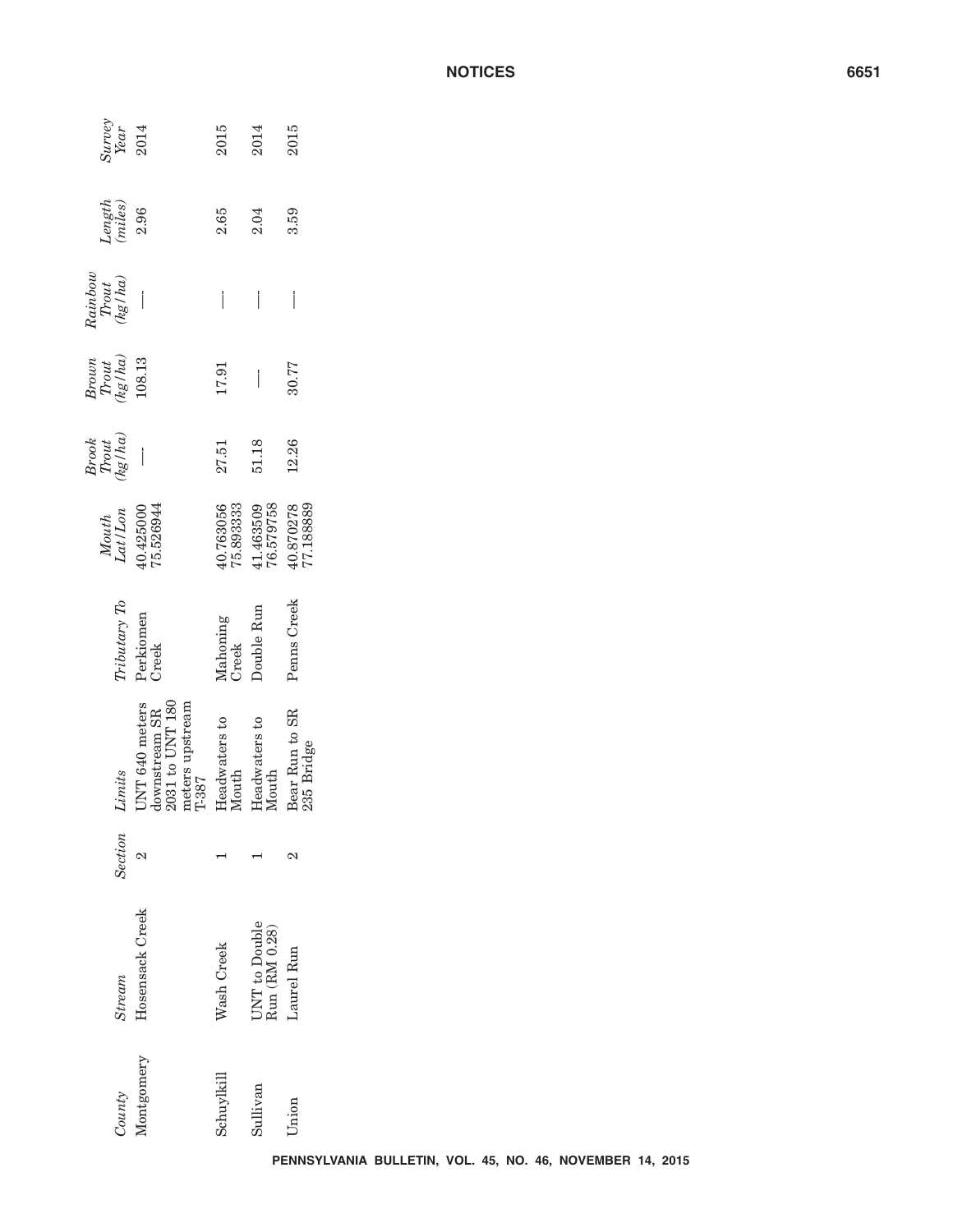| County | Stream | Section | Limits | Tributary To | Mouth Lat/Lon | Brook Trout (kg/ha) | Brown Trout (kg/ha) | Rainbow Trout (kg/ha) | Length (miles) | Survey Year |
|---|---|---|---|---|---|---|---|---|---|---|
| Montgomery | Hosensack Creek | 2 | UNT 640 meters downstream SR 2031 to UNT 180 meters upstream T-387 | Perkiomen Creek | 40.425000 75.526944 | — | 108.13 | — | 2.96 | 2014 |
| Schuylkill | Wash Creek | 1 | Headwaters to Mouth | Mahoning Creek | 40.763056 75.893333 | 27.51 | 17.91 | — | 2.65 | 2015 |
| Sullivan | UNT to Double Run (RM 0.28) | 1 | Headwaters to Mouth | Double Run | 41.463509 76.579758 | 51.18 | — | — | 2.04 | 2014 |
| Union | Laurel Run | 2 | Bear Run to SR 235 Bridge | Penns Creek | 40.870278 77.188889 | 12.26 | 30.77 | — | 3.59 | 2015 |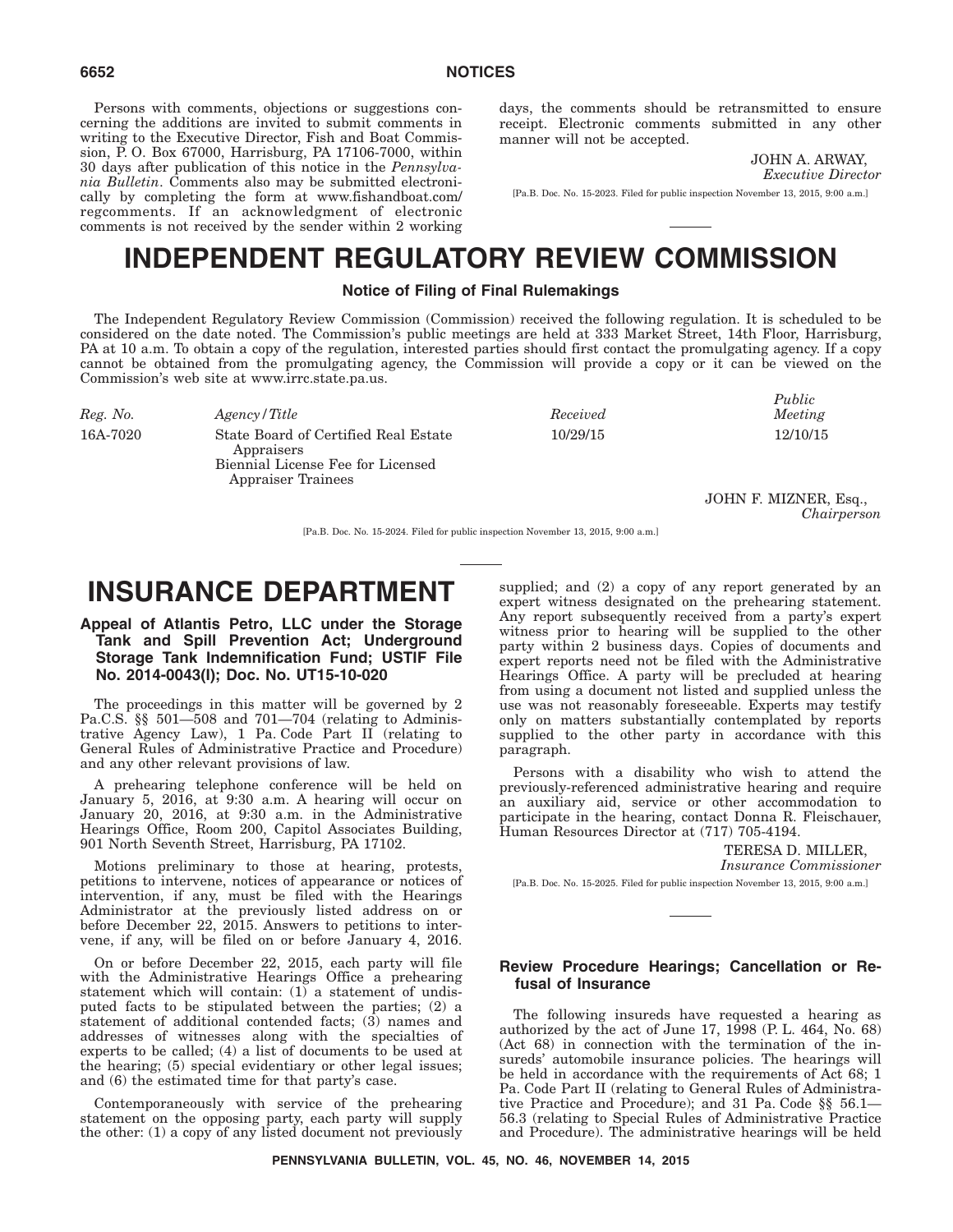Persons with comments, objections or suggestions concerning the additions are invited to submit comments in writing to the Executive Director, Fish and Boat Commission, P. O. Box 67000, Harrisburg, PA 17106-7000, within 30 days after publication of this notice in the *Pennsylvania Bulletin*. Comments also may be submitted electronically by completing the form at www.fishandboat.com/regcomments. If an acknowledgment of electronic comments is not received by the sender within 2 working days, the comments should be retransmitted to ensure receipt. Electronic comments submitted in any other manner will not be accepted.

JOHN A. ARWAY,
*Executive Director*

[Pa.B. Doc. No. 15-2023. Filed for public inspection November 13, 2015, 9:00 a.m.]

# INDEPENDENT REGULATORY REVIEW COMMISSION

### Notice of Filing of Final Rulemakings

The Independent Regulatory Review Commission (Commission) received the following regulation. It is scheduled to be considered on the date noted. The Commission's public meetings are held at 333 Market Street, 14th Floor, Harrisburg, PA at 10 a.m. To obtain a copy of the regulation, interested parties should first contact the promulgating agency. If a copy cannot be obtained from the promulgating agency, the Commission will provide a copy or it can be viewed on the Commission's web site at www.irrc.state.pa.us.

| *Reg. No.* | *Agency/Title* | *Received* | *Public Meeting* |
|---|---|---|---|
| 16A-7020 | State Board of Certified Real Estate Appraisers<br>Biennial License Fee for Licensed Appraiser Trainees | 10/29/15 | 12/10/15 |

JOHN F. MIZNER, Esq.,
*Chairperson*

[Pa.B. Doc. No. 15-2024. Filed for public inspection November 13, 2015, 9:00 a.m.]

# INSURANCE DEPARTMENT

### Appeal of Atlantis Petro, LLC under the Storage Tank and Spill Prevention Act; Underground Storage Tank Indemnification Fund; USTIF File No. 2014-0043(I); Doc. No. UT15-10-020

The proceedings in this matter will be governed by 2 Pa.C.S. §§ 501—508 and 701—704 (relating to Administrative Agency Law), 1 Pa. Code Part II (relating to General Rules of Administrative Practice and Procedure) and any other relevant provisions of law.

A prehearing telephone conference will be held on January 5, 2016, at 9:30 a.m. A hearing will occur on January 20, 2016, at 9:30 a.m. in the Administrative Hearings Office, Room 200, Capitol Associates Building, 901 North Seventh Street, Harrisburg, PA 17102.

Motions preliminary to those at hearing, protests, petitions to intervene, notices of appearance or notices of intervention, if any, must be filed with the Hearings Administrator at the previously listed address on or before December 22, 2015. Answers to petitions to intervene, if any, will be filed on or before January 4, 2016.

On or before December 22, 2015, each party will file with the Administrative Hearings Office a prehearing statement which will contain: (1) a statement of undisputed facts to be stipulated between the parties; (2) a statement of additional contended facts; (3) names and addresses of witnesses along with the specialties of experts to be called; (4) a list of documents to be used at the hearing; (5) special evidentiary or other legal issues; and (6) the estimated time for that party's case.

Contemporaneously with service of the prehearing statement on the opposing party, each party will supply the other: (1) a copy of any listed document not previously supplied; and (2) a copy of any report generated by an expert witness designated on the prehearing statement. Any report subsequently received from a party's expert witness prior to hearing will be supplied to the other party within 2 business days. Copies of documents and expert reports need not be filed with the Administrative Hearings Office. A party will be precluded at hearing from using a document not listed and supplied unless the use was not reasonably foreseeable. Experts may testify only on matters substantially contemplated by reports supplied to the other party in accordance with this paragraph.

Persons with a disability who wish to attend the previously-referenced administrative hearing and require an auxiliary aid, service or other accommodation to participate in the hearing, contact Donna R. Fleischauer, Human Resources Director at (717) 705-4194.

TERESA D. MILLER,
*Insurance Commissioner*

[Pa.B. Doc. No. 15-2025. Filed for public inspection November 13, 2015, 9:00 a.m.]

### Review Procedure Hearings; Cancellation or Refusal of Insurance

The following insureds have requested a hearing as authorized by the act of June 17, 1998 (P. L. 464, No. 68) (Act 68) in connection with the termination of the insureds' automobile insurance policies. The hearings will be held in accordance with the requirements of Act 68; 1 Pa. Code Part II (relating to General Rules of Administrative Practice and Procedure); and 31 Pa. Code §§ 56.1—56.3 (relating to Special Rules of Administrative Practice and Procedure). The administrative hearings will be held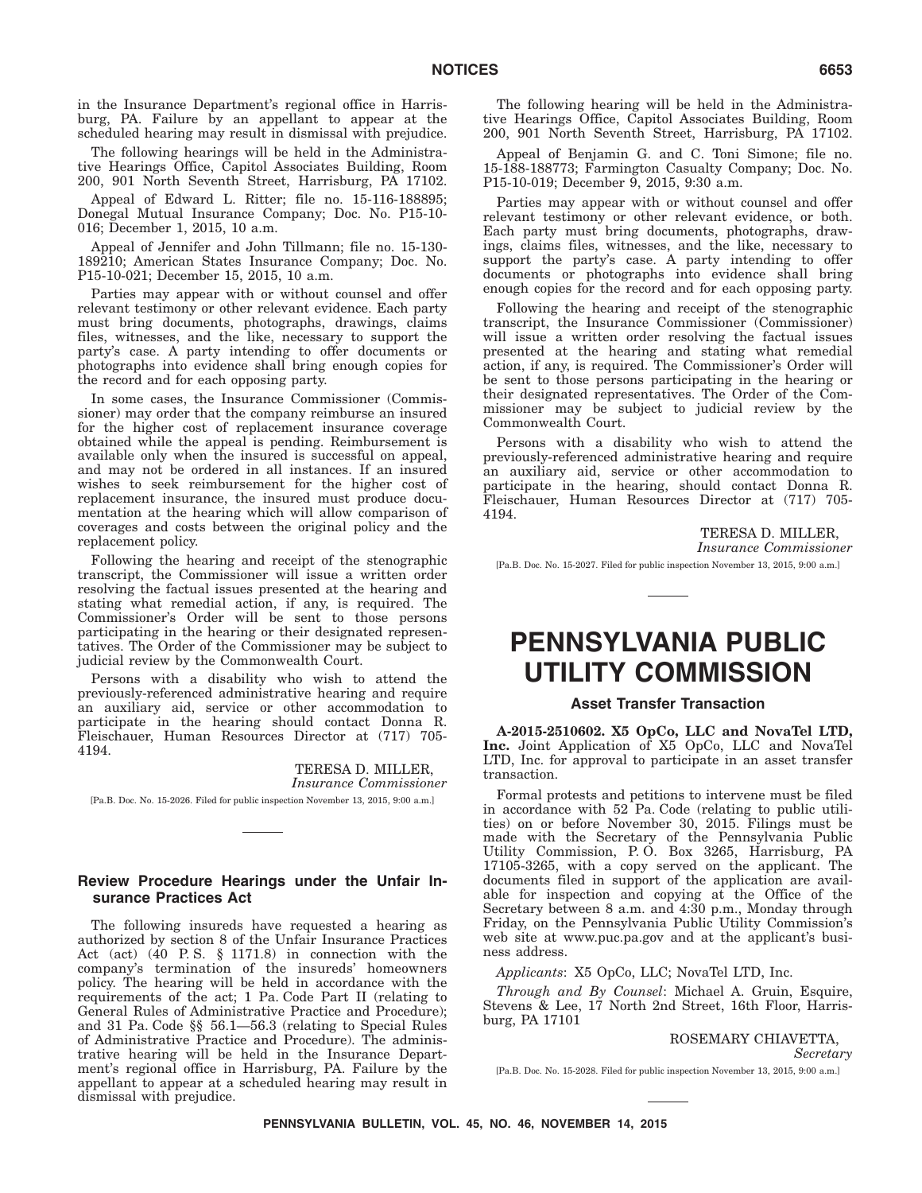in the Insurance Department's regional office in Harrisburg, PA. Failure by an appellant to appear at the scheduled hearing may result in dismissal with prejudice.

The following hearings will be held in the Administrative Hearings Office, Capitol Associates Building, Room 200, 901 North Seventh Street, Harrisburg, PA 17102.

Appeal of Edward L. Ritter; file no. 15-116-188895; Donegal Mutual Insurance Company; Doc. No. P15-10-016; December 1, 2015, 10 a.m.

Appeal of Jennifer and John Tillmann; file no. 15-130-189210; American States Insurance Company; Doc. No. P15-10-021; December 15, 2015, 10 a.m.

Parties may appear with or without counsel and offer relevant testimony or other relevant evidence. Each party must bring documents, photographs, drawings, claims files, witnesses, and the like, necessary to support the party's case. A party intending to offer documents or photographs into evidence shall bring enough copies for the record and for each opposing party.

In some cases, the Insurance Commissioner (Commissioner) may order that the company reimburse an insured for the higher cost of replacement insurance coverage obtained while the appeal is pending. Reimbursement is available only when the insured is successful on appeal, and may not be ordered in all instances. If an insured wishes to seek reimbursement for the higher cost of replacement insurance, the insured must produce documentation at the hearing which will allow comparison of coverages and costs between the original policy and the replacement policy.

Following the hearing and receipt of the stenographic transcript, the Commissioner will issue a written order resolving the factual issues presented at the hearing and stating what remedial action, if any, is required. The Commissioner's Order will be sent to those persons participating in the hearing or their designated representatives. The Order of the Commissioner may be subject to judicial review by the Commonwealth Court.

Persons with a disability who wish to attend the previously-referenced administrative hearing and require an auxiliary aid, service or other accommodation to participate in the hearing should contact Donna R. Fleischauer, Human Resources Director at (717) 705-4194.

TERESA D. MILLER,
*Insurance Commissioner*

[Pa.B. Doc. No. 15-2026. Filed for public inspection November 13, 2015, 9:00 a.m.]

### Review Procedure Hearings under the Unfair Insurance Practices Act

The following insureds have requested a hearing as authorized by section 8 of the Unfair Insurance Practices Act (act) (40 P.S. § 1171.8) in connection with the company's termination of the insureds' homeowners policy. The hearing will be held in accordance with the requirements of the act; 1 Pa. Code Part II (relating to General Rules of Administrative Practice and Procedure); and 31 Pa. Code §§ 56.1—56.3 (relating to Special Rules of Administrative Practice and Procedure). The administrative hearing will be held in the Insurance Department's regional office in Harrisburg, PA. Failure by the appellant to appear at a scheduled hearing may result in dismissal with prejudice.

The following hearing will be held in the Administrative Hearings Office, Capitol Associates Building, Room 200, 901 North Seventh Street, Harrisburg, PA 17102.

Appeal of Benjamin G. and C. Toni Simone; file no. 15-188-188773; Farmington Casualty Company; Doc. No. P15-10-019; December 9, 2015, 9:30 a.m.

Parties may appear with or without counsel and offer relevant testimony or other relevant evidence, or both. Each party must bring documents, photographs, drawings, claims files, witnesses, and the like, necessary to support the party's case. A party intending to offer documents or photographs into evidence shall bring enough copies for the record and for each opposing party.

Following the hearing and receipt of the stenographic transcript, the Insurance Commissioner (Commissioner) will issue a written order resolving the factual issues presented at the hearing and stating what remedial action, if any, is required. The Commissioner's Order will be sent to those persons participating in the hearing or their designated representatives. The Order of the Commissioner may be subject to judicial review by the Commonwealth Court.

Persons with a disability who wish to attend the previously-referenced administrative hearing and require an auxiliary aid, service or other accommodation to participate in the hearing, should contact Donna R. Fleischauer, Human Resources Director at (717) 705-4194.

TERESA D. MILLER,
*Insurance Commissioner*

[Pa.B. Doc. No. 15-2027. Filed for public inspection November 13, 2015, 9:00 a.m.]

# PENNSYLVANIA PUBLIC UTILITY COMMISSION

### Asset Transfer Transaction

**A-2015-2510602. X5 OpCo, LLC and NovaTel LTD, Inc.** Joint Application of X5 OpCo, LLC and NovaTel LTD, Inc. for approval to participate in an asset transfer transaction.

Formal protests and petitions to intervene must be filed in accordance with 52 Pa. Code (relating to public utilities) on or before November 30, 2015. Filings must be made with the Secretary of the Pennsylvania Public Utility Commission, P.O. Box 3265, Harrisburg, PA 17105-3265, with a copy served on the applicant. The documents filed in support of the application are available for inspection and copying at the Office of the Secretary between 8 a.m. and 4:30 p.m., Monday through Friday, on the Pennsylvania Public Utility Commission's web site at www.puc.pa.gov and at the applicant's business address.

*Applicants*: X5 OpCo, LLC; NovaTel LTD, Inc.

*Through and By Counsel*: Michael A. Gruin, Esquire, Stevens & Lee, 17 North 2nd Street, 16th Floor, Harrisburg, PA 17101

ROSEMARY CHIAVETTA,
*Secretary*

[Pa.B. Doc. No. 15-2028. Filed for public inspection November 13, 2015, 9:00 a.m.]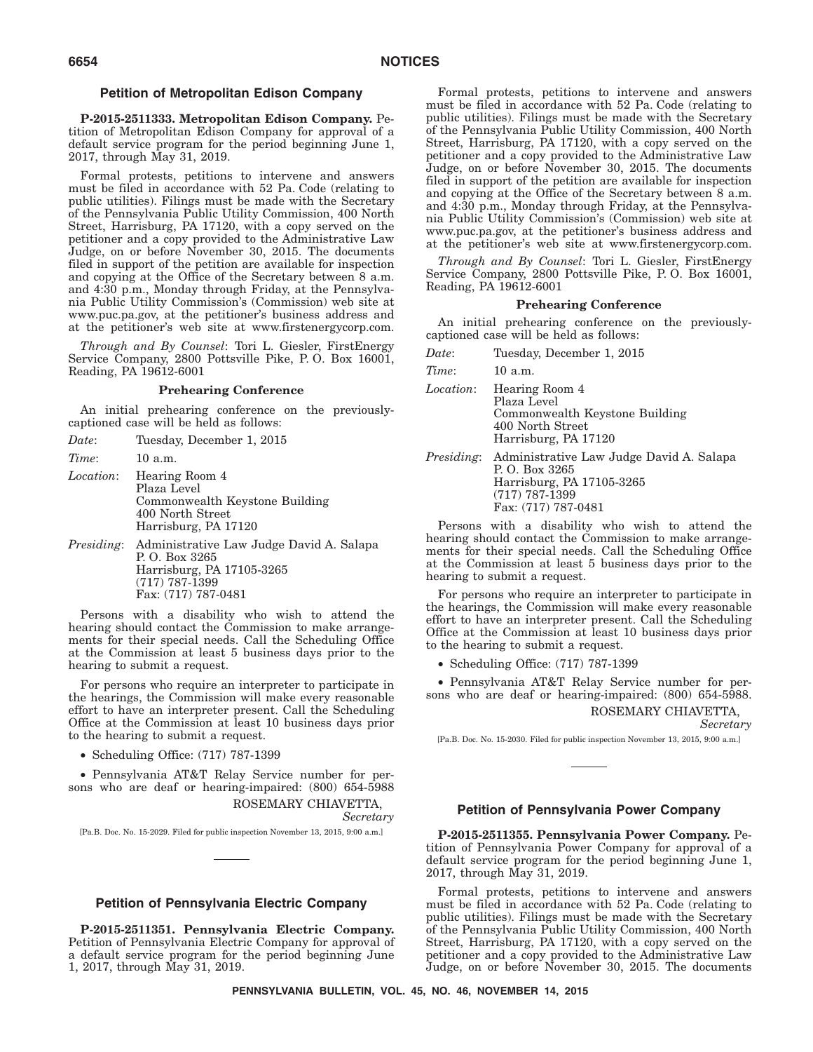## Petition of Metropolitan Edison Company

**P-2015-2511333. Metropolitan Edison Company.** Petition of Metropolitan Edison Company for approval of a default service program for the period beginning June 1, 2017, through May 31, 2019.

Formal protests, petitions to intervene and answers must be filed in accordance with 52 Pa. Code (relating to public utilities). Filings must be made with the Secretary of the Pennsylvania Public Utility Commission, 400 North Street, Harrisburg, PA 17120, with a copy served on the petitioner and a copy provided to the Administrative Law Judge, on or before November 30, 2015. The documents filed in support of the petition are available for inspection and copying at the Office of the Secretary between 8 a.m. and 4:30 p.m., Monday through Friday, at the Pennsylvania Public Utility Commission's (Commission) web site at www.puc.pa.gov, at the petitioner's business address and at the petitioner's web site at www.firstenergycorp.com.

*Through and By Counsel*: Tori L. Giesler, FirstEnergy Service Company, 2800 Pottsville Pike, P. O. Box 16001, Reading, PA 19612-6001

**Prehearing Conference**

An initial prehearing conference on the previously-captioned case will be held as follows:

*Date*: Tuesday, December 1, 2015

*Time*: 10 a.m.

*Location*: Hearing Room 4
Plaza Level
Commonwealth Keystone Building
400 North Street
Harrisburg, PA 17120

*Presiding*: Administrative Law Judge David A. Salapa
P. O. Box 3265
Harrisburg, PA 17105-3265
(717) 787-1399
Fax: (717) 787-0481

Persons with a disability who wish to attend the hearing should contact the Commission to make arrangements for their special needs. Call the Scheduling Office at the Commission at least 5 business days prior to the hearing to submit a request.

For persons who require an interpreter to participate in the hearings, the Commission will make every reasonable effort to have an interpreter present. Call the Scheduling Office at the Commission at least 10 business days prior to the hearing to submit a request.

- Scheduling Office: (717) 787-1399
- Pennsylvania AT&T Relay Service number for persons who are deaf or hearing-impaired: (800) 654-5988

ROSEMARY CHIAVETTA,
*Secretary*

[Pa.B. Doc. No. 15-2029. Filed for public inspection November 13, 2015, 9:00 a.m.]

## Petition of Pennsylvania Electric Company

**P-2015-2511351. Pennsylvania Electric Company.** Petition of Pennsylvania Electric Company for approval of a default service program for the period beginning June 1, 2017, through May 31, 2019.

Formal protests, petitions to intervene and answers must be filed in accordance with 52 Pa. Code (relating to public utilities). Filings must be made with the Secretary of the Pennsylvania Public Utility Commission, 400 North Street, Harrisburg, PA 17120, with a copy served on the petitioner and a copy provided to the Administrative Law Judge, on or before November 30, 2015. The documents filed in support of the petition are available for inspection and copying at the Office of the Secretary between 8 a.m. and 4:30 p.m., Monday through Friday, at the Pennsylvania Public Utility Commission's (Commission) web site at www.puc.pa.gov, at the petitioner's business address and at the petitioner's web site at www.firstenergycorp.com.

*Through and By Counsel*: Tori L. Giesler, FirstEnergy Service Company, 2800 Pottsville Pike, P. O. Box 16001, Reading, PA 19612-6001

**Prehearing Conference**

An initial prehearing conference on the previously-captioned case will be held as follows:

*Date*: Tuesday, December 1, 2015

*Time*: 10 a.m.

*Location*: Hearing Room 4
Plaza Level
Commonwealth Keystone Building
400 North Street
Harrisburg, PA 17120

*Presiding*: Administrative Law Judge David A. Salapa
P. O. Box 3265
Harrisburg, PA 17105-3265
(717) 787-1399
Fax: (717) 787-0481

Persons with a disability who wish to attend the hearing should contact the Commission to make arrangements for their special needs. Call the Scheduling Office at the Commission at least 5 business days prior to the hearing to submit a request.

For persons who require an interpreter to participate in the hearings, the Commission will make every reasonable effort to have an interpreter present. Call the Scheduling Office at the Commission at least 10 business days prior to the hearing to submit a request.

- Scheduling Office: (717) 787-1399
- Pennsylvania AT&T Relay Service number for persons who are deaf or hearing-impaired: (800) 654-5988.

ROSEMARY CHIAVETTA,
*Secretary*

[Pa.B. Doc. No. 15-2030. Filed for public inspection November 13, 2015, 9:00 a.m.]

## Petition of Pennsylvania Power Company

**P-2015-2511355. Pennsylvania Power Company.** Petition of Pennsylvania Power Company for approval of a default service program for the period beginning June 1, 2017, through May 31, 2019.

Formal protests, petitions to intervene and answers must be filed in accordance with 52 Pa. Code (relating to public utilities). Filings must be made with the Secretary of the Pennsylvania Public Utility Commission, 400 North Street, Harrisburg, PA 17120, with a copy served on the petitioner and a copy provided to the Administrative Law Judge, on or before November 30, 2015. The documents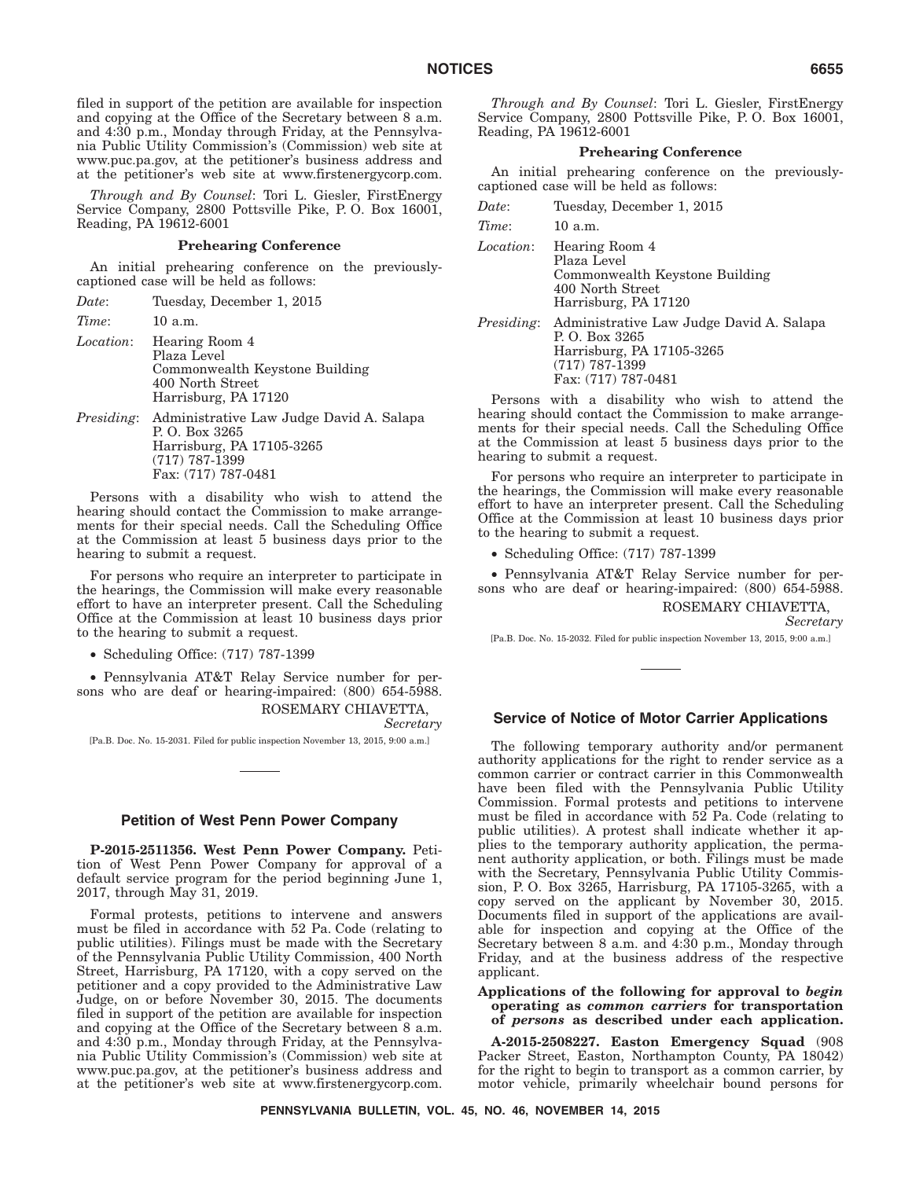filed in support of the petition are available for inspection and copying at the Office of the Secretary between 8 a.m. and 4:30 p.m., Monday through Friday, at the Pennsylvania Public Utility Commission's (Commission) web site at www.puc.pa.gov, at the petitioner's business address and at the petitioner's web site at www.firstenergycorp.com.

*Through and By Counsel*: Tori L. Giesler, FirstEnergy Service Company, 2800 Pottsville Pike, P. O. Box 16001, Reading, PA 19612-6001

**Prehearing Conference**

An initial prehearing conference on the previously-captioned case will be held as follows:

*Date*: Tuesday, December 1, 2015

*Time*: 10 a.m.

*Location*: Hearing Room 4
Plaza Level
Commonwealth Keystone Building
400 North Street
Harrisburg, PA 17120

*Presiding*: Administrative Law Judge David A. Salapa
P. O. Box 3265
Harrisburg, PA 17105-3265
(717) 787-1399
Fax: (717) 787-0481

Persons with a disability who wish to attend the hearing should contact the Commission to make arrangements for their special needs. Call the Scheduling Office at the Commission at least 5 business days prior to the hearing to submit a request.

For persons who require an interpreter to participate in the hearings, the Commission will make every reasonable effort to have an interpreter present. Call the Scheduling Office at the Commission at least 10 business days prior to the hearing to submit a request.

- Scheduling Office: (717) 787-1399
- Pennsylvania AT&T Relay Service number for persons who are deaf or hearing-impaired: (800) 654-5988.

ROSEMARY CHIAVETTA,
*Secretary*

[Pa.B. Doc. No. 15-2031. Filed for public inspection November 13, 2015, 9:00 a.m.]

## Petition of West Penn Power Company

**P-2015-2511356. West Penn Power Company.** Petition of West Penn Power Company for approval of a default service program for the period beginning June 1, 2017, through May 31, 2019.

Formal protests, petitions to intervene and answers must be filed in accordance with 52 Pa. Code (relating to public utilities). Filings must be made with the Secretary of the Pennsylvania Public Utility Commission, 400 North Street, Harrisburg, PA 17120, with a copy served on the petitioner and a copy provided to the Administrative Law Judge, on or before November 30, 2015. The documents filed in support of the petition are available for inspection and copying at the Office of the Secretary between 8 a.m. and 4:30 p.m., Monday through Friday, at the Pennsylvania Public Utility Commission's (Commission) web site at www.puc.pa.gov, at the petitioner's business address and at the petitioner's web site at www.firstenergycorp.com.

*Through and By Counsel*: Tori L. Giesler, FirstEnergy Service Company, 2800 Pottsville Pike, P. O. Box 16001, Reading, PA 19612-6001

**Prehearing Conference**

An initial prehearing conference on the previously-captioned case will be held as follows:

*Date*: Tuesday, December 1, 2015

*Time*: 10 a.m.

*Location*: Hearing Room 4
Plaza Level
Commonwealth Keystone Building
400 North Street
Harrisburg, PA 17120

*Presiding*: Administrative Law Judge David A. Salapa
P. O. Box 3265
Harrisburg, PA 17105-3265
(717) 787-1399
Fax: (717) 787-0481

Persons with a disability who wish to attend the hearing should contact the Commission to make arrangements for their special needs. Call the Scheduling Office at the Commission at least 5 business days prior to the hearing to submit a request.

For persons who require an interpreter to participate in the hearings, the Commission will make every reasonable effort to have an interpreter present. Call the Scheduling Office at the Commission at least 10 business days prior to the hearing to submit a request.

- Scheduling Office: (717) 787-1399
- Pennsylvania AT&T Relay Service number for persons who are deaf or hearing-impaired: (800) 654-5988.

ROSEMARY CHIAVETTA,
*Secretary*

[Pa.B. Doc. No. 15-2032. Filed for public inspection November 13, 2015, 9:00 a.m.]

## Service of Notice of Motor Carrier Applications

The following temporary authority and/or permanent authority applications for the right to render service as a common carrier or contract carrier in this Commonwealth have been filed with the Pennsylvania Public Utility Commission. Formal protests and petitions to intervene must be filed in accordance with 52 Pa. Code (relating to public utilities). A protest shall indicate whether it applies to the temporary authority application, the permanent authority application, or both. Filings must be made with the Secretary, Pennsylvania Public Utility Commission, P. O. Box 3265, Harrisburg, PA 17105-3265, with a copy served on the applicant by November 30, 2015. Documents filed in support of the applications are available for inspection and copying at the Office of the Secretary between 8 a.m. and 4:30 p.m., Monday through Friday, and at the business address of the respective applicant.

**Applications of the following for approval to *begin* operating as *common carriers* for transportation of *persons* as described under each application.**

**A-2015-2508227. Easton Emergency Squad** (908 Packer Street, Easton, Northampton County, PA 18042) for the right to begin to transport as a common carrier, by motor vehicle, primarily wheelchair bound persons for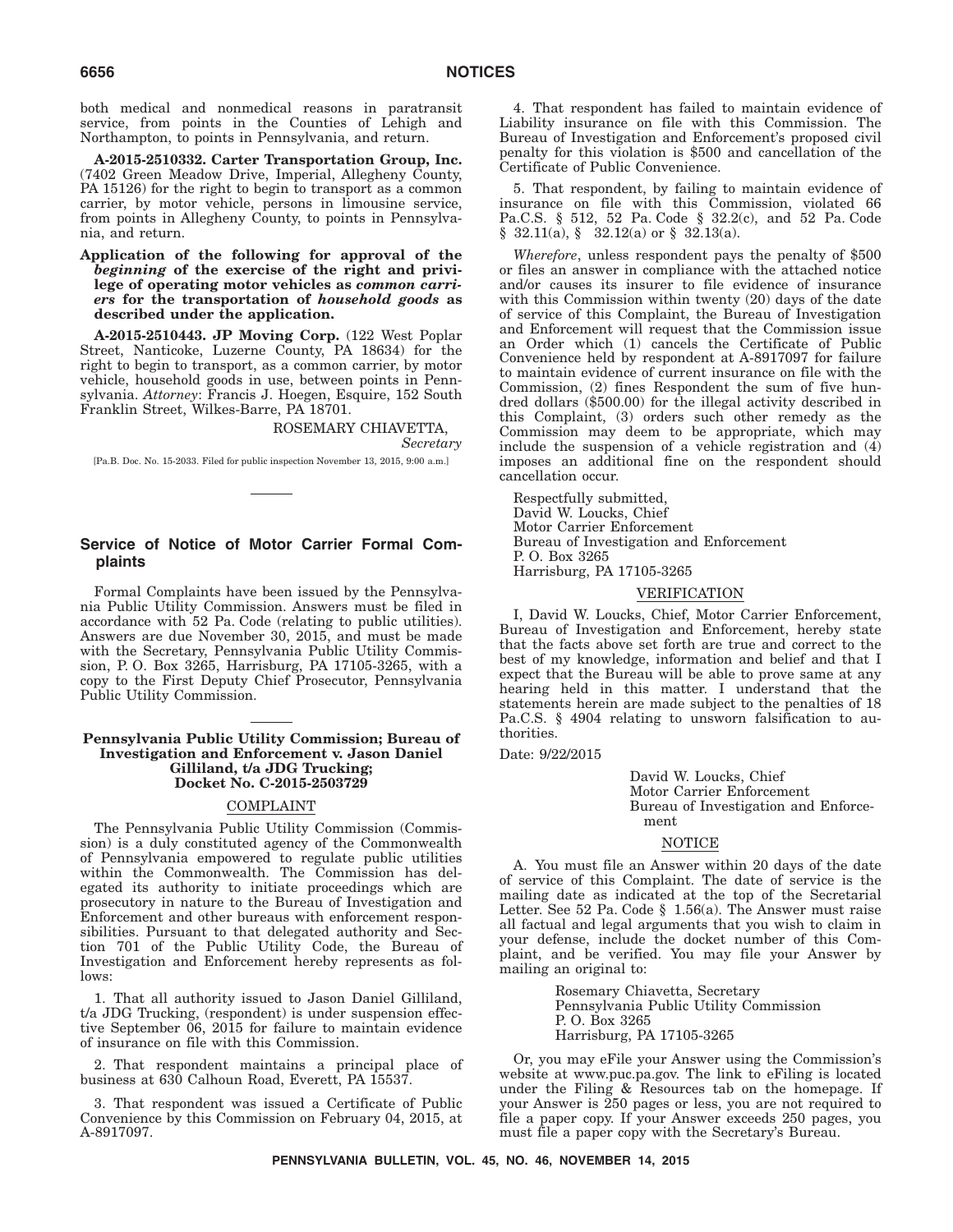both medical and nonmedical reasons in paratransit service, from points in the Counties of Lehigh and Northampton, to points in Pennsylvania, and return.

**A-2015-2510332. Carter Transportation Group, Inc.** (7402 Green Meadow Drive, Imperial, Allegheny County, PA 15126) for the right to begin to transport as a common carrier, by motor vehicle, persons in limousine service, from points in Allegheny County, to points in Pennsylvania, and return.

**Application of the following for approval of the *beginning* of the exercise of the right and privilege of operating motor vehicles as *common carriers* for the transportation of *household goods* as described under the application.**

**A-2015-2510443. JP Moving Corp.** (122 West Poplar Street, Nanticoke, Luzerne County, PA 18634) for the right to begin to transport, as a common carrier, by motor vehicle, household goods in use, between points in Pennsylvania. *Attorney*: Francis J. Hoegen, Esquire, 152 South Franklin Street, Wilkes-Barre, PA 18701.

ROSEMARY CHIAVETTA,
*Secretary*

[Pa.B. Doc. No. 15-2033. Filed for public inspection November 13, 2015, 9:00 a.m.]

## Service of Notice of Motor Carrier Formal Complaints

Formal Complaints have been issued by the Pennsylvania Public Utility Commission. Answers must be filed in accordance with 52 Pa. Code (relating to public utilities). Answers are due November 30, 2015, and must be made with the Secretary, Pennsylvania Public Utility Commission, P. O. Box 3265, Harrisburg, PA 17105-3265, with a copy to the First Deputy Chief Prosecutor, Pennsylvania Public Utility Commission.

### Pennsylvania Public Utility Commission; Bureau of Investigation and Enforcement v. Jason Daniel Gilliland, t/a JDG Trucking; Docket No. C-2015-2503729

#### COMPLAINT

The Pennsylvania Public Utility Commission (Commission) is a duly constituted agency of the Commonwealth of Pennsylvania empowered to regulate public utilities within the Commonwealth. The Commission has delegated its authority to initiate proceedings which are prosecutory in nature to the Bureau of Investigation and Enforcement and other bureaus with enforcement responsibilities. Pursuant to that delegated authority and Section 701 of the Public Utility Code, the Bureau of Investigation and Enforcement hereby represents as follows:

1. That all authority issued to Jason Daniel Gilliland, t/a JDG Trucking, (respondent) is under suspension effective September 06, 2015 for failure to maintain evidence of insurance on file with this Commission.

2. That respondent maintains a principal place of business at 630 Calhoun Road, Everett, PA 15537.

3. That respondent was issued a Certificate of Public Convenience by this Commission on February 04, 2015, at A-8917097.

4. That respondent has failed to maintain evidence of Liability insurance on file with this Commission. The Bureau of Investigation and Enforcement's proposed civil penalty for this violation is $500 and cancellation of the Certificate of Public Convenience.

5. That respondent, by failing to maintain evidence of insurance on file with this Commission, violated 66 Pa.C.S. § 512, 52 Pa. Code § 32.2(c), and 52 Pa. Code § 32.11(a), § 32.12(a) or § 32.13(a).

*Wherefore*, unless respondent pays the penalty of $500 or files an answer in compliance with the attached notice and/or causes its insurer to file evidence of insurance with this Commission within twenty (20) days of the date of service of this Complaint, the Bureau of Investigation and Enforcement will request that the Commission issue an Order which (1) cancels the Certificate of Public Convenience held by respondent at A-8917097 for failure to maintain evidence of current insurance on file with the Commission, (2) fines Respondent the sum of five hundred dollars ($500.00) for the illegal activity described in this Complaint, (3) orders such other remedy as the Commission may deem to be appropriate, which may include the suspension of a vehicle registration and (4) imposes an additional fine on the respondent should cancellation occur.

Respectfully submitted,
David W. Loucks, Chief
Motor Carrier Enforcement
Bureau of Investigation and Enforcement
P. O. Box 3265
Harrisburg, PA 17105-3265

#### VERIFICATION

I, David W. Loucks, Chief, Motor Carrier Enforcement, Bureau of Investigation and Enforcement, hereby state that the facts above set forth are true and correct to the best of my knowledge, information and belief and that I expect that the Bureau will be able to prove same at any hearing held in this matter. I understand that the statements herein are made subject to the penalties of 18 Pa.C.S. § 4904 relating to unsworn falsification to authorities.

Date: 9/22/2015

David W. Loucks, Chief
Motor Carrier Enforcement
Bureau of Investigation and Enforcement

#### NOTICE

A. You must file an Answer within 20 days of the date of service of this Complaint. The date of service is the mailing date as indicated at the top of the Secretarial Letter. See 52 Pa. Code § 1.56(a). The Answer must raise all factual and legal arguments that you wish to claim in your defense, include the docket number of this Complaint, and be verified. You may file your Answer by mailing an original to:

Rosemary Chiavetta, Secretary
Pennsylvania Public Utility Commission
P. O. Box 3265
Harrisburg, PA 17105-3265

Or, you may eFile your Answer using the Commission's website at www.puc.pa.gov. The link to eFiling is located under the Filing & Resources tab on the homepage. If your Answer is 250 pages or less, you are not required to file a paper copy. If your Answer exceeds 250 pages, you must file a paper copy with the Secretary's Bureau.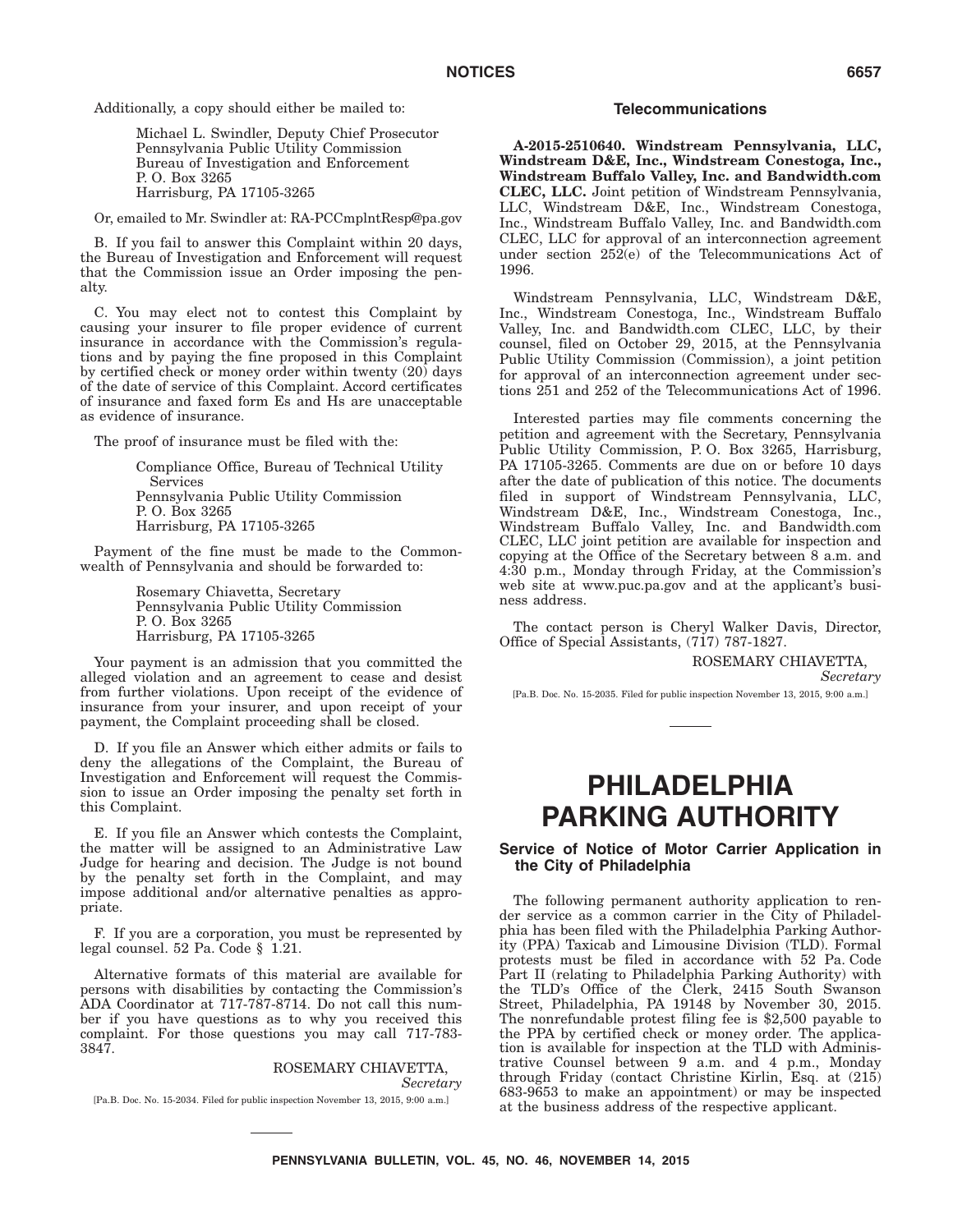Additionally, a copy should either be mailed to:

> Michael L. Swindler, Deputy Chief Prosecutor
> Pennsylvania Public Utility Commission
> Bureau of Investigation and Enforcement
> P. O. Box 3265
> Harrisburg, PA 17105-3265

Or, emailed to Mr. Swindler at: RA-PCCmplntResp@pa.gov

B. If you fail to answer this Complaint within 20 days, the Bureau of Investigation and Enforcement will request that the Commission issue an Order imposing the penalty.

C. You may elect not to contest this Complaint by causing your insurer to file proper evidence of current insurance in accordance with the Commission's regulations and by paying the fine proposed in this Complaint by certified check or money order within twenty (20) days of the date of service of this Complaint. Accord certificates of insurance and faxed form Es and Hs are unacceptable as evidence of insurance.

The proof of insurance must be filed with the:

> Compliance Office, Bureau of Technical Utility Services
> Pennsylvania Public Utility Commission
> P. O. Box 3265
> Harrisburg, PA 17105-3265

Payment of the fine must be made to the Commonwealth of Pennsylvania and should be forwarded to:

> Rosemary Chiavetta, Secretary
> Pennsylvania Public Utility Commission
> P. O. Box 3265
> Harrisburg, PA 17105-3265

Your payment is an admission that you committed the alleged violation and an agreement to cease and desist from further violations. Upon receipt of the evidence of insurance from your insurer, and upon receipt of your payment, the Complaint proceeding shall be closed.

D. If you file an Answer which either admits or fails to deny the allegations of the Complaint, the Bureau of Investigation and Enforcement will request the Commission to issue an Order imposing the penalty set forth in this Complaint.

E. If you file an Answer which contests the Complaint, the matter will be assigned to an Administrative Law Judge for hearing and decision. The Judge is not bound by the penalty set forth in the Complaint, and may impose additional and/or alternative penalties as appropriate.

F. If you are a corporation, you must be represented by legal counsel. 52 Pa. Code § 1.21.

Alternative formats of this material are available for persons with disabilities by contacting the Commission's ADA Coordinator at 717-787-8714. Do not call this number if you have questions as to why you received this complaint. For those questions you may call 717-783-3847.

ROSEMARY CHIAVETTA,
*Secretary*

[Pa.B. Doc. No. 15-2034. Filed for public inspection November 13, 2015, 9:00 a.m.]

### Telecommunications

**A-2015-2510640. Windstream Pennsylvania, LLC, Windstream D&E, Inc., Windstream Conestoga, Inc., Windstream Buffalo Valley, Inc. and Bandwidth.com CLEC, LLC.** Joint petition of Windstream Pennsylvania, LLC, Windstream D&E, Inc., Windstream Conestoga, Inc., Windstream Buffalo Valley, Inc. and Bandwidth.com CLEC, LLC for approval of an interconnection agreement under section 252(e) of the Telecommunications Act of 1996.

Windstream Pennsylvania, LLC, Windstream D&E, Inc., Windstream Conestoga, Inc., Windstream Buffalo Valley, Inc. and Bandwidth.com CLEC, LLC, by their counsel, filed on October 29, 2015, at the Pennsylvania Public Utility Commission (Commission), a joint petition for approval of an interconnection agreement under sections 251 and 252 of the Telecommunications Act of 1996.

Interested parties may file comments concerning the petition and agreement with the Secretary, Pennsylvania Public Utility Commission, P. O. Box 3265, Harrisburg, PA 17105-3265. Comments are due on or before 10 days after the date of publication of this notice. The documents filed in support of Windstream Pennsylvania, LLC, Windstream D&E, Inc., Windstream Conestoga, Inc., Windstream Buffalo Valley, Inc. and Bandwidth.com CLEC, LLC joint petition are available for inspection and copying at the Office of the Secretary between 8 a.m. and 4:30 p.m., Monday through Friday, at the Commission's web site at www.puc.pa.gov and at the applicant's business address.

The contact person is Cheryl Walker Davis, Director, Office of Special Assistants, (717) 787-1827.

ROSEMARY CHIAVETTA,
*Secretary*

[Pa.B. Doc. No. 15-2035. Filed for public inspection November 13, 2015, 9:00 a.m.]

# PHILADELPHIA PARKING AUTHORITY

### Service of Notice of Motor Carrier Application in the City of Philadelphia

The following permanent authority application to render service as a common carrier in the City of Philadelphia has been filed with the Philadelphia Parking Authority (PPA) Taxicab and Limousine Division (TLD). Formal protests must be filed in accordance with 52 Pa. Code Part II (relating to Philadelphia Parking Authority) with the TLD's Office of the Clerk, 2415 South Swanson Street, Philadelphia, PA 19148 by November 30, 2015. The nonrefundable protest filing fee is $2,500 payable to the PPA by certified check or money order. The application is available for inspection at the TLD with Administrative Counsel between 9 a.m. and 4 p.m., Monday through Friday (contact Christine Kirlin, Esq. at (215) 683-9653 to make an appointment) or may be inspected at the business address of the respective applicant.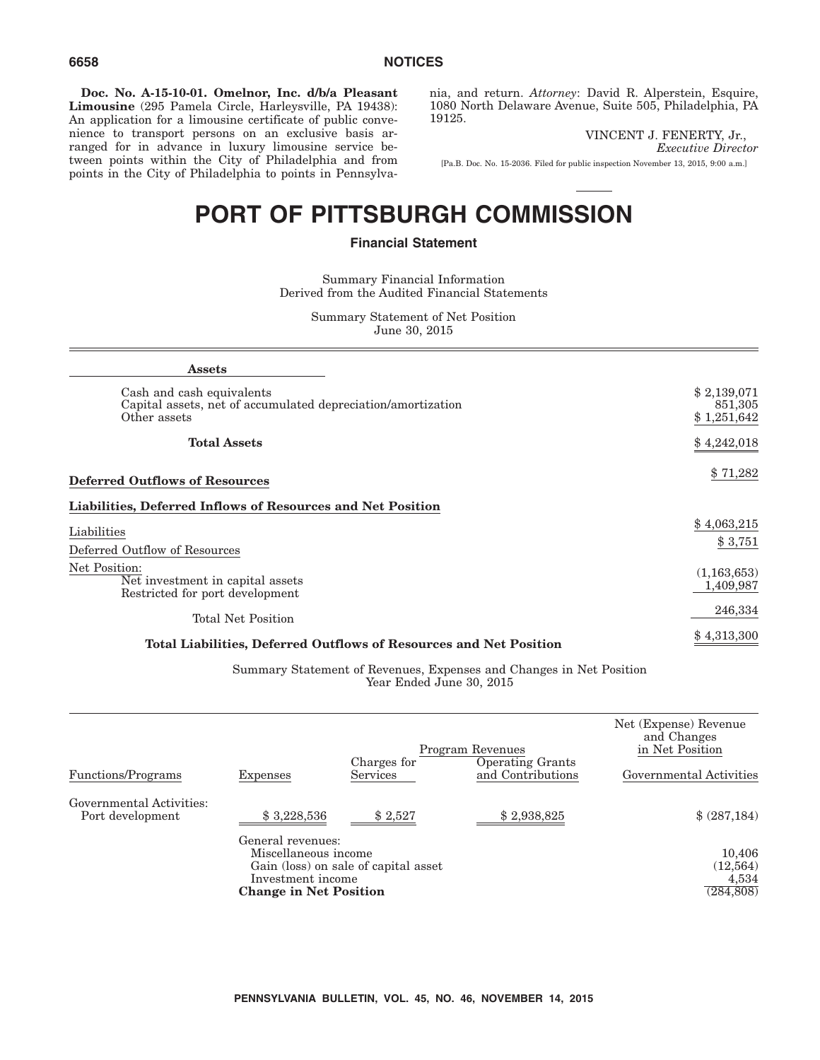**Doc. No. A-15-10-01. Omelnor, Inc. d/b/a Pleasant Limousine** (295 Pamela Circle, Harleysville, PA 19438): An application for a limousine certificate of public convenience to transport persons on an exclusive basis arranged for in advance in luxury limousine service between points within the City of Philadelphia and from points in the City of Philadelphia to points in Pennsylvania, and return. *Attorney*: David R. Alperstein, Esquire, 1080 North Delaware Avenue, Suite 505, Philadelphia, PA 19125.

VINCENT J. FENERTY, Jr.,
*Executive Director*

[Pa.B. Doc. No. 15-2036. Filed for public inspection November 13, 2015, 9:00 a.m.]

# PORT OF PITTSBURGH COMMISSION

## Financial Statement

Summary Financial Information
Derived from the Audited Financial Statements

Summary Statement of Net Position
June 30, 2015

| | |
|---|---|
| **Assets** | |
| Cash and cash equivalents | $ 2,139,071 |
| Capital assets, net of accumulated depreciation/amortization | 851,305 |
| Other assets | $ 1,251,642 |
| **Total Assets** | $ 4,242,018 |
| **Deferred Outflows of Resources** | $ 71,282 |
| **Liabilities, Deferred Inflows of Resources and Net Position** | |
| Liabilities | $ 4,063,215 |
| Deferred Outflow of Resources | $ 3,751 |
| Net Position: | |
| Net investment in capital assets | (1,163,653) |
| Restricted for port development | 1,409,987 |
| Total Net Position | 246,334 |
| **Total Liabilities, Deferred Outflows of Resources and Net Position** | $ 4,313,300 |

Summary Statement of Revenues, Expenses and Changes in Net Position
Year Ended June 30, 2015

| | | Program Revenues | | Net (Expense) Revenue and Changes in Net Position |
|---|---|---|---|---|
| Functions/Programs | Expenses | Charges for Services | Operating Grants and Contributions | Governmental Activities |
| Governmental Activities: | | | | |
| Port development | $ 3,228,536 | $ 2,527 | $ 2,938,825 | $ (287,184) |
| | General revenues: | | | |
| | Miscellaneous income | | | 10,406 |
| | Gain (loss) on sale of capital asset | | | (12,564) |
| | Investment income | | | 4,534 |
| | **Change in Net Position** | | | (284,808) |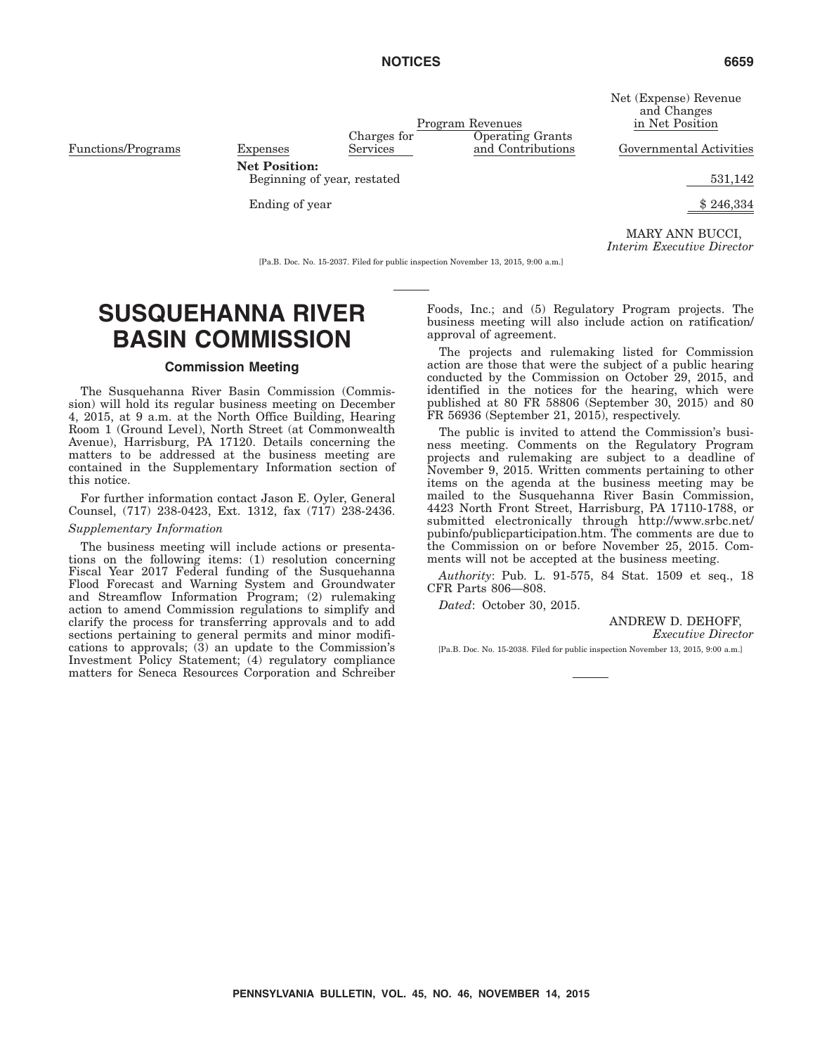| Functions/Programs | Expenses | Program Revenues: Charges for Services | Program Revenues: Operating Grants and Contributions | Net (Expense) Revenue and Changes in Net Position: Governmental Activities |
|---|---|---|---|---|
| | **Net Position:** | | | |
| | Beginning of year, restated | | | 531,142 |
| | Ending of year | | | $ 246,334 |

MARY ANN BUCCI,
*Interim Executive Director*

[Pa.B. Doc. No. 15-2037. Filed for public inspection November 13, 2015, 9:00 a.m.]

# SUSQUEHANNA RIVER BASIN COMMISSION

## Commission Meeting

The Susquehanna River Basin Commission (Commission) will hold its regular business meeting on December 4, 2015, at 9 a.m. at the North Office Building, Hearing Room 1 (Ground Level), North Street (at Commonwealth Avenue), Harrisburg, PA 17120. Details concerning the matters to be addressed at the business meeting are contained in the Supplementary Information section of this notice.

For further information contact Jason E. Oyler, General Counsel, (717) 238-0423, Ext. 1312, fax (717) 238-2436.

*Supplementary Information*

The business meeting will include actions or presentations on the following items: (1) resolution concerning Fiscal Year 2017 Federal funding of the Susquehanna Flood Forecast and Warning System and Groundwater and Streamflow Information Program; (2) rulemaking action to amend Commission regulations to simplify and clarify the process for transferring approvals and to add sections pertaining to general permits and minor modifications to approvals; (3) an update to the Commission's Investment Policy Statement; (4) regulatory compliance matters for Seneca Resources Corporation and Schreiber Foods, Inc.; and (5) Regulatory Program projects. The business meeting will also include action on ratification/approval of agreement.

The projects and rulemaking listed for Commission action are those that were the subject of a public hearing conducted by the Commission on October 29, 2015, and identified in the notices for the hearing, which were published at 80 FR 58806 (September 30, 2015) and 80 FR 56936 (September 21, 2015), respectively.

The public is invited to attend the Commission's business meeting. Comments on the Regulatory Program projects and rulemaking are subject to a deadline of November 9, 2015. Written comments pertaining to other items on the agenda at the business meeting may be mailed to the Susquehanna River Basin Commission, 4423 North Front Street, Harrisburg, PA 17110-1788, or submitted electronically through http://www.srbc.net/pubinfo/publicparticipation.htm. The comments are due to the Commission on or before November 25, 2015. Comments will not be accepted at the business meeting.

*Authority*: Pub. L. 91-575, 84 Stat. 1509 et seq., 18 CFR Parts 806—808.

*Dated*: October 30, 2015.

ANDREW D. DEHOFF,
*Executive Director*

[Pa.B. Doc. No. 15-2038. Filed for public inspection November 13, 2015, 9:00 a.m.]